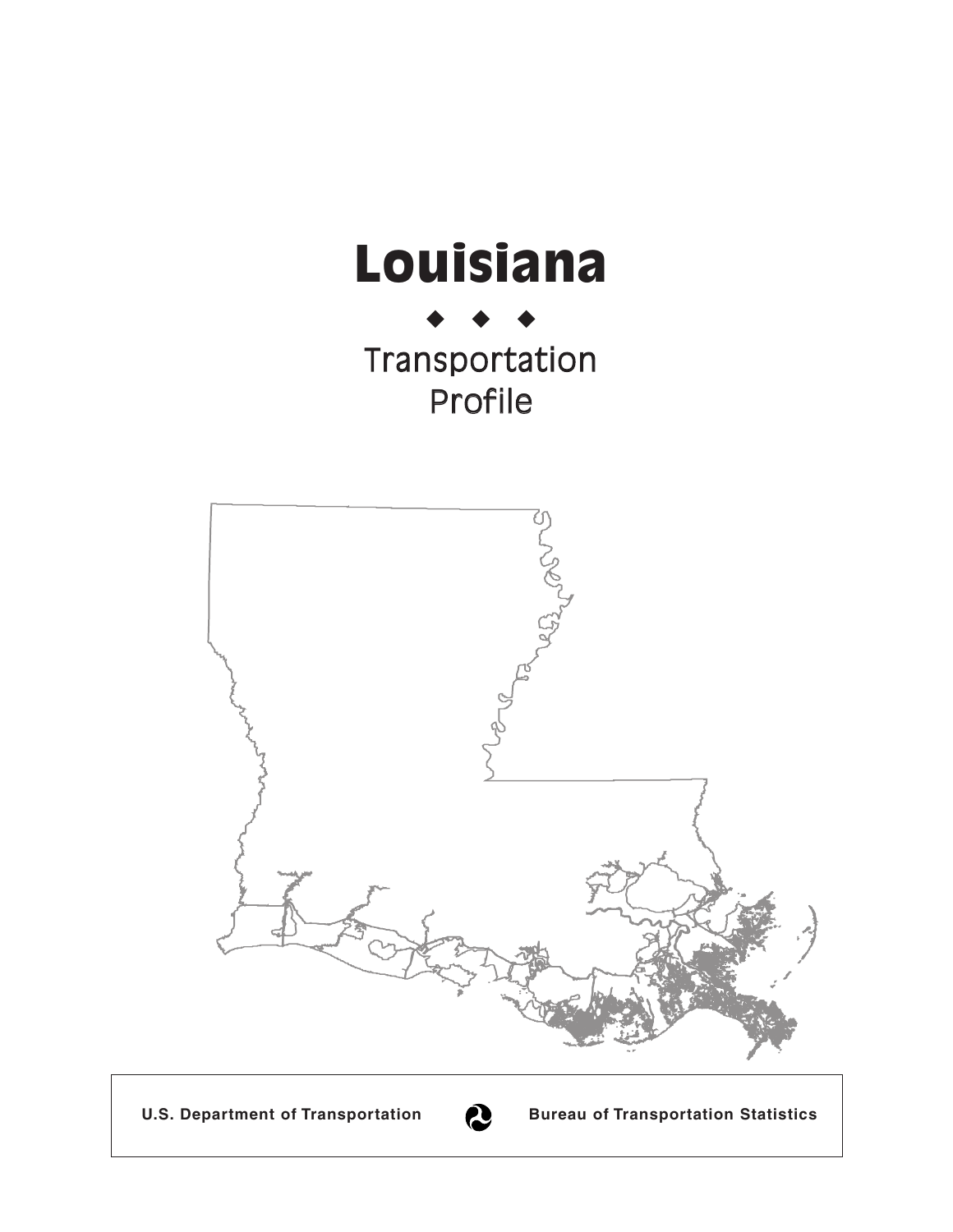# Louisiana

◆ ◆ ◆

Transportation
Profile

**U.S. Department of Transportation** **Bureau of Transportation Statistics**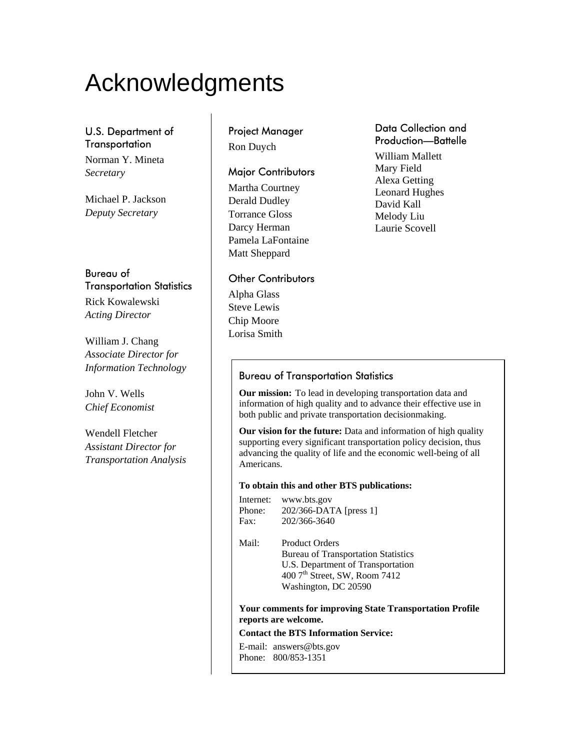# Acknowledgments

### U.S. Department of Transportation

Norman Y. Mineta
*Secretary*

Michael P. Jackson
*Deputy Secretary*

### Bureau of Transportation Statistics

Rick Kowalewski
*Acting Director*

William J. Chang
*Associate Director for Information Technology*

John V. Wells
*Chief Economist*

Wendell Fletcher
*Assistant Director for Transportation Analysis*

### Project Manager

Ron Duych

### Major Contributors

Martha Courtney
Derald Dudley
Torrance Gloss
Darcy Herman
Pamela LaFontaine
Matt Sheppard

### Other Contributors

Alpha Glass
Steve Lewis
Chip Moore
Lorisa Smith

### Data Collection and Production—Battelle

William Mallett
Mary Field
Alexa Getting
Leonard Hughes
David Kall
Melody Liu
Laurie Scovell

### Bureau of Transportation Statistics

**Our mission:** To lead in developing transportation data and information of high quality and to advance their effective use in both public and private transportation decisionmaking.

**Our vision for the future:** Data and information of high quality supporting every significant transportation policy decision, thus advancing the quality of life and the economic well-being of all Americans.

**To obtain this and other BTS publications:**

Internet: www.bts.gov
Phone: 202/366-DATA [press 1]
Fax: 202/366-3640

Mail: Product Orders
Bureau of Transportation Statistics
U.S. Department of Transportation
400 7th Street, SW, Room 7412
Washington, DC 20590

**Your comments for improving State Transportation Profile reports are welcome.**

**Contact the BTS Information Service:**

E-mail: answers@bts.gov
Phone: 800/853-1351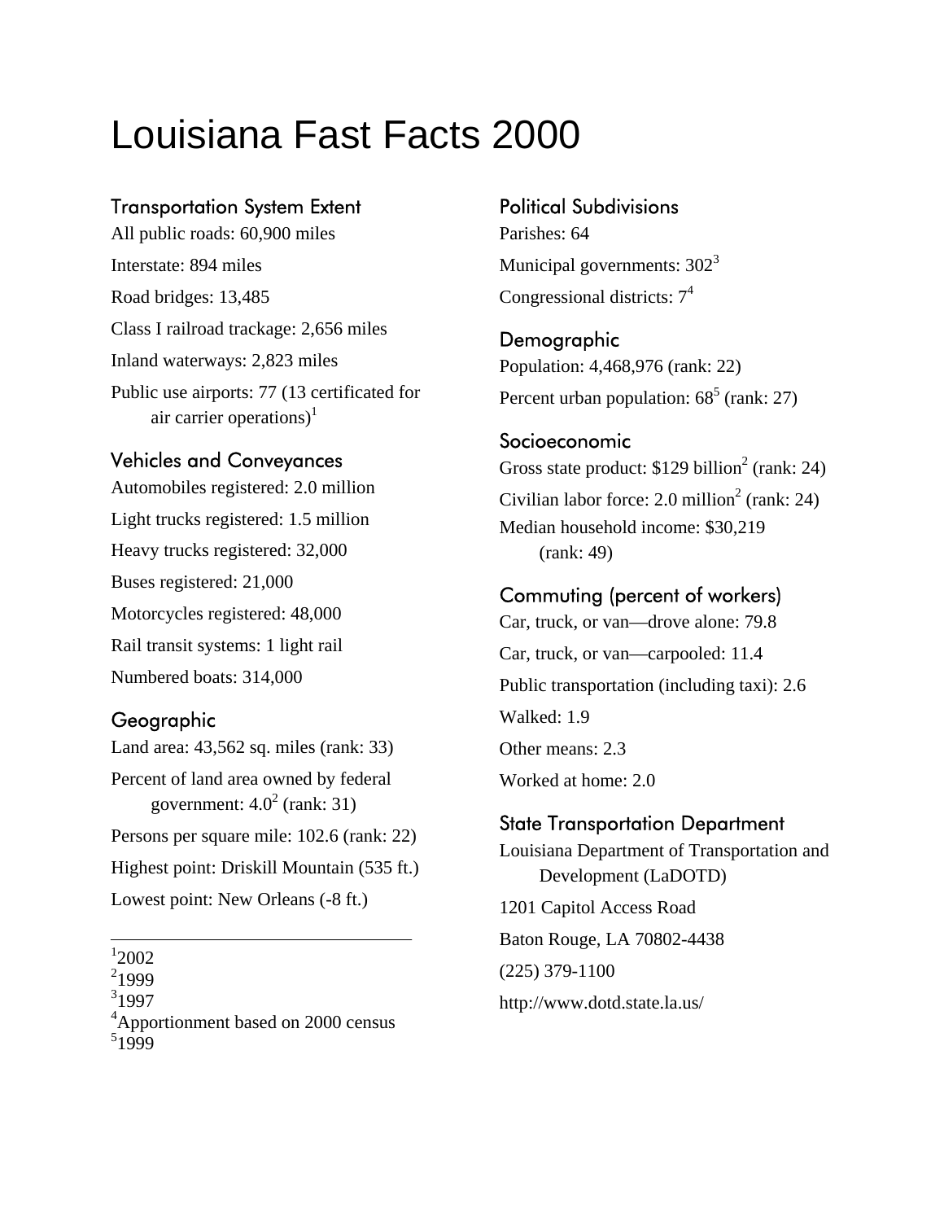# Louisiana Fast Facts 2000

## Transportation System Extent

All public roads: 60,900 miles

Interstate: 894 miles

Road bridges: 13,485

Class I railroad trackage: 2,656 miles

Inland waterways: 2,823 miles

Public use airports: 77 (13 certificated for air carrier operations)[1]

## Vehicles and Conveyances

Automobiles registered: 2.0 million

Light trucks registered: 1.5 million

Heavy trucks registered: 32,000

Buses registered: 21,000

Motorcycles registered: 48,000

Rail transit systems: 1 light rail

Numbered boats: 314,000

## Geographic

Land area: 43,562 sq. miles (rank: 33)

Percent of land area owned by federal government: 4.0[2] (rank: 31)

Persons per square mile: 102.6 (rank: 22)

Highest point: Driskill Mountain (535 ft.)

Lowest point: New Orleans (-8 ft.)

[1]2002
[2]1999
[3]1997
[4]Apportionment based on 2000 census
[5]1999

## Political Subdivisions

Parishes: 64

Municipal governments: 302[3]

Congressional districts: 7[4]

## Demographic

Population: 4,468,976 (rank: 22)

Percent urban population: 68[5] (rank: 27)

## Socioeconomic

Gross state product: $129 billion[2] (rank: 24)

Civilian labor force: 2.0 million[2] (rank: 24)

Median household income: $30,219 (rank: 49)

## Commuting (percent of workers)

Car, truck, or van—drove alone: 79.8

Car, truck, or van—carpooled: 11.4

Public transportation (including taxi): 2.6

Walked: 1.9

Other means: 2.3

Worked at home: 2.0

## State Transportation Department

Louisiana Department of Transportation and Development (LaDOTD)

1201 Capitol Access Road

Baton Rouge, LA 70802-4438

(225) 379-1100

http://www.dotd.state.la.us/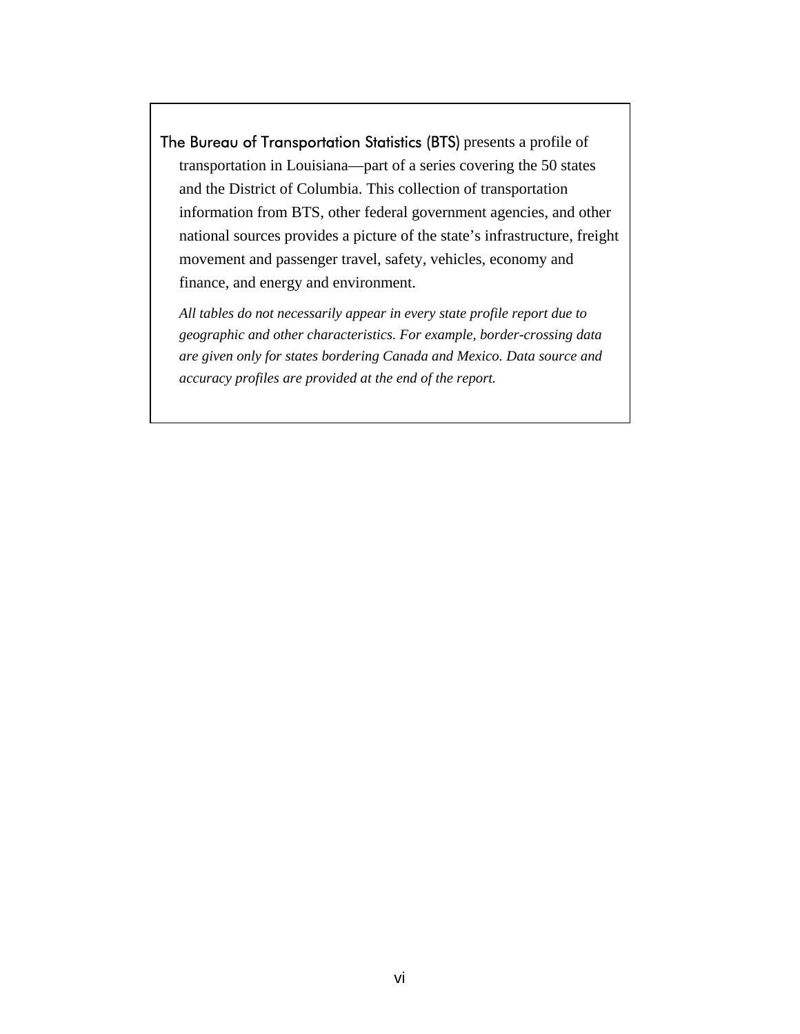**The Bureau of Transportation Statistics (BTS)** presents a profile of transportation in Louisiana—part of a series covering the 50 states and the District of Columbia. This collection of transportation information from BTS, other federal government agencies, and other national sources provides a picture of the state's infrastructure, freight movement and passenger travel, safety, vehicles, economy and finance, and energy and environment.

*All tables do not necessarily appear in every state profile report due to geographic and other characteristics. For example, border-crossing data are given only for states bordering Canada and Mexico. Data source and accuracy profiles are provided at the end of the report.*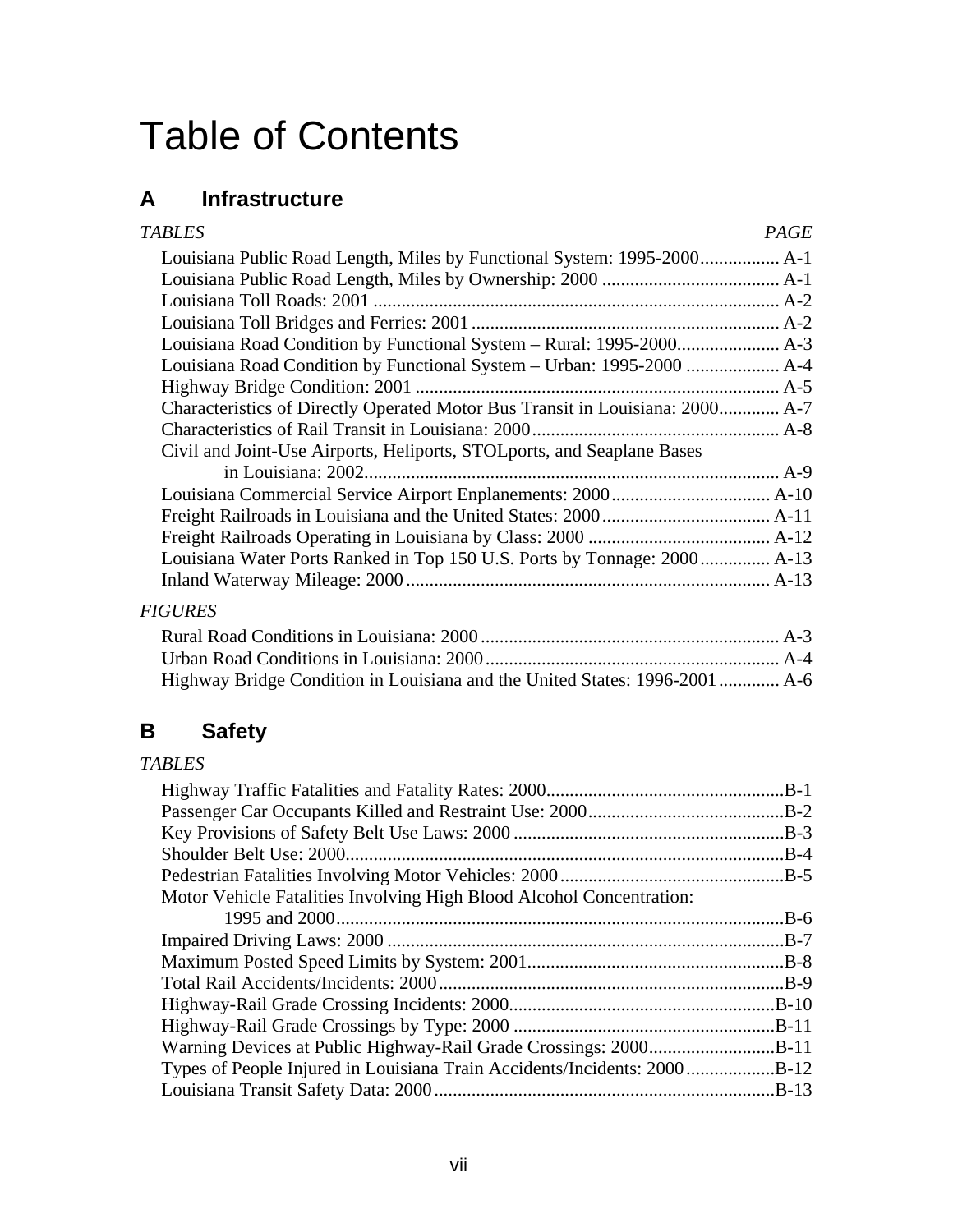# Table of Contents

## A Infrastructure

*TABLES* *PAGE*

Louisiana Public Road Length, Miles by Functional System: 1995-2000................. A-1
Louisiana Public Road Length, Miles by Ownership: 2000 ...................................... A-1
Louisiana Toll Roads: 2001 ...................................................................................... A-2
Louisiana Toll Bridges and Ferries: 2001 ................................................................. A-2
Louisiana Road Condition by Functional System – Rural: 1995-2000...................... A-3
Louisiana Road Condition by Functional System – Urban: 1995-2000 .................... A-4
Highway Bridge Condition: 2001 ............................................................................. A-5
Characteristics of Directly Operated Motor Bus Transit in Louisiana: 2000............. A-7
Characteristics of Rail Transit in Louisiana: 2000..................................................... A-8
Civil and Joint-Use Airports, Heliports, STOLports, and Seaplane Bases
in Louisiana: 2002......................................................................................... A-9
Louisiana Commercial Service Airport Enplanements: 2000.................................. A-10
Freight Railroads in Louisiana and the United States: 2000.................................... A-11
Freight Railroads Operating in Louisiana by Class: 2000 ....................................... A-12
Louisiana Water Ports Ranked in Top 150 U.S. Ports by Tonnage: 2000............... A-13
Inland Waterway Mileage: 2000 .............................................................................. A-13

*FIGURES*

Rural Road Conditions in Louisiana: 2000 ................................................................ A-3
Urban Road Conditions in Louisiana: 2000............................................................... A-4
Highway Bridge Condition in Louisiana and the United States: 1996-2001............. A-6

## B Safety

*TABLES*

Highway Traffic Fatalities and Fatality Rates: 2000...................................................B-1
Passenger Car Occupants Killed and Restraint Use: 2000...........................................B-2
Key Provisions of Safety Belt Use Laws: 2000 ...........................................................B-3
Shoulder Belt Use: 2000..............................................................................................B-4
Pedestrian Fatalities Involving Motor Vehicles: 2000 ................................................B-5
Motor Vehicle Fatalities Involving High Blood Alcohol Concentration:
1995 and 2000.................................................................................................B-6
Impaired Driving Laws: 2000 .....................................................................................B-7
Maximum Posted Speed Limits by System: 2001........................................................B-8
Total Rail Accidents/Incidents: 2000...........................................................................B-9
Highway-Rail Grade Crossing Incidents: 2000.........................................................B-10
Highway-Rail Grade Crossings by Type: 2000 .........................................................B-11
Warning Devices at Public Highway-Rail Grade Crossings: 2000............................B-11
Types of People Injured in Louisiana Train Accidents/Incidents: 2000 ...................B-12
Louisiana Transit Safety Data: 2000.........................................................................B-13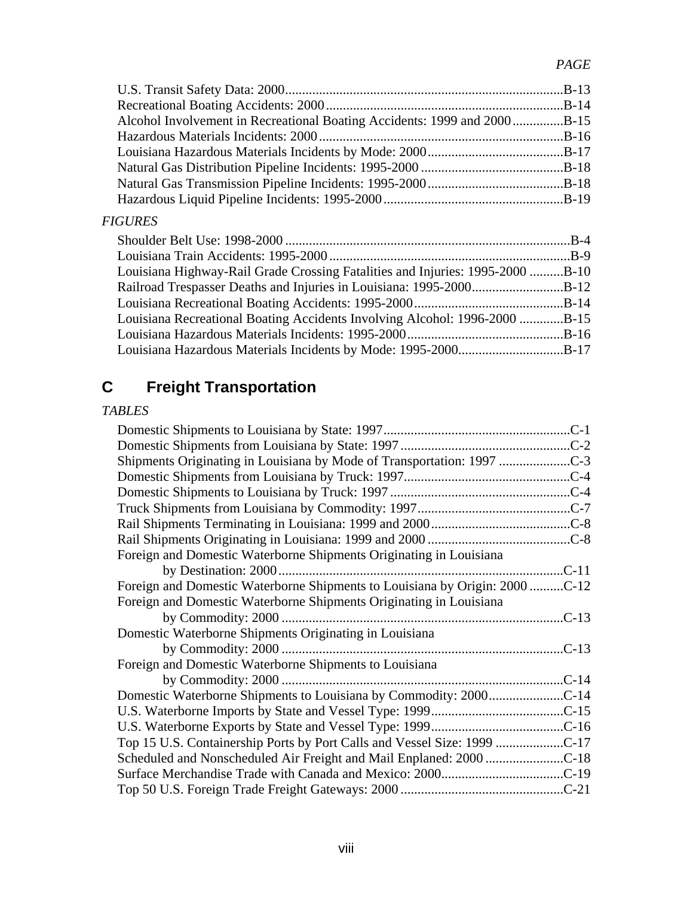*PAGE*

| | |
|---|---|
| U.S. Transit Safety Data: 2000 | B-13 |
| Recreational Boating Accidents: 2000 | B-14 |
| Alcohol Involvement in Recreational Boating Accidents: 1999 and 2000 | B-15 |
| Hazardous Materials Incidents: 2000 | B-16 |
| Louisiana Hazardous Materials Incidents by Mode: 2000 | B-17 |
| Natural Gas Distribution Pipeline Incidents: 1995-2000 | B-18 |
| Natural Gas Transmission Pipeline Incidents: 1995-2000 | B-18 |
| Hazardous Liquid Pipeline Incidents: 1995-2000 | B-19 |

*FIGURES*

| | |
|---|---|
| Shoulder Belt Use: 1998-2000 | B-4 |
| Louisiana Train Accidents: 1995-2000 | B-9 |
| Louisiana Highway-Rail Grade Crossing Fatalities and Injuries: 1995-2000 | B-10 |
| Railroad Trespasser Deaths and Injuries in Louisiana: 1995-2000 | B-12 |
| Louisiana Recreational Boating Accidents: 1995-2000 | B-14 |
| Louisiana Recreational Boating Accidents Involving Alcohol: 1996-2000 | B-15 |
| Louisiana Hazardous Materials Incidents: 1995-2000 | B-16 |
| Louisiana Hazardous Materials Incidents by Mode: 1995-2000 | B-17 |

## C Freight Transportation

*TABLES*

| | |
|---|---|
| Domestic Shipments to Louisiana by State: 1997 | C-1 |
| Domestic Shipments from Louisiana by State: 1997 | C-2 |
| Shipments Originating in Louisiana by Mode of Transportation: 1997 | C-3 |
| Domestic Shipments from Louisiana by Truck: 1997 | C-4 |
| Domestic Shipments to Louisiana by Truck: 1997 | C-4 |
| Truck Shipments from Louisiana by Commodity: 1997 | C-7 |
| Rail Shipments Terminating in Louisiana: 1999 and 2000 | C-8 |
| Rail Shipments Originating in Louisiana: 1999 and 2000 | C-8 |
| Foreign and Domestic Waterborne Shipments Originating in Louisiana by Destination: 2000 | C-11 |
| Foreign and Domestic Waterborne Shipments to Louisiana by Origin: 2000 | C-12 |
| Foreign and Domestic Waterborne Shipments Originating in Louisiana by Commodity: 2000 | C-13 |
| Domestic Waterborne Shipments Originating in Louisiana by Commodity: 2000 | C-13 |
| Foreign and Domestic Waterborne Shipments to Louisiana by Commodity: 2000 | C-14 |
| Domestic Waterborne Shipments to Louisiana by Commodity: 2000 | C-14 |
| U.S. Waterborne Imports by State and Vessel Type: 1999 | C-15 |
| U.S. Waterborne Exports by State and Vessel Type: 1999 | C-16 |
| Top 15 U.S. Containership Ports by Port Calls and Vessel Size: 1999 | C-17 |
| Scheduled and Nonscheduled Air Freight and Mail Enplaned: 2000 | C-18 |
| Surface Merchandise Trade with Canada and Mexico: 2000 | C-19 |
| Top 50 U.S. Foreign Trade Freight Gateways: 2000 | C-21 |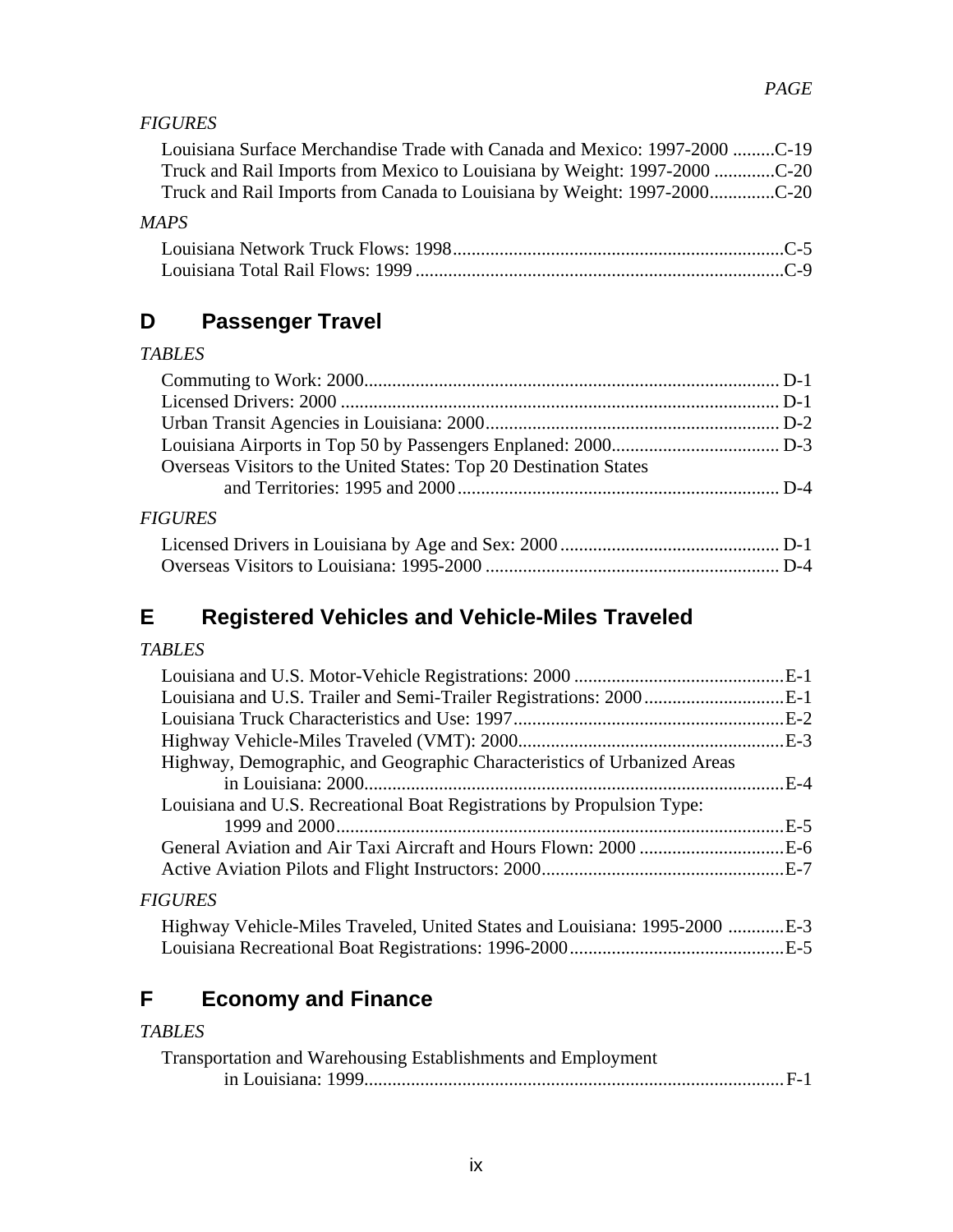*PAGE*

*FIGURES*

Louisiana Surface Merchandise Trade with Canada and Mexico: 1997-2000 .........C-19
Truck and Rail Imports from Mexico to Louisiana by Weight: 1997-2000 .............C-20
Truck and Rail Imports from Canada to Louisiana by Weight: 1997-2000.............C-20

*MAPS*

Louisiana Network Truck Flows: 1998.......................................................................C-5
Louisiana Total Rail Flows: 1999 ...............................................................................C-9

## D Passenger Travel

*TABLES*

Commuting to Work: 2000......................................................................................... D-1
Licensed Drivers: 2000 ............................................................................................. D-1
Urban Transit Agencies in Louisiana: 2000............................................................... D-2
Louisiana Airports in Top 50 by Passengers Enplaned: 2000.................................... D-3
Overseas Visitors to the United States: Top 20 Destination States and Territories: 1995 and 2000..................................................................... D-4

*FIGURES*

Licensed Drivers in Louisiana by Age and Sex: 2000 ............................................... D-1
Overseas Visitors to Louisiana: 1995-2000 ............................................................... D-4

## E Registered Vehicles and Vehicle-Miles Traveled

*TABLES*

Louisiana and U.S. Motor-Vehicle Registrations: 2000 .............................................E-1
Louisiana and U.S. Trailer and Semi-Trailer Registrations: 2000..............................E-1
Louisiana Truck Characteristics and Use: 1997...........................................................E-2
Highway Vehicle-Miles Traveled (VMT): 2000..........................................................E-3
Highway, Demographic, and Geographic Characteristics of Urbanized Areas in Louisiana: 2000..........................................................................................E-4
Louisiana and U.S. Recreational Boat Registrations by Propulsion Type: 1999 and 2000.................................................................................................E-5
General Aviation and Air Taxi Aircraft and Hours Flown: 2000 ...............................E-6
Active Aviation Pilots and Flight Instructors: 2000.....................................................E-7

*FIGURES*

Highway Vehicle-Miles Traveled, United States and Louisiana: 1995-2000 ............E-3
Louisiana Recreational Boat Registrations: 1996-2000..............................................E-5

## F Economy and Finance

*TABLES*

Transportation and Warehousing Establishments and Employment in Louisiana: 1999.......................................................................................... F-1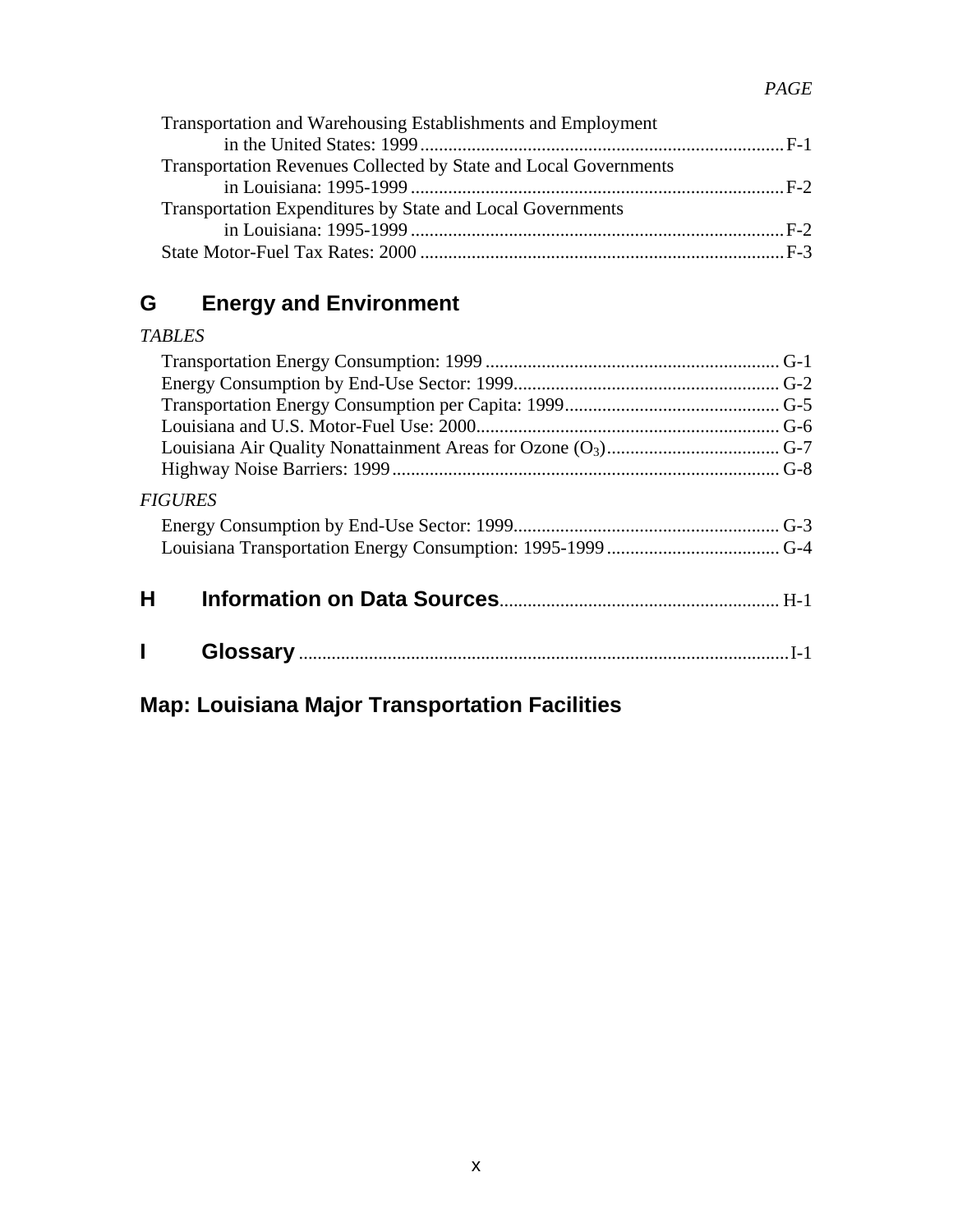*PAGE*

Transportation and Warehousing Establishments and Employment in the United States: 1999 .......... F-1
Transportation Revenues Collected by State and Local Governments in Louisiana: 1995-1999 .......... F-2
Transportation Expenditures by State and Local Governments in Louisiana: 1995-1999 .......... F-2
State Motor-Fuel Tax Rates: 2000 .......... F-3

## G Energy and Environment

*TABLES*

Transportation Energy Consumption: 1999 .......... G-1
Energy Consumption by End-Use Sector: 1999.......... G-2
Transportation Energy Consumption per Capita: 1999.......... G-5
Louisiana and U.S. Motor-Fuel Use: 2000.......... G-6
Louisiana Air Quality Nonattainment Areas for Ozone ($O_3$).......... G-7
Highway Noise Barriers: 1999.......... G-8

*FIGURES*

Energy Consumption by End-Use Sector: 1999.......... G-3
Louisiana Transportation Energy Consumption: 1995-1999 .......... G-4

## H Information on Data Sources.......... H-1

## I Glossary .......... I-1

## Map: Louisiana Major Transportation Facilities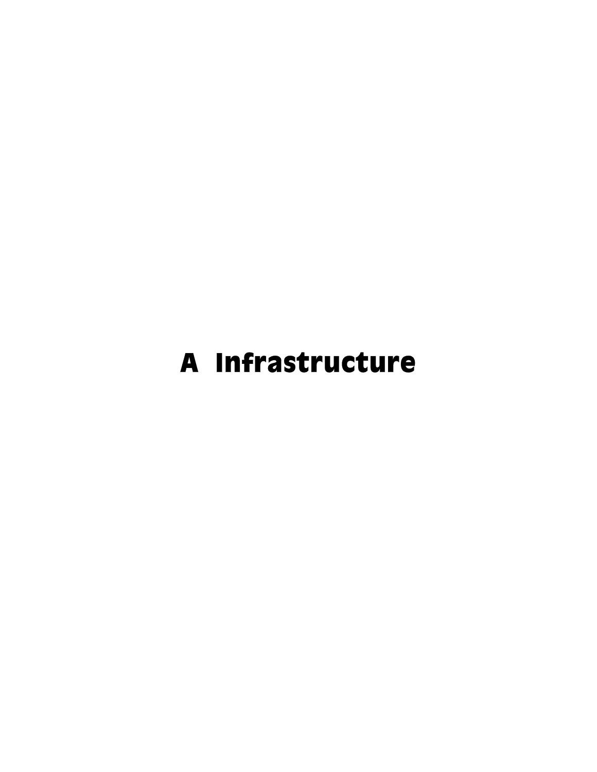# A Infrastructure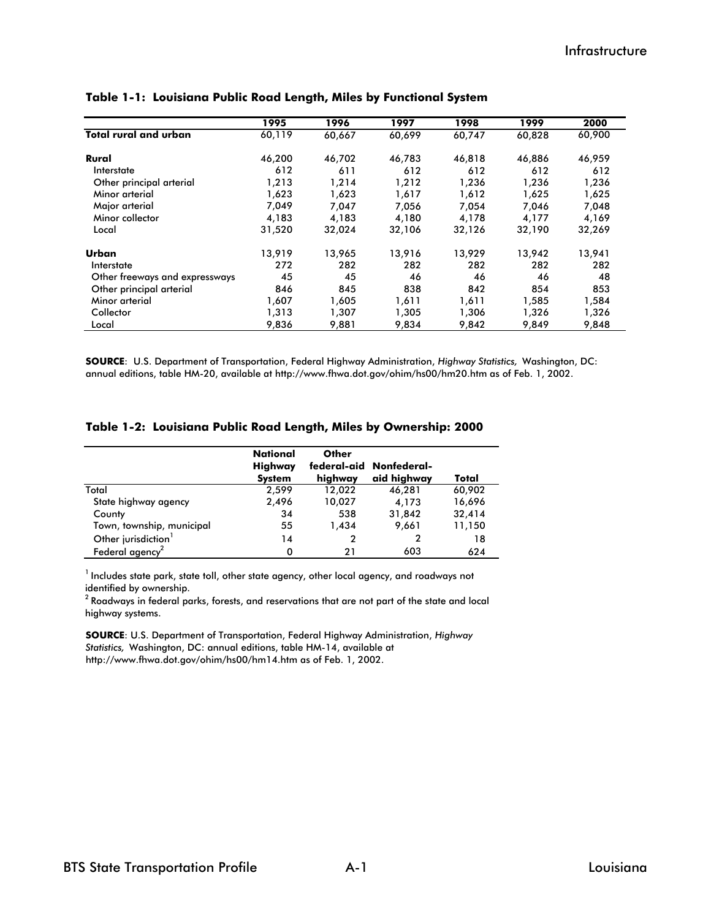**Table 1-1: Louisiana Public Road Length, Miles by Functional System**

| | 1995 | 1996 | 1997 | 1998 | 1999 | 2000 |
|---|---|---|---|---|---|---|
| **Total rural and urban** | 60,119 | 60,667 | 60,699 | 60,747 | 60,828 | 60,900 |
| **Rural** | 46,200 | 46,702 | 46,783 | 46,818 | 46,886 | 46,959 |
| Interstate | 612 | 611 | 612 | 612 | 612 | 612 |
| Other principal arterial | 1,213 | 1,214 | 1,212 | 1,236 | 1,236 | 1,236 |
| Minor arterial | 1,623 | 1,623 | 1,617 | 1,612 | 1,625 | 1,625 |
| Major arterial | 7,049 | 7,047 | 7,056 | 7,054 | 7,046 | 7,048 |
| Minor collector | 4,183 | 4,183 | 4,180 | 4,178 | 4,177 | 4,169 |
| Local | 31,520 | 32,024 | 32,106 | 32,126 | 32,190 | 32,269 |
| **Urban** | 13,919 | 13,965 | 13,916 | 13,929 | 13,942 | 13,941 |
| Interstate | 272 | 282 | 282 | 282 | 282 | 282 |
| Other freeways and expressways | 45 | 45 | 46 | 46 | 46 | 48 |
| Other principal arterial | 846 | 845 | 838 | 842 | 854 | 853 |
| Minor arterial | 1,607 | 1,605 | 1,611 | 1,611 | 1,585 | 1,584 |
| Collector | 1,313 | 1,307 | 1,305 | 1,306 | 1,326 | 1,326 |
| Local | 9,836 | 9,881 | 9,834 | 9,842 | 9,849 | 9,848 |

**SOURCE**: U.S. Department of Transportation, Federal Highway Administration, *Highway Statistics,* Washington, DC: annual editions, table HM-20, available at http://www.fhwa.dot.gov/ohim/hs00/hm20.htm as of Feb. 1, 2002.

**Table 1-2: Louisiana Public Road Length, Miles by Ownership: 2000**

| | National Highway System | Other federal-aid highway | Nonfederal-aid highway | Total |
|---|---|---|---|---|
| Total | 2,599 | 12,022 | 46,281 | 60,902 |
| State highway agency | 2,496 | 10,027 | 4,173 | 16,696 |
| County | 34 | 538 | 31,842 | 32,414 |
| Town, township, municipal | 55 | 1,434 | 9,661 | 11,150 |
| Other jurisdiction[1] | 14 | 2 | 2 | 18 |
| Federal agency[2] | 0 | 21 | 603 | 624 |

[1] Includes state park, state toll, other state agency, other local agency, and roadways not identified by ownership.

[2] Roadways in federal parks, forests, and reservations that are not part of the state and local highway systems.

**SOURCE**: U.S. Department of Transportation, Federal Highway Administration, *Highway Statistics,* Washington, DC: annual editions, table HM-14, available at http://www.fhwa.dot.gov/ohim/hs00/hm14.htm as of Feb. 1, 2002.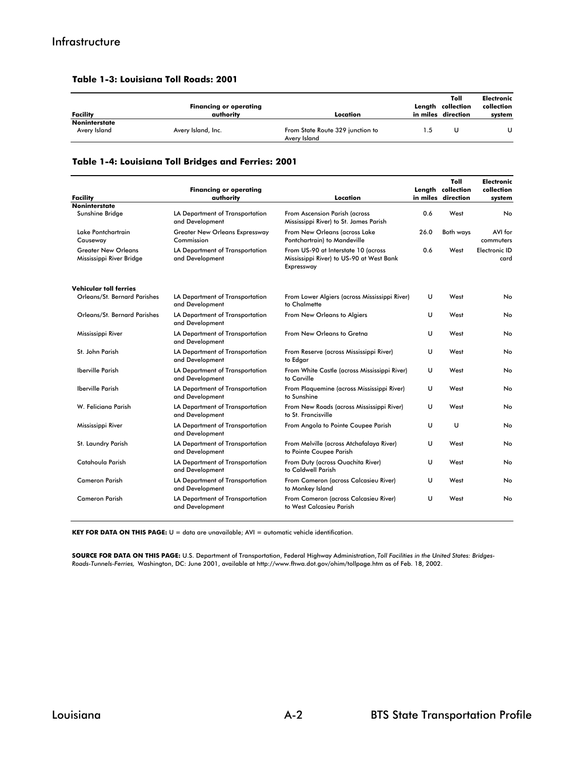Infrastructure

### Table 1-3: Louisiana Toll Roads: 2001

| Facility | Financing or operating authority | Location | Length in miles | Toll collection direction | Electronic collection system |
|---|---|---|---|---|---|
| **Noninterstate** | | | | | |
| Avery Island | Avery Island, Inc. | From State Route 329 junction to Avery Island | 1.5 | U | U |

### Table 1-4: Louisiana Toll Bridges and Ferries: 2001

| Facility | Financing or operating authority | Location | Length in miles | Toll collection direction | Electronic collection system |
|---|---|---|---|---|---|
| **Noninterstate** | | | | | |
| Sunshine Bridge | LA Department of Transportation and Development | From Ascension Parish (across Mississippi River) to St. James Parish | 0.6 | West | No |
| Lake Pontchartrain Causeway | Greater New Orleans Expressway Commission | From New Orleans (across Lake Pontchartrain) to Mandeville | 26.0 | Both ways | AVI for commuters |
| Greater New Orleans Mississippi River Bridge | LA Department of Transportation and Development | From US-90 at Interstate 10 (across Mississippi River) to US-90 at West Bank Expressway | 0.6 | West | Electronic ID card |
| **Vehicular toll ferries** | | | | | |
| Orleans/St. Bernard Parishes | LA Department of Transportation and Development | From Lower Algiers (across Mississippi River) to Chalmette | U | West | No |
| Orleans/St. Bernard Parishes | LA Department of Transportation and Development | From New Orleans to Algiers | U | West | No |
| Mississippi River | LA Department of Transportation and Development | From New Orleans to Gretna | U | West | No |
| St. John Parish | LA Department of Transportation and Development | From Reserve (across Mississippi River) to Edgar | U | West | No |
| Iberville Parish | LA Department of Transportation and Development | From White Castle (across Mississippi River) to Carville | U | West | No |
| Iberville Parish | LA Department of Transportation and Development | From Plaquemine (across Mississippi River) to Sunshine | U | West | No |
| W. Feliciana Parish | LA Department of Transportation and Development | From New Roads (across Mississippi River) to St. Francisville | U | West | No |
| Mississippi River | LA Department of Transportation and Development | From Angola to Pointe Coupee Parish | U | U | No |
| St. Laundry Parish | LA Department of Transportation and Development | From Melville (across Atchafalaya River) to Pointe Coupee Parish | U | West | No |
| Catahoula Parish | LA Department of Transportation and Development | From Duty (across Ouachita River) to Caldwell Parish | U | West | No |
| Cameron Parish | LA Department of Transportation and Development | From Cameron (across Calcasieu River) to Monkey Island | U | West | No |
| Cameron Parish | LA Department of Transportation and Development | From Cameron (across Calcasieu River) to West Calcasieu Parish | U | West | No |

**KEY FOR DATA ON THIS PAGE:** U = data are unavailable; AVI = automatic vehicle identification.

**SOURCE FOR DATA ON THIS PAGE:** U.S. Department of Transportation, Federal Highway Administration, *Toll Facilities in the United States: Bridges-Roads-Tunnels-Ferries,* Washington, DC: June 2001, available at http://www.fhwa.dot.gov/ohim/tollpage.htm as of Feb. 18, 2002.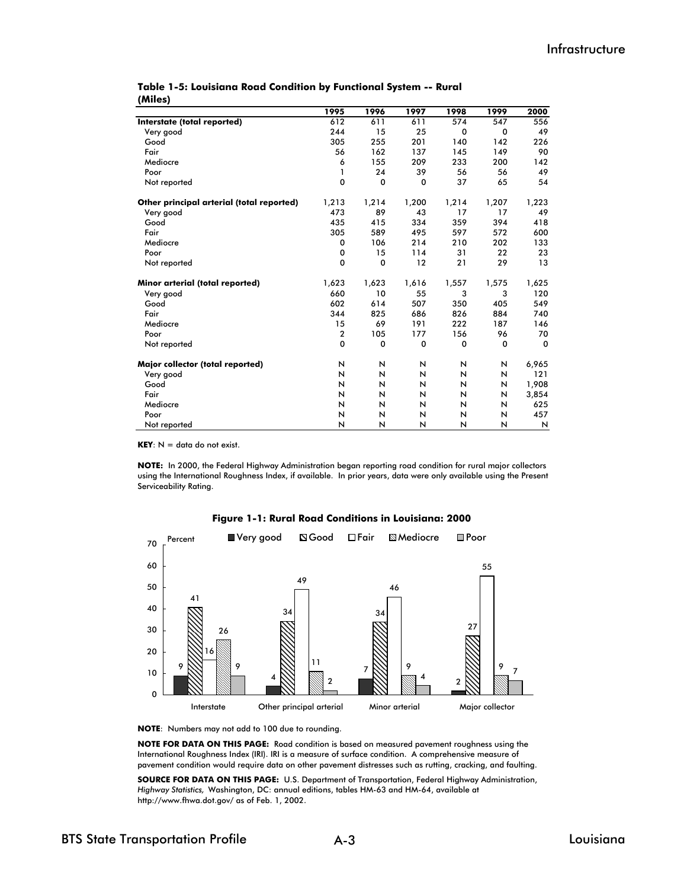**Table 1-5: Louisiana Road Condition by Functional System -- Rural (Miles)**

| | 1995 | 1996 | 1997 | 1998 | 1999 | 2000 |
|---|---|---|---|---|---|---|
| **Interstate (total reported)** | 612 | 611 | 611 | 574 | 547 | 556 |
| Very good | 244 | 15 | 25 | 0 | 0 | 49 |
| Good | 305 | 255 | 201 | 140 | 142 | 226 |
| Fair | 56 | 162 | 137 | 145 | 149 | 90 |
| Mediocre | 6 | 155 | 209 | 233 | 200 | 142 |
| Poor | 1 | 24 | 39 | 56 | 56 | 49 |
| Not reported | 0 | 0 | 0 | 37 | 65 | 54 |
| **Other principal arterial (total reported)** | 1,213 | 1,214 | 1,200 | 1,214 | 1,207 | 1,223 |
| Very good | 473 | 89 | 43 | 17 | 17 | 49 |
| Good | 435 | 415 | 334 | 359 | 394 | 418 |
| Fair | 305 | 589 | 495 | 597 | 572 | 600 |
| Mediocre | 0 | 106 | 214 | 210 | 202 | 133 |
| Poor | 0 | 15 | 114 | 31 | 22 | 23 |
| Not reported | 0 | 0 | 12 | 21 | 29 | 13 |
| **Minor arterial (total reported)** | 1,623 | 1,623 | 1,616 | 1,557 | 1,575 | 1,625 |
| Very good | 660 | 10 | 55 | 3 | 3 | 120 |
| Good | 602 | 614 | 507 | 350 | 405 | 549 |
| Fair | 344 | 825 | 686 | 826 | 884 | 740 |
| Mediocre | 15 | 69 | 191 | 222 | 187 | 146 |
| Poor | 2 | 105 | 177 | 156 | 96 | 70 |
| Not reported | 0 | 0 | 0 | 0 | 0 | 0 |
| **Major collector (total reported)** | N | N | N | N | N | 6,965 |
| Very good | N | N | N | N | N | 121 |
| Good | N | N | N | N | N | 1,908 |
| Fair | N | N | N | N | N | 3,854 |
| Mediocre | N | N | N | N | N | 625 |
| Poor | N | N | N | N | N | 457 |
| Not reported | N | N | N | N | N | N |

**KEY**: N = data do not exist.

**NOTE:** In 2000, the Federal Highway Administration began reporting road condition for rural major collectors using the International Roughness Index, if available. In prior years, data were only available using the Present Serviceability Rating.

**Figure 1-1: Rural Road Conditions in Louisiana: 2000**

| Percent | Very good | Good | Fair | Mediocre | Poor |
|---|---|---|---|---|---|
| Interstate | 9 | 41 | 16 | 26 | 9 |
| Other principal arterial | 4 | 34 | 49 | 11 | 2 |
| Minor arterial | 7 | 34 | 46 | 9 | 4 |
| Major collector | 2 | 27 | 55 | 9 | 7 |

**NOTE**: Numbers may not add to 100 due to rounding.

**NOTE FOR DATA ON THIS PAGE:** Road condition is based on measured pavement roughness using the International Roughness Index (IRI). IRI is a measure of surface condition. A comprehensive measure of pavement condition would require data on other pavement distresses such as rutting, cracking, and faulting.

**SOURCE FOR DATA ON THIS PAGE:** U.S. Department of Transportation, Federal Highway Administration, *Highway Statistics,* Washington, DC: annual editions, tables HM-63 and HM-64, available at http://www.fhwa.dot.gov/ as of Feb. 1, 2002.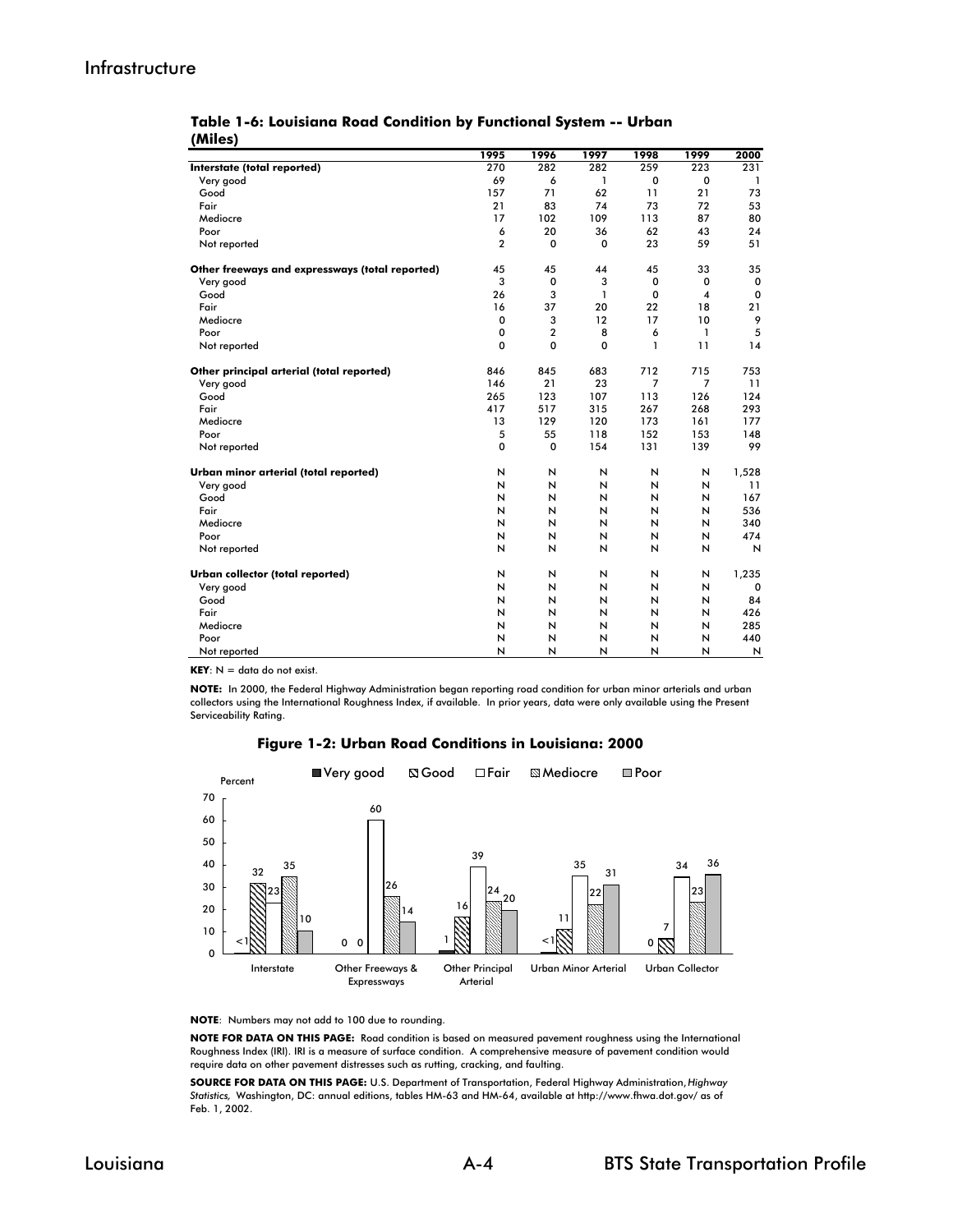**Table 1-6: Louisiana Road Condition by Functional System -- Urban (Miles)**

| | 1995 | 1996 | 1997 | 1998 | 1999 | 2000 |
|---|---|---|---|---|---|---|
| **Interstate (total reported)** | 270 | 282 | 282 | 259 | 223 | 231 |
| Very good | 69 | 6 | 1 | 0 | 0 | 1 |
| Good | 157 | 71 | 62 | 11 | 21 | 73 |
| Fair | 21 | 83 | 74 | 73 | 72 | 53 |
| Mediocre | 17 | 102 | 109 | 113 | 87 | 80 |
| Poor | 6 | 20 | 36 | 62 | 43 | 24 |
| Not reported | 2 | 0 | 0 | 23 | 59 | 51 |
| **Other freeways and expressways (total reported)** | 45 | 45 | 44 | 45 | 33 | 35 |
| Very good | 3 | 0 | 3 | 0 | 0 | 0 |
| Good | 26 | 3 | 1 | 0 | 4 | 0 |
| Fair | 16 | 37 | 20 | 22 | 18 | 21 |
| Mediocre | 0 | 3 | 12 | 17 | 10 | 9 |
| Poor | 0 | 2 | 8 | 6 | 1 | 5 |
| Not reported | 0 | 0 | 0 | 1 | 11 | 14 |
| **Other principal arterial (total reported)** | 846 | 845 | 683 | 712 | 715 | 753 |
| Very good | 146 | 21 | 23 | 7 | 7 | 11 |
| Good | 265 | 123 | 107 | 113 | 126 | 124 |
| Fair | 417 | 517 | 315 | 267 | 268 | 293 |
| Mediocre | 13 | 129 | 120 | 173 | 161 | 177 |
| Poor | 5 | 55 | 118 | 152 | 153 | 148 |
| Not reported | 0 | 0 | 154 | 131 | 139 | 99 |
| **Urban minor arterial (total reported)** | N | N | N | N | N | 1,528 |
| Very good | N | N | N | N | N | 11 |
| Good | N | N | N | N | N | 167 |
| Fair | N | N | N | N | N | 536 |
| Mediocre | N | N | N | N | N | 340 |
| Poor | N | N | N | N | N | 474 |
| Not reported | N | N | N | N | N | N |
| **Urban collector (total reported)** | N | N | N | N | N | 1,235 |
| Very good | N | N | N | N | N | 0 |
| Good | N | N | N | N | N | 84 |
| Fair | N | N | N | N | N | 426 |
| Mediocre | N | N | N | N | N | 285 |
| Poor | N | N | N | N | N | 440 |
| Not reported | N | N | N | N | N | N |

**KEY**: N = data do not exist.

**NOTE:** In 2000, the Federal Highway Administration began reporting road condition for urban minor arterials and urban collectors using the International Roughness Index, if available. In prior years, data were only available using the Present Serviceability Rating.

**Figure 1-2: Urban Road Conditions in Louisiana: 2000**

Percent

| | Very good | Good | Fair | Mediocre | Poor |
|---|---|---|---|---|---|
| Interstate | <1 | 32 | 23 | 35 | 10 |
| Other Freeways & Expressways | 0 | 0 | 60 | 26 | 14 |
| Other Principal Arterial | 1 | 16 | 39 | 24 | 20 |
| Urban Minor Arterial | <1 | 11 | 35 | 22 | 31 |
| Urban Collector | 0 | 7 | 34 | 23 | 36 |

**NOTE**: Numbers may not add to 100 due to rounding.

**NOTE FOR DATA ON THIS PAGE:** Road condition is based on measured pavement roughness using the International Roughness Index (IRI). IRI is a measure of surface condition. A comprehensive measure of pavement condition would require data on other pavement distresses such as rutting, cracking, and faulting.

**SOURCE FOR DATA ON THIS PAGE:** U.S. Department of Transportation, Federal Highway Administration, *Highway Statistics,* Washington, DC: annual editions, tables HM-63 and HM-64, available at http://www.fhwa.dot.gov/ as of Feb. 1, 2002.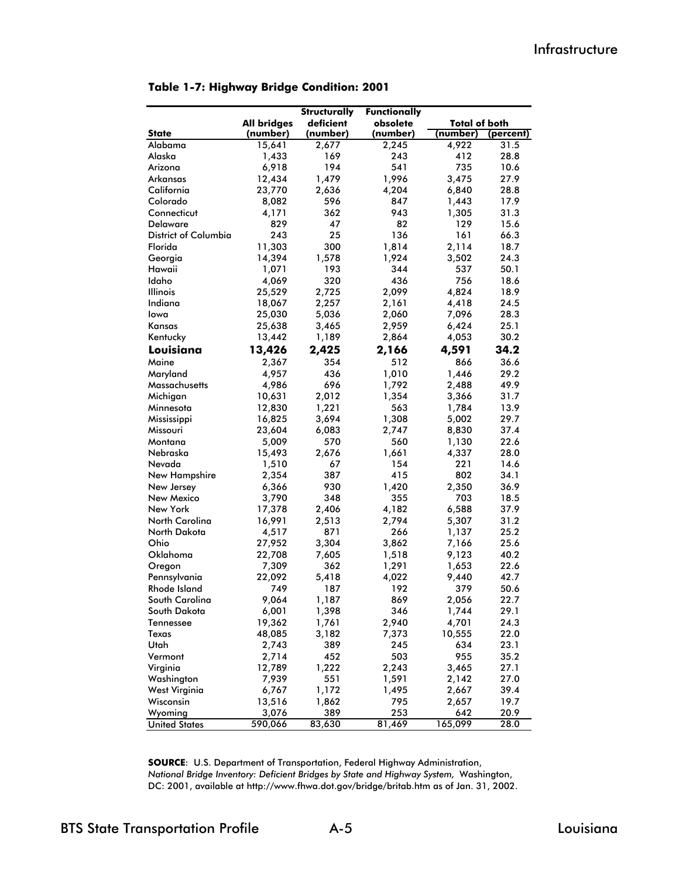**Table 1-7: Highway Bridge Condition: 2001**

| State | All bridges (number) | Structurally deficient (number) | Functionally obsolete (number) | Total of both (number) | Total of both (percent) |
|---|---|---|---|---|---|
| Alabama | 15,641 | 2,677 | 2,245 | 4,922 | 31.5 |
| Alaska | 1,433 | 169 | 243 | 412 | 28.8 |
| Arizona | 6,918 | 194 | 541 | 735 | 10.6 |
| Arkansas | 12,434 | 1,479 | 1,996 | 3,475 | 27.9 |
| California | 23,770 | 2,636 | 4,204 | 6,840 | 28.8 |
| Colorado | 8,082 | 596 | 847 | 1,443 | 17.9 |
| Connecticut | 4,171 | 362 | 943 | 1,305 | 31.3 |
| Delaware | 829 | 47 | 82 | 129 | 15.6 |
| District of Columbia | 243 | 25 | 136 | 161 | 66.3 |
| Florida | 11,303 | 300 | 1,814 | 2,114 | 18.7 |
| Georgia | 14,394 | 1,578 | 1,924 | 3,502 | 24.3 |
| Hawaii | 1,071 | 193 | 344 | 537 | 50.1 |
| Idaho | 4,069 | 320 | 436 | 756 | 18.6 |
| Illinois | 25,529 | 2,725 | 2,099 | 4,824 | 18.9 |
| Indiana | 18,067 | 2,257 | 2,161 | 4,418 | 24.5 |
| Iowa | 25,030 | 5,036 | 2,060 | 7,096 | 28.3 |
| Kansas | 25,638 | 3,465 | 2,959 | 6,424 | 25.1 |
| Kentucky | 13,442 | 1,189 | 2,864 | 4,053 | 30.2 |
| **Louisiana** | **13,426** | **2,425** | **2,166** | **4,591** | **34.2** |
| Maine | 2,367 | 354 | 512 | 866 | 36.6 |
| Maryland | 4,957 | 436 | 1,010 | 1,446 | 29.2 |
| Massachusetts | 4,986 | 696 | 1,792 | 2,488 | 49.9 |
| Michigan | 10,631 | 2,012 | 1,354 | 3,366 | 31.7 |
| Minnesota | 12,830 | 1,221 | 563 | 1,784 | 13.9 |
| Mississippi | 16,825 | 3,694 | 1,308 | 5,002 | 29.7 |
| Missouri | 23,604 | 6,083 | 2,747 | 8,830 | 37.4 |
| Montana | 5,009 | 570 | 560 | 1,130 | 22.6 |
| Nebraska | 15,493 | 2,676 | 1,661 | 4,337 | 28.0 |
| Nevada | 1,510 | 67 | 154 | 221 | 14.6 |
| New Hampshire | 2,354 | 387 | 415 | 802 | 34.1 |
| New Jersey | 6,366 | 930 | 1,420 | 2,350 | 36.9 |
| New Mexico | 3,790 | 348 | 355 | 703 | 18.5 |
| New York | 17,378 | 2,406 | 4,182 | 6,588 | 37.9 |
| North Carolina | 16,991 | 2,513 | 2,794 | 5,307 | 31.2 |
| North Dakota | 4,517 | 871 | 266 | 1,137 | 25.2 |
| Ohio | 27,952 | 3,304 | 3,862 | 7,166 | 25.6 |
| Oklahoma | 22,708 | 7,605 | 1,518 | 9,123 | 40.2 |
| Oregon | 7,309 | 362 | 1,291 | 1,653 | 22.6 |
| Pennsylvania | 22,092 | 5,418 | 4,022 | 9,440 | 42.7 |
| Rhode Island | 749 | 187 | 192 | 379 | 50.6 |
| South Carolina | 9,064 | 1,187 | 869 | 2,056 | 22.7 |
| South Dakota | 6,001 | 1,398 | 346 | 1,744 | 29.1 |
| Tennessee | 19,362 | 1,761 | 2,940 | 4,701 | 24.3 |
| Texas | 48,085 | 3,182 | 7,373 | 10,555 | 22.0 |
| Utah | 2,743 | 389 | 245 | 634 | 23.1 |
| Vermont | 2,714 | 452 | 503 | 955 | 35.2 |
| Virginia | 12,789 | 1,222 | 2,243 | 3,465 | 27.1 |
| Washington | 7,939 | 551 | 1,591 | 2,142 | 27.0 |
| West Virginia | 6,767 | 1,172 | 1,495 | 2,667 | 39.4 |
| Wisconsin | 13,516 | 1,862 | 795 | 2,657 | 19.7 |
| Wyoming | 3,076 | 389 | 253 | 642 | 20.9 |
| United States | 590,066 | 83,630 | 81,469 | 165,099 | 28.0 |

**SOURCE**: U.S. Department of Transportation, Federal Highway Administration, *National Bridge Inventory: Deficient Bridges by State and Highway System,* Washington, DC: 2001, available at http://www.fhwa.dot.gov/bridge/britab.htm as of Jan. 31, 2002.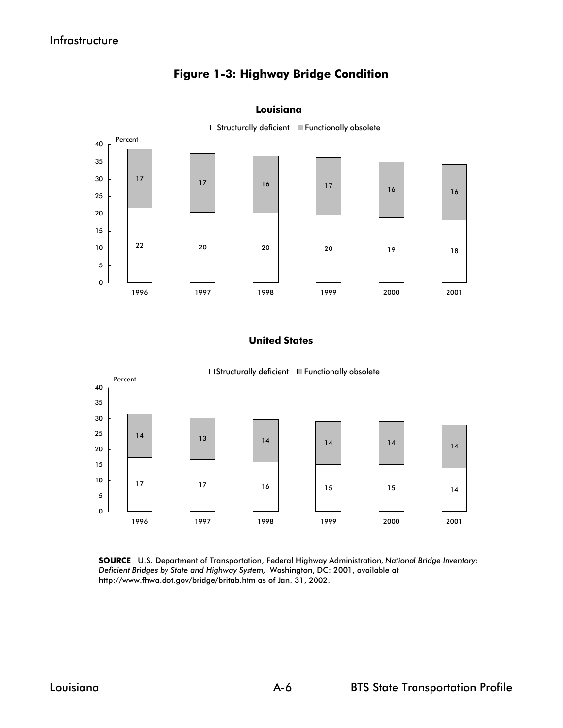# Figure 1-3: Highway Bridge Condition

## Louisiana

Percent

| Year | Structurally deficient | Functionally obsolete |
|---|---|---|
| 1996 | 22 | 17 |
| 1997 | 20 | 17 |
| 1998 | 20 | 16 |
| 1999 | 20 | 17 |
| 2000 | 19 | 16 |
| 2001 | 18 | 16 |

## United States

Percent

| Year | Structurally deficient | Functionally obsolete |
|---|---|---|
| 1996 | 17 | 14 |
| 1997 | 17 | 13 |
| 1998 | 16 | 14 |
| 1999 | 15 | 14 |
| 2000 | 15 | 14 |
| 2001 | 14 | 14 |

**SOURCE**: U.S. Department of Transportation, Federal Highway Administration, *National Bridge Inventory: Deficient Bridges by State and Highway System,* Washington, DC: 2001, available at http://www.fhwa.dot.gov/bridge/britab.htm as of Jan. 31, 2002.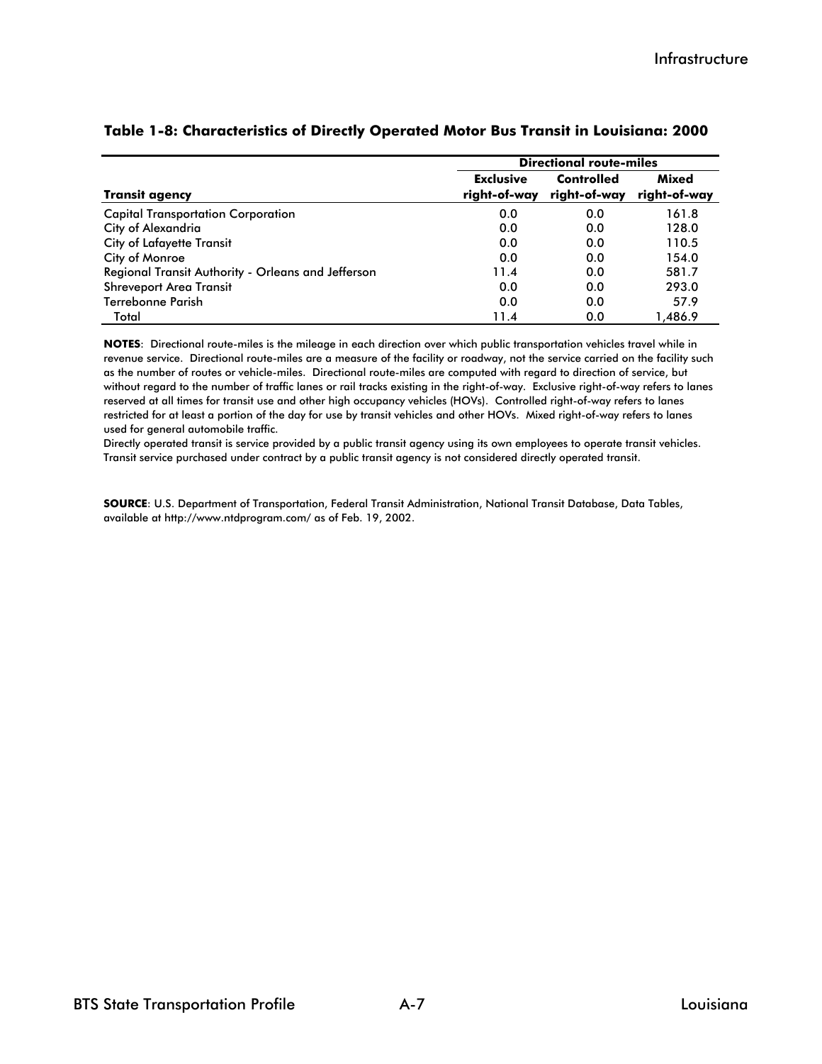### Table 1-8: Characteristics of Directly Operated Motor Bus Transit in Louisiana: 2000

| | Directional route-miles | | |
|---|---|---|---|
| **Transit agency** | **Exclusive right-of-way** | **Controlled right-of-way** | **Mixed right-of-way** |
| Capital Transportation Corporation | 0.0 | 0.0 | 161.8 |
| City of Alexandria | 0.0 | 0.0 | 128.0 |
| City of Lafayette Transit | 0.0 | 0.0 | 110.5 |
| City of Monroe | 0.0 | 0.0 | 154.0 |
| Regional Transit Authority - Orleans and Jefferson | 11.4 | 0.0 | 581.7 |
| Shreveport Area Transit | 0.0 | 0.0 | 293.0 |
| Terrebonne Parish | 0.0 | 0.0 | 57.9 |
| Total | 11.4 | 0.0 | 1,486.9 |

**NOTES**: Directional route-miles is the mileage in each direction over which public transportation vehicles travel while in revenue service. Directional route-miles are a measure of the facility or roadway, not the service carried on the facility such as the number of routes or vehicle-miles. Directional route-miles are computed with regard to direction of service, but without regard to the number of traffic lanes or rail tracks existing in the right-of-way. Exclusive right-of-way refers to lanes reserved at all times for transit use and other high occupancy vehicles (HOVs). Controlled right-of-way refers to lanes restricted for at least a portion of the day for use by transit vehicles and other HOVs. Mixed right-of-way refers to lanes used for general automobile traffic.

Directly operated transit is service provided by a public transit agency using its own employees to operate transit vehicles. Transit service purchased under contract by a public transit agency is not considered directly operated transit.

**SOURCE**: U.S. Department of Transportation, Federal Transit Administration, National Transit Database, Data Tables, available at http://www.ntdprogram.com/ as of Feb. 19, 2002.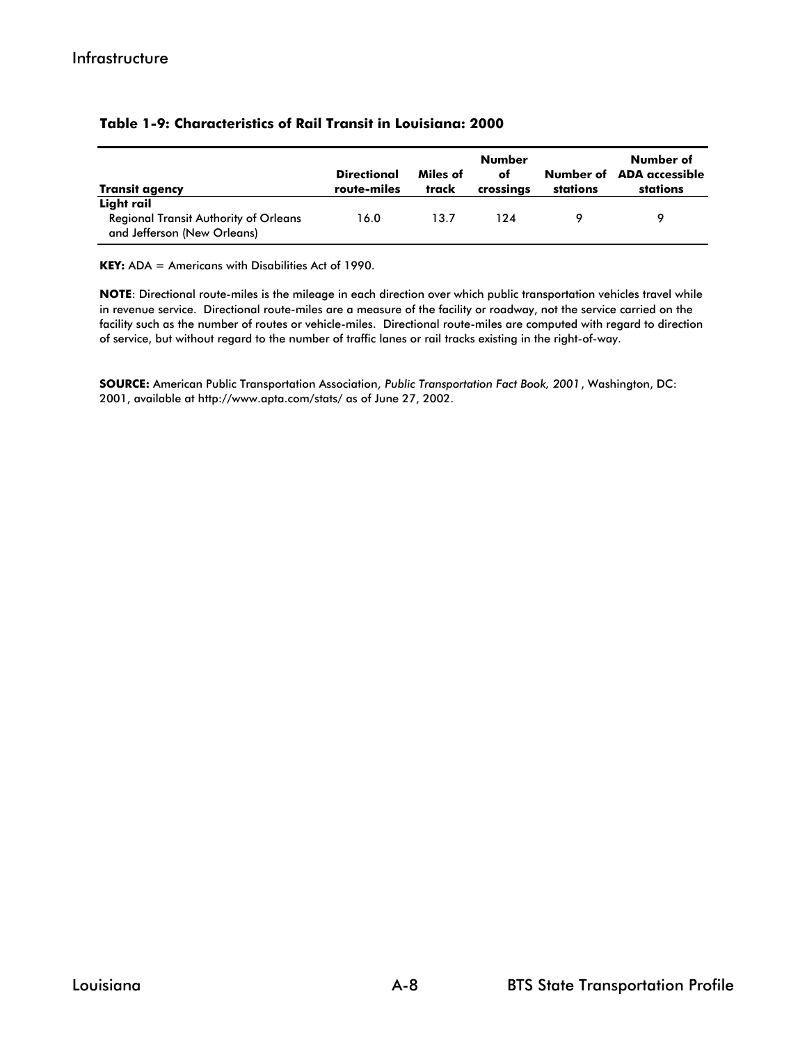**Table 1-9: Characteristics of Rail Transit in Louisiana: 2000**

| Transit agency | Directional route-miles | Miles of track | Number of crossings | Number of stations | Number of ADA accessible stations |
|---|---|---|---|---|---|
| **Light rail** | | | | | |
| Regional Transit Authority of Orleans and Jefferson (New Orleans) | 16.0 | 13.7 | 124 | 9 | 9 |

**KEY:** ADA = Americans with Disabilities Act of 1990.

**NOTE**: Directional route-miles is the mileage in each direction over which public transportation vehicles travel while in revenue service. Directional route-miles are a measure of the facility or roadway, not the service carried on the facility such as the number of routes or vehicle-miles. Directional route-miles are computed with regard to direction of service, but without regard to the number of traffic lanes or rail tracks existing in the right-of-way.

**SOURCE:** American Public Transportation Association, *Public Transportation Fact Book, 2001*, Washington, DC: 2001, available at http://www.apta.com/stats/ as of June 27, 2002.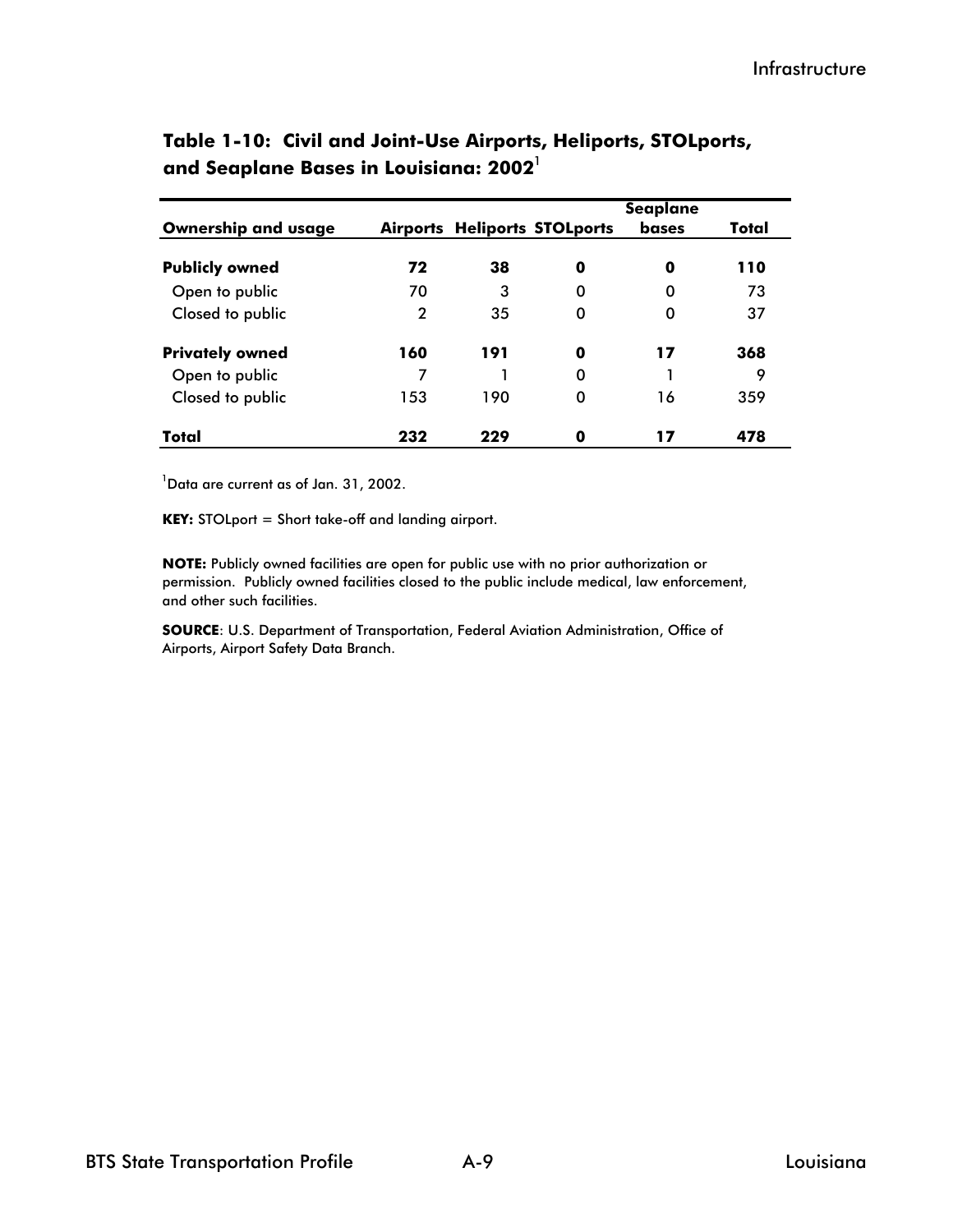**Table 1-10: Civil and Joint-Use Airports, Heliports, STOLports, and Seaplane Bases in Louisiana: 2002**[1]

| Ownership and usage | Airports | Heliports | STOLports | Seaplane bases | Total |
|---|---|---|---|---|---|
| **Publicly owned** | **72** | **38** | **0** | **0** | **110** |
| Open to public | 70 | 3 | 0 | 0 | 73 |
| Closed to public | 2 | 35 | 0 | 0 | 37 |
| **Privately owned** | **160** | **191** | **0** | **17** | **368** |
| Open to public | 7 | 1 | 0 | 1 | 9 |
| Closed to public | 153 | 190 | 0 | 16 | 359 |
| **Total** | **232** | **229** | **0** | **17** | **478** |

[1]Data are current as of Jan. 31, 2002.

**KEY:** STOLport = Short take-off and landing airport.

**NOTE:** Publicly owned facilities are open for public use with no prior authorization or permission. Publicly owned facilities closed to the public include medical, law enforcement, and other such facilities.

**SOURCE**: U.S. Department of Transportation, Federal Aviation Administration, Office of Airports, Airport Safety Data Branch.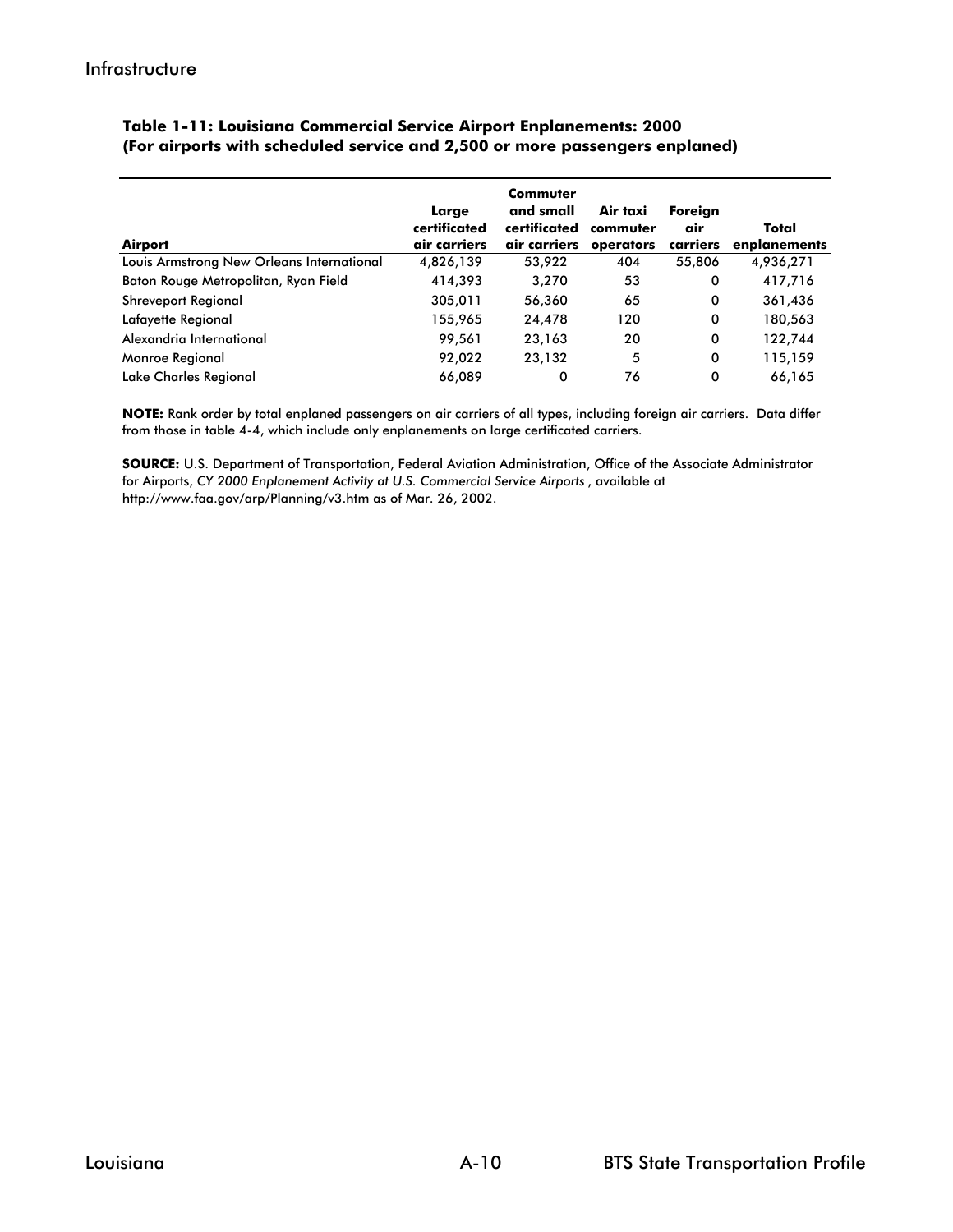**Table 1-11: Louisiana Commercial Service Airport Enplanements: 2000 (For airports with scheduled service and 2,500 or more passengers enplaned)**

| Airport | Large certificated air carriers | Commuter and small certificated air carriers | Air taxi commuter operators | Foreign air carriers | Total enplanements |
|---|---|---|---|---|---|
| Louis Armstrong New Orleans International | 4,826,139 | 53,922 | 404 | 55,806 | 4,936,271 |
| Baton Rouge Metropolitan, Ryan Field | 414,393 | 3,270 | 53 | 0 | 417,716 |
| Shreveport Regional | 305,011 | 56,360 | 65 | 0 | 361,436 |
| Lafayette Regional | 155,965 | 24,478 | 120 | 0 | 180,563 |
| Alexandria International | 99,561 | 23,163 | 20 | 0 | 122,744 |
| Monroe Regional | 92,022 | 23,132 | 5 | 0 | 115,159 |
| Lake Charles Regional | 66,089 | 0 | 76 | 0 | 66,165 |

**NOTE:** Rank order by total enplaned passengers on air carriers of all types, including foreign air carriers. Data differ from those in table 4-4, which include only enplanements on large certificated carriers.

**SOURCE:** U.S. Department of Transportation, Federal Aviation Administration, Office of the Associate Administrator for Airports, *CY 2000 Enplanement Activity at U.S. Commercial Service Airports* , available at http://www.faa.gov/arp/Planning/v3.htm as of Mar. 26, 2002.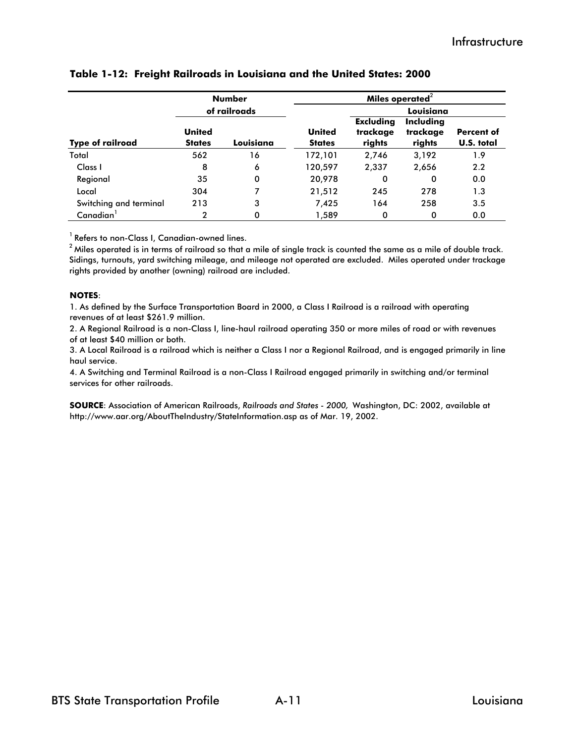**Table 1-12: Freight Railroads in Louisiana and the United States: 2000**

| | Number of railroads | | Miles operated[2] | | | |
|---|---|---|---|---|---|---|
| | | | | Louisiana | | |
| Type of railroad | United States | Louisiana | United States | Excluding trackage rights | Including trackage rights | Percent of U.S. total |
| Total | 562 | 16 | 172,101 | 2,746 | 3,192 | 1.9 |
| Class I | 8 | 6 | 120,597 | 2,337 | 2,656 | 2.2 |
| Regional | 35 | 0 | 20,978 | 0 | 0 | 0.0 |
| Local | 304 | 7 | 21,512 | 245 | 278 | 1.3 |
| Switching and terminal | 213 | 3 | 7,425 | 164 | 258 | 3.5 |
| Canadian[1] | 2 | 0 | 1,589 | 0 | 0 | 0.0 |

[1] Refers to non-Class I, Canadian-owned lines.

[2] Miles operated is in terms of railroad so that a mile of single track is counted the same as a mile of double track. Sidings, turnouts, yard switching mileage, and mileage not operated are excluded. Miles operated under trackage rights provided by another (owning) railroad are included.

**NOTES**:

1. As defined by the Surface Transportation Board in 2000, a Class I Railroad is a railroad with operating revenues of at least $261.9 million.
2. A Regional Railroad is a non-Class I, line-haul railroad operating 350 or more miles of road or with revenues of at least $40 million or both.
3. A Local Railroad is a railroad which is neither a Class I nor a Regional Railroad, and is engaged primarily in line haul service.
4. A Switching and Terminal Railroad is a non-Class I Railroad engaged primarily in switching and/or terminal services for other railroads.

**SOURCE**: Association of American Railroads, *Railroads and States - 2000,* Washington, DC: 2002, available at http://www.aar.org/AboutTheIndustry/StateInformation.asp as of Mar. 19, 2002.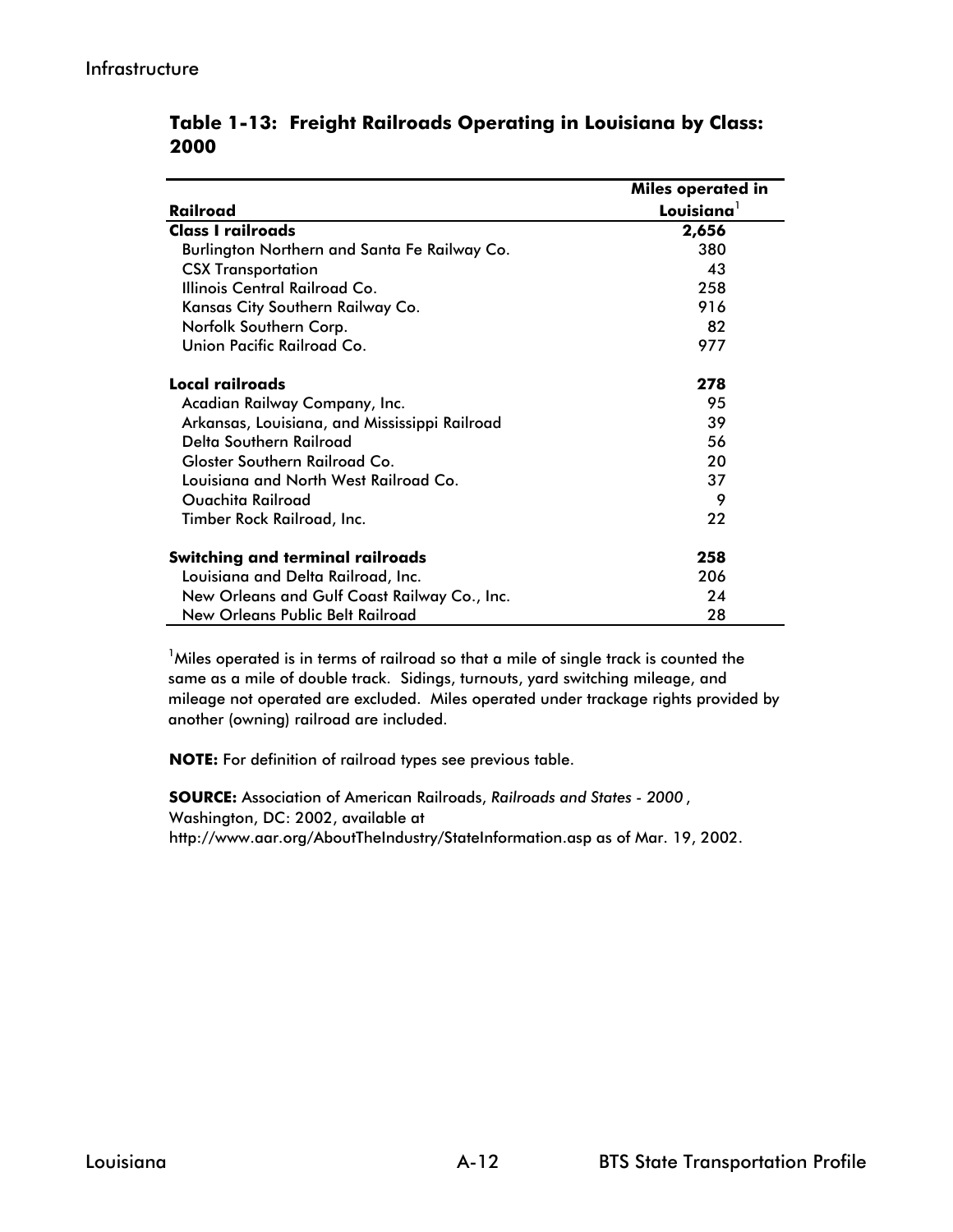## Table 1-13: Freight Railroads Operating in Louisiana by Class: 2000

| Railroad | Miles operated in Louisiana[1] |
|---|---|
| **Class I railroads** | **2,656** |
| Burlington Northern and Santa Fe Railway Co. | 380 |
| CSX Transportation | 43 |
| Illinois Central Railroad Co. | 258 |
| Kansas City Southern Railway Co. | 916 |
| Norfolk Southern Corp. | 82 |
| Union Pacific Railroad Co. | 977 |
| **Local railroads** | **278** |
| Acadian Railway Company, Inc. | 95 |
| Arkansas, Louisiana, and Mississippi Railroad | 39 |
| Delta Southern Railroad | 56 |
| Gloster Southern Railroad Co. | 20 |
| Louisiana and North West Railroad Co. | 37 |
| Ouachita Railroad | 9 |
| Timber Rock Railroad, Inc. | 22 |
| **Switching and terminal railroads** | **258** |
| Louisiana and Delta Railroad, Inc. | 206 |
| New Orleans and Gulf Coast Railway Co., Inc. | 24 |
| New Orleans Public Belt Railroad | 28 |

[1]Miles operated is in terms of railroad so that a mile of single track is counted the same as a mile of double track. Sidings, turnouts, yard switching mileage, and mileage not operated are excluded. Miles operated under trackage rights provided by another (owning) railroad are included.

**NOTE:** For definition of railroad types see previous table.

**SOURCE:** Association of American Railroads, *Railroads and States - 2000*, Washington, DC: 2002, available at http://www.aar.org/AboutTheIndustry/StateInformation.asp as of Mar. 19, 2002.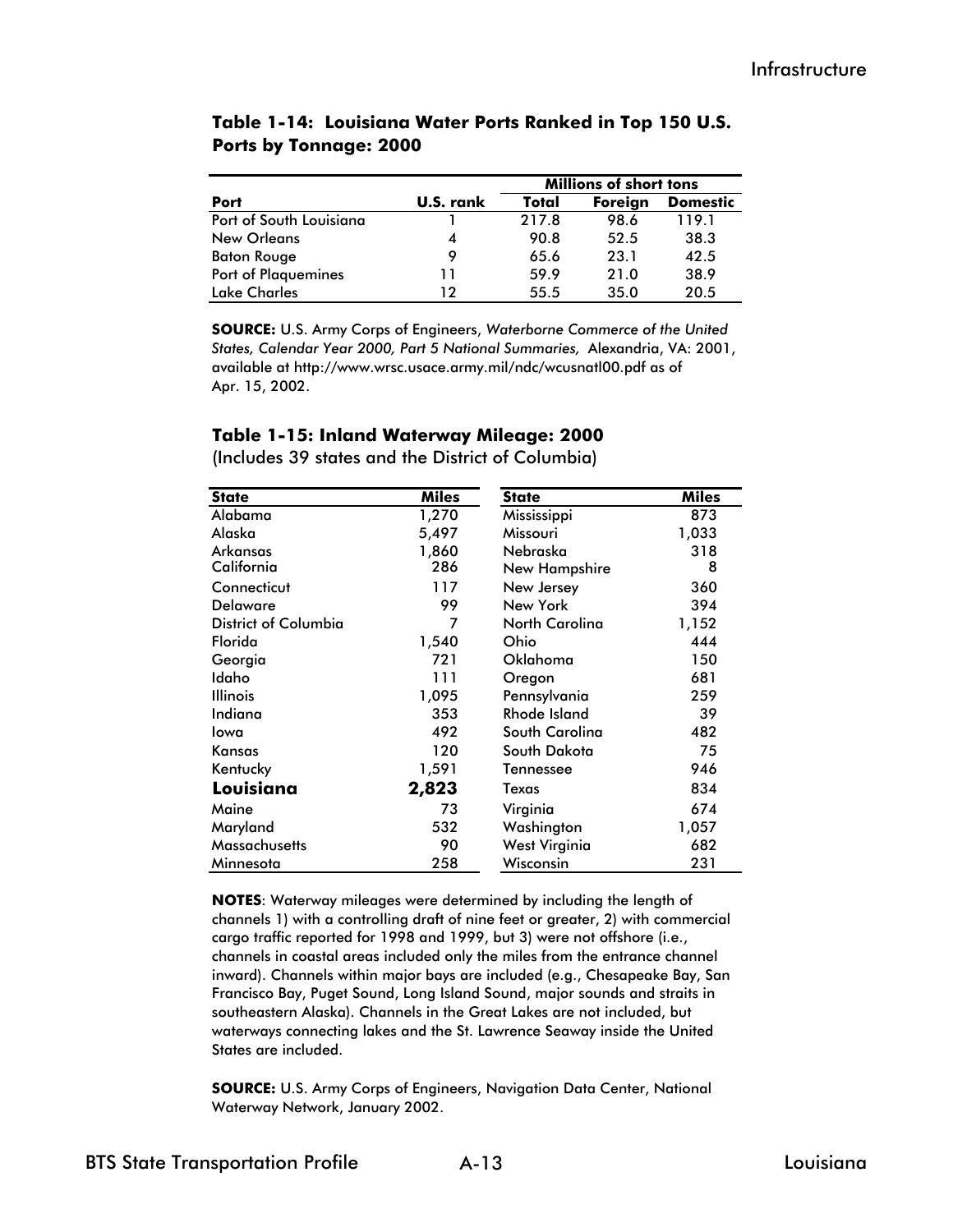**Table 1-14: Louisiana Water Ports Ranked in Top 150 U.S. Ports by Tonnage: 2000**

| Port | U.S. rank | Millions of short tons | | |
|---|---|---|---|---|
| | | Total | Foreign | Domestic |
| Port of South Louisiana | 1 | 217.8 | 98.6 | 119.1 |
| New Orleans | 4 | 90.8 | 52.5 | 38.3 |
| Baton Rouge | 9 | 65.6 | 23.1 | 42.5 |
| Port of Plaquemines | 11 | 59.9 | 21.0 | 38.9 |
| Lake Charles | 12 | 55.5 | 35.0 | 20.5 |

**SOURCE:** U.S. Army Corps of Engineers, *Waterborne Commerce of the United States, Calendar Year 2000, Part 5 National Summaries,* Alexandria, VA: 2001, available at http://www.wrsc.usace.army.mil/ndc/wcusnatl00.pdf as of Apr. 15, 2002.

**Table 1-15: Inland Waterway Mileage: 2000**

(Includes 39 states and the District of Columbia)

| State | Miles | State | Miles |
|---|---|---|---|
| Alabama | 1,270 | Mississippi | 873 |
| Alaska | 5,497 | Missouri | 1,033 |
| Arkansas | 1,860 | Nebraska | 318 |
| California | 286 | New Hampshire | 8 |
| Connecticut | 117 | New Jersey | 360 |
| Delaware | 99 | New York | 394 |
| District of Columbia | 7 | North Carolina | 1,152 |
| Florida | 1,540 | Ohio | 444 |
| Georgia | 721 | Oklahoma | 150 |
| Idaho | 111 | Oregon | 681 |
| Illinois | 1,095 | Pennsylvania | 259 |
| Indiana | 353 | Rhode Island | 39 |
| Iowa | 492 | South Carolina | 482 |
| Kansas | 120 | South Dakota | 75 |
| Kentucky | 1,591 | Tennessee | 946 |
| **Louisiana** | **2,823** | Texas | 834 |
| Maine | 73 | Virginia | 674 |
| Maryland | 532 | Washington | 1,057 |
| Massachusetts | 90 | West Virginia | 682 |
| Minnesota | 258 | Wisconsin | 231 |

**NOTES**: Waterway mileages were determined by including the length of channels 1) with a controlling draft of nine feet or greater, 2) with commercial cargo traffic reported for 1998 and 1999, but 3) were not offshore (i.e., channels in coastal areas included only the miles from the entrance channel inward). Channels within major bays are included (e.g., Chesapeake Bay, San Francisco Bay, Puget Sound, Long Island Sound, major sounds and straits in southeastern Alaska). Channels in the Great Lakes are not included, but waterways connecting lakes and the St. Lawrence Seaway inside the United States are included.

**SOURCE:** U.S. Army Corps of Engineers, Navigation Data Center, National Waterway Network, January 2002.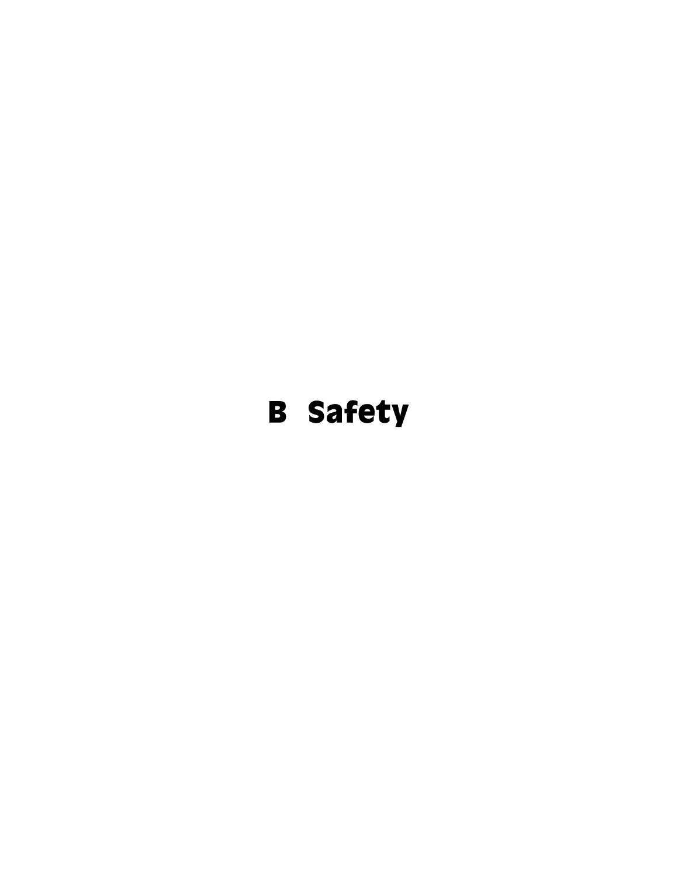# B Safety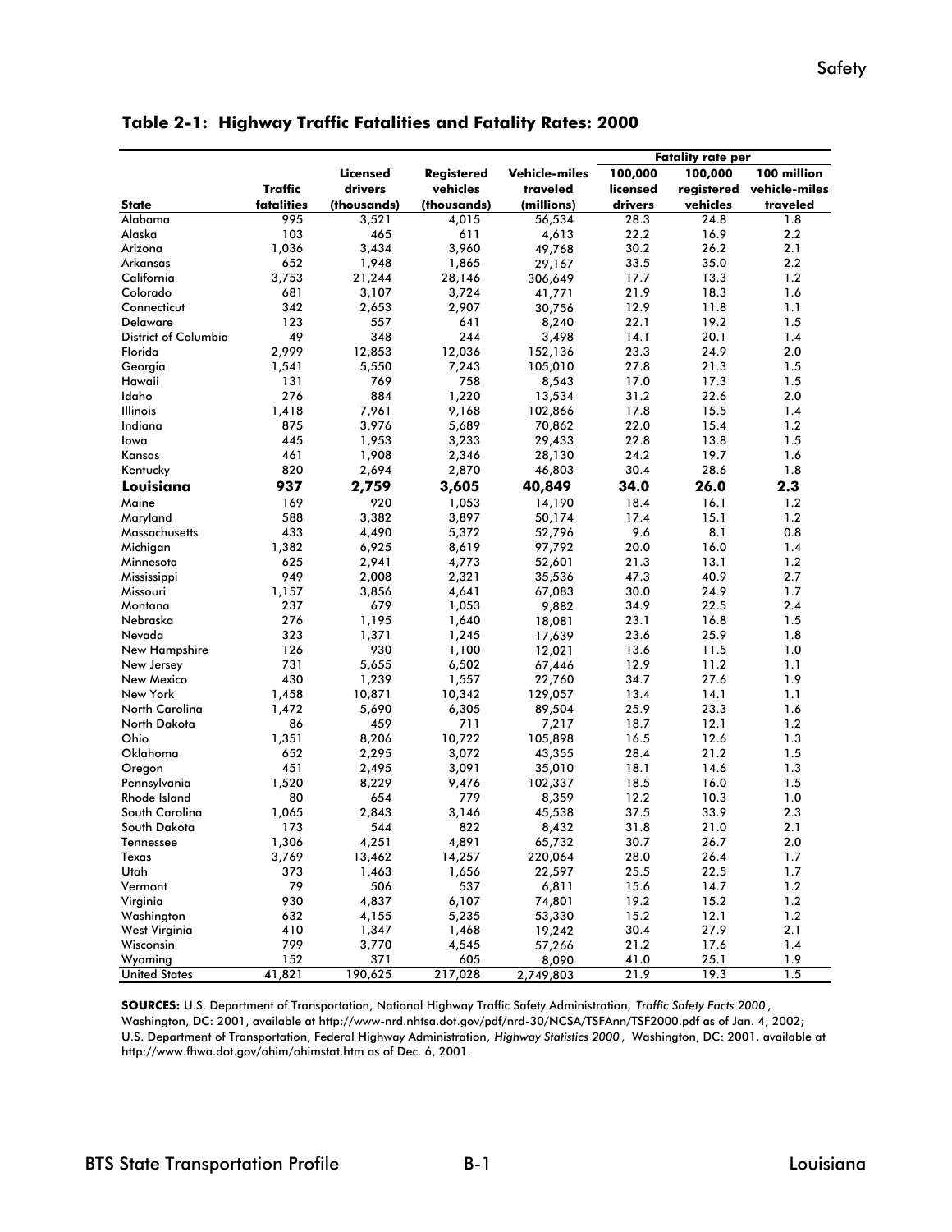## Table 2-1: Highway Traffic Fatalities and Fatality Rates: 2000

| State | Traffic fatalities | Licensed drivers (thousands) | Registered vehicles (thousands) | Vehicle-miles traveled (millions) | Fatality rate per 100,000 licensed drivers | Fatality rate per 100,000 registered vehicles | Fatality rate per 100 million vehicle-miles traveled |
|---|---|---|---|---|---|---|---|
| Alabama | 995 | 3,521 | 4,015 | 56,534 | 28.3 | 24.8 | 1.8 |
| Alaska | 103 | 465 | 611 | 4,613 | 22.2 | 16.9 | 2.2 |
| Arizona | 1,036 | 3,434 | 3,960 | 49,768 | 30.2 | 26.2 | 2.1 |
| Arkansas | 652 | 1,948 | 1,865 | 29,167 | 33.5 | 35.0 | 2.2 |
| California | 3,753 | 21,244 | 28,146 | 306,649 | 17.7 | 13.3 | 1.2 |
| Colorado | 681 | 3,107 | 3,724 | 41,771 | 21.9 | 18.3 | 1.6 |
| Connecticut | 342 | 2,653 | 2,907 | 30,756 | 12.9 | 11.8 | 1.1 |
| Delaware | 123 | 557 | 641 | 8,240 | 22.1 | 19.2 | 1.5 |
| District of Columbia | 49 | 348 | 244 | 3,498 | 14.1 | 20.1 | 1.4 |
| Florida | 2,999 | 12,853 | 12,036 | 152,136 | 23.3 | 24.9 | 2.0 |
| Georgia | 1,541 | 5,550 | 7,243 | 105,010 | 27.8 | 21.3 | 1.5 |
| Hawaii | 131 | 769 | 758 | 8,543 | 17.0 | 17.3 | 1.5 |
| Idaho | 276 | 884 | 1,220 | 13,534 | 31.2 | 22.6 | 2.0 |
| Illinois | 1,418 | 7,961 | 9,168 | 102,866 | 17.8 | 15.5 | 1.4 |
| Indiana | 875 | 3,976 | 5,689 | 70,862 | 22.0 | 15.4 | 1.2 |
| Iowa | 445 | 1,953 | 3,233 | 29,433 | 22.8 | 13.8 | 1.5 |
| Kansas | 461 | 1,908 | 2,346 | 28,130 | 24.2 | 19.7 | 1.6 |
| Kentucky | 820 | 2,694 | 2,870 | 46,803 | 30.4 | 28.6 | 1.8 |
| **Louisiana** | **937** | **2,759** | **3,605** | **40,849** | **34.0** | **26.0** | **2.3** |
| Maine | 169 | 920 | 1,053 | 14,190 | 18.4 | 16.1 | 1.2 |
| Maryland | 588 | 3,382 | 3,897 | 50,174 | 17.4 | 15.1 | 1.2 |
| Massachusetts | 433 | 4,490 | 5,372 | 52,796 | 9.6 | 8.1 | 0.8 |
| Michigan | 1,382 | 6,925 | 8,619 | 97,792 | 20.0 | 16.0 | 1.4 |
| Minnesota | 625 | 2,941 | 4,773 | 52,601 | 21.3 | 13.1 | 1.2 |
| Mississippi | 949 | 2,008 | 2,321 | 35,536 | 47.3 | 40.9 | 2.7 |
| Missouri | 1,157 | 3,856 | 4,641 | 67,083 | 30.0 | 24.9 | 1.7 |
| Montana | 237 | 679 | 1,053 | 9,882 | 34.9 | 22.5 | 2.4 |
| Nebraska | 276 | 1,195 | 1,640 | 18,081 | 23.1 | 16.8 | 1.5 |
| Nevada | 323 | 1,371 | 1,245 | 17,639 | 23.6 | 25.9 | 1.8 |
| New Hampshire | 126 | 930 | 1,100 | 12,021 | 13.6 | 11.5 | 1.0 |
| New Jersey | 731 | 5,655 | 6,502 | 67,446 | 12.9 | 11.2 | 1.1 |
| New Mexico | 430 | 1,239 | 1,557 | 22,760 | 34.7 | 27.6 | 1.9 |
| New York | 1,458 | 10,871 | 10,342 | 129,057 | 13.4 | 14.1 | 1.1 |
| North Carolina | 1,472 | 5,690 | 6,305 | 89,504 | 25.9 | 23.3 | 1.6 |
| North Dakota | 86 | 459 | 711 | 7,217 | 18.7 | 12.1 | 1.2 |
| Ohio | 1,351 | 8,206 | 10,722 | 105,898 | 16.5 | 12.6 | 1.3 |
| Oklahoma | 652 | 2,295 | 3,072 | 43,355 | 28.4 | 21.2 | 1.5 |
| Oregon | 451 | 2,495 | 3,091 | 35,010 | 18.1 | 14.6 | 1.3 |
| Pennsylvania | 1,520 | 8,229 | 9,476 | 102,337 | 18.5 | 16.0 | 1.5 |
| Rhode Island | 80 | 654 | 779 | 8,359 | 12.2 | 10.3 | 1.0 |
| South Carolina | 1,065 | 2,843 | 3,146 | 45,538 | 37.5 | 33.9 | 2.3 |
| South Dakota | 173 | 544 | 822 | 8,432 | 31.8 | 21.0 | 2.1 |
| Tennessee | 1,306 | 4,251 | 4,891 | 65,732 | 30.7 | 26.7 | 2.0 |
| Texas | 3,769 | 13,462 | 14,257 | 220,064 | 28.0 | 26.4 | 1.7 |
| Utah | 373 | 1,463 | 1,656 | 22,597 | 25.5 | 22.5 | 1.7 |
| Vermont | 79 | 506 | 537 | 6,811 | 15.6 | 14.7 | 1.2 |
| Virginia | 930 | 4,837 | 6,107 | 74,801 | 19.2 | 15.2 | 1.2 |
| Washington | 632 | 4,155 | 5,235 | 53,330 | 15.2 | 12.1 | 1.2 |
| West Virginia | 410 | 1,347 | 1,468 | 19,242 | 30.4 | 27.9 | 2.1 |
| Wisconsin | 799 | 3,770 | 4,545 | 57,266 | 21.2 | 17.6 | 1.4 |
| Wyoming | 152 | 371 | 605 | 8,090 | 41.0 | 25.1 | 1.9 |
| United States | 41,821 | 190,625 | 217,028 | 2,749,803 | 21.9 | 19.3 | 1.5 |

**SOURCES:** U.S. Department of Transportation, National Highway Traffic Safety Administration, *Traffic Safety Facts 2000*, Washington, DC: 2001, available at http://www-nrd.nhtsa.dot.gov/pdf/nrd-30/NCSA/TSFAnn/TSF2000.pdf as of Jan. 4, 2002; U.S. Department of Transportation, Federal Highway Administration, *Highway Statistics 2000*, Washington, DC: 2001, available at http://www.fhwa.dot.gov/ohim/ohimstat.htm as of Dec. 6, 2001.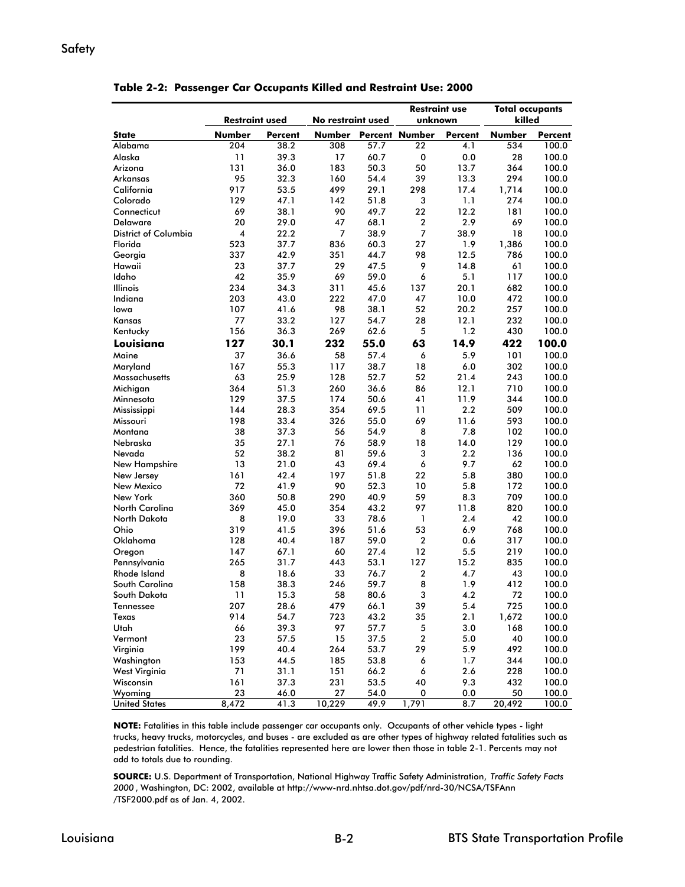**Table 2-2: Passenger Car Occupants Killed and Restraint Use: 2000**

| | Restraint used | | No restraint used | | Restraint use unknown | | Total occupants killed | |
|---|---|---|---|---|---|---|---|---|
| **State** | **Number** | **Percent** | **Number** | **Percent** | **Number** | **Percent** | **Number** | **Percent** |
| Alabama | 204 | 38.2 | 308 | 57.7 | 22 | 4.1 | 534 | 100.0 |
| Alaska | 11 | 39.3 | 17 | 60.7 | 0 | 0.0 | 28 | 100.0 |
| Arizona | 131 | 36.0 | 183 | 50.3 | 50 | 13.7 | 364 | 100.0 |
| Arkansas | 95 | 32.3 | 160 | 54.4 | 39 | 13.3 | 294 | 100.0 |
| California | 917 | 53.5 | 499 | 29.1 | 298 | 17.4 | 1,714 | 100.0 |
| Colorado | 129 | 47.1 | 142 | 51.8 | 3 | 1.1 | 274 | 100.0 |
| Connecticut | 69 | 38.1 | 90 | 49.7 | 22 | 12.2 | 181 | 100.0 |
| Delaware | 20 | 29.0 | 47 | 68.1 | 2 | 2.9 | 69 | 100.0 |
| District of Columbia | 4 | 22.2 | 7 | 38.9 | 7 | 38.9 | 18 | 100.0 |
| Florida | 523 | 37.7 | 836 | 60.3 | 27 | 1.9 | 1,386 | 100.0 |
| Georgia | 337 | 42.9 | 351 | 44.7 | 98 | 12.5 | 786 | 100.0 |
| Hawaii | 23 | 37.7 | 29 | 47.5 | 9 | 14.8 | 61 | 100.0 |
| Idaho | 42 | 35.9 | 69 | 59.0 | 6 | 5.1 | 117 | 100.0 |
| Illinois | 234 | 34.3 | 311 | 45.6 | 137 | 20.1 | 682 | 100.0 |
| Indiana | 203 | 43.0 | 222 | 47.0 | 47 | 10.0 | 472 | 100.0 |
| Iowa | 107 | 41.6 | 98 | 38.1 | 52 | 20.2 | 257 | 100.0 |
| Kansas | 77 | 33.2 | 127 | 54.7 | 28 | 12.1 | 232 | 100.0 |
| Kentucky | 156 | 36.3 | 269 | 62.6 | 5 | 1.2 | 430 | 100.0 |
| **Louisiana** | **127** | **30.1** | **232** | **55.0** | **63** | **14.9** | **422** | **100.0** |
| Maine | 37 | 36.6 | 58 | 57.4 | 6 | 5.9 | 101 | 100.0 |
| Maryland | 167 | 55.3 | 117 | 38.7 | 18 | 6.0 | 302 | 100.0 |
| Massachusetts | 63 | 25.9 | 128 | 52.7 | 52 | 21.4 | 243 | 100.0 |
| Michigan | 364 | 51.3 | 260 | 36.6 | 86 | 12.1 | 710 | 100.0 |
| Minnesota | 129 | 37.5 | 174 | 50.6 | 41 | 11.9 | 344 | 100.0 |
| Mississippi | 144 | 28.3 | 354 | 69.5 | 11 | 2.2 | 509 | 100.0 |
| Missouri | 198 | 33.4 | 326 | 55.0 | 69 | 11.6 | 593 | 100.0 |
| Montana | 38 | 37.3 | 56 | 54.9 | 8 | 7.8 | 102 | 100.0 |
| Nebraska | 35 | 27.1 | 76 | 58.9 | 18 | 14.0 | 129 | 100.0 |
| Nevada | 52 | 38.2 | 81 | 59.6 | 3 | 2.2 | 136 | 100.0 |
| New Hampshire | 13 | 21.0 | 43 | 69.4 | 6 | 9.7 | 62 | 100.0 |
| New Jersey | 161 | 42.4 | 197 | 51.8 | 22 | 5.8 | 380 | 100.0 |
| New Mexico | 72 | 41.9 | 90 | 52.3 | 10 | 5.8 | 172 | 100.0 |
| New York | 360 | 50.8 | 290 | 40.9 | 59 | 8.3 | 709 | 100.0 |
| North Carolina | 369 | 45.0 | 354 | 43.2 | 97 | 11.8 | 820 | 100.0 |
| North Dakota | 8 | 19.0 | 33 | 78.6 | 1 | 2.4 | 42 | 100.0 |
| Ohio | 319 | 41.5 | 396 | 51.6 | 53 | 6.9 | 768 | 100.0 |
| Oklahoma | 128 | 40.4 | 187 | 59.0 | 2 | 0.6 | 317 | 100.0 |
| Oregon | 147 | 67.1 | 60 | 27.4 | 12 | 5.5 | 219 | 100.0 |
| Pennsylvania | 265 | 31.7 | 443 | 53.1 | 127 | 15.2 | 835 | 100.0 |
| Rhode Island | 8 | 18.6 | 33 | 76.7 | 2 | 4.7 | 43 | 100.0 |
| South Carolina | 158 | 38.3 | 246 | 59.7 | 8 | 1.9 | 412 | 100.0 |
| South Dakota | 11 | 15.3 | 58 | 80.6 | 3 | 4.2 | 72 | 100.0 |
| Tennessee | 207 | 28.6 | 479 | 66.1 | 39 | 5.4 | 725 | 100.0 |
| Texas | 914 | 54.7 | 723 | 43.2 | 35 | 2.1 | 1,672 | 100.0 |
| Utah | 66 | 39.3 | 97 | 57.7 | 5 | 3.0 | 168 | 100.0 |
| Vermont | 23 | 57.5 | 15 | 37.5 | 2 | 5.0 | 40 | 100.0 |
| Virginia | 199 | 40.4 | 264 | 53.7 | 29 | 5.9 | 492 | 100.0 |
| Washington | 153 | 44.5 | 185 | 53.8 | 6 | 1.7 | 344 | 100.0 |
| West Virginia | 71 | 31.1 | 151 | 66.2 | 6 | 2.6 | 228 | 100.0 |
| Wisconsin | 161 | 37.3 | 231 | 53.5 | 40 | 9.3 | 432 | 100.0 |
| Wyoming | 23 | 46.0 | 27 | 54.0 | 0 | 0.0 | 50 | 100.0 |
| United States | 8,472 | 41.3 | 10,229 | 49.9 | 1,791 | 8.7 | 20,492 | 100.0 |

**NOTE:** Fatalities in this table include passenger car occupants only. Occupants of other vehicle types - light trucks, heavy trucks, motorcycles, and buses - are excluded as are other types of highway related fatalities such as pedestrian fatalities. Hence, the fatalities represented here are lower then those in table 2-1. Percents may not add to totals due to rounding.

**SOURCE:** U.S. Department of Transportation, National Highway Traffic Safety Administration, *Traffic Safety Facts 2000*, Washington, DC: 2002, available at http://www-nrd.nhtsa.dot.gov/pdf/nrd-30/NCSA/TSFAnn/TSF2000.pdf as of Jan. 4, 2002.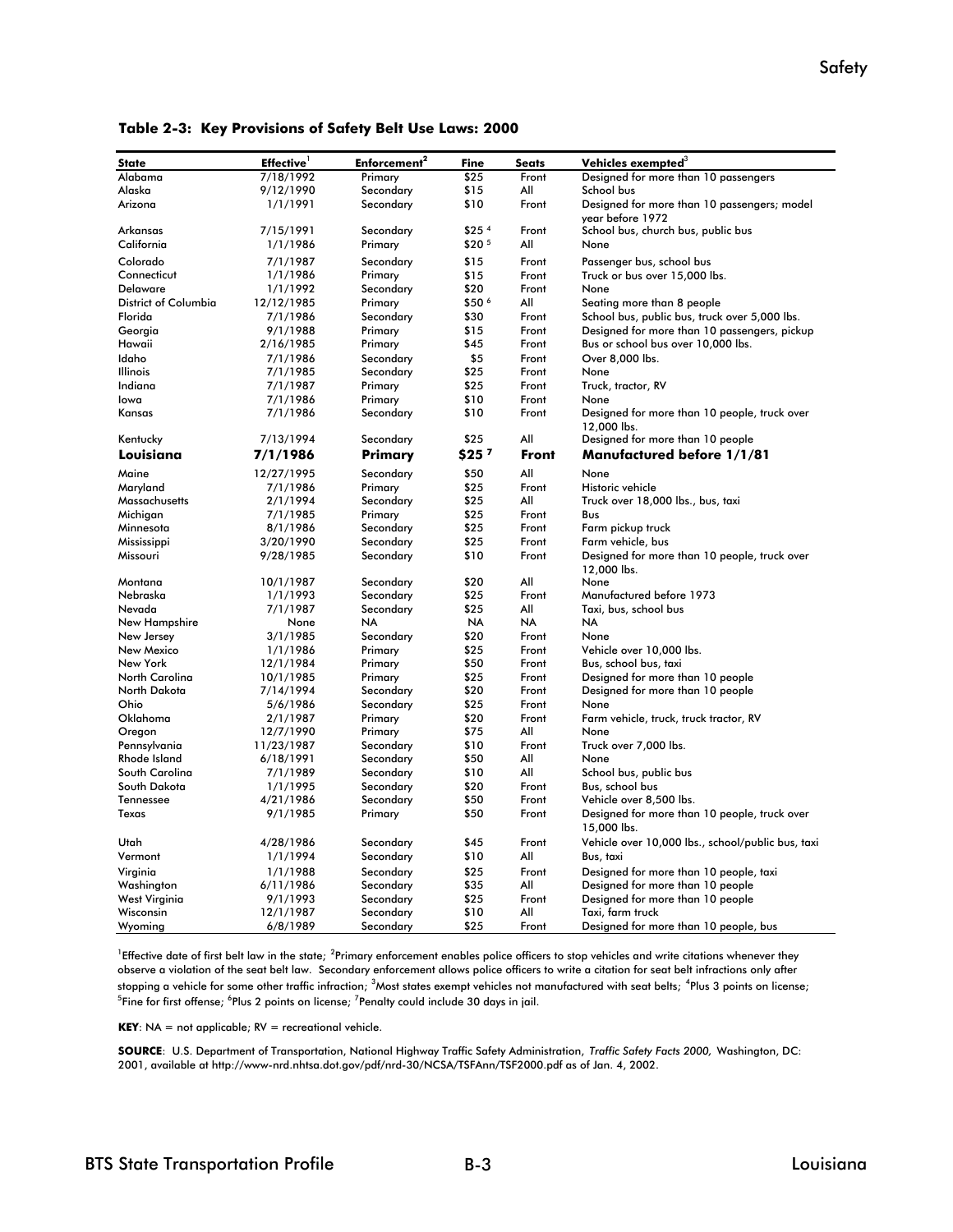**Table 2-3: Key Provisions of Safety Belt Use Laws: 2000**

| State | Effective[1] | Enforcement[2] | Fine | Seats | Vehicles exempted[3] |
|---|---|---|---|---|---|
| Alabama | 7/18/1992 | Primary | $25 | Front | Designed for more than 10 passengers |
| Alaska | 9/12/1990 | Secondary | $15 | All | School bus |
| Arizona | 1/1/1991 | Secondary | $10 | Front | Designed for more than 10 passengers; model year before 1972 |
| Arkansas | 7/15/1991 | Secondary | $25 [4] | Front | School bus, church bus, public bus |
| California | 1/1/1986 | Primary | $20 [5] | All | None |
| Colorado | 7/1/1987 | Secondary | $15 | Front | Passenger bus, school bus |
| Connecticut | 1/1/1986 | Primary | $15 | Front | Truck or bus over 15,000 lbs. |
| Delaware | 1/1/1992 | Secondary | $20 | Front | None |
| District of Columbia | 12/12/1985 | Primary | $50 [6] | All | Seating more than 8 people |
| Florida | 7/1/1986 | Secondary | $30 | Front | School bus, public bus, truck over 5,000 lbs. |
| Georgia | 9/1/1988 | Primary | $15 | Front | Designed for more than 10 passengers, pickup |
| Hawaii | 2/16/1985 | Primary | $45 | Front | Bus or school bus over 10,000 lbs. |
| Idaho | 7/1/1986 | Secondary | $5 | Front | Over 8,000 lbs. |
| Illinois | 7/1/1985 | Secondary | $25 | Front | None |
| Indiana | 7/1/1987 | Primary | $25 | Front | Truck, tractor, RV |
| Iowa | 7/1/1986 | Primary | $10 | Front | None |
| Kansas | 7/1/1986 | Secondary | $10 | Front | Designed for more than 10 people, truck over 12,000 lbs. |
| Kentucky | 7/13/1994 | Secondary | $25 | All | Designed for more than 10 people |
| **Louisiana** | **7/1/1986** | **Primary** | **$25 [7]** | **Front** | **Manufactured before 1/1/81** |
| Maine | 12/27/1995 | Secondary | $50 | All | None |
| Maryland | 7/1/1986 | Primary | $25 | Front | Historic vehicle |
| Massachusetts | 2/1/1994 | Secondary | $25 | All | Truck over 18,000 lbs., bus, taxi |
| Michigan | 7/1/1985 | Primary | $25 | Front | Bus |
| Minnesota | 8/1/1986 | Secondary | $25 | Front | Farm pickup truck |
| Mississippi | 3/20/1990 | Secondary | $25 | Front | Farm vehicle, bus |
| Missouri | 9/28/1985 | Secondary | $10 | Front | Designed for more than 10 people, truck over 12,000 lbs. |
| Montana | 10/1/1987 | Secondary | $20 | All | None |
| Nebraska | 1/1/1993 | Secondary | $25 | Front | Manufactured before 1973 |
| Nevada | 7/1/1987 | Secondary | $25 | All | Taxi, bus, school bus |
| New Hampshire | None | NA | NA | NA | NA |
| New Jersey | 3/1/1985 | Secondary | $20 | Front | None |
| New Mexico | 1/1/1986 | Primary | $25 | Front | Vehicle over 10,000 lbs. |
| New York | 12/1/1984 | Primary | $50 | Front | Bus, school bus, taxi |
| North Carolina | 10/1/1985 | Primary | $25 | Front | Designed for more than 10 people |
| North Dakota | 7/14/1994 | Secondary | $20 | Front | Designed for more than 10 people |
| Ohio | 5/6/1986 | Secondary | $25 | Front | None |
| Oklahoma | 2/1/1987 | Primary | $20 | Front | Farm vehicle, truck, truck tractor, RV |
| Oregon | 12/7/1990 | Primary | $75 | All | None |
| Pennsylvania | 11/23/1987 | Secondary | $10 | Front | Truck over 7,000 lbs. |
| Rhode Island | 6/18/1991 | Secondary | $50 | All | None |
| South Carolina | 7/1/1989 | Secondary | $10 | All | School bus, public bus |
| South Dakota | 1/1/1995 | Secondary | $20 | Front | Bus, school bus |
| Tennessee | 4/21/1986 | Secondary | $50 | Front | Vehicle over 8,500 lbs. |
| Texas | 9/1/1985 | Primary | $50 | Front | Designed for more than 10 people, truck over 15,000 lbs. |
| Utah | 4/28/1986 | Secondary | $45 | Front | Vehicle over 10,000 lbs., school/public bus, taxi |
| Vermont | 1/1/1994 | Secondary | $10 | All | Bus, taxi |
| Virginia | 1/1/1988 | Secondary | $25 | Front | Designed for more than 10 people, taxi |
| Washington | 6/11/1986 | Secondary | $35 | All | Designed for more than 10 people |
| West Virginia | 9/1/1993 | Secondary | $25 | Front | Designed for more than 10 people |
| Wisconsin | 12/1/1987 | Secondary | $10 | All | Taxi, farm truck |
| Wyoming | 6/8/1989 | Secondary | $25 | Front | Designed for more than 10 people, bus |

[1]Effective date of first belt law in the state; [2]Primary enforcement enables police officers to stop vehicles and write citations whenever they observe a violation of the seat belt law. Secondary enforcement allows police officers to write a citation for seat belt infractions only after stopping a vehicle for some other traffic infraction; [3]Most states exempt vehicles not manufactured with seat belts; [4]Plus 3 points on license; [5]Fine for first offense; [6]Plus 2 points on license; [7]Penalty could include 30 days in jail.

**KEY**: NA = not applicable; RV = recreational vehicle.

**SOURCE**: U.S. Department of Transportation, National Highway Traffic Safety Administration, *Traffic Safety Facts 2000,* Washington, DC: 2001, available at http://www-nrd.nhtsa.dot.gov/pdf/nrd-30/NCSA/TSFAnn/TSF2000.pdf as of Jan. 4, 2002.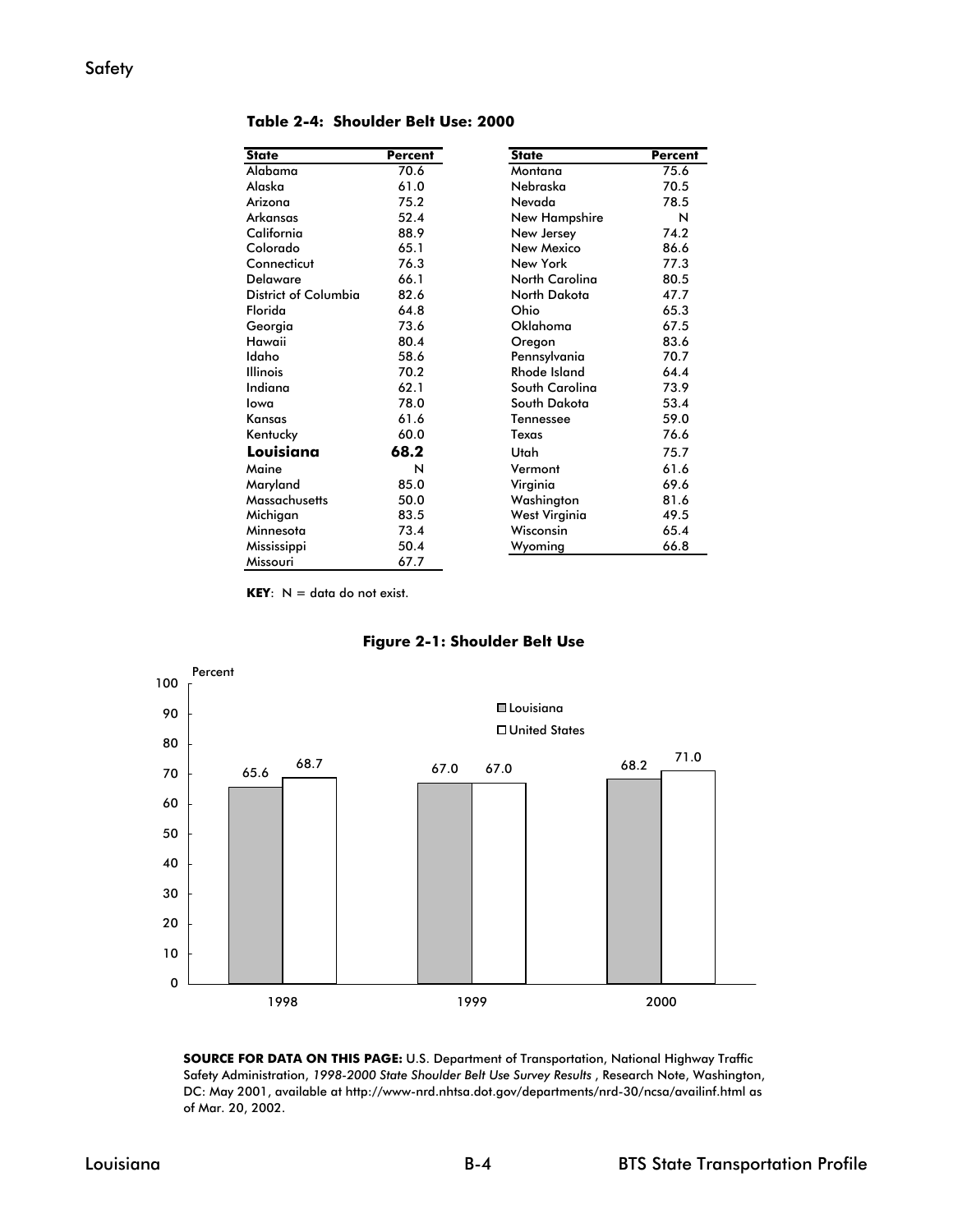## Safety

**Table 2-4: Shoulder Belt Use: 2000**

| State | Percent |
|---|---|
| Alabama | 70.6 |
| Alaska | 61.0 |
| Arizona | 75.2 |
| Arkansas | 52.4 |
| California | 88.9 |
| Colorado | 65.1 |
| Connecticut | 76.3 |
| Delaware | 66.1 |
| District of Columbia | 82.6 |
| Florida | 64.8 |
| Georgia | 73.6 |
| Hawaii | 80.4 |
| Idaho | 58.6 |
| Illinois | 70.2 |
| Indiana | 62.1 |
| Iowa | 78.0 |
| Kansas | 61.6 |
| Kentucky | 60.0 |
| **Louisiana** | **68.2** |
| Maine | N |
| Maryland | 85.0 |
| Massachusetts | 50.0 |
| Michigan | 83.5 |
| Minnesota | 73.4 |
| Mississippi | 50.4 |
| Missouri | 67.7 |
| Montana | 75.6 |
| Nebraska | 70.5 |
| Nevada | 78.5 |
| New Hampshire | N |
| New Jersey | 74.2 |
| New Mexico | 86.6 |
| New York | 77.3 |
| North Carolina | 80.5 |
| North Dakota | 47.7 |
| Ohio | 65.3 |
| Oklahoma | 67.5 |
| Oregon | 83.6 |
| Pennsylvania | 70.7 |
| Rhode Island | 64.4 |
| South Carolina | 73.9 |
| South Dakota | 53.4 |
| Tennessee | 59.0 |
| Texas | 76.6 |
| Utah | 75.7 |
| Vermont | 61.6 |
| Virginia | 69.6 |
| Washington | 81.6 |
| West Virginia | 49.5 |
| Wisconsin | 65.4 |
| Wyoming | 66.8 |

**KEY**: N = data do not exist.

**Figure 2-1: Shoulder Belt Use**

| Year | Louisiana (Percent) | United States (Percent) |
|---|---|---|
| 1998 | 65.6 | 68.7 |
| 1999 | 67.0 | 67.0 |
| 2000 | 68.2 | 71.0 |

**SOURCE FOR DATA ON THIS PAGE:** U.S. Department of Transportation, National Highway Traffic Safety Administration, *1998-2000 State Shoulder Belt Use Survey Results* , Research Note, Washington, DC: May 2001, available at http://www-nrd.nhtsa.dot.gov/departments/nrd-30/ncsa/availinf.html as of Mar. 20, 2002.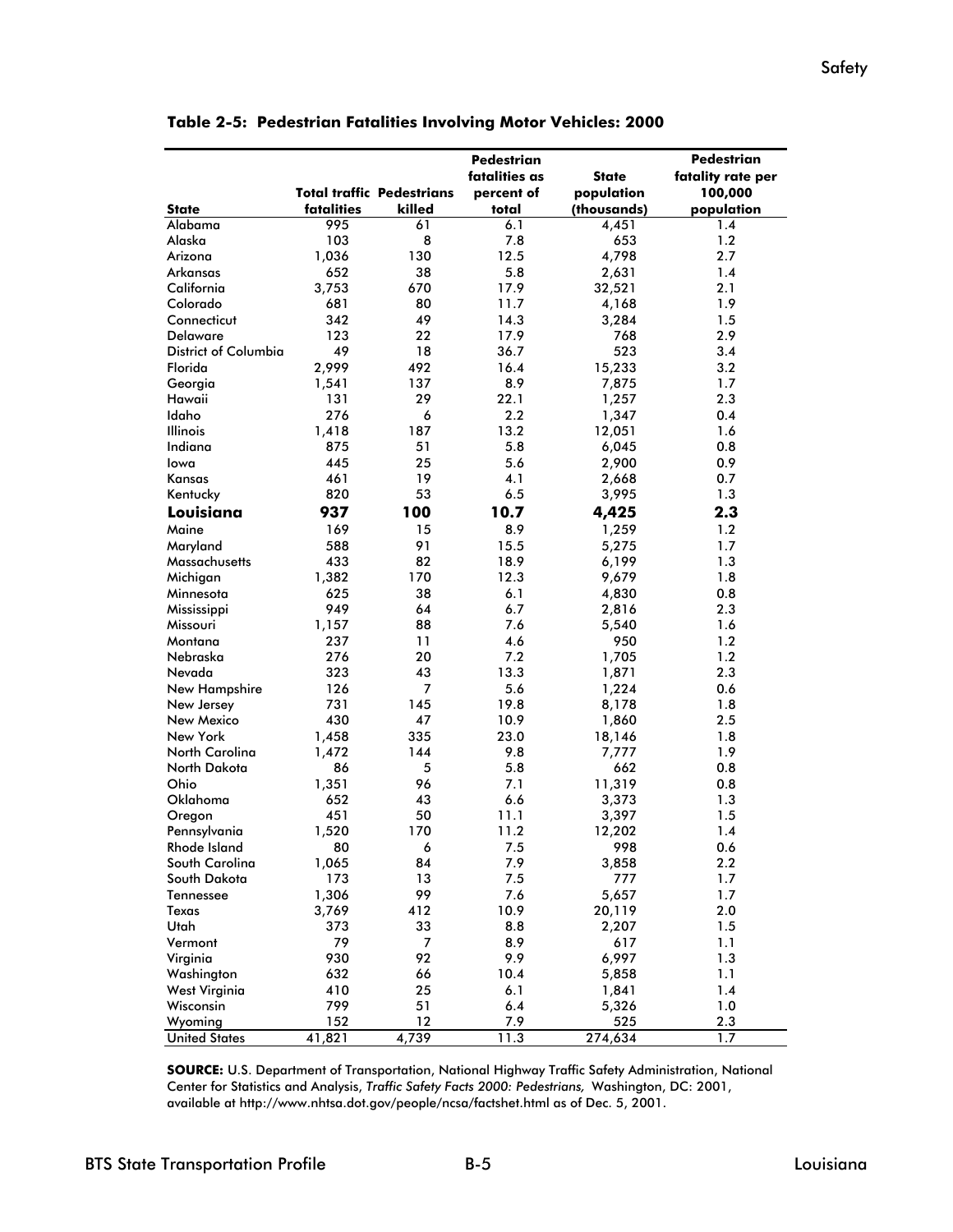**Table 2-5: Pedestrian Fatalities Involving Motor Vehicles: 2000**

| State | Total traffic fatalities | Pedestrians killed | Pedestrian fatalities as percent of total | State population (thousands) | Pedestrian fatality rate per 100,000 population |
|---|---|---|---|---|---|
| Alabama | 995 | 61 | 6.1 | 4,451 | 1.4 |
| Alaska | 103 | 8 | 7.8 | 653 | 1.2 |
| Arizona | 1,036 | 130 | 12.5 | 4,798 | 2.7 |
| Arkansas | 652 | 38 | 5.8 | 2,631 | 1.4 |
| California | 3,753 | 670 | 17.9 | 32,521 | 2.1 |
| Colorado | 681 | 80 | 11.7 | 4,168 | 1.9 |
| Connecticut | 342 | 49 | 14.3 | 3,284 | 1.5 |
| Delaware | 123 | 22 | 17.9 | 768 | 2.9 |
| District of Columbia | 49 | 18 | 36.7 | 523 | 3.4 |
| Florida | 2,999 | 492 | 16.4 | 15,233 | 3.2 |
| Georgia | 1,541 | 137 | 8.9 | 7,875 | 1.7 |
| Hawaii | 131 | 29 | 22.1 | 1,257 | 2.3 |
| Idaho | 276 | 6 | 2.2 | 1,347 | 0.4 |
| Illinois | 1,418 | 187 | 13.2 | 12,051 | 1.6 |
| Indiana | 875 | 51 | 5.8 | 6,045 | 0.8 |
| Iowa | 445 | 25 | 5.6 | 2,900 | 0.9 |
| Kansas | 461 | 19 | 4.1 | 2,668 | 0.7 |
| Kentucky | 820 | 53 | 6.5 | 3,995 | 1.3 |
| **Louisiana** | **937** | **100** | **10.7** | **4,425** | **2.3** |
| Maine | 169 | 15 | 8.9 | 1,259 | 1.2 |
| Maryland | 588 | 91 | 15.5 | 5,275 | 1.7 |
| Massachusetts | 433 | 82 | 18.9 | 6,199 | 1.3 |
| Michigan | 1,382 | 170 | 12.3 | 9,679 | 1.8 |
| Minnesota | 625 | 38 | 6.1 | 4,830 | 0.8 |
| Mississippi | 949 | 64 | 6.7 | 2,816 | 2.3 |
| Missouri | 1,157 | 88 | 7.6 | 5,540 | 1.6 |
| Montana | 237 | 11 | 4.6 | 950 | 1.2 |
| Nebraska | 276 | 20 | 7.2 | 1,705 | 1.2 |
| Nevada | 323 | 43 | 13.3 | 1,871 | 2.3 |
| New Hampshire | 126 | 7 | 5.6 | 1,224 | 0.6 |
| New Jersey | 731 | 145 | 19.8 | 8,178 | 1.8 |
| New Mexico | 430 | 47 | 10.9 | 1,860 | 2.5 |
| New York | 1,458 | 335 | 23.0 | 18,146 | 1.8 |
| North Carolina | 1,472 | 144 | 9.8 | 7,777 | 1.9 |
| North Dakota | 86 | 5 | 5.8 | 662 | 0.8 |
| Ohio | 1,351 | 96 | 7.1 | 11,319 | 0.8 |
| Oklahoma | 652 | 43 | 6.6 | 3,373 | 1.3 |
| Oregon | 451 | 50 | 11.1 | 3,397 | 1.5 |
| Pennsylvania | 1,520 | 170 | 11.2 | 12,202 | 1.4 |
| Rhode Island | 80 | 6 | 7.5 | 998 | 0.6 |
| South Carolina | 1,065 | 84 | 7.9 | 3,858 | 2.2 |
| South Dakota | 173 | 13 | 7.5 | 777 | 1.7 |
| Tennessee | 1,306 | 99 | 7.6 | 5,657 | 1.7 |
| Texas | 3,769 | 412 | 10.9 | 20,119 | 2.0 |
| Utah | 373 | 33 | 8.8 | 2,207 | 1.5 |
| Vermont | 79 | 7 | 8.9 | 617 | 1.1 |
| Virginia | 930 | 92 | 9.9 | 6,997 | 1.3 |
| Washington | 632 | 66 | 10.4 | 5,858 | 1.1 |
| West Virginia | 410 | 25 | 6.1 | 1,841 | 1.4 |
| Wisconsin | 799 | 51 | 6.4 | 5,326 | 1.0 |
| Wyoming | 152 | 12 | 7.9 | 525 | 2.3 |
| United States | 41,821 | 4,739 | 11.3 | 274,634 | 1.7 |

**SOURCE:** U.S. Department of Transportation, National Highway Traffic Safety Administration, National Center for Statistics and Analysis, *Traffic Safety Facts 2000: Pedestrians,* Washington, DC: 2001, available at http://www.nhtsa.dot.gov/people/ncsa/factshet.html as of Dec. 5, 2001.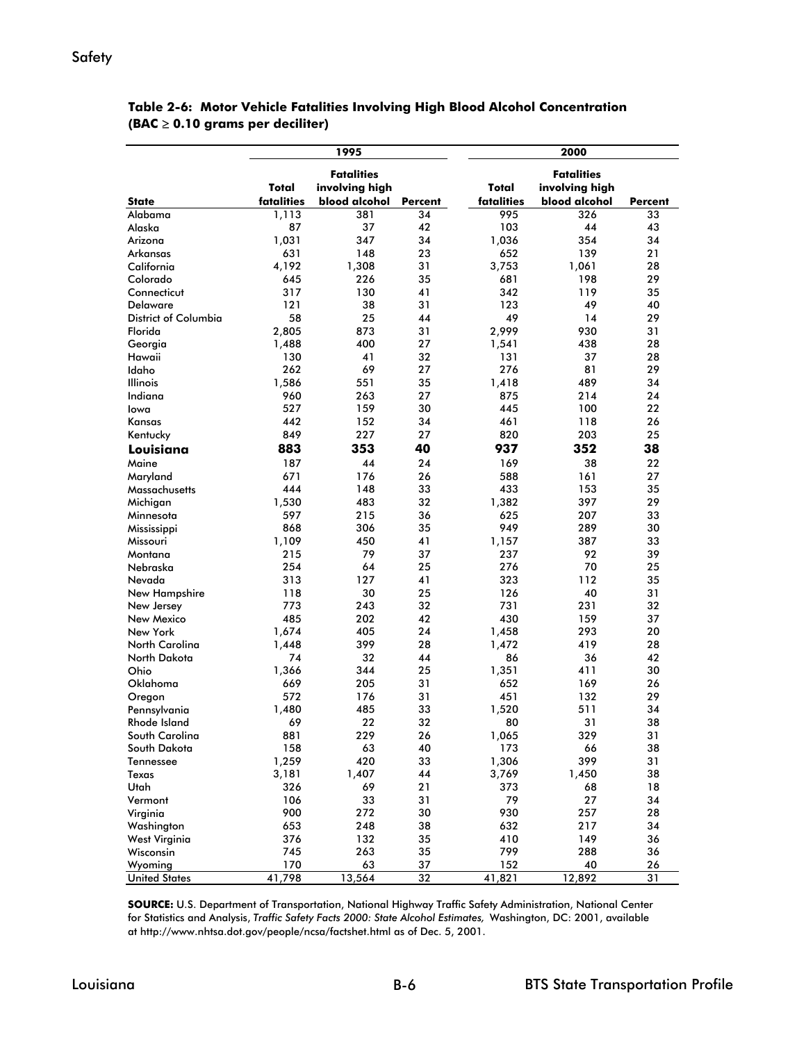**Table 2-6: Motor Vehicle Fatalities Involving High Blood Alcohol Concentration (BAC ≥ 0.10 grams per deciliter)**

| | 1995 | | | 2000 | | |
|---|---|---|---|---|---|---|
| State | Total fatalities | Fatalities involving high blood alcohol | Percent | Total fatalities | Fatalities involving high blood alcohol | Percent |
| Alabama | 1,113 | 381 | 34 | 995 | 326 | 33 |
| Alaska | 87 | 37 | 42 | 103 | 44 | 43 |
| Arizona | 1,031 | 347 | 34 | 1,036 | 354 | 34 |
| Arkansas | 631 | 148 | 23 | 652 | 139 | 21 |
| California | 4,192 | 1,308 | 31 | 3,753 | 1,061 | 28 |
| Colorado | 645 | 226 | 35 | 681 | 198 | 29 |
| Connecticut | 317 | 130 | 41 | 342 | 119 | 35 |
| Delaware | 121 | 38 | 31 | 123 | 49 | 40 |
| District of Columbia | 58 | 25 | 44 | 49 | 14 | 29 |
| Florida | 2,805 | 873 | 31 | 2,999 | 930 | 31 |
| Georgia | 1,488 | 400 | 27 | 1,541 | 438 | 28 |
| Hawaii | 130 | 41 | 32 | 131 | 37 | 28 |
| Idaho | 262 | 69 | 27 | 276 | 81 | 29 |
| Illinois | 1,586 | 551 | 35 | 1,418 | 489 | 34 |
| Indiana | 960 | 263 | 27 | 875 | 214 | 24 |
| Iowa | 527 | 159 | 30 | 445 | 100 | 22 |
| Kansas | 442 | 152 | 34 | 461 | 118 | 26 |
| Kentucky | 849 | 227 | 27 | 820 | 203 | 25 |
| **Louisiana** | **883** | **353** | **40** | **937** | **352** | **38** |
| Maine | 187 | 44 | 24 | 169 | 38 | 22 |
| Maryland | 671 | 176 | 26 | 588 | 161 | 27 |
| Massachusetts | 444 | 148 | 33 | 433 | 153 | 35 |
| Michigan | 1,530 | 483 | 32 | 1,382 | 397 | 29 |
| Minnesota | 597 | 215 | 36 | 625 | 207 | 33 |
| Mississippi | 868 | 306 | 35 | 949 | 289 | 30 |
| Missouri | 1,109 | 450 | 41 | 1,157 | 387 | 33 |
| Montana | 215 | 79 | 37 | 237 | 92 | 39 |
| Nebraska | 254 | 64 | 25 | 276 | 70 | 25 |
| Nevada | 313 | 127 | 41 | 323 | 112 | 35 |
| New Hampshire | 118 | 30 | 25 | 126 | 40 | 31 |
| New Jersey | 773 | 243 | 32 | 731 | 231 | 32 |
| New Mexico | 485 | 202 | 42 | 430 | 159 | 37 |
| New York | 1,674 | 405 | 24 | 1,458 | 293 | 20 |
| North Carolina | 1,448 | 399 | 28 | 1,472 | 419 | 28 |
| North Dakota | 74 | 32 | 44 | 86 | 36 | 42 |
| Ohio | 1,366 | 344 | 25 | 1,351 | 411 | 30 |
| Oklahoma | 669 | 205 | 31 | 652 | 169 | 26 |
| Oregon | 572 | 176 | 31 | 451 | 132 | 29 |
| Pennsylvania | 1,480 | 485 | 33 | 1,520 | 511 | 34 |
| Rhode Island | 69 | 22 | 32 | 80 | 31 | 38 |
| South Carolina | 881 | 229 | 26 | 1,065 | 329 | 31 |
| South Dakota | 158 | 63 | 40 | 173 | 66 | 38 |
| Tennessee | 1,259 | 420 | 33 | 1,306 | 399 | 31 |
| Texas | 3,181 | 1,407 | 44 | 3,769 | 1,450 | 38 |
| Utah | 326 | 69 | 21 | 373 | 68 | 18 |
| Vermont | 106 | 33 | 31 | 79 | 27 | 34 |
| Virginia | 900 | 272 | 30 | 930 | 257 | 28 |
| Washington | 653 | 248 | 38 | 632 | 217 | 34 |
| West Virginia | 376 | 132 | 35 | 410 | 149 | 36 |
| Wisconsin | 745 | 263 | 35 | 799 | 288 | 36 |
| Wyoming | 170 | 63 | 37 | 152 | 40 | 26 |
| United States | 41,798 | 13,564 | 32 | 41,821 | 12,892 | 31 |

**SOURCE:** U.S. Department of Transportation, National Highway Traffic Safety Administration, National Center for Statistics and Analysis, *Traffic Safety Facts 2000: State Alcohol Estimates,* Washington, DC: 2001, available at http://www.nhtsa.dot.gov/people/ncsa/factshet.html as of Dec. 5, 2001.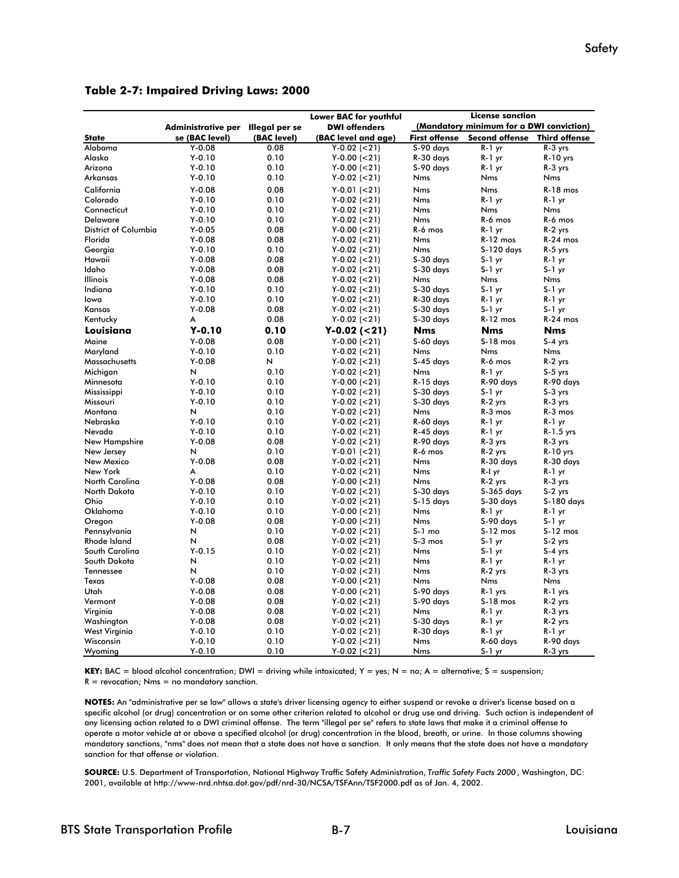## Table 2-7: Impaired Driving Laws: 2000

| State | Administrative per se (BAC level) | Illegal per se (BAC level) | Lower BAC for youthful DWI offenders (BAC level and age) | License sanction (Mandatory minimum for a DWI conviction) First offense | Second offense | Third offense |
|---|---|---|---|---|---|---|
| Alabama | Y-0.08 | 0.08 | Y-0.02 (<21) | S-90 days | R-1 yr | R-3 yrs |
| Alaska | Y-0.10 | 0.10 | Y-0.00 (<21) | R-30 days | R-1 yr | R-10 yrs |
| Arizona | Y-0.10 | 0.10 | Y-0.00 (<21) | S-90 days | R-1 yr | R-3 yrs |
| Arkansas | Y-0.10 | 0.10 | Y-0.02 (<21) | Nms | Nms | Nms |
| California | Y-0.08 | 0.08 | Y-0.01 (<21) | Nms | Nms | R-18 mos |
| Colorado | Y-0.10 | 0.10 | Y-0.02 (<21) | Nms | R-1 yr | R-1 yr |
| Connecticut | Y-0.10 | 0.10 | Y-0.02 (<21) | Nms | Nms | Nms |
| Delaware | Y-0.10 | 0.10 | Y-0.02 (<21) | Nms | R-6 mos | R-6 mos |
| District of Columbia | Y-0.05 | 0.08 | Y-0.00 (<21) | R-6 mos | R-1 yr | R-2 yrs |
| Florida | Y-0.08 | 0.08 | Y-0.02 (<21) | Nms | R-12 mos | R-24 mos |
| Georgia | Y-0.10 | 0.10 | Y-0.02 (<21) | Nms | S-120 days | R-5 yrs |
| Hawaii | Y-0.08 | 0.08 | Y-0.02 (<21) | S-30 days | S-1 yr | R-1 yr |
| Idaho | Y-0.08 | 0.08 | Y-0.02 (<21) | S-30 days | S-1 yr | S-1 yr |
| Illinois | Y-0.08 | 0.08 | Y-0.02 (<21) | Nms | Nms | Nms |
| Indiana | Y-0.10 | 0.10 | Y-0.02 (<21) | S-30 days | S-1 yr | S-1 yr |
| Iowa | Y-0.10 | 0.10 | Y-0.02 (<21) | R-30 days | R-1 yr | R-1 yr |
| Kansas | Y-0.08 | 0.08 | Y-0.02 (<21) | S-30 days | S-1 yr | S-1 yr |
| Kentucky | A | 0.08 | Y-0.02 (<21) | S-30 days | R-12 mos | R-24 mos |
| **Louisiana** | **Y-0.10** | **0.10** | **Y-0.02 (<21)** | **Nms** | **Nms** | **Nms** |
| Maine | Y-0.08 | 0.08 | Y-0.00 (<21) | S-60 days | S-18 mos | S-4 yrs |
| Maryland | Y-0.10 | 0.10 | Y-0.02 (<21) | Nms | Nms | Nms |
| Massachusetts | Y-0.08 | N | Y-0.02 (<21) | S-45 days | R-6 mos | R-2 yrs |
| Michigan | N | 0.10 | Y-0.02 (<21) | Nms | R-1 yr | S-5 yrs |
| Minnesota | Y-0.10 | 0.10 | Y-0.00 (<21) | R-15 days | R-90 days | R-90 days |
| Mississippi | Y-0.10 | 0.10 | Y-0.02 (<21) | S-30 days | S-1 yr | S-3 yrs |
| Missouri | Y-0.10 | 0.10 | Y-0.02 (<21) | S-30 days | R-2 yrs | R-3 yrs |
| Montana | N | 0.10 | Y-0.02 (<21) | Nms | R-3 mos | R-3 mos |
| Nebraska | Y-0.10 | 0.10 | Y-0.02 (<21) | R-60 days | R-1 yr | R-1 yr |
| Nevada | Y-0.10 | 0.10 | Y-0.02 (<21) | R-45 days | R-1 yr | R-1.5 yrs |
| New Hampshire | Y-0.08 | 0.08 | Y-0.02 (<21) | R-90 days | R-3 yrs | R-3 yrs |
| New Jersey | N | 0.10 | Y-0.01 (<21) | R-6 mos | R-2 yrs | R-10 yrs |
| New Mexico | Y-0.08 | 0.08 | Y-0.02 (<21) | Nms | R-30 days | R-30 days |
| New York | A | 0.10 | Y-0.02 (<21) | Nms | R-l yr | R-1 yr |
| North Carolina | Y-0.08 | 0.08 | Y-0.00 (<21) | Nms | R-2 yrs | R-3 yrs |
| North Dakota | Y-0.10 | 0.10 | Y-0.02 (<21) | S-30 days | S-365 days | S-2 yrs |
| Ohio | Y-0.10 | 0.10 | Y-0.02 (<21) | S-15 days | S-30 days | S-180 days |
| Oklahoma | Y-0.10 | 0.10 | Y-0.00 (<21) | Nms | R-1 yr | R-1 yr |
| Oregon | Y-0.08 | 0.08 | Y-0.00 (<21) | Nms | S-90 days | S-1 yr |
| Pennsylvania | N | 0.10 | Y-0.02 (<21) | S-1 mo | S-12 mos | S-12 mos |
| Rhode Island | N | 0.08 | Y-0.02 (<21) | S-3 mos | S-1 yr | S-2 yrs |
| South Carolina | Y-0.15 | 0.10 | Y-0.02 (<21) | Nms | S-1 yr | S-4 yrs |
| South Dakota | N | 0.10 | Y-0.02 (<21) | Nms | R-1 yr | R-1 yr |
| Tennessee | N | 0.10 | Y-0.02 (<21) | Nms | R-2 yrs | R-3 yrs |
| Texas | Y-0.08 | 0.08 | Y-0.00 (<21) | Nms | Nms | Nms |
| Utah | Y-0.08 | 0.08 | Y-0.00 (<21) | S-90 days | R-1 yrs | R-1 yrs |
| Vermont | Y-0.08 | 0.08 | Y-0.02 (<21) | S-90 days | S-18 mos | R-2 yrs |
| Virginia | Y-0.08 | 0.08 | Y-0.02 (<21) | Nms | R-1 yr | R-3 yrs |
| Washington | Y-0.08 | 0.08 | Y-0.02 (<21) | S-30 days | R-1 yr | R-2 yrs |
| West Virginia | Y-0.10 | 0.10 | Y-0.02 (<21) | R-30 days | R-1 yr | R-1 yr |
| Wisconsin | Y-0.10 | 0.10 | Y-0.02 (<21) | Nms | R-60 days | R-90 days |
| Wyoming | Y-0.10 | 0.10 | Y-0.02 (<21) | Nms | S-1 yr | R-3 yrs |

**KEY:** BAC = blood alcohol concentration; DWI = driving while intoxicated; Y = yes; N = no; A = alternative; S = suspension; R = revocation; Nms = no mandatory sanction.

**NOTES:** An "administrative per se law" allows a state's driver licensing agency to either suspend or revoke a driver's license based on a specific alcohol (or drug) concentration or on some other criterion related to alcohol or drug use and driving. Such action is independent of any licensing action related to a DWI criminal offense. The term "illegal per se" refers to state laws that make it a criminal offense to operate a motor vehicle at or above a specified alcohol (or drug) concentration in the blood, breath, or urine. In those columns showing mandatory sanctions, "nms" does not mean that a state does not have a sanction. It only means that the state does not have a mandatory sanction for that offense or violation.

**SOURCE:** U.S. Department of Transportation, National Highway Traffic Safety Administration, *Traffic Safety Facts 2000*, Washington, DC: 2001, available at http://www-nrd.nhtsa.dot.gov/pdf/nrd-30/NCSA/TSFAnn/TSF2000.pdf as of Jan. 4, 2002.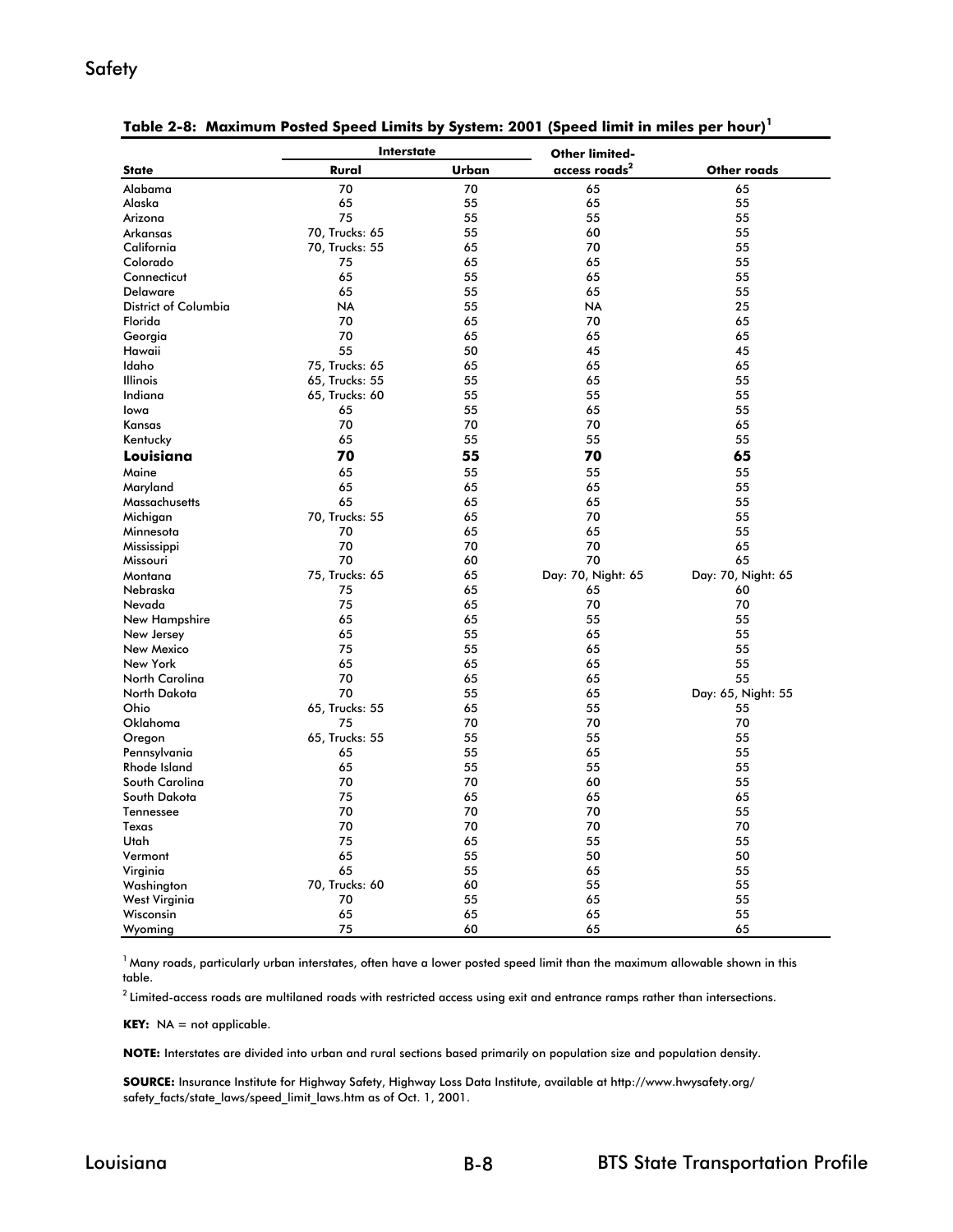## Table 2-8: Maximum Posted Speed Limits by System: 2001 (Speed limit in miles per hour)[1]

| State | Interstate | | Other limited-access roads[2] | Other roads |
|---|---|---|---|---|
| | Rural | Urban | | |
| Alabama | 70 | 70 | 65 | 65 |
| Alaska | 65 | 55 | 65 | 55 |
| Arizona | 75 | 55 | 55 | 55 |
| Arkansas | 70, Trucks: 65 | 55 | 60 | 55 |
| California | 70, Trucks: 55 | 65 | 70 | 55 |
| Colorado | 75 | 65 | 65 | 55 |
| Connecticut | 65 | 55 | 65 | 55 |
| Delaware | 65 | 55 | 65 | 55 |
| District of Columbia | NA | 55 | NA | 25 |
| Florida | 70 | 65 | 70 | 65 |
| Georgia | 70 | 65 | 65 | 65 |
| Hawaii | 55 | 50 | 45 | 45 |
| Idaho | 75, Trucks: 65 | 65 | 65 | 65 |
| Illinois | 65, Trucks: 55 | 55 | 65 | 55 |
| Indiana | 65, Trucks: 60 | 55 | 55 | 55 |
| Iowa | 65 | 55 | 65 | 55 |
| Kansas | 70 | 70 | 70 | 65 |
| Kentucky | 65 | 55 | 55 | 55 |
| **Louisiana** | **70** | **55** | **70** | **65** |
| Maine | 65 | 55 | 55 | 55 |
| Maryland | 65 | 65 | 65 | 55 |
| Massachusetts | 65 | 65 | 65 | 55 |
| Michigan | 70, Trucks: 55 | 65 | 70 | 55 |
| Minnesota | 70 | 65 | 65 | 55 |
| Mississippi | 70 | 70 | 70 | 65 |
| Missouri | 70 | 60 | 70 | 65 |
| Montana | 75, Trucks: 65 | 65 | Day: 70, Night: 65 | Day: 70, Night: 65 |
| Nebraska | 75 | 65 | 65 | 60 |
| Nevada | 75 | 65 | 70 | 70 |
| New Hampshire | 65 | 65 | 55 | 55 |
| New Jersey | 65 | 55 | 65 | 55 |
| New Mexico | 75 | 55 | 65 | 55 |
| New York | 65 | 65 | 65 | 55 |
| North Carolina | 70 | 65 | 65 | 55 |
| North Dakota | 70 | 55 | 65 | Day: 65, Night: 55 |
| Ohio | 65, Trucks: 55 | 65 | 55 | 55 |
| Oklahoma | 75 | 70 | 70 | 70 |
| Oregon | 65, Trucks: 55 | 55 | 55 | 55 |
| Pennsylvania | 65 | 55 | 65 | 55 |
| Rhode Island | 65 | 55 | 55 | 55 |
| South Carolina | 70 | 70 | 60 | 55 |
| South Dakota | 75 | 65 | 65 | 65 |
| Tennessee | 70 | 70 | 70 | 55 |
| Texas | 70 | 70 | 70 | 70 |
| Utah | 75 | 65 | 55 | 55 |
| Vermont | 65 | 55 | 50 | 50 |
| Virginia | 65 | 55 | 65 | 55 |
| Washington | 70, Trucks: 60 | 60 | 55 | 55 |
| West Virginia | 70 | 55 | 65 | 55 |
| Wisconsin | 65 | 65 | 65 | 55 |
| Wyoming | 75 | 60 | 65 | 65 |

[1] Many roads, particularly urban interstates, often have a lower posted speed limit than the maximum allowable shown in this table.

[2] Limited-access roads are multilaned roads with restricted access using exit and entrance ramps rather than intersections.

**KEY:** NA = not applicable.

**NOTE:** Interstates are divided into urban and rural sections based primarily on population size and population density.

**SOURCE:** Insurance Institute for Highway Safety, Highway Loss Data Institute, available at http://www.hwysafety.org/safety_facts/state_laws/speed_limit_laws.htm as of Oct. 1, 2001.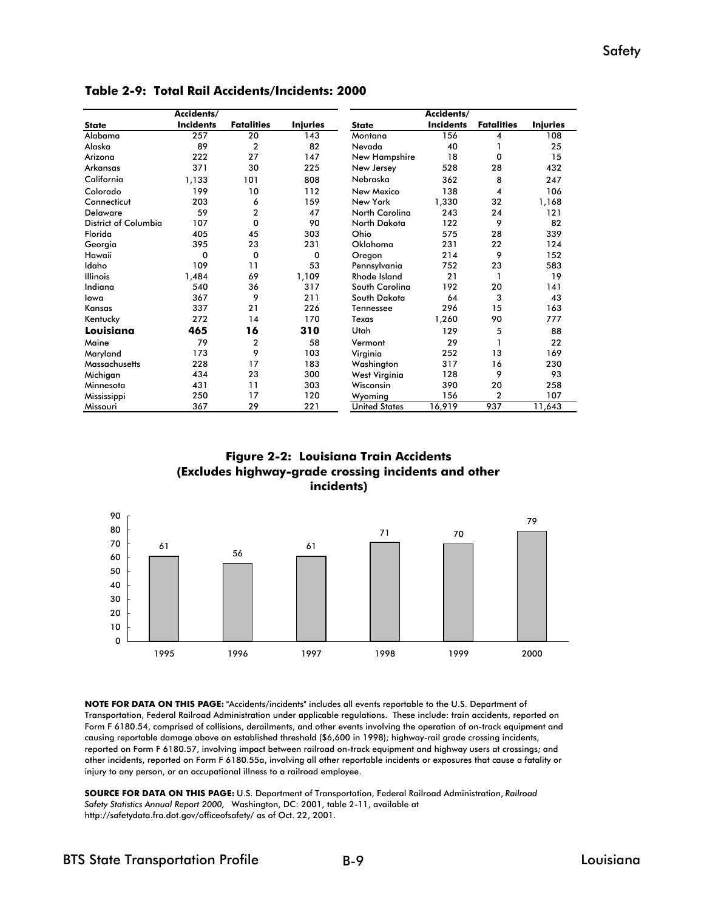**Table 2-9: Total Rail Accidents/Incidents: 2000**

| State | Accidents/ Incidents | Fatalities | Injuries |
|---|---|---|---|
| Alabama | 257 | 20 | 143 |
| Alaska | 89 | 2 | 82 |
| Arizona | 222 | 27 | 147 |
| Arkansas | 371 | 30 | 225 |
| California | 1,133 | 101 | 808 |
| Colorado | 199 | 10 | 112 |
| Connecticut | 203 | 6 | 159 |
| Delaware | 59 | 2 | 47 |
| District of Columbia | 107 | 0 | 90 |
| Florida | 405 | 45 | 303 |
| Georgia | 395 | 23 | 231 |
| Hawaii | 0 | 0 | 0 |
| Idaho | 109 | 11 | 53 |
| Illinois | 1,484 | 69 | 1,109 |
| Indiana | 540 | 36 | 317 |
| Iowa | 367 | 9 | 211 |
| Kansas | 337 | 21 | 226 |
| Kentucky | 272 | 14 | 170 |
| **Louisiana** | **465** | **16** | **310** |
| Maine | 79 | 2 | 58 |
| Maryland | 173 | 9 | 103 |
| Massachusetts | 228 | 17 | 183 |
| Michigan | 434 | 23 | 300 |
| Minnesota | 431 | 11 | 303 |
| Mississippi | 250 | 17 | 120 |
| Missouri | 367 | 29 | 221 |
| Montana | 156 | 4 | 108 |
| Nevada | 40 | 1 | 25 |
| New Hampshire | 18 | 0 | 15 |
| New Jersey | 528 | 28 | 432 |
| Nebraska | 362 | 8 | 247 |
| New Mexico | 138 | 4 | 106 |
| New York | 1,330 | 32 | 1,168 |
| North Carolina | 243 | 24 | 121 |
| North Dakota | 122 | 9 | 82 |
| Ohio | 575 | 28 | 339 |
| Oklahoma | 231 | 22 | 124 |
| Oregon | 214 | 9 | 152 |
| Pennsylvania | 752 | 23 | 583 |
| Rhode Island | 21 | 1 | 19 |
| South Carolina | 192 | 20 | 141 |
| South Dakota | 64 | 3 | 43 |
| Tennessee | 296 | 15 | 163 |
| Texas | 1,260 | 90 | 777 |
| Utah | 129 | 5 | 88 |
| Vermont | 29 | 1 | 22 |
| Virginia | 252 | 13 | 169 |
| Washington | 317 | 16 | 230 |
| West Virginia | 128 | 9 | 93 |
| Wisconsin | 390 | 20 | 258 |
| Wyoming | 156 | 2 | 107 |
| United States | 16,919 | 937 | 11,643 |

**Figure 2-2: Louisiana Train Accidents (Excludes highway-grade crossing incidents and other incidents)**

| Year | Train Accidents |
|---|---|
| 1995 | 61 |
| 1996 | 56 |
| 1997 | 61 |
| 1998 | 71 |
| 1999 | 70 |
| 2000 | 79 |

**NOTE FOR DATA ON THIS PAGE:** "Accidents/incidents" includes all events reportable to the U.S. Department of Transportation, Federal Railroad Administration under applicable regulations. These include: train accidents, reported on Form F 6180.54, comprised of collisions, derailments, and other events involving the operation of on-track equipment and causing reportable damage above an established threshold ($6,600 in 1998); highway-rail grade crossing incidents, reported on Form F 6180.57, involving impact between railroad on-track equipment and highway users at crossings; and other incidents, reported on Form F 6180.55a, involving all other reportable incidents or exposures that cause a fatality or injury to any person, or an occupational illness to a railroad employee.

**SOURCE FOR DATA ON THIS PAGE:** U.S. Department of Transportation, Federal Railroad Administration, *Railroad Safety Statistics Annual Report 2000,* Washington, DC: 2001, table 2-11, available at http://safetydata.fra.dot.gov/officeofsafety/ as of Oct. 22, 2001.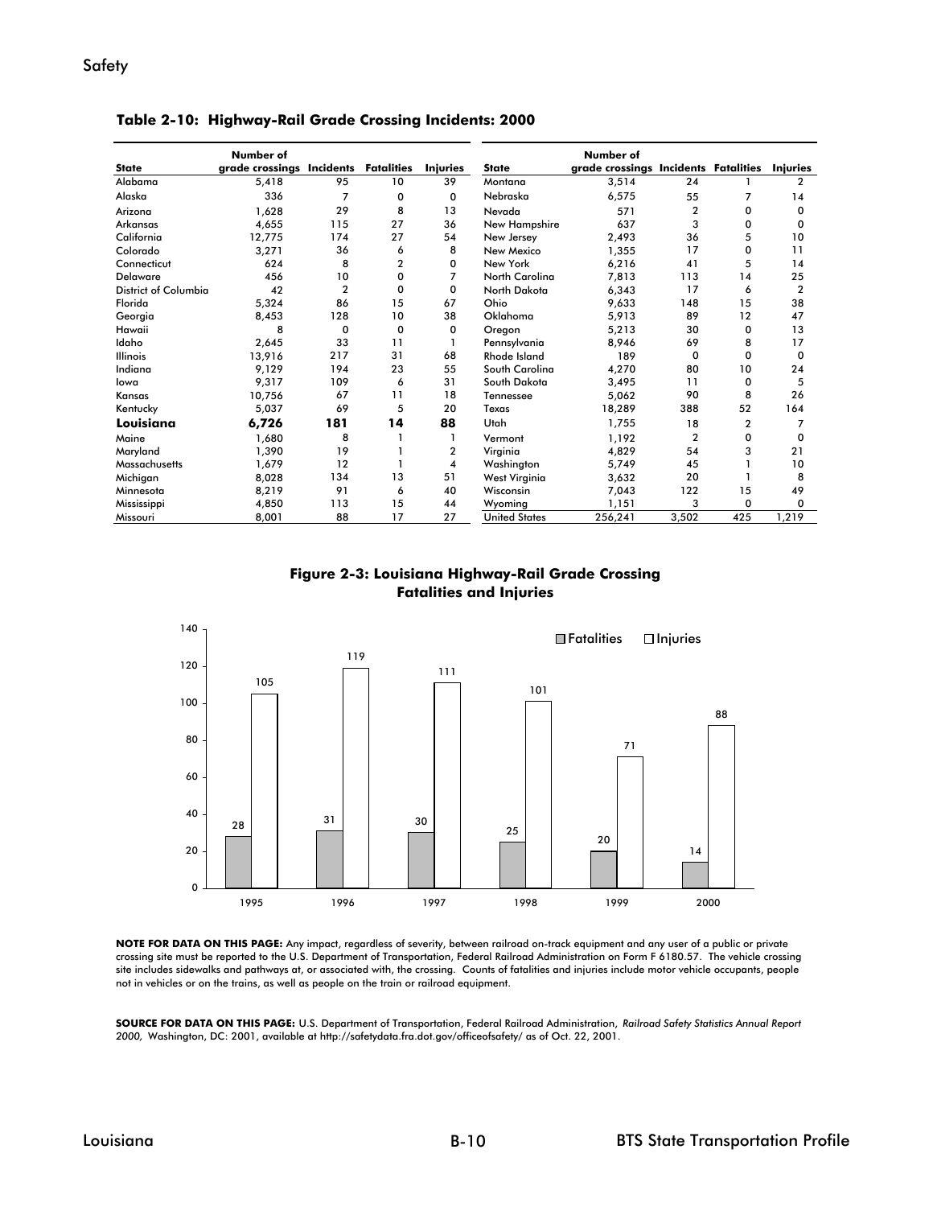**Table 2-10: Highway-Rail Grade Crossing Incidents: 2000**

| State | Number of grade crossings | Incidents | Fatalities | Injuries | State | Number of grade crossings | Incidents | Fatalities | Injuries |
|---|---|---|---|---|---|---|---|---|---|
| Alabama | 5,418 | 95 | 10 | 39 | Montana | 3,514 | 24 | 1 | 2 |
| Alaska | 336 | 7 | 0 | 0 | Nebraska | 6,575 | 55 | 7 | 14 |
| Arizona | 1,628 | 29 | 8 | 13 | Nevada | 571 | 2 | 0 | 0 |
| Arkansas | 4,655 | 115 | 27 | 36 | New Hampshire | 637 | 3 | 0 | 0 |
| California | 12,775 | 174 | 27 | 54 | New Jersey | 2,493 | 36 | 5 | 10 |
| Colorado | 3,271 | 36 | 6 | 8 | New Mexico | 1,355 | 17 | 0 | 11 |
| Connecticut | 624 | 8 | 2 | 0 | New York | 6,216 | 41 | 5 | 14 |
| Delaware | 456 | 10 | 0 | 7 | North Carolina | 7,813 | 113 | 14 | 25 |
| District of Columbia | 42 | 2 | 0 | 0 | North Dakota | 6,343 | 17 | 6 | 2 |
| Florida | 5,324 | 86 | 15 | 67 | Ohio | 9,633 | 148 | 15 | 38 |
| Georgia | 8,453 | 128 | 10 | 38 | Oklahoma | 5,913 | 89 | 12 | 47 |
| Hawaii | 8 | 0 | 0 | 0 | Oregon | 5,213 | 30 | 0 | 13 |
| Idaho | 2,645 | 33 | 11 | 1 | Pennsylvania | 8,946 | 69 | 8 | 17 |
| Illinois | 13,916 | 217 | 31 | 68 | Rhode Island | 189 | 0 | 0 | 0 |
| Indiana | 9,129 | 194 | 23 | 55 | South Carolina | 4,270 | 80 | 10 | 24 |
| Iowa | 9,317 | 109 | 6 | 31 | South Dakota | 3,495 | 11 | 0 | 5 |
| Kansas | 10,756 | 67 | 11 | 18 | Tennessee | 5,062 | 90 | 8 | 26 |
| Kentucky | 5,037 | 69 | 5 | 20 | Texas | 18,289 | 388 | 52 | 164 |
| **Louisiana** | **6,726** | **181** | **14** | **88** | Utah | 1,755 | 18 | 2 | 7 |
| Maine | 1,680 | 8 | 1 | 1 | Vermont | 1,192 | 2 | 0 | 0 |
| Maryland | 1,390 | 19 | 1 | 2 | Virginia | 4,829 | 54 | 3 | 21 |
| Massachusetts | 1,679 | 12 | 1 | 4 | Washington | 5,749 | 45 | 1 | 10 |
| Michigan | 8,028 | 134 | 13 | 51 | West Virginia | 3,632 | 20 | 1 | 8 |
| Minnesota | 8,219 | 91 | 6 | 40 | Wisconsin | 7,043 | 122 | 15 | 49 |
| Mississippi | 4,850 | 113 | 15 | 44 | Wyoming | 1,151 | 3 | 0 | 0 |
| Missouri | 8,001 | 88 | 17 | 27 | United States | 256,241 | 3,502 | 425 | 1,219 |

**Figure 2-3: Louisiana Highway-Rail Grade Crossing Fatalities and Injuries**

| Year | Fatalities | Injuries |
|---|---|---|
| 1995 | 28 | 105 |
| 1996 | 31 | 119 |
| 1997 | 30 | 111 |
| 1998 | 25 | 101 |
| 1999 | 20 | 71 |
| 2000 | 14 | 88 |

**NOTE FOR DATA ON THIS PAGE:** Any impact, regardless of severity, between railroad on-track equipment and any user of a public or private crossing site must be reported to the U.S. Department of Transportation, Federal Railroad Administration on Form F 6180.57. The vehicle crossing site includes sidewalks and pathways at, or associated with, the crossing. Counts of fatalities and injuries include motor vehicle occupants, people not in vehicles or on the trains, as well as people on the train or railroad equipment.

**SOURCE FOR DATA ON THIS PAGE:** U.S. Department of Transportation, Federal Railroad Administration, *Railroad Safety Statistics Annual Report 2000,* Washington, DC: 2001, available at http://safetydata.fra.dot.gov/officeofsafety/ as of Oct. 22, 2001.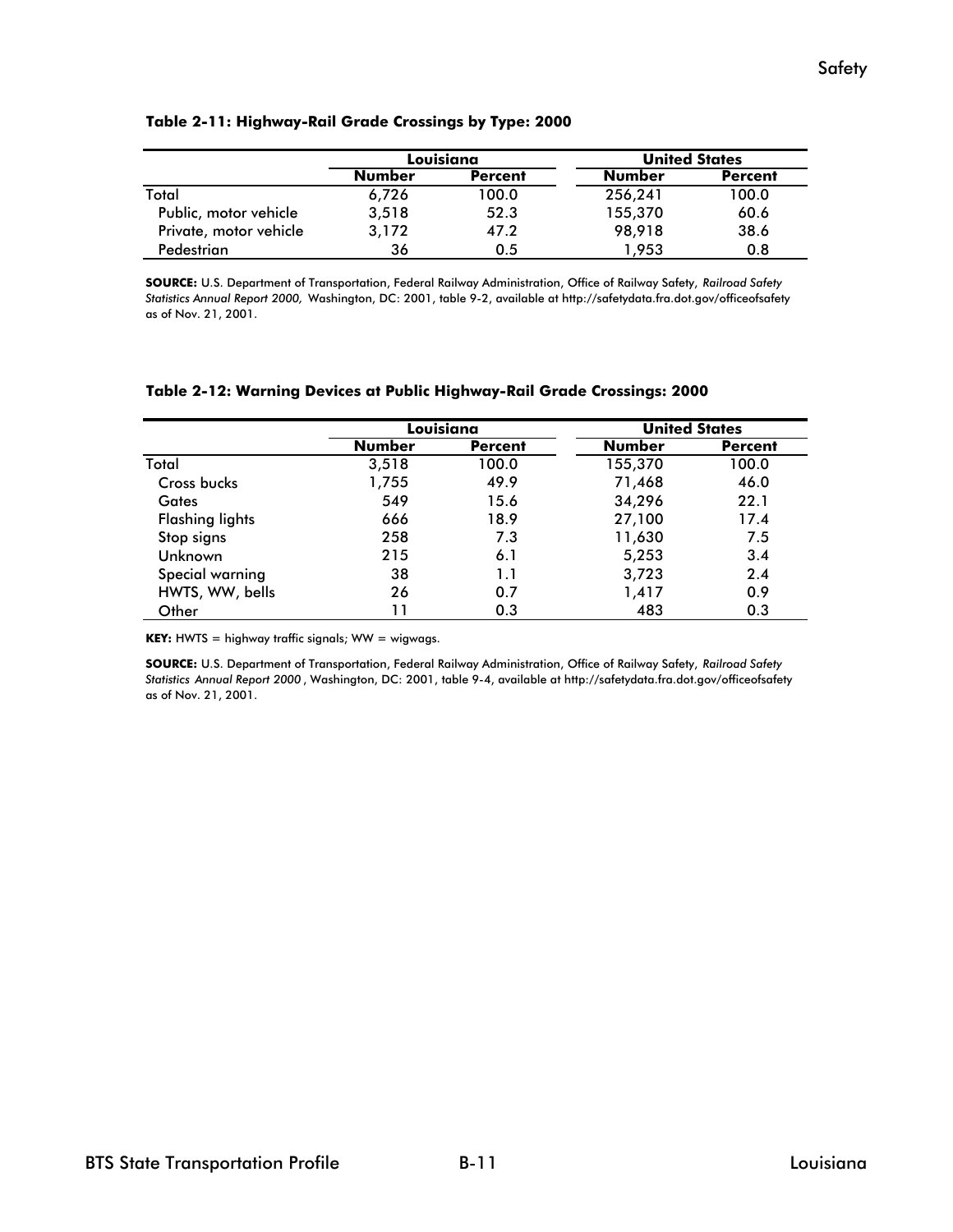**Table 2-11: Highway-Rail Grade Crossings by Type: 2000**

| | Louisiana | | United States | |
|---|---|---|---|---|
| | Number | Percent | Number | Percent |
| Total | 6,726 | 100.0 | 256,241 | 100.0 |
| Public, motor vehicle | 3,518 | 52.3 | 155,370 | 60.6 |
| Private, motor vehicle | 3,172 | 47.2 | 98,918 | 38.6 |
| Pedestrian | 36 | 0.5 | 1,953 | 0.8 |

**SOURCE:** U.S. Department of Transportation, Federal Railway Administration, Office of Railway Safety, *Railroad Safety Statistics Annual Report 2000,* Washington, DC: 2001, table 9-2, available at http://safetydata.fra.dot.gov/officeofsafety as of Nov. 21, 2001.

**Table 2-12: Warning Devices at Public Highway-Rail Grade Crossings: 2000**

| | Louisiana | | United States | |
|---|---|---|---|---|
| | Number | Percent | Number | Percent |
| Total | 3,518 | 100.0 | 155,370 | 100.0 |
| Cross bucks | 1,755 | 49.9 | 71,468 | 46.0 |
| Gates | 549 | 15.6 | 34,296 | 22.1 |
| Flashing lights | 666 | 18.9 | 27,100 | 17.4 |
| Stop signs | 258 | 7.3 | 11,630 | 7.5 |
| Unknown | 215 | 6.1 | 5,253 | 3.4 |
| Special warning | 38 | 1.1 | 3,723 | 2.4 |
| HWTS, WW, bells | 26 | 0.7 | 1,417 | 0.9 |
| Other | 11 | 0.3 | 483 | 0.3 |

**KEY:** HWTS = highway traffic signals; WW = wigwags.

**SOURCE:** U.S. Department of Transportation, Federal Railway Administration, Office of Railway Safety, *Railroad Safety Statistics Annual Report 2000*, Washington, DC: 2001, table 9-4, available at http://safetydata.fra.dot.gov/officeofsafety as of Nov. 21, 2001.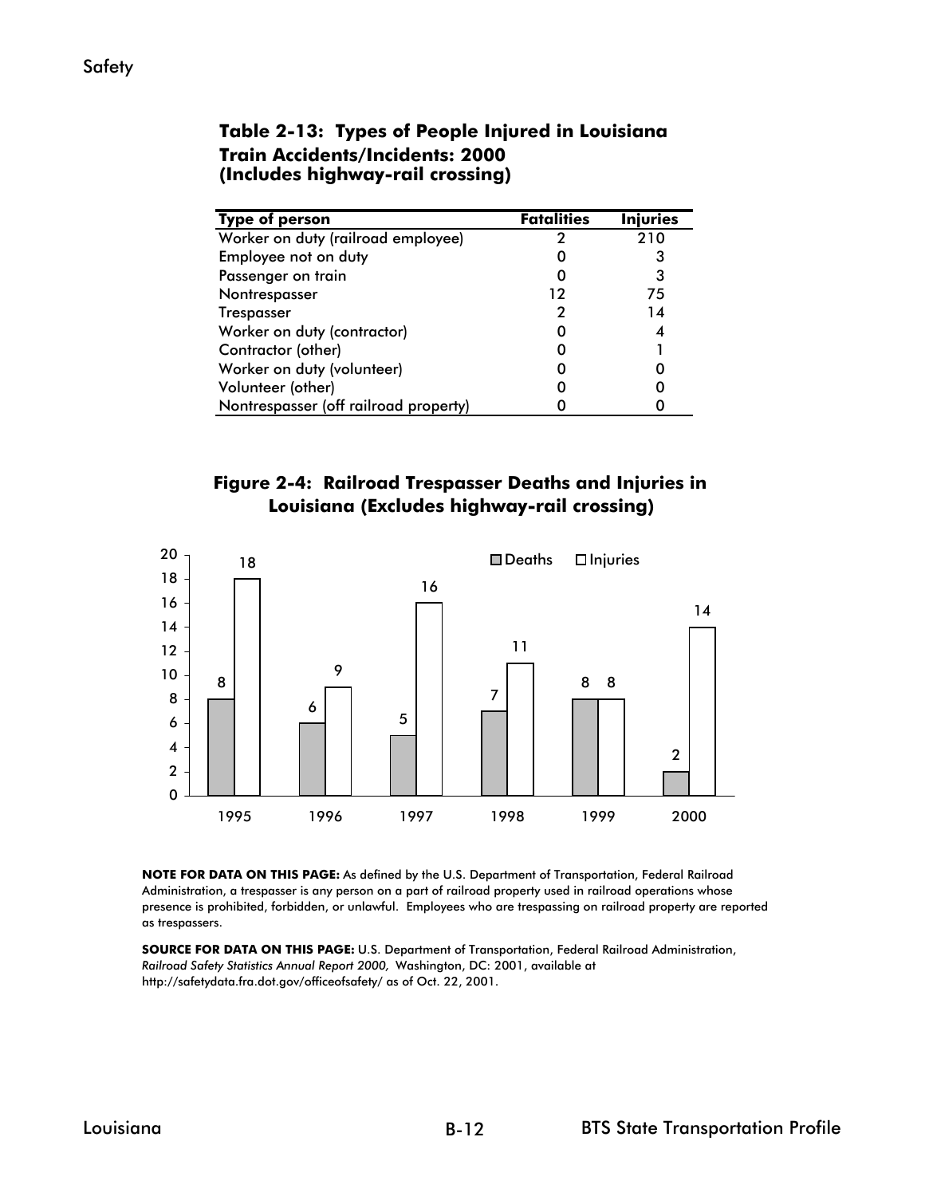### Table 2-13: Types of People Injured in Louisiana Train Accidents/Incidents: 2000 (Includes highway-rail crossing)

| Type of person | Fatalities | Injuries |
|---|---|---|
| Worker on duty (railroad employee) | 2 | 210 |
| Employee not on duty | 0 | 3 |
| Passenger on train | 0 | 3 |
| Nontrespasser | 12 | 75 |
| Trespasser | 2 | 14 |
| Worker on duty (contractor) | 0 | 4 |
| Contractor (other) | 0 | 1 |
| Worker on duty (volunteer) | 0 | 0 |
| Volunteer (other) | 0 | 0 |
| Nontrespasser (off railroad property) | 0 | 0 |

### Figure 2-4: Railroad Trespasser Deaths and Injuries in Louisiana (Excludes highway-rail crossing)

| Year | Deaths | Injuries |
|---|---|---|
| 1995 | 8 | 18 |
| 1996 | 6 | 9 |
| 1997 | 5 | 16 |
| 1998 | 7 | 11 |
| 1999 | 8 | 8 |
| 2000 | 2 | 14 |

**NOTE FOR DATA ON THIS PAGE:** As defined by the U.S. Department of Transportation, Federal Railroad Administration, a trespasser is any person on a part of railroad property used in railroad operations whose presence is prohibited, forbidden, or unlawful. Employees who are trespassing on railroad property are reported as trespassers.

**SOURCE FOR DATA ON THIS PAGE:** U.S. Department of Transportation, Federal Railroad Administration, *Railroad Safety Statistics Annual Report 2000,* Washington, DC: 2001, available at http://safetydata.fra.dot.gov/officeofsafety/ as of Oct. 22, 2001.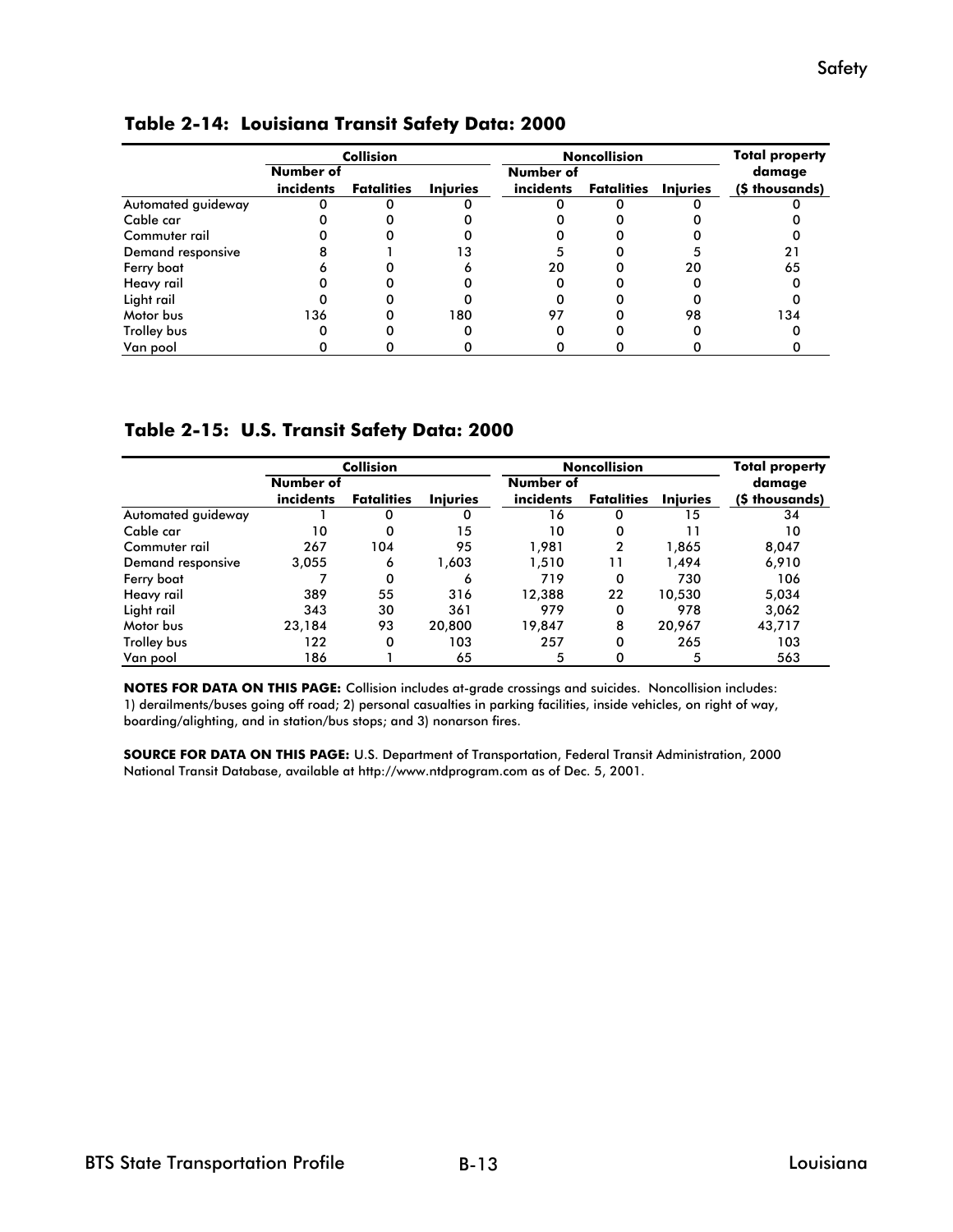## Table 2-14: Louisiana Transit Safety Data: 2000

| | Collision | | | Noncollision | | | Total property |
|---|---|---|---|---|---|---|---|
| | Number of incidents | Fatalities | Injuries | Number of incidents | Fatalities | Injuries | damage ($ thousands) |
| Automated guideway | 0 | 0 | 0 | 0 | 0 | 0 | 0 |
| Cable car | 0 | 0 | 0 | 0 | 0 | 0 | 0 |
| Commuter rail | 0 | 0 | 0 | 0 | 0 | 0 | 0 |
| Demand responsive | 8 | 1 | 13 | 5 | 0 | 5 | 21 |
| Ferry boat | 6 | 0 | 6 | 20 | 0 | 20 | 65 |
| Heavy rail | 0 | 0 | 0 | 0 | 0 | 0 | 0 |
| Light rail | 0 | 0 | 0 | 0 | 0 | 0 | 0 |
| Motor bus | 136 | 0 | 180 | 97 | 0 | 98 | 134 |
| Trolley bus | 0 | 0 | 0 | 0 | 0 | 0 | 0 |
| Van pool | 0 | 0 | 0 | 0 | 0 | 0 | 0 |

## Table 2-15: U.S. Transit Safety Data: 2000

| | Collision | | | Noncollision | | | Total property |
|---|---|---|---|---|---|---|---|
| | Number of incidents | Fatalities | Injuries | Number of incidents | Fatalities | Injuries | damage ($ thousands) |
| Automated guideway | 1 | 0 | 0 | 16 | 0 | 15 | 34 |
| Cable car | 10 | 0 | 15 | 10 | 0 | 11 | 10 |
| Commuter rail | 267 | 104 | 95 | 1,981 | 2 | 1,865 | 8,047 |
| Demand responsive | 3,055 | 6 | 1,603 | 1,510 | 11 | 1,494 | 6,910 |
| Ferry boat | 7 | 0 | 6 | 719 | 0 | 730 | 106 |
| Heavy rail | 389 | 55 | 316 | 12,388 | 22 | 10,530 | 5,034 |
| Light rail | 343 | 30 | 361 | 979 | 0 | 978 | 3,062 |
| Motor bus | 23,184 | 93 | 20,800 | 19,847 | 8 | 20,967 | 43,717 |
| Trolley bus | 122 | 0 | 103 | 257 | 0 | 265 | 103 |
| Van pool | 186 | 1 | 65 | 5 | 0 | 5 | 563 |

**NOTES FOR DATA ON THIS PAGE:** Collision includes at-grade crossings and suicides. Noncollision includes: 1) derailments/buses going off road; 2) personal casualties in parking facilities, inside vehicles, on right of way, boarding/alighting, and in station/bus stops; and 3) nonarson fires.

**SOURCE FOR DATA ON THIS PAGE:** U.S. Department of Transportation, Federal Transit Administration, 2000 National Transit Database, available at http://www.ntdprogram.com as of Dec. 5, 2001.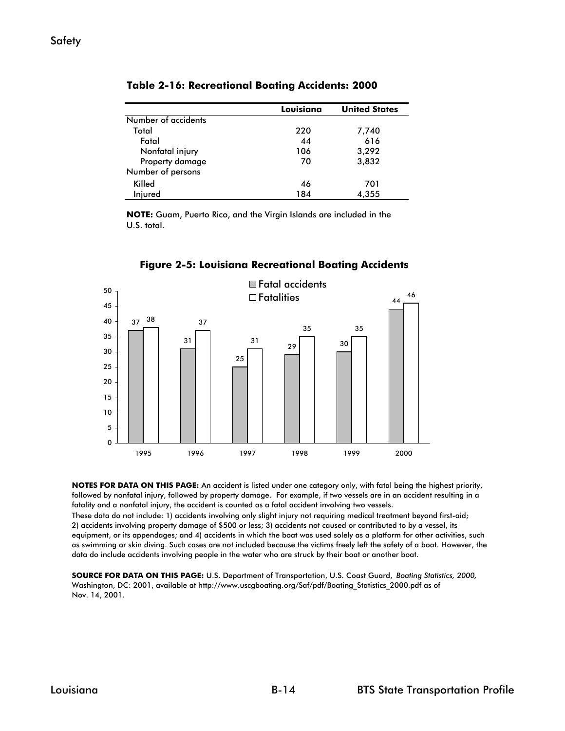### Table 2-16: Recreational Boating Accidents: 2000

| | Louisiana | United States |
|---|---|---|
| Number of accidents | | |
| Total | 220 | 7,740 |
| Fatal | 44 | 616 |
| Nonfatal injury | 106 | 3,292 |
| Property damage | 70 | 3,832 |
| Number of persons | | |
| Killed | 46 | 701 |
| Injured | 184 | 4,355 |

**NOTE:** Guam, Puerto Rico, and the Virgin Islands are included in the U.S. total.

### Figure 2-5: Louisiana Recreational Boating Accidents

| | 1995 | 1996 | 1997 | 1998 | 1999 | 2000 |
|---|---|---|---|---|---|---|
| Fatal accidents | 37 | 31 | 25 | 29 | 30 | 44 |
| Fatalities | 38 | 37 | 31 | 35 | 35 | 46 |

**NOTES FOR DATA ON THIS PAGE:** An accident is listed under one category only, with fatal being the highest priority, followed by nonfatal injury, followed by property damage. For example, if two vessels are in an accident resulting in a fatality and a nonfatal injury, the accident is counted as a fatal accident involving two vessels.

These data do not include: 1) accidents involving only slight injury not requiring medical treatment beyond first-aid; 2) accidents involving property damage of $500 or less; 3) accidents not caused or contributed to by a vessel, its equipment, or its appendages; and 4) accidents in which the boat was used solely as a platform for other activities, such as swimming or skin diving. Such cases are not included because the victims freely left the safety of a boat. However, the data do include accidents involving people in the water who are struck by their boat or another boat.

**SOURCE FOR DATA ON THIS PAGE:** U.S. Department of Transportation, U.S. Coast Guard, *Boating Statistics, 2000,* Washington, DC: 2001, available at http://www.uscgboating.org/Saf/pdf/Boating_Statistics_2000.pdf as of Nov. 14, 2001.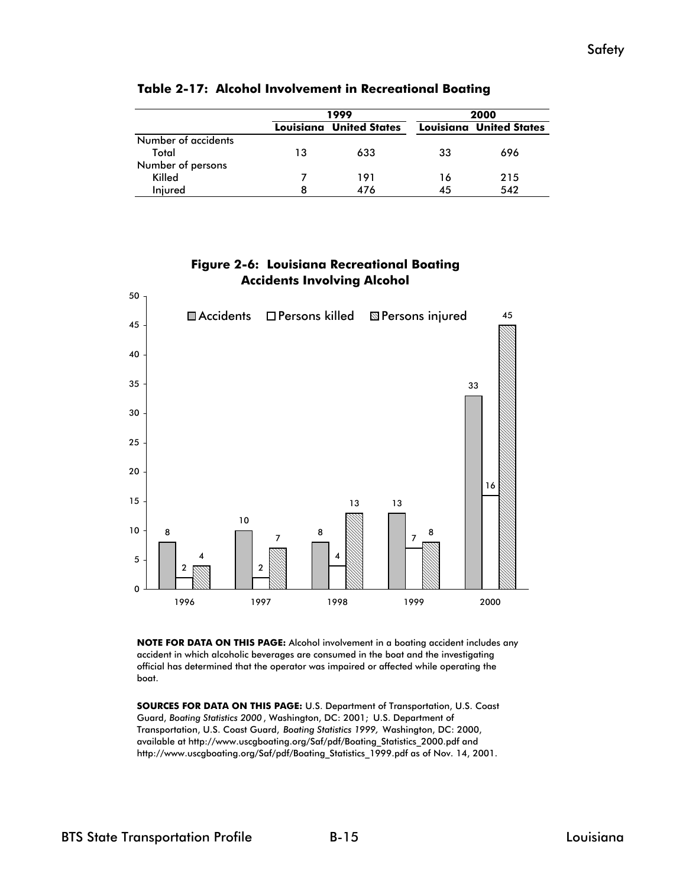**Table 2-17: Alcohol Involvement in Recreational Boating**

| | 1999 | | 2000 | |
|---|---|---|---|---|
| | Louisiana | United States | Louisiana | United States |
| Number of accidents | | | | |
| Total | 13 | 633 | 33 | 696 |
| Number of persons | | | | |
| Killed | 7 | 191 | 16 | 215 |
| Injured | 8 | 476 | 45 | 542 |

**Figure 2-6: Louisiana Recreational Boating Accidents Involving Alcohol**

| | Accidents | Persons killed | Persons injured |
|---|---|---|---|
| 1996 | 8 | 2 | 4 |
| 1997 | 10 | 2 | 7 |
| 1998 | 8 | 4 | 13 |
| 1999 | 13 | 7 | 8 |
| 2000 | 33 | 16 | 45 |

**NOTE FOR DATA ON THIS PAGE:** Alcohol involvement in a boating accident includes any accident in which alcoholic beverages are consumed in the boat and the investigating official has determined that the operator was impaired or affected while operating the boat.

**SOURCES FOR DATA ON THIS PAGE:** U.S. Department of Transportation, U.S. Coast Guard, *Boating Statistics 2000*, Washington, DC: 2001; U.S. Department of Transportation, U.S. Coast Guard, *Boating Statistics 1999,* Washington, DC: 2000, available at http://www.uscgboating.org/Saf/pdf/Boating_Statistics_2000.pdf and http://www.uscgboating.org/Saf/pdf/Boating_Statistics_1999.pdf as of Nov. 14, 2001.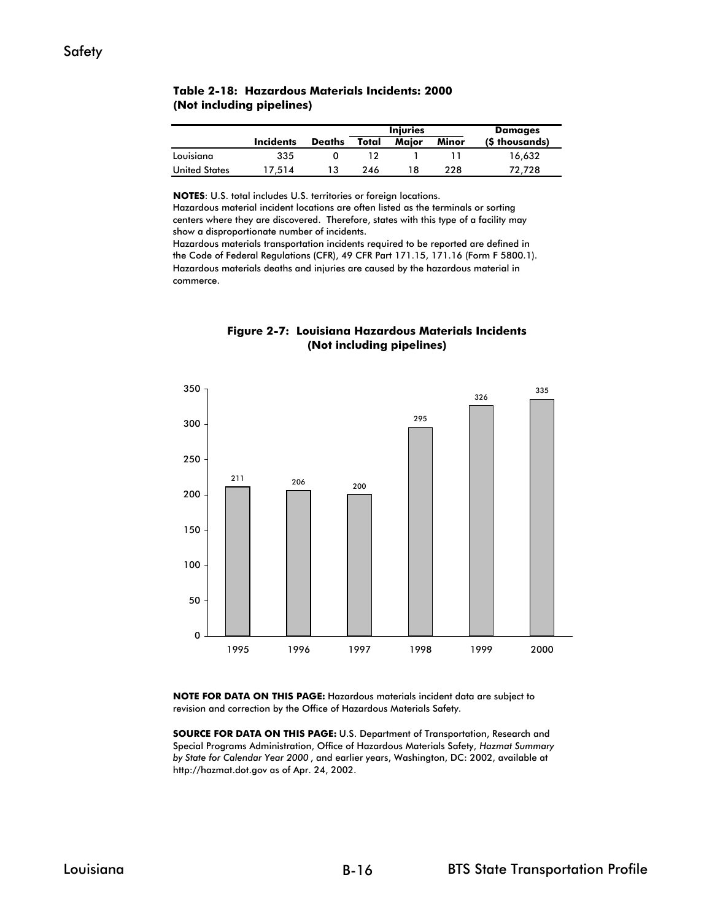## Safety

**Table 2-18: Hazardous Materials Incidents: 2000 (Not including pipelines)**

| | Incidents | Deaths | Injuries | | | Damages |
|---|---|---|---|---|---|---|
| | | | Total | Major | Minor | ($ thousands) |
| Louisiana | 335 | 0 | 12 | 1 | 11 | 16,632 |
| United States | 17,514 | 13 | 246 | 18 | 228 | 72,728 |

**NOTES**: U.S. total includes U.S. territories or foreign locations.
Hazardous material incident locations are often listed as the terminals or sorting centers where they are discovered. Therefore, states with this type of a facility may show a disproportionate number of incidents.
Hazardous materials transportation incidents required to be reported are defined in the Code of Federal Regulations (CFR), 49 CFR Part 171.15, 171.16 (Form F 5800.1).
Hazardous materials deaths and injuries are caused by the hazardous material in commerce.

**Figure 2-7: Louisiana Hazardous Materials Incidents (Not including pipelines)**

| Year | Incidents |
|---|---|
| 1995 | 211 |
| 1996 | 206 |
| 1997 | 200 |
| 1998 | 295 |
| 1999 | 326 |
| 2000 | 335 |

**NOTE FOR DATA ON THIS PAGE:** Hazardous materials incident data are subject to revision and correction by the Office of Hazardous Materials Safety.

**SOURCE FOR DATA ON THIS PAGE:** U.S. Department of Transportation, Research and Special Programs Administration, Office of Hazardous Materials Safety, *Hazmat Summary by State for Calendar Year 2000* , and earlier years, Washington, DC: 2002, available at http://hazmat.dot.gov as of Apr. 24, 2002.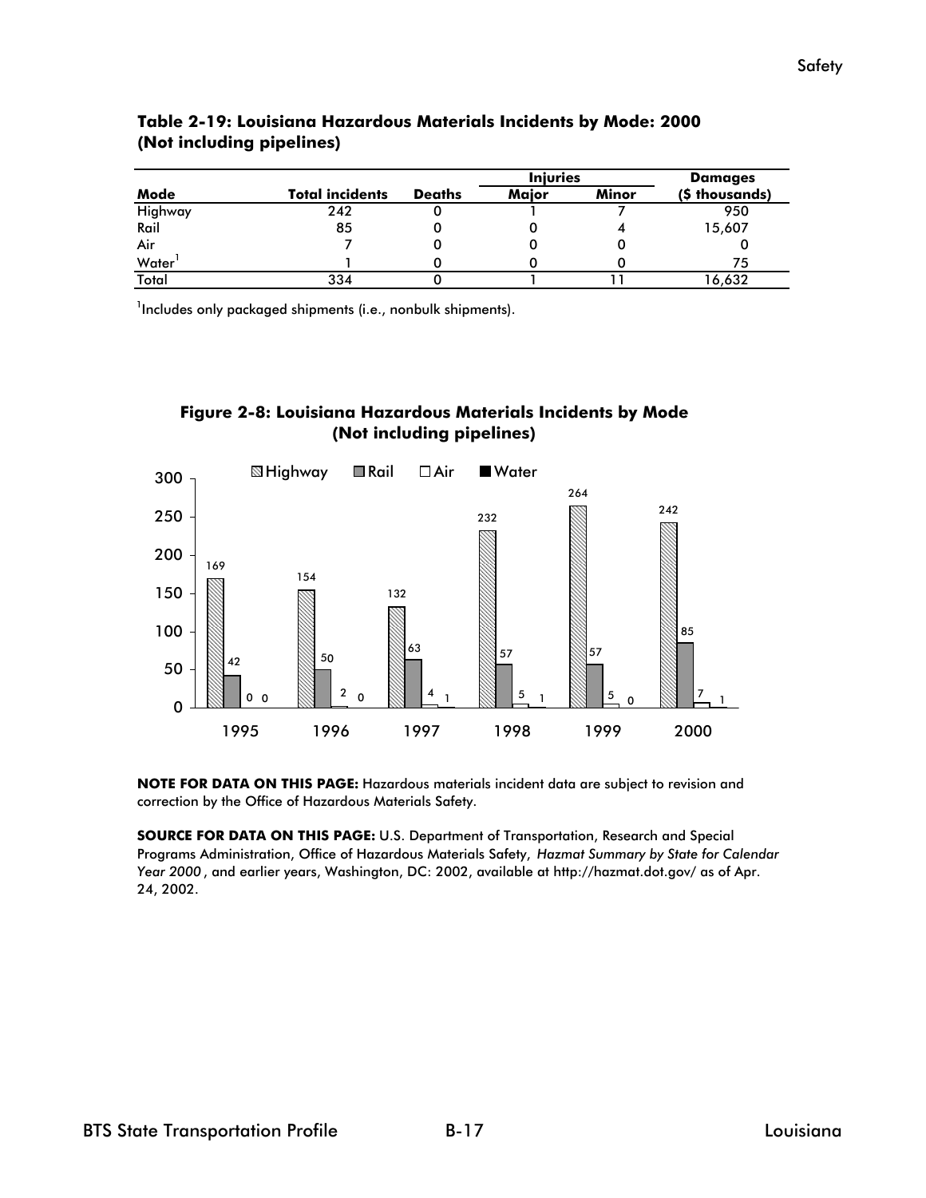**Table 2-19: Louisiana Hazardous Materials Incidents by Mode: 2000 (Not including pipelines)**

| Mode | Total incidents | Deaths | Injuries | | Damages |
|---|---|---|---|---|---|
| | | | Major | Minor | ($ thousands) |
| Highway | 242 | 0 | 1 | 7 | 950 |
| Rail | 85 | 0 | 0 | 4 | 15,607 |
| Air | 7 | 0 | 0 | 0 | 0 |
| Water[1] | 1 | 0 | 0 | 0 | 75 |
| Total | 334 | 0 | 1 | 11 | 16,632 |

[1]Includes only packaged shipments (i.e., nonbulk shipments).

**Figure 2-8: Louisiana Hazardous Materials Incidents by Mode (Not including pipelines)**

| Year | Highway | Rail | Air | Water |
|---|---|---|---|---|
| 1995 | 169 | 42 | 0 | 0 |
| 1996 | 154 | 50 | 2 | 0 |
| 1997 | 132 | 63 | 4 | 1 |
| 1998 | 232 | 57 | 5 | 1 |
| 1999 | 264 | 57 | 5 | 0 |
| 2000 | 242 | 85 | 7 | 1 |

**NOTE FOR DATA ON THIS PAGE:** Hazardous materials incident data are subject to revision and correction by the Office of Hazardous Materials Safety.

**SOURCE FOR DATA ON THIS PAGE:** U.S. Department of Transportation, Research and Special Programs Administration, Office of Hazardous Materials Safety, *Hazmat Summary by State for Calendar Year 2000*, and earlier years, Washington, DC: 2002, available at http://hazmat.dot.gov/ as of Apr. 24, 2002.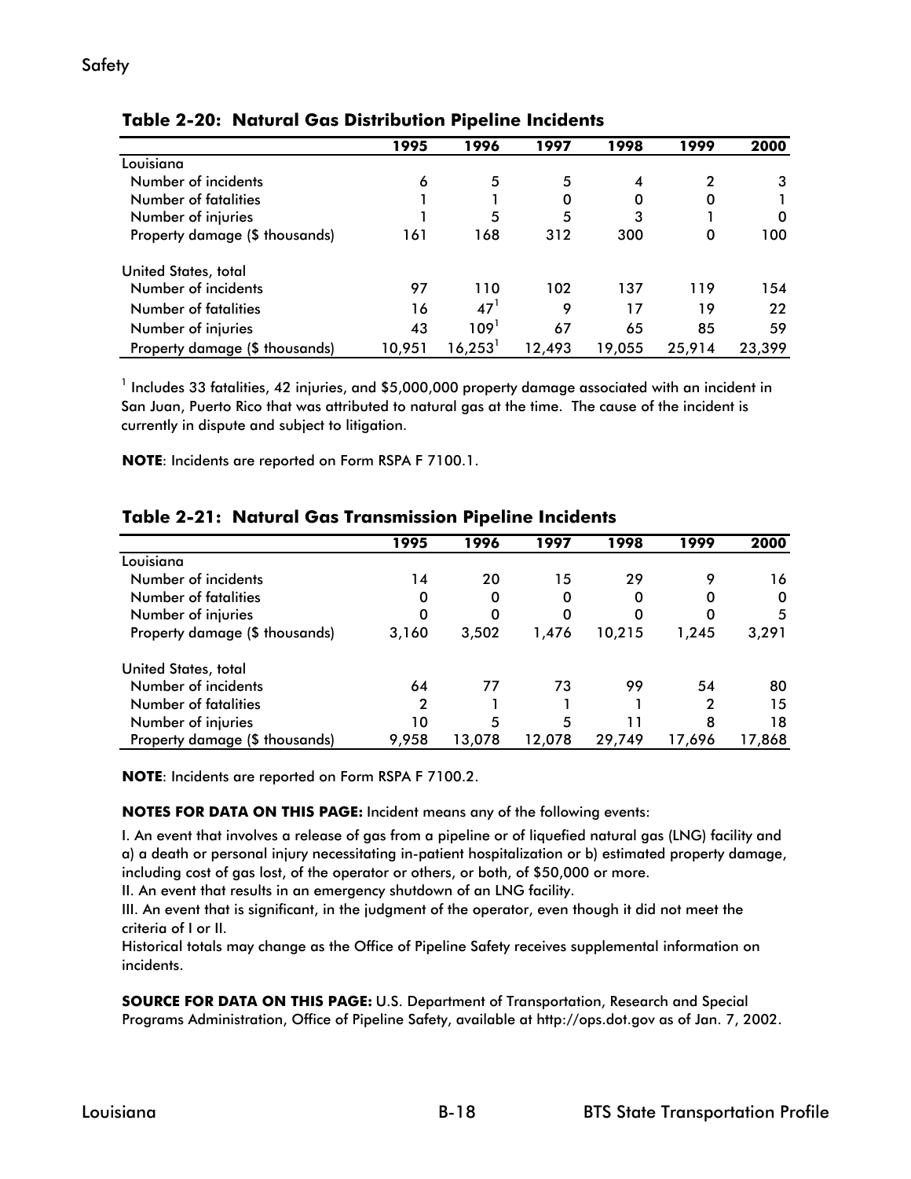## Table 2-20: Natural Gas Distribution Pipeline Incidents

| | 1995 | 1996 | 1997 | 1998 | 1999 | 2000 |
|---|---|---|---|---|---|---|
| Louisiana | | | | | | |
| Number of incidents | 6 | 5 | 5 | 4 | 2 | 3 |
| Number of fatalities | 1 | 1 | 0 | 0 | 0 | 1 |
| Number of injuries | 1 | 5 | 5 | 3 | 1 | 0 |
| Property damage ($ thousands) | 161 | 168 | 312 | 300 | 0 | 100 |
| United States, total | | | | | | |
| Number of incidents | 97 | 110 | 102 | 137 | 119 | 154 |
| Number of fatalities | 16 | 47[1] | 9 | 17 | 19 | 22 |
| Number of injuries | 43 | 109[1] | 67 | 65 | 85 | 59 |
| Property damage ($ thousands) | 10,951 | 16,253[1] | 12,493 | 19,055 | 25,914 | 23,399 |

[1] Includes 33 fatalities, 42 injuries, and $5,000,000 property damage associated with an incident in San Juan, Puerto Rico that was attributed to natural gas at the time. The cause of the incident is currently in dispute and subject to litigation.

**NOTE**: Incidents are reported on Form RSPA F 7100.1.

## Table 2-21: Natural Gas Transmission Pipeline Incidents

| | 1995 | 1996 | 1997 | 1998 | 1999 | 2000 |
|---|---|---|---|---|---|---|
| Louisiana | | | | | | |
| Number of incidents | 14 | 20 | 15 | 29 | 9 | 16 |
| Number of fatalities | 0 | 0 | 0 | 0 | 0 | 0 |
| Number of injuries | 0 | 0 | 0 | 0 | 0 | 5 |
| Property damage ($ thousands) | 3,160 | 3,502 | 1,476 | 10,215 | 1,245 | 3,291 |
| United States, total | | | | | | |
| Number of incidents | 64 | 77 | 73 | 99 | 54 | 80 |
| Number of fatalities | 2 | 1 | 1 | 1 | 2 | 15 |
| Number of injuries | 10 | 5 | 5 | 11 | 8 | 18 |
| Property damage ($ thousands) | 9,958 | 13,078 | 12,078 | 29,749 | 17,696 | 17,868 |

**NOTE**: Incidents are reported on Form RSPA F 7100.2.

**NOTES FOR DATA ON THIS PAGE:** Incident means any of the following events:

I. An event that involves a release of gas from a pipeline or of liquefied natural gas (LNG) facility and a) a death or personal injury necessitating in-patient hospitalization or b) estimated property damage, including cost of gas lost, of the operator or others, or both, of $50,000 or more.
II. An event that results in an emergency shutdown of an LNG facility.
III. An event that is significant, in the judgment of the operator, even though it did not meet the criteria of I or II.
Historical totals may change as the Office of Pipeline Safety receives supplemental information on incidents.

**SOURCE FOR DATA ON THIS PAGE:** U.S. Department of Transportation, Research and Special Programs Administration, Office of Pipeline Safety, available at http://ops.dot.gov as of Jan. 7, 2002.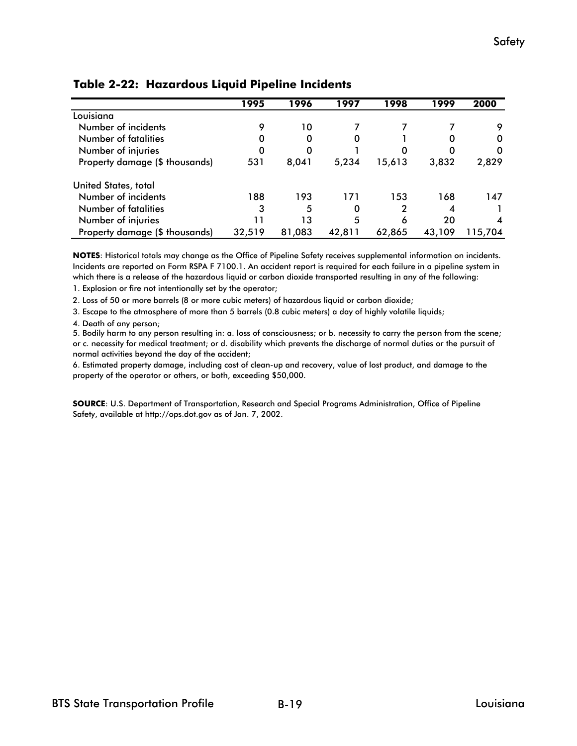### Table 2-22: Hazardous Liquid Pipeline Incidents

| | 1995 | 1996 | 1997 | 1998 | 1999 | 2000 |
|---|---|---|---|---|---|---|
| Louisiana | | | | | | |
| Number of incidents | 9 | 10 | 7 | 7 | 7 | 9 |
| Number of fatalities | 0 | 0 | 0 | 1 | 0 | 0 |
| Number of injuries | 0 | 0 | 1 | 0 | 0 | 0 |
| Property damage ($ thousands) | 531 | 8,041 | 5,234 | 15,613 | 3,832 | 2,829 |
| United States, total | | | | | | |
| Number of incidents | 188 | 193 | 171 | 153 | 168 | 147 |
| Number of fatalities | 3 | 5 | 0 | 2 | 4 | 1 |
| Number of injuries | 11 | 13 | 5 | 6 | 20 | 4 |
| Property damage ($ thousands) | 32,519 | 81,083 | 42,811 | 62,865 | 43,109 | 115,704 |

**NOTES**: Historical totals may change as the Office of Pipeline Safety receives supplemental information on incidents. Incidents are reported on Form RSPA F 7100.1. An accident report is required for each failure in a pipeline system in which there is a release of the hazardous liquid or carbon dioxide transported resulting in any of the following:

1. Explosion or fire not intentionally set by the operator;
2. Loss of 50 or more barrels (8 or more cubic meters) of hazardous liquid or carbon dioxide;
3. Escape to the atmosphere of more than 5 barrels (0.8 cubic meters) a day of highly volatile liquids;
4. Death of any person;
5. Bodily harm to any person resulting in: a. loss of consciousness; or b. necessity to carry the person from the scene; or c. necessity for medical treatment; or d. disability which prevents the discharge of normal duties or the pursuit of normal activities beyond the day of the accident;
6. Estimated property damage, including cost of clean-up and recovery, value of lost product, and damage to the property of the operator or others, or both, exceeding $50,000.

**SOURCE**: U.S. Department of Transportation, Research and Special Programs Administration, Office of Pipeline Safety, available at http://ops.dot.gov as of Jan. 7, 2002.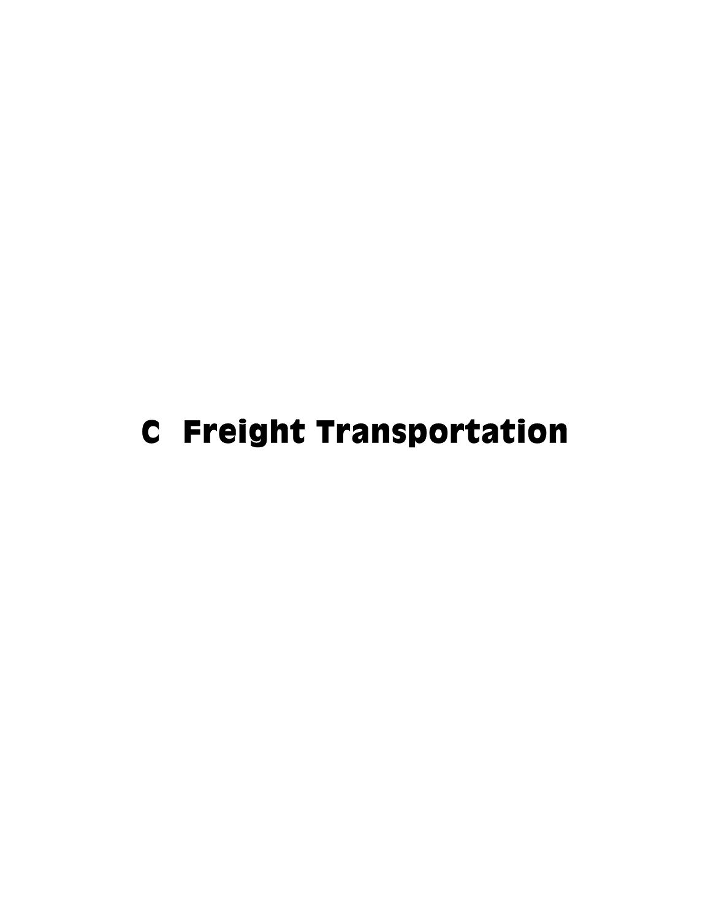# C Freight Transportation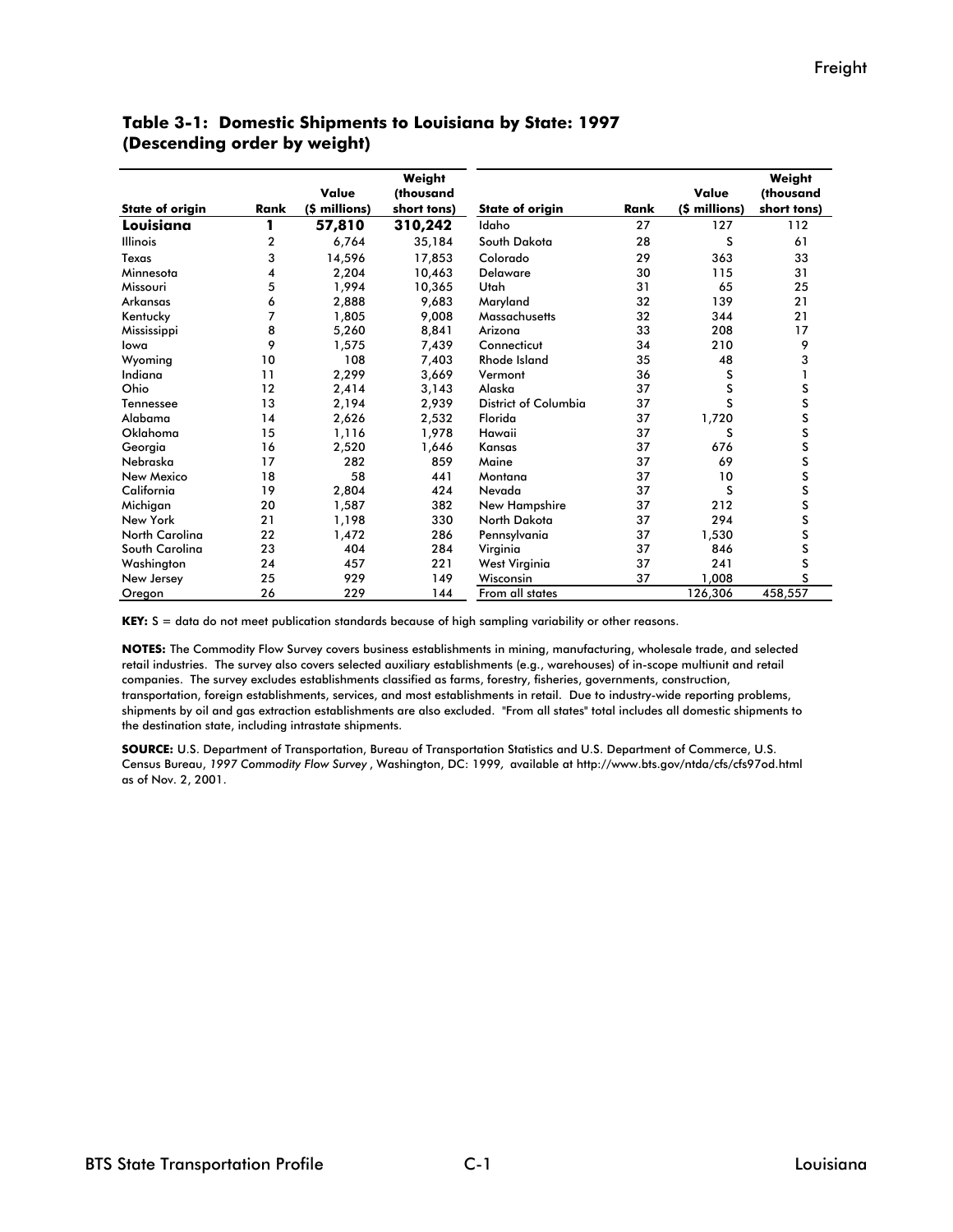**Table 3-1: Domestic Shipments to Louisiana by State: 1997**
**(Descending order by weight)**

| State of origin | Rank | Value ($ millions) | Weight (thousand short tons) | State of origin | Rank | Value ($ millions) | Weight (thousand short tons) |
|---|---|---|---|---|---|---|---|
| **Louisiana** | **1** | **57,810** | **310,242** | Idaho | 27 | 127 | 112 |
| Illinois | 2 | 6,764 | 35,184 | South Dakota | 28 | S | 61 |
| Texas | 3 | 14,596 | 17,853 | Colorado | 29 | 363 | 33 |
| Minnesota | 4 | 2,204 | 10,463 | Delaware | 30 | 115 | 31 |
| Missouri | 5 | 1,994 | 10,365 | Utah | 31 | 65 | 25 |
| Arkansas | 6 | 2,888 | 9,683 | Maryland | 32 | 139 | 21 |
| Kentucky | 7 | 1,805 | 9,008 | Massachusetts | 32 | 344 | 21 |
| Mississippi | 8 | 5,260 | 8,841 | Arizona | 33 | 208 | 17 |
| Iowa | 9 | 1,575 | 7,439 | Connecticut | 34 | 210 | 9 |
| Wyoming | 10 | 108 | 7,403 | Rhode Island | 35 | 48 | 3 |
| Indiana | 11 | 2,299 | 3,669 | Vermont | 36 | S | 1 |
| Ohio | 12 | 2,414 | 3,143 | Alaska | 37 | S | S |
| Tennessee | 13 | 2,194 | 2,939 | District of Columbia | 37 | S | S |
| Alabama | 14 | 2,626 | 2,532 | Florida | 37 | 1,720 | S |
| Oklahoma | 15 | 1,116 | 1,978 | Hawaii | 37 | S | S |
| Georgia | 16 | 2,520 | 1,646 | Kansas | 37 | 676 | S |
| Nebraska | 17 | 282 | 859 | Maine | 37 | 69 | S |
| New Mexico | 18 | 58 | 441 | Montana | 37 | 10 | S |
| California | 19 | 2,804 | 424 | Nevada | 37 | S | S |
| Michigan | 20 | 1,587 | 382 | New Hampshire | 37 | 212 | S |
| New York | 21 | 1,198 | 330 | North Dakota | 37 | 294 | S |
| North Carolina | 22 | 1,472 | 286 | Pennsylvania | 37 | 1,530 | S |
| South Carolina | 23 | 404 | 284 | Virginia | 37 | 846 | S |
| Washington | 24 | 457 | 221 | West Virginia | 37 | 241 | S |
| New Jersey | 25 | 929 | 149 | Wisconsin | 37 | 1,008 | S |
| Oregon | 26 | 229 | 144 | From all states | | 126,306 | 458,557 |

**KEY:** S = data do not meet publication standards because of high sampling variability or other reasons.

**NOTES:** The Commodity Flow Survey covers business establishments in mining, manufacturing, wholesale trade, and selected retail industries. The survey also covers selected auxiliary establishments (e.g., warehouses) of in-scope multiunit and retail companies. The survey excludes establishments classified as farms, forestry, fisheries, governments, construction, transportation, foreign establishments, services, and most establishments in retail. Due to industry-wide reporting problems, shipments by oil and gas extraction establishments are also excluded. "From all states" total includes all domestic shipments to the destination state, including intrastate shipments.

**SOURCE:** U.S. Department of Transportation, Bureau of Transportation Statistics and U.S. Department of Commerce, U.S. Census Bureau, *1997 Commodity Flow Survey*, Washington, DC: 1999, available at http://www.bts.gov/ntda/cfs/cfs97od.html as of Nov. 2, 2001.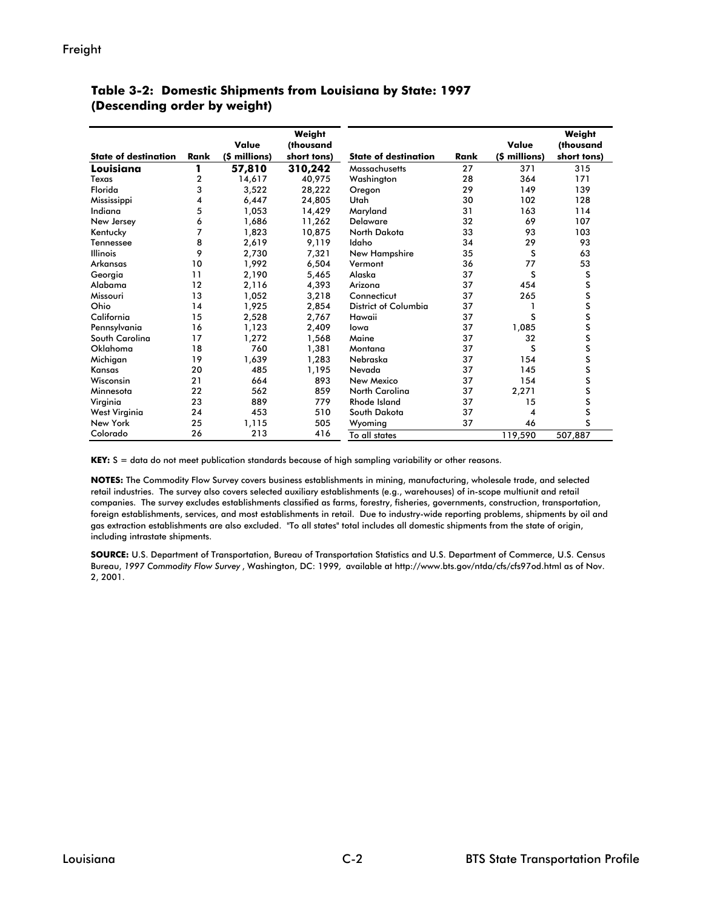## Table 3-2: Domestic Shipments from Louisiana by State: 1997 (Descending order by weight)

| State of destination | Rank | Value ($ millions) | Weight (thousand short tons) | State of destination | Rank | Value ($ millions) | Weight (thousand short tons) |
|---|---|---|---|---|---|---|---|
| **Louisiana** | **1** | **57,810** | **310,242** | Massachusetts | 27 | 371 | 315 |
| Texas | 2 | 14,617 | 40,975 | Washington | 28 | 364 | 171 |
| Florida | 3 | 3,522 | 28,222 | Oregon | 29 | 149 | 139 |
| Mississippi | 4 | 6,447 | 24,805 | Utah | 30 | 102 | 128 |
| Indiana | 5 | 1,053 | 14,429 | Maryland | 31 | 163 | 114 |
| New Jersey | 6 | 1,686 | 11,262 | Delaware | 32 | 69 | 107 |
| Kentucky | 7 | 1,823 | 10,875 | North Dakota | 33 | 93 | 103 |
| Tennessee | 8 | 2,619 | 9,119 | Idaho | 34 | 29 | 93 |
| Illinois | 9 | 2,730 | 7,321 | New Hampshire | 35 | S | 63 |
| Arkansas | 10 | 1,992 | 6,504 | Vermont | 36 | 77 | 53 |
| Georgia | 11 | 2,190 | 5,465 | Alaska | 37 | S | S |
| Alabama | 12 | 2,116 | 4,393 | Arizona | 37 | 454 | S |
| Missouri | 13 | 1,052 | 3,218 | Connecticut | 37 | 265 | S |
| Ohio | 14 | 1,925 | 2,854 | District of Columbia | 37 | 1 | S |
| California | 15 | 2,528 | 2,767 | Hawaii | 37 | S | S |
| Pennsylvania | 16 | 1,123 | 2,409 | Iowa | 37 | 1,085 | S |
| South Carolina | 17 | 1,272 | 1,568 | Maine | 37 | 32 | S |
| Oklahoma | 18 | 760 | 1,381 | Montana | 37 | S | S |
| Michigan | 19 | 1,639 | 1,283 | Nebraska | 37 | 154 | S |
| Kansas | 20 | 485 | 1,195 | Nevada | 37 | 145 | S |
| Wisconsin | 21 | 664 | 893 | New Mexico | 37 | 154 | S |
| Minnesota | 22 | 562 | 859 | North Carolina | 37 | 2,271 | S |
| Virginia | 23 | 889 | 779 | Rhode Island | 37 | 15 | S |
| West Virginia | 24 | 453 | 510 | South Dakota | 37 | 4 | S |
| New York | 25 | 1,115 | 505 | Wyoming | 37 | 46 | S |
| Colorado | 26 | 213 | 416 | To all states | | 119,590 | 507,887 |

**KEY:** S = data do not meet publication standards because of high sampling variability or other reasons.

**NOTES:** The Commodity Flow Survey covers business establishments in mining, manufacturing, wholesale trade, and selected retail industries. The survey also covers selected auxiliary establishments (e.g., warehouses) of in-scope multiunit and retail companies. The survey excludes establishments classified as farms, forestry, fisheries, governments, construction, transportation, foreign establishments, services, and most establishments in retail. Due to industry-wide reporting problems, shipments by oil and gas extraction establishments are also excluded. "To all states" total includes all domestic shipments from the state of origin, including intrastate shipments.

**SOURCE:** U.S. Department of Transportation, Bureau of Transportation Statistics and U.S. Department of Commerce, U.S. Census Bureau, *1997 Commodity Flow Survey*, Washington, DC: 1999, available at http://www.bts.gov/ntda/cfs/cfs97od.html as of Nov. 2, 2001.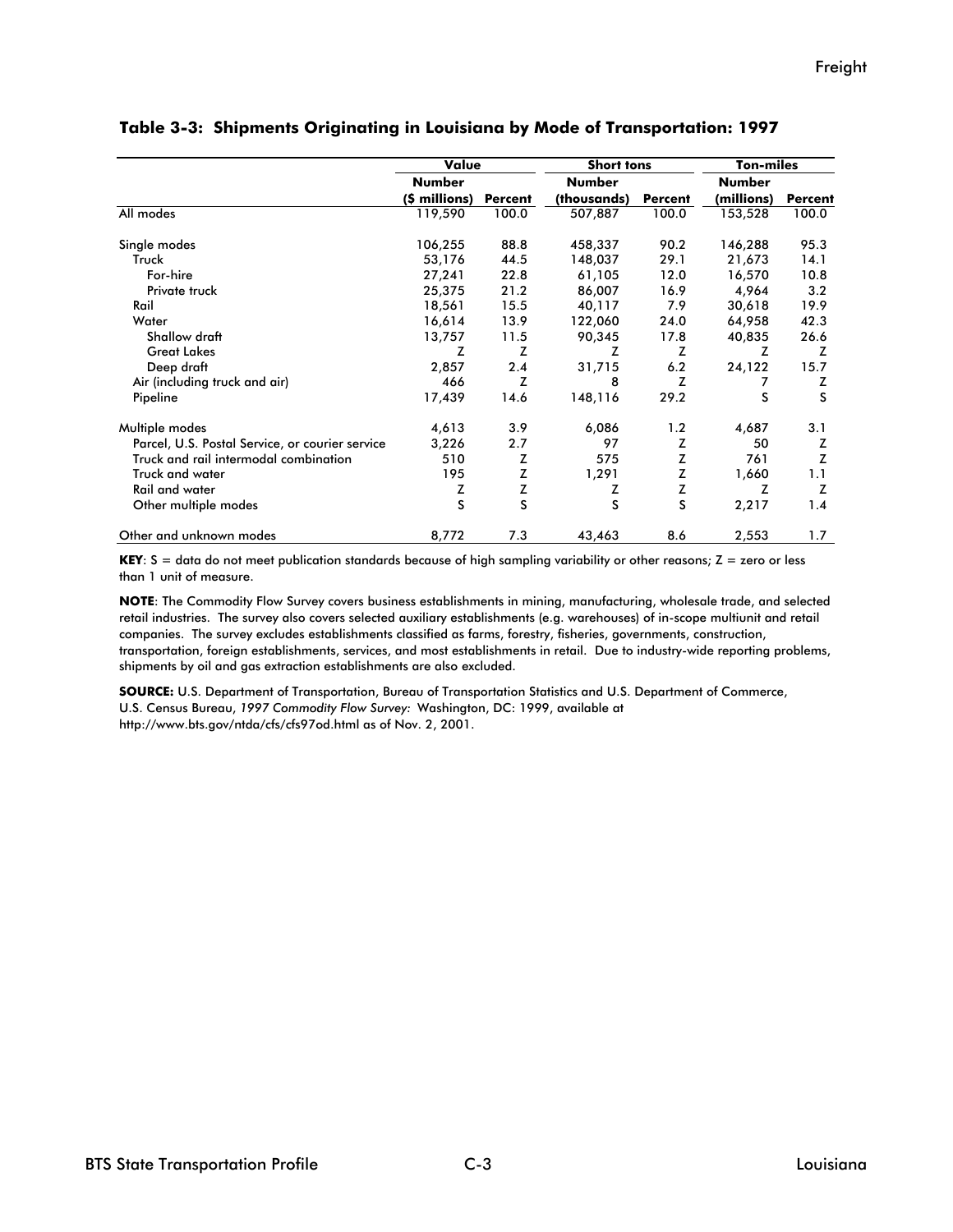**Table 3-3: Shipments Originating in Louisiana by Mode of Transportation: 1997**

| | Value | | Short tons | | Ton-miles | |
|---|---|---|---|---|---|---|
| | Number ($ millions) | Percent | Number (thousands) | Percent | Number (millions) | Percent |
| All modes | 119,590 | 100.0 | 507,887 | 100.0 | 153,528 | 100.0 |
| Single modes | 106,255 | 88.8 | 458,337 | 90.2 | 146,288 | 95.3 |
| Truck | 53,176 | 44.5 | 148,037 | 29.1 | 21,673 | 14.1 |
| For-hire | 27,241 | 22.8 | 61,105 | 12.0 | 16,570 | 10.8 |
| Private truck | 25,375 | 21.2 | 86,007 | 16.9 | 4,964 | 3.2 |
| Rail | 18,561 | 15.5 | 40,117 | 7.9 | 30,618 | 19.9 |
| Water | 16,614 | 13.9 | 122,060 | 24.0 | 64,958 | 42.3 |
| Shallow draft | 13,757 | 11.5 | 90,345 | 17.8 | 40,835 | 26.6 |
| Great Lakes | Z | Z | Z | Z | Z | Z |
| Deep draft | 2,857 | 2.4 | 31,715 | 6.2 | 24,122 | 15.7 |
| Air (including truck and air) | 466 | Z | 8 | Z | 7 | Z |
| Pipeline | 17,439 | 14.6 | 148,116 | 29.2 | S | S |
| Multiple modes | 4,613 | 3.9 | 6,086 | 1.2 | 4,687 | 3.1 |
| Parcel, U.S. Postal Service, or courier service | 3,226 | 2.7 | 97 | Z | 50 | Z |
| Truck and rail intermodal combination | 510 | Z | 575 | Z | 761 | Z |
| Truck and water | 195 | Z | 1,291 | Z | 1,660 | 1.1 |
| Rail and water | Z | Z | Z | Z | Z | Z |
| Other multiple modes | S | S | S | S | 2,217 | 1.4 |
| Other and unknown modes | 8,772 | 7.3 | 43,463 | 8.6 | 2,553 | 1.7 |

**KEY**: S = data do not meet publication standards because of high sampling variability or other reasons; Z = zero or less than 1 unit of measure.

**NOTE**: The Commodity Flow Survey covers business establishments in mining, manufacturing, wholesale trade, and selected retail industries. The survey also covers selected auxiliary establishments (e.g. warehouses) of in-scope multiunit and retail companies. The survey excludes establishments classified as farms, forestry, fisheries, governments, construction, transportation, foreign establishments, services, and most establishments in retail. Due to industry-wide reporting problems, shipments by oil and gas extraction establishments are also excluded.

**SOURCE:** U.S. Department of Transportation, Bureau of Transportation Statistics and U.S. Department of Commerce, U.S. Census Bureau, *1997 Commodity Flow Survey:* Washington, DC: 1999, available at http://www.bts.gov/ntda/cfs/cfs97od.html as of Nov. 2, 2001.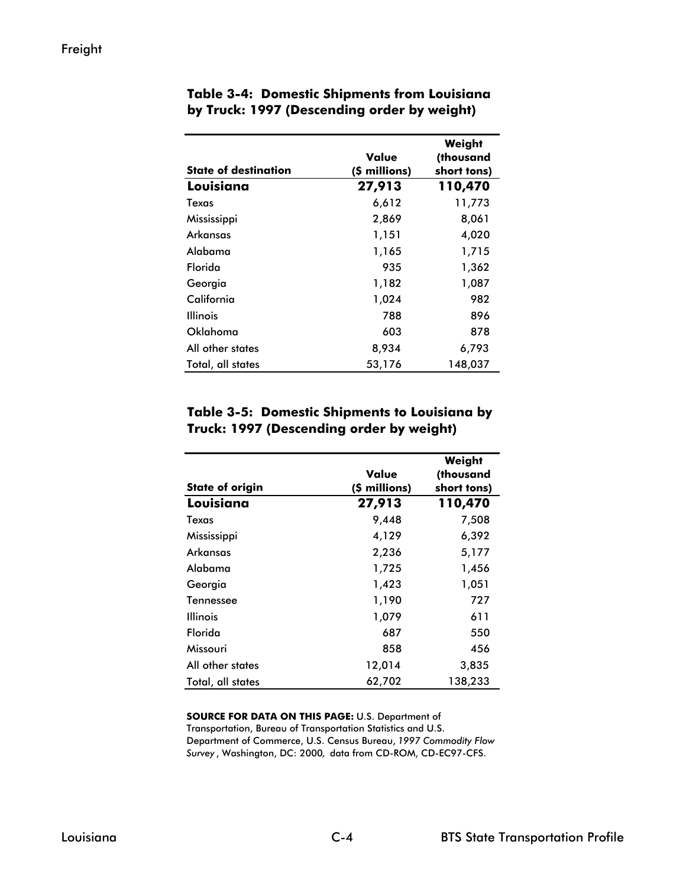### Table 3-4: Domestic Shipments from Louisiana by Truck: 1997 (Descending order by weight)

| State of destination | Value ($ millions) | Weight (thousand short tons) |
|---|---|---|
| **Louisiana** | **27,913** | **110,470** |
| Texas | 6,612 | 11,773 |
| Mississippi | 2,869 | 8,061 |
| Arkansas | 1,151 | 4,020 |
| Alabama | 1,165 | 1,715 |
| Florida | 935 | 1,362 |
| Georgia | 1,182 | 1,087 |
| California | 1,024 | 982 |
| Illinois | 788 | 896 |
| Oklahoma | 603 | 878 |
| All other states | 8,934 | 6,793 |
| Total, all states | 53,176 | 148,037 |

### Table 3-5: Domestic Shipments to Louisiana by Truck: 1997 (Descending order by weight)

| State of origin | Value ($ millions) | Weight (thousand short tons) |
|---|---|---|
| **Louisiana** | **27,913** | **110,470** |
| Texas | 9,448 | 7,508 |
| Mississippi | 4,129 | 6,392 |
| Arkansas | 2,236 | 5,177 |
| Alabama | 1,725 | 1,456 |
| Georgia | 1,423 | 1,051 |
| Tennessee | 1,190 | 727 |
| Illinois | 1,079 | 611 |
| Florida | 687 | 550 |
| Missouri | 858 | 456 |
| All other states | 12,014 | 3,835 |
| Total, all states | 62,702 | 138,233 |

**SOURCE FOR DATA ON THIS PAGE:** U.S. Department of Transportation, Bureau of Transportation Statistics and U.S. Department of Commerce, U.S. Census Bureau, *1997 Commodity Flow Survey*, Washington, DC: 2000, data from CD-ROM, CD-EC97-CFS.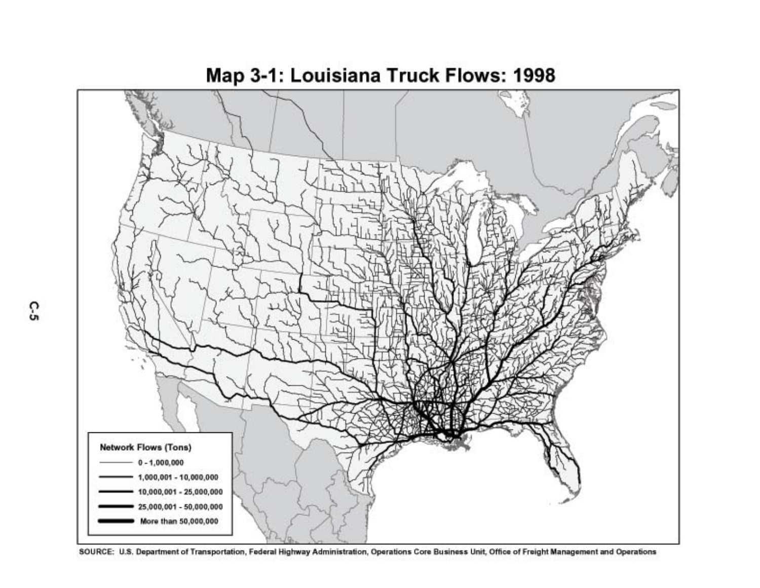# Map 3-1: Louisiana Truck Flows: 1998

**Network Flows (Tons)**

- 0 - 1,000,000
- 1,000,001 - 10,000,000
- 10,000,001 - 25,000,000
- 25,000,001 - 50,000,000
- More than 50,000,000

SOURCE: U.S. Department of Transportation, Federal Highway Administration, Operations Core Business Unit, Office of Freight Management and Operations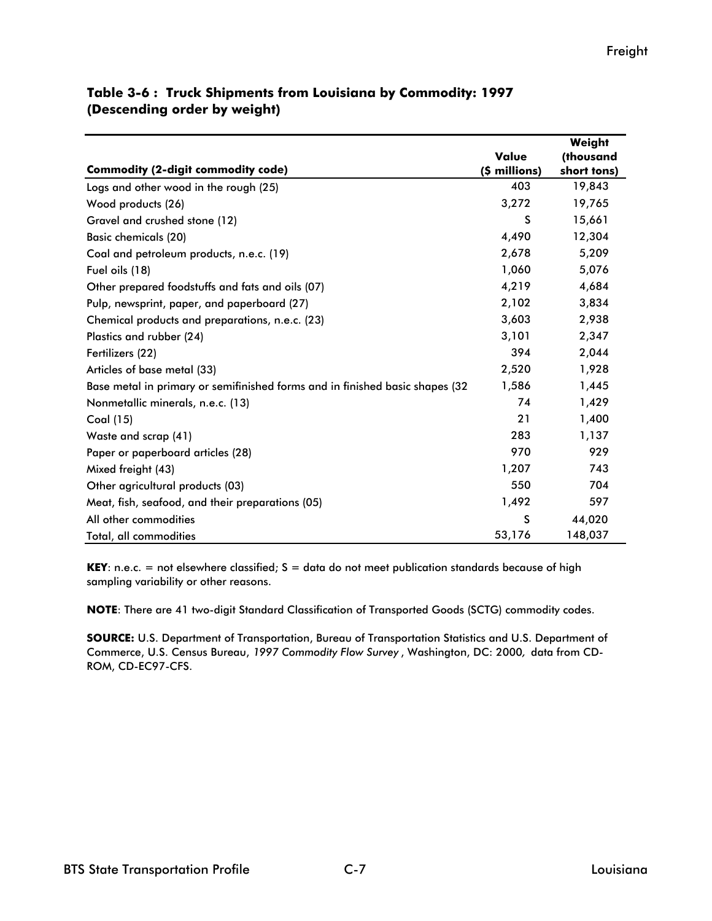## Table 3-6 : Truck Shipments from Louisiana by Commodity: 1997 (Descending order by weight)

| Commodity (2-digit commodity code) | Value ($ millions) | Weight (thousand short tons) |
|---|---|---|
| Logs and other wood in the rough (25) | 403 | 19,843 |
| Wood products (26) | 3,272 | 19,765 |
| Gravel and crushed stone (12) | S | 15,661 |
| Basic chemicals (20) | 4,490 | 12,304 |
| Coal and petroleum products, n.e.c. (19) | 2,678 | 5,209 |
| Fuel oils (18) | 1,060 | 5,076 |
| Other prepared foodstuffs and fats and oils (07) | 4,219 | 4,684 |
| Pulp, newsprint, paper, and paperboard (27) | 2,102 | 3,834 |
| Chemical products and preparations, n.e.c. (23) | 3,603 | 2,938 |
| Plastics and rubber (24) | 3,101 | 2,347 |
| Fertilizers (22) | 394 | 2,044 |
| Articles of base metal (33) | 2,520 | 1,928 |
| Base metal in primary or semifinished forms and in finished basic shapes (32 | 1,586 | 1,445 |
| Nonmetallic minerals, n.e.c. (13) | 74 | 1,429 |
| Coal (15) | 21 | 1,400 |
| Waste and scrap (41) | 283 | 1,137 |
| Paper or paperboard articles (28) | 970 | 929 |
| Mixed freight (43) | 1,207 | 743 |
| Other agricultural products (03) | 550 | 704 |
| Meat, fish, seafood, and their preparations (05) | 1,492 | 597 |
| All other commodities | S | 44,020 |
| Total, all commodities | 53,176 | 148,037 |

**KEY**: n.e.c. = not elsewhere classified; S = data do not meet publication standards because of high sampling variability or other reasons.

**NOTE**: There are 41 two-digit Standard Classification of Transported Goods (SCTG) commodity codes.

**SOURCE:** U.S. Department of Transportation, Bureau of Transportation Statistics and U.S. Department of Commerce, U.S. Census Bureau, *1997 Commodity Flow Survey* , Washington, DC: 2000, data from CD-ROM, CD-EC97-CFS.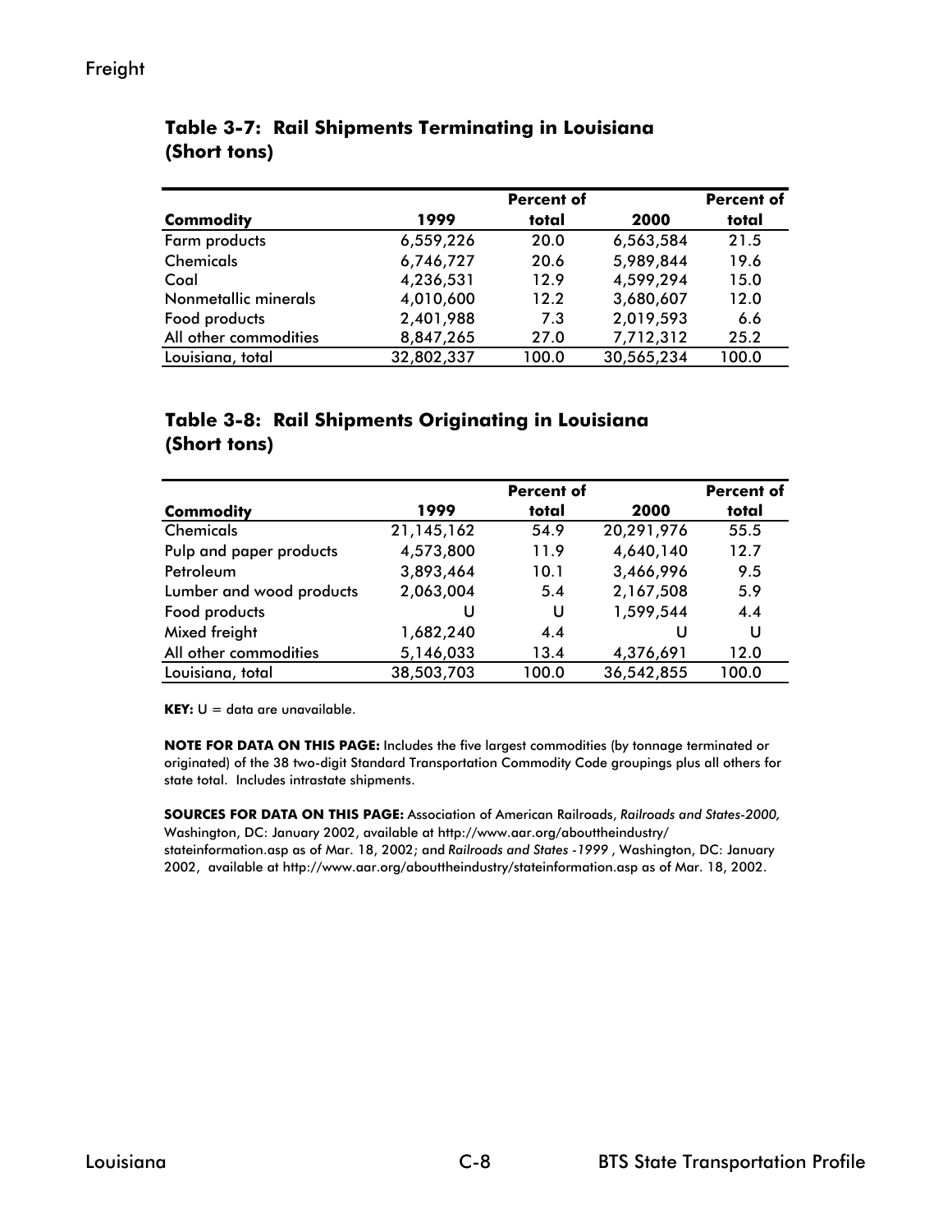## Table 3-7: Rail Shipments Terminating in Louisiana (Short tons)

| Commodity | 1999 | Percent of total | 2000 | Percent of total |
|---|---|---|---|---|
| Farm products | 6,559,226 | 20.0 | 6,563,584 | 21.5 |
| Chemicals | 6,746,727 | 20.6 | 5,989,844 | 19.6 |
| Coal | 4,236,531 | 12.9 | 4,599,294 | 15.0 |
| Nonmetallic minerals | 4,010,600 | 12.2 | 3,680,607 | 12.0 |
| Food products | 2,401,988 | 7.3 | 2,019,593 | 6.6 |
| All other commodities | 8,847,265 | 27.0 | 7,712,312 | 25.2 |
| Louisiana, total | 32,802,337 | 100.0 | 30,565,234 | 100.0 |

## Table 3-8: Rail Shipments Originating in Louisiana (Short tons)

| Commodity | 1999 | Percent of total | 2000 | Percent of total |
|---|---|---|---|---|
| Chemicals | 21,145,162 | 54.9 | 20,291,976 | 55.5 |
| Pulp and paper products | 4,573,800 | 11.9 | 4,640,140 | 12.7 |
| Petroleum | 3,893,464 | 10.1 | 3,466,996 | 9.5 |
| Lumber and wood products | 2,063,004 | 5.4 | 2,167,508 | 5.9 |
| Food products | U | U | 1,599,544 | 4.4 |
| Mixed freight | 1,682,240 | 4.4 | U | U |
| All other commodities | 5,146,033 | 13.4 | 4,376,691 | 12.0 |
| Louisiana, total | 38,503,703 | 100.0 | 36,542,855 | 100.0 |

**KEY:** U = data are unavailable.

**NOTE FOR DATA ON THIS PAGE:** Includes the five largest commodities (by tonnage terminated or originated) of the 38 two-digit Standard Transportation Commodity Code groupings plus all others for state total. Includes intrastate shipments.

**SOURCES FOR DATA ON THIS PAGE:** Association of American Railroads, *Railroads and States-2000,* Washington, DC: January 2002, available at http://www.aar.org/abouttheindustry/stateinformation.asp as of Mar. 18, 2002; and *Railroads and States -1999* , Washington, DC: January 2002, available at http://www.aar.org/abouttheindustry/stateinformation.asp as of Mar. 18, 2002.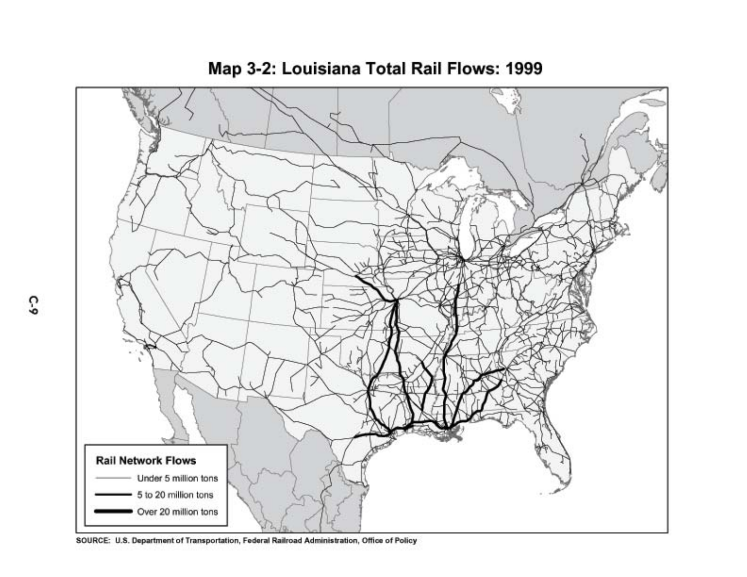# Map 3-2: Louisiana Total Rail Flows: 1999

**Rail Network Flows**

- Under 5 million tons
- 5 to 20 million tons
- Over 20 million tons

SOURCE: U.S. Department of Transportation, Federal Railroad Administration, Office of Policy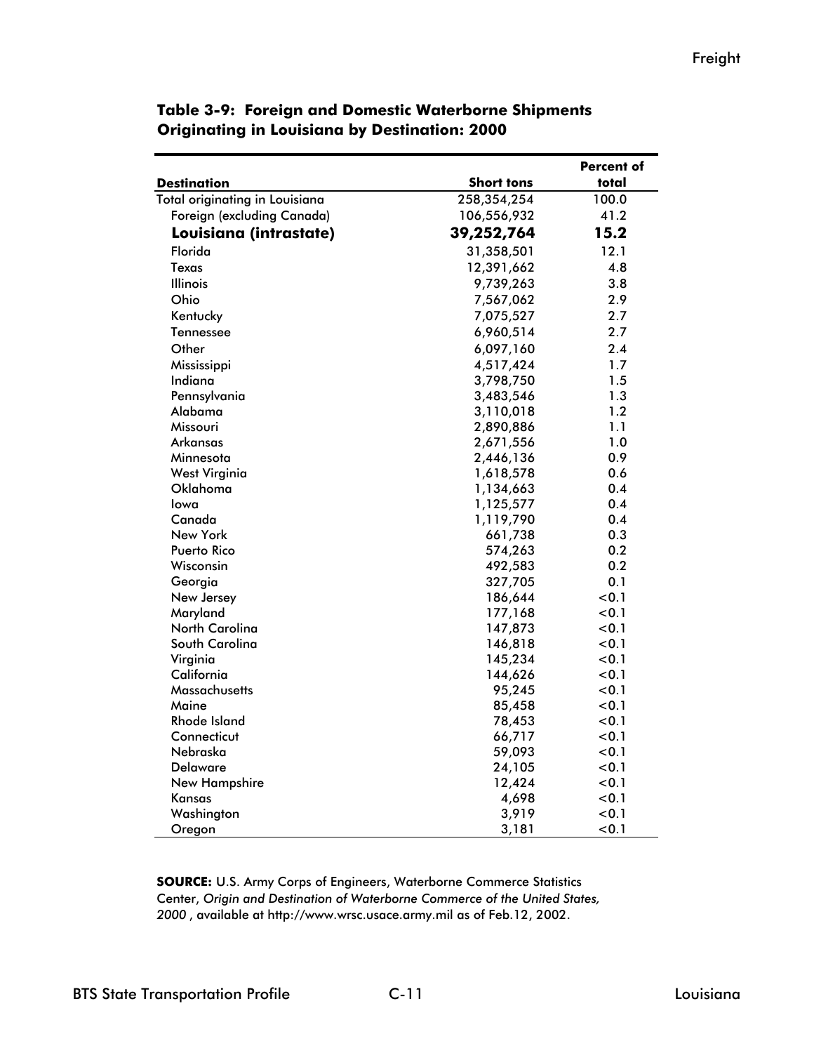**Table 3-9: Foreign and Domestic Waterborne Shipments Originating in Louisiana by Destination: 2000**

| Destination | Short tons | Percent of total |
|---|---|---|
| Total originating in Louisiana | 258,354,254 | 100.0 |
| Foreign (excluding Canada) | 106,556,932 | 41.2 |
| **Louisiana (intrastate)** | **39,252,764** | **15.2** |
| Florida | 31,358,501 | 12.1 |
| Texas | 12,391,662 | 4.8 |
| Illinois | 9,739,263 | 3.8 |
| Ohio | 7,567,062 | 2.9 |
| Kentucky | 7,075,527 | 2.7 |
| Tennessee | 6,960,514 | 2.7 |
| Other | 6,097,160 | 2.4 |
| Mississippi | 4,517,424 | 1.7 |
| Indiana | 3,798,750 | 1.5 |
| Pennsylvania | 3,483,546 | 1.3 |
| Alabama | 3,110,018 | 1.2 |
| Missouri | 2,890,886 | 1.1 |
| Arkansas | 2,671,556 | 1.0 |
| Minnesota | 2,446,136 | 0.9 |
| West Virginia | 1,618,578 | 0.6 |
| Oklahoma | 1,134,663 | 0.4 |
| Iowa | 1,125,577 | 0.4 |
| Canada | 1,119,790 | 0.4 |
| New York | 661,738 | 0.3 |
| Puerto Rico | 574,263 | 0.2 |
| Wisconsin | 492,583 | 0.2 |
| Georgia | 327,705 | 0.1 |
| New Jersey | 186,644 | <0.1 |
| Maryland | 177,168 | <0.1 |
| North Carolina | 147,873 | <0.1 |
| South Carolina | 146,818 | <0.1 |
| Virginia | 145,234 | <0.1 |
| California | 144,626 | <0.1 |
| Massachusetts | 95,245 | <0.1 |
| Maine | 85,458 | <0.1 |
| Rhode Island | 78,453 | <0.1 |
| Connecticut | 66,717 | <0.1 |
| Nebraska | 59,093 | <0.1 |
| Delaware | 24,105 | <0.1 |
| New Hampshire | 12,424 | <0.1 |
| Kansas | 4,698 | <0.1 |
| Washington | 3,919 | <0.1 |
| Oregon | 3,181 | <0.1 |

**SOURCE:** U.S. Army Corps of Engineers, Waterborne Commerce Statistics Center, *Origin and Destination of Waterborne Commerce of the United States, 2000*, available at http://www.wrsc.usace.army.mil as of Feb.12, 2002.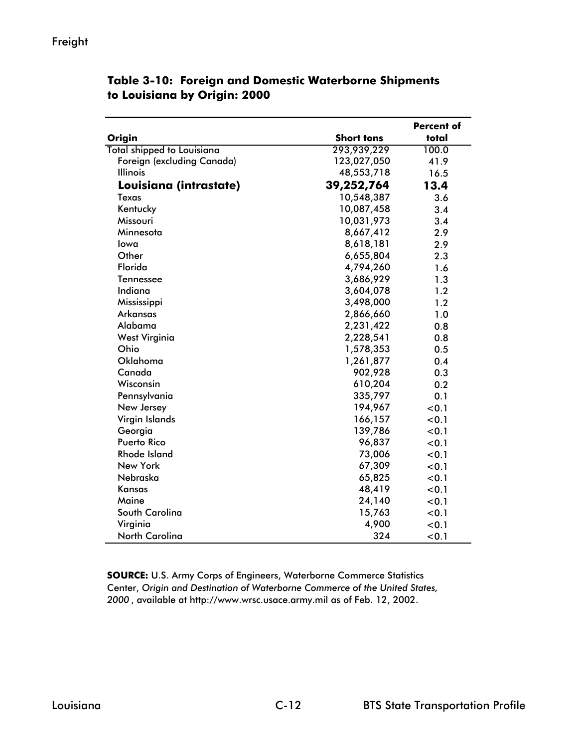## Table 3-10: Foreign and Domestic Waterborne Shipments to Louisiana by Origin: 2000

| Origin | Short tons | Percent of total |
|---|---|---|
| Total shipped to Louisiana | 293,939,229 | 100.0 |
| Foreign (excluding Canada) | 123,027,050 | 41.9 |
| Illinois | 48,553,718 | 16.5 |
| **Louisiana (intrastate)** | **39,252,764** | **13.4** |
| Texas | 10,548,387 | 3.6 |
| Kentucky | 10,087,458 | 3.4 |
| Missouri | 10,031,973 | 3.4 |
| Minnesota | 8,667,412 | 2.9 |
| Iowa | 8,618,181 | 2.9 |
| Other | 6,655,804 | 2.3 |
| Florida | 4,794,260 | 1.6 |
| Tennessee | 3,686,929 | 1.3 |
| Indiana | 3,604,078 | 1.2 |
| Mississippi | 3,498,000 | 1.2 |
| Arkansas | 2,866,660 | 1.0 |
| Alabama | 2,231,422 | 0.8 |
| West Virginia | 2,228,541 | 0.8 |
| Ohio | 1,578,353 | 0.5 |
| Oklahoma | 1,261,877 | 0.4 |
| Canada | 902,928 | 0.3 |
| Wisconsin | 610,204 | 0.2 |
| Pennsylvania | 335,797 | 0.1 |
| New Jersey | 194,967 | <0.1 |
| Virgin Islands | 166,157 | <0.1 |
| Georgia | 139,786 | <0.1 |
| Puerto Rico | 96,837 | <0.1 |
| Rhode Island | 73,006 | <0.1 |
| New York | 67,309 | <0.1 |
| Nebraska | 65,825 | <0.1 |
| Kansas | 48,419 | <0.1 |
| Maine | 24,140 | <0.1 |
| South Carolina | 15,763 | <0.1 |
| Virginia | 4,900 | <0.1 |
| North Carolina | 324 | <0.1 |

**SOURCE:** U.S. Army Corps of Engineers, Waterborne Commerce Statistics Center, *Origin and Destination of Waterborne Commerce of the United States, 2000*, available at http://www.wrsc.usace.army.mil as of Feb. 12, 2002.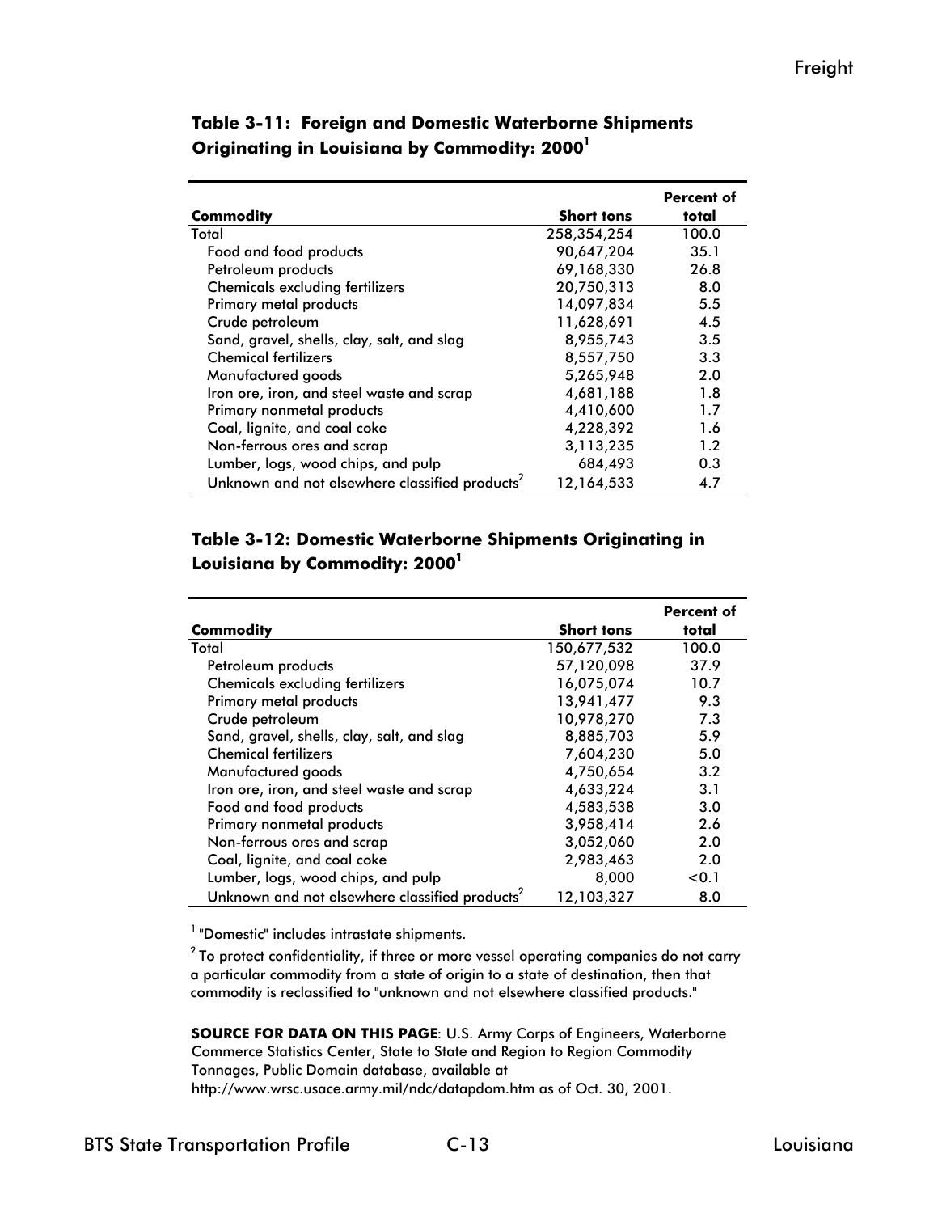### Table 3-11: Foreign and Domestic Waterborne Shipments Originating in Louisiana by Commodity: 2000[1]

| Commodity | Short tons | Percent of total |
|---|---|---|
| Total | 258,354,254 | 100.0 |
| Food and food products | 90,647,204 | 35.1 |
| Petroleum products | 69,168,330 | 26.8 |
| Chemicals excluding fertilizers | 20,750,313 | 8.0 |
| Primary metal products | 14,097,834 | 5.5 |
| Crude petroleum | 11,628,691 | 4.5 |
| Sand, gravel, shells, clay, salt, and slag | 8,955,743 | 3.5 |
| Chemical fertilizers | 8,557,750 | 3.3 |
| Manufactured goods | 5,265,948 | 2.0 |
| Iron ore, iron, and steel waste and scrap | 4,681,188 | 1.8 |
| Primary nonmetal products | 4,410,600 | 1.7 |
| Coal, lignite, and coal coke | 4,228,392 | 1.6 |
| Non-ferrous ores and scrap | 3,113,235 | 1.2 |
| Lumber, logs, wood chips, and pulp | 684,493 | 0.3 |
| Unknown and not elsewhere classified products[2] | 12,164,533 | 4.7 |

### Table 3-12: Domestic Waterborne Shipments Originating in Louisiana by Commodity: 2000[1]

| Commodity | Short tons | Percent of total |
|---|---|---|
| Total | 150,677,532 | 100.0 |
| Petroleum products | 57,120,098 | 37.9 |
| Chemicals excluding fertilizers | 16,075,074 | 10.7 |
| Primary metal products | 13,941,477 | 9.3 |
| Crude petroleum | 10,978,270 | 7.3 |
| Sand, gravel, shells, clay, salt, and slag | 8,885,703 | 5.9 |
| Chemical fertilizers | 7,604,230 | 5.0 |
| Manufactured goods | 4,750,654 | 3.2 |
| Iron ore, iron, and steel waste and scrap | 4,633,224 | 3.1 |
| Food and food products | 4,583,538 | 3.0 |
| Primary nonmetal products | 3,958,414 | 2.6 |
| Non-ferrous ores and scrap | 3,052,060 | 2.0 |
| Coal, lignite, and coal coke | 2,983,463 | 2.0 |
| Lumber, logs, wood chips, and pulp | 8,000 | <0.1 |
| Unknown and not elsewhere classified products[2] | 12,103,327 | 8.0 |

[1] "Domestic" includes intrastate shipments.

[2] To protect confidentiality, if three or more vessel operating companies do not carry a particular commodity from a state of origin to a state of destination, then that commodity is reclassified to "unknown and not elsewhere classified products."

**SOURCE FOR DATA ON THIS PAGE**: U.S. Army Corps of Engineers, Waterborne Commerce Statistics Center, State to State and Region to Region Commodity Tonnages, Public Domain database, available at http://www.wrsc.usace.army.mil/ndc/datapdom.htm as of Oct. 30, 2001.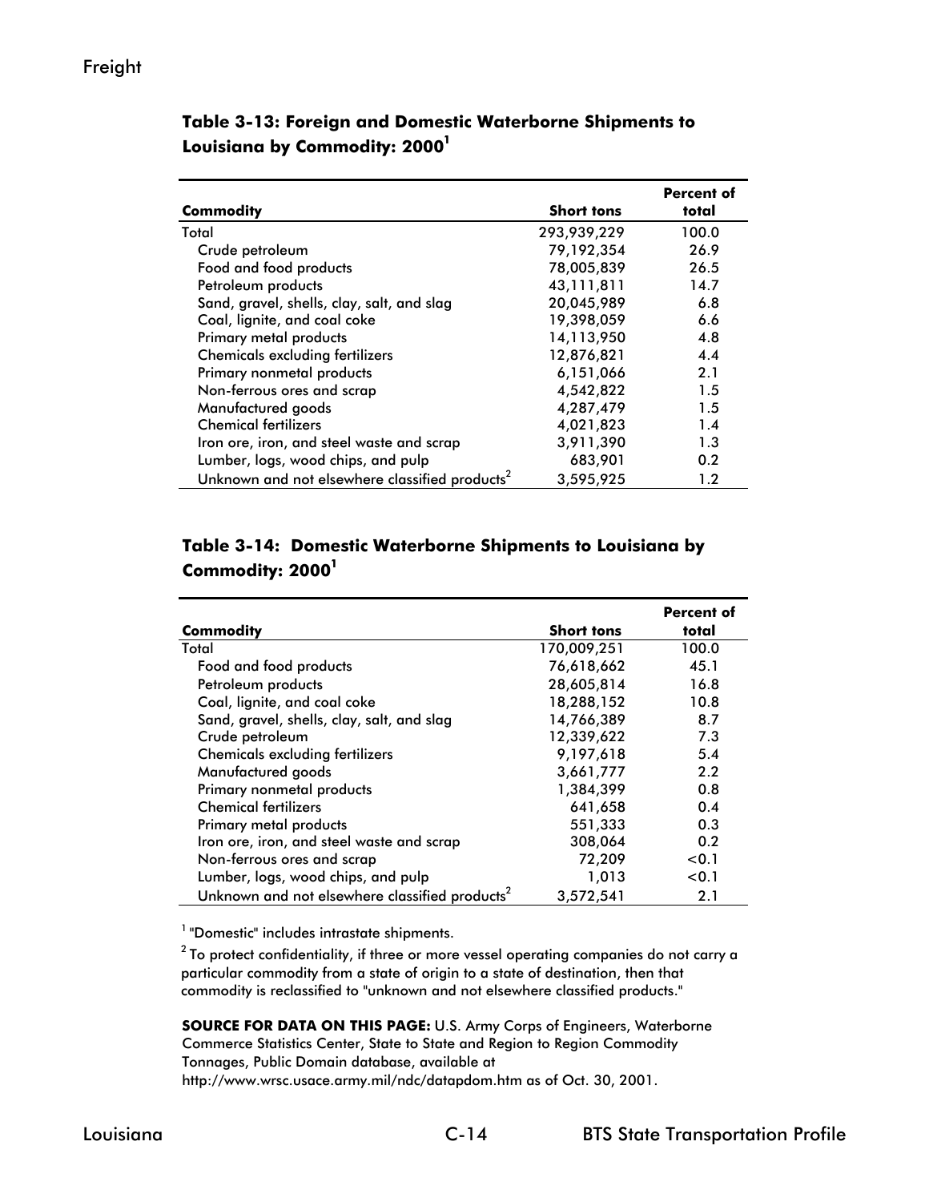### Table 3-13: Foreign and Domestic Waterborne Shipments to Louisiana by Commodity: 2000[1]

| Commodity | Short tons | Percent of total |
|---|---|---|
| Total | 293,939,229 | 100.0 |
| Crude petroleum | 79,192,354 | 26.9 |
| Food and food products | 78,005,839 | 26.5 |
| Petroleum products | 43,111,811 | 14.7 |
| Sand, gravel, shells, clay, salt, and slag | 20,045,989 | 6.8 |
| Coal, lignite, and coal coke | 19,398,059 | 6.6 |
| Primary metal products | 14,113,950 | 4.8 |
| Chemicals excluding fertilizers | 12,876,821 | 4.4 |
| Primary nonmetal products | 6,151,066 | 2.1 |
| Non-ferrous ores and scrap | 4,542,822 | 1.5 |
| Manufactured goods | 4,287,479 | 1.5 |
| Chemical fertilizers | 4,021,823 | 1.4 |
| Iron ore, iron, and steel waste and scrap | 3,911,390 | 1.3 |
| Lumber, logs, wood chips, and pulp | 683,901 | 0.2 |
| Unknown and not elsewhere classified products[2] | 3,595,925 | 1.2 |

### Table 3-14: Domestic Waterborne Shipments to Louisiana by Commodity: 2000[1]

| Commodity | Short tons | Percent of total |
|---|---|---|
| Total | 170,009,251 | 100.0 |
| Food and food products | 76,618,662 | 45.1 |
| Petroleum products | 28,605,814 | 16.8 |
| Coal, lignite, and coal coke | 18,288,152 | 10.8 |
| Sand, gravel, shells, clay, salt, and slag | 14,766,389 | 8.7 |
| Crude petroleum | 12,339,622 | 7.3 |
| Chemicals excluding fertilizers | 9,197,618 | 5.4 |
| Manufactured goods | 3,661,777 | 2.2 |
| Primary nonmetal products | 1,384,399 | 0.8 |
| Chemical fertilizers | 641,658 | 0.4 |
| Primary metal products | 551,333 | 0.3 |
| Iron ore, iron, and steel waste and scrap | 308,064 | 0.2 |
| Non-ferrous ores and scrap | 72,209 | <0.1 |
| Lumber, logs, wood chips, and pulp | 1,013 | <0.1 |
| Unknown and not elsewhere classified products[2] | 3,572,541 | 2.1 |

[1] "Domestic" includes intrastate shipments.

[2] To protect confidentiality, if three or more vessel operating companies do not carry a particular commodity from a state of origin to a state of destination, then that commodity is reclassified to "unknown and not elsewhere classified products."

**SOURCE FOR DATA ON THIS PAGE:** U.S. Army Corps of Engineers, Waterborne Commerce Statistics Center, State to State and Region to Region Commodity Tonnages, Public Domain database, available at http://www.wrsc.usace.army.mil/ndc/datapdom.htm as of Oct. 30, 2001.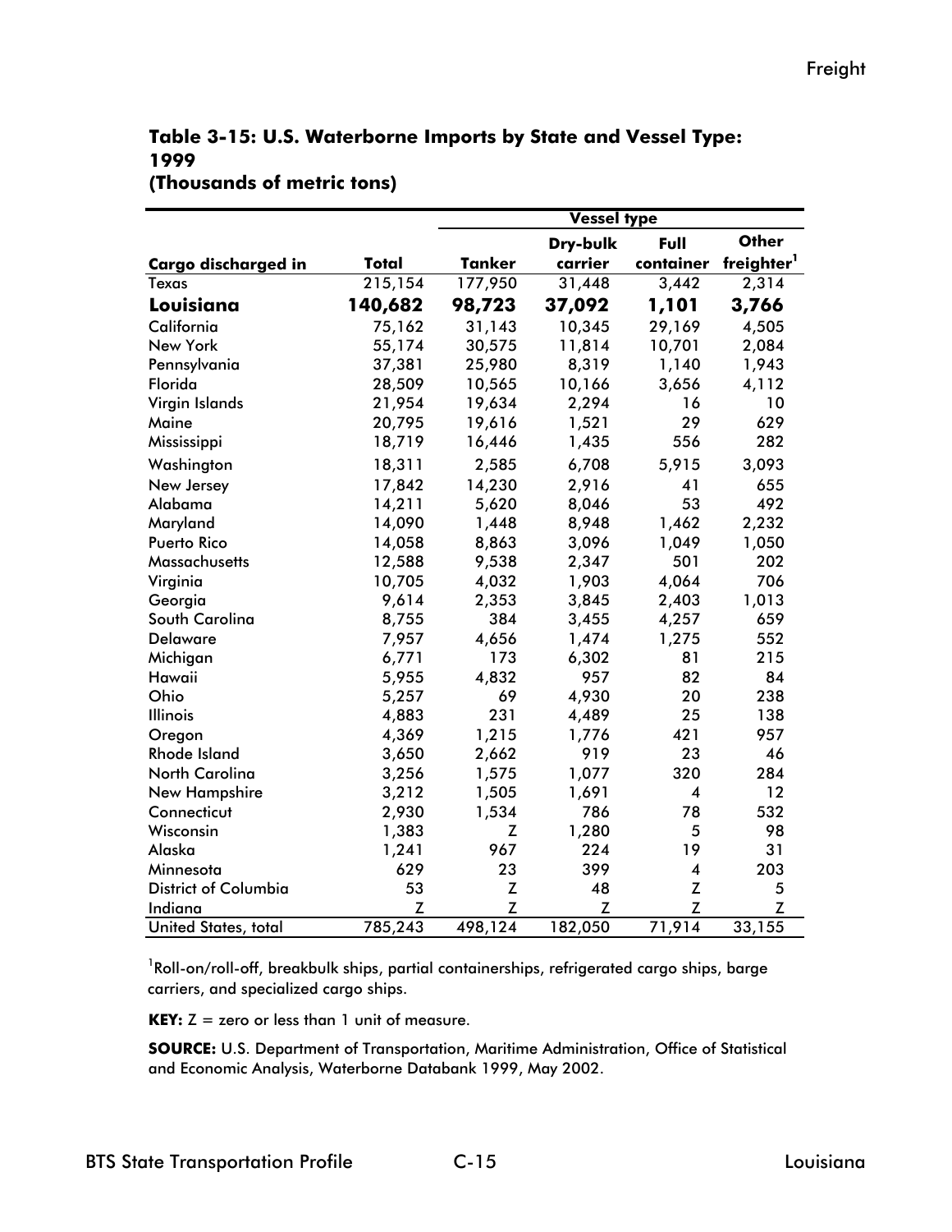## Table 3-15: U.S. Waterborne Imports by State and Vessel Type: 1999
### (Thousands of metric tons)

| Cargo discharged in | Total | Vessel type | | | |
|---|---|---|---|---|---|
| | | Tanker | Dry-bulk carrier | Full container | Other freighter[1] |
| Texas | 215,154 | 177,950 | 31,448 | 3,442 | 2,314 |
| **Louisiana** | **140,682** | **98,723** | **37,092** | **1,101** | **3,766** |
| California | 75,162 | 31,143 | 10,345 | 29,169 | 4,505 |
| New York | 55,174 | 30,575 | 11,814 | 10,701 | 2,084 |
| Pennsylvania | 37,381 | 25,980 | 8,319 | 1,140 | 1,943 |
| Florida | 28,509 | 10,565 | 10,166 | 3,656 | 4,112 |
| Virgin Islands | 21,954 | 19,634 | 2,294 | 16 | 10 |
| Maine | 20,795 | 19,616 | 1,521 | 29 | 629 |
| Mississippi | 18,719 | 16,446 | 1,435 | 556 | 282 |
| Washington | 18,311 | 2,585 | 6,708 | 5,915 | 3,093 |
| New Jersey | 17,842 | 14,230 | 2,916 | 41 | 655 |
| Alabama | 14,211 | 5,620 | 8,046 | 53 | 492 |
| Maryland | 14,090 | 1,448 | 8,948 | 1,462 | 2,232 |
| Puerto Rico | 14,058 | 8,863 | 3,096 | 1,049 | 1,050 |
| Massachusetts | 12,588 | 9,538 | 2,347 | 501 | 202 |
| Virginia | 10,705 | 4,032 | 1,903 | 4,064 | 706 |
| Georgia | 9,614 | 2,353 | 3,845 | 2,403 | 1,013 |
| South Carolina | 8,755 | 384 | 3,455 | 4,257 | 659 |
| Delaware | 7,957 | 4,656 | 1,474 | 1,275 | 552 |
| Michigan | 6,771 | 173 | 6,302 | 81 | 215 |
| Hawaii | 5,955 | 4,832 | 957 | 82 | 84 |
| Ohio | 5,257 | 69 | 4,930 | 20 | 238 |
| Illinois | 4,883 | 231 | 4,489 | 25 | 138 |
| Oregon | 4,369 | 1,215 | 1,776 | 421 | 957 |
| Rhode Island | 3,650 | 2,662 | 919 | 23 | 46 |
| North Carolina | 3,256 | 1,575 | 1,077 | 320 | 284 |
| New Hampshire | 3,212 | 1,505 | 1,691 | 4 | 12 |
| Connecticut | 2,930 | 1,534 | 786 | 78 | 532 |
| Wisconsin | 1,383 | Z | 1,280 | 5 | 98 |
| Alaska | 1,241 | 967 | 224 | 19 | 31 |
| Minnesota | 629 | 23 | 399 | 4 | 203 |
| District of Columbia | 53 | Z | 48 | Z | 5 |
| Indiana | Z | Z | Z | Z | Z |
| United States, total | 785,243 | 498,124 | 182,050 | 71,914 | 33,155 |

[1] Roll-on/roll-off, breakbulk ships, partial containerships, refrigerated cargo ships, barge carriers, and specialized cargo ships.

**KEY:** Z = zero or less than 1 unit of measure.

**SOURCE:** U.S. Department of Transportation, Maritime Administration, Office of Statistical and Economic Analysis, Waterborne Databank 1999, May 2002.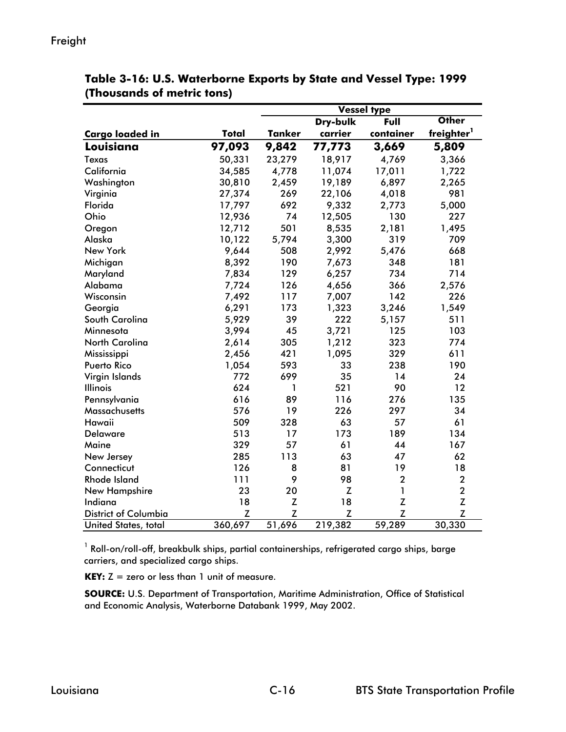**Table 3-16: U.S. Waterborne Exports by State and Vessel Type: 1999 (Thousands of metric tons)**

| Cargo loaded in | Total | Vessel type | | | |
|---|---|---|---|---|---|
| | | Tanker | Dry-bulk carrier | Full container | Other freighter[1] |
| **Louisiana** | **97,093** | **9,842** | **77,773** | **3,669** | **5,809** |
| Texas | 50,331 | 23,279 | 18,917 | 4,769 | 3,366 |
| California | 34,585 | 4,778 | 11,074 | 17,011 | 1,722 |
| Washington | 30,810 | 2,459 | 19,189 | 6,897 | 2,265 |
| Virginia | 27,374 | 269 | 22,106 | 4,018 | 981 |
| Florida | 17,797 | 692 | 9,332 | 2,773 | 5,000 |
| Ohio | 12,936 | 74 | 12,505 | 130 | 227 |
| Oregon | 12,712 | 501 | 8,535 | 2,181 | 1,495 |
| Alaska | 10,122 | 5,794 | 3,300 | 319 | 709 |
| New York | 9,644 | 508 | 2,992 | 5,476 | 668 |
| Michigan | 8,392 | 190 | 7,673 | 348 | 181 |
| Maryland | 7,834 | 129 | 6,257 | 734 | 714 |
| Alabama | 7,724 | 126 | 4,656 | 366 | 2,576 |
| Wisconsin | 7,492 | 117 | 7,007 | 142 | 226 |
| Georgia | 6,291 | 173 | 1,323 | 3,246 | 1,549 |
| South Carolina | 5,929 | 39 | 222 | 5,157 | 511 |
| Minnesota | 3,994 | 45 | 3,721 | 125 | 103 |
| North Carolina | 2,614 | 305 | 1,212 | 323 | 774 |
| Mississippi | 2,456 | 421 | 1,095 | 329 | 611 |
| Puerto Rico | 1,054 | 593 | 33 | 238 | 190 |
| Virgin Islands | 772 | 699 | 35 | 14 | 24 |
| Illinois | 624 | 1 | 521 | 90 | 12 |
| Pennsylvania | 616 | 89 | 116 | 276 | 135 |
| Massachusetts | 576 | 19 | 226 | 297 | 34 |
| Hawaii | 509 | 328 | 63 | 57 | 61 |
| Delaware | 513 | 17 | 173 | 189 | 134 |
| Maine | 329 | 57 | 61 | 44 | 167 |
| New Jersey | 285 | 113 | 63 | 47 | 62 |
| Connecticut | 126 | 8 | 81 | 19 | 18 |
| Rhode Island | 111 | 9 | 98 | 2 | 2 |
| New Hampshire | 23 | 20 | Z | 1 | 2 |
| Indiana | 18 | Z | 18 | Z | Z |
| District of Columbia | Z | Z | Z | Z | Z |
| United States, total | 360,697 | 51,696 | 219,382 | 59,289 | 30,330 |

[1] Roll-on/roll-off, breakbulk ships, partial containerships, refrigerated cargo ships, barge carriers, and specialized cargo ships.

**KEY:** Z = zero or less than 1 unit of measure.

**SOURCE:** U.S. Department of Transportation, Maritime Administration, Office of Statistical and Economic Analysis, Waterborne Databank 1999, May 2002.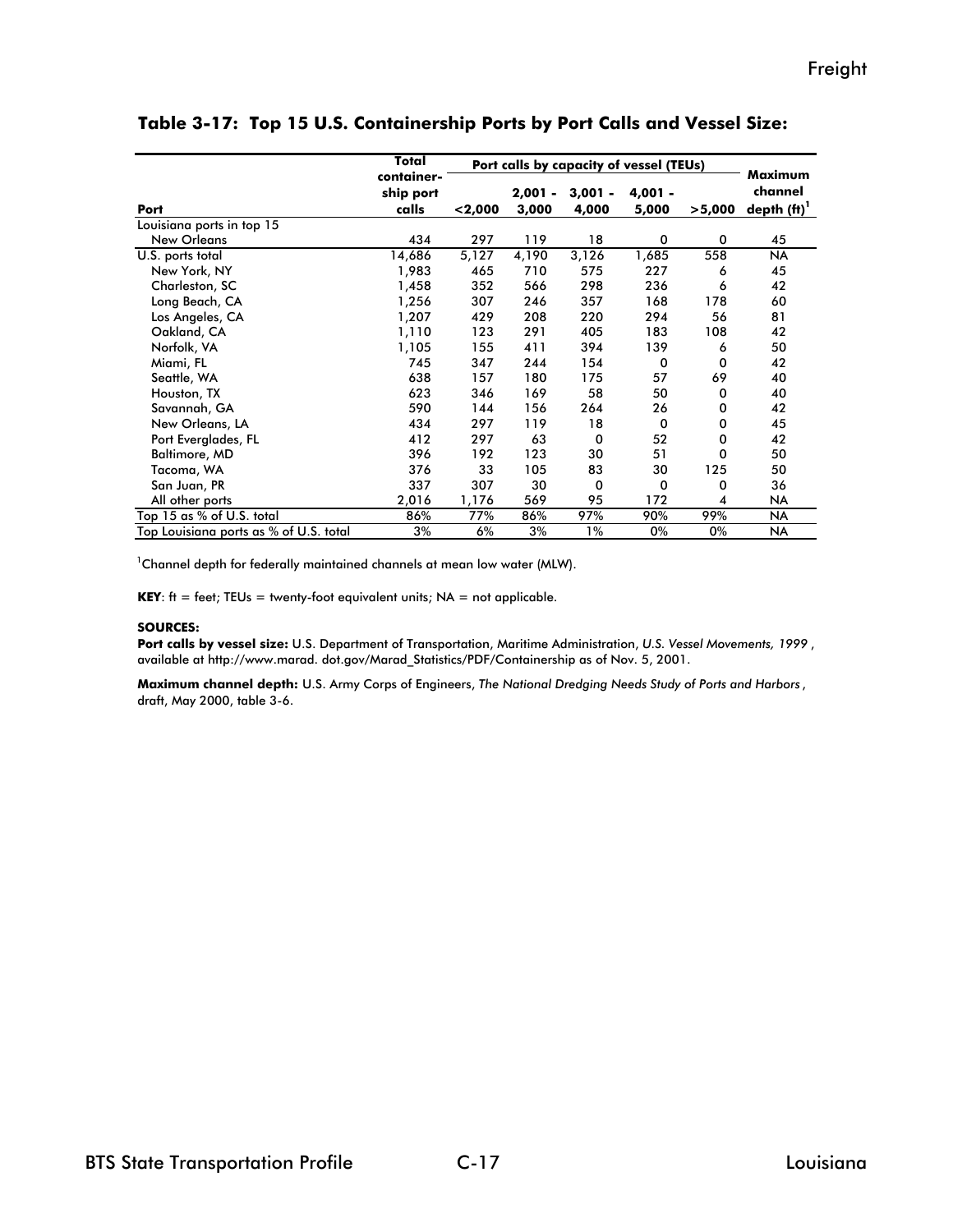## Table 3-17: Top 15 U.S. Containership Ports by Port Calls and Vessel Size:

| Port | Total container-ship port calls | Port calls by capacity of vessel (TEUs) | | | | | Maximum channel depth (ft)[1] |
|---|---|---|---|---|---|---|---|
| | | <2,000 | 2,001 - 3,000 | 3,001 - 4,000 | 4,001 - 5,000 | >5,000 | |
| Louisiana ports in top 15 | | | | | | | |
| New Orleans | 434 | 297 | 119 | 18 | 0 | 0 | 45 |
| U.S. ports total | 14,686 | 5,127 | 4,190 | 3,126 | 1,685 | 558 | NA |
| New York, NY | 1,983 | 465 | 710 | 575 | 227 | 6 | 45 |
| Charleston, SC | 1,458 | 352 | 566 | 298 | 236 | 6 | 42 |
| Long Beach, CA | 1,256 | 307 | 246 | 357 | 168 | 178 | 60 |
| Los Angeles, CA | 1,207 | 429 | 208 | 220 | 294 | 56 | 81 |
| Oakland, CA | 1,110 | 123 | 291 | 405 | 183 | 108 | 42 |
| Norfolk, VA | 1,105 | 155 | 411 | 394 | 139 | 6 | 50 |
| Miami, FL | 745 | 347 | 244 | 154 | 0 | 0 | 42 |
| Seattle, WA | 638 | 157 | 180 | 175 | 57 | 69 | 40 |
| Houston, TX | 623 | 346 | 169 | 58 | 50 | 0 | 40 |
| Savannah, GA | 590 | 144 | 156 | 264 | 26 | 0 | 42 |
| New Orleans, LA | 434 | 297 | 119 | 18 | 0 | 0 | 45 |
| Port Everglades, FL | 412 | 297 | 63 | 0 | 52 | 0 | 42 |
| Baltimore, MD | 396 | 192 | 123 | 30 | 51 | 0 | 50 |
| Tacoma, WA | 376 | 33 | 105 | 83 | 30 | 125 | 50 |
| San Juan, PR | 337 | 307 | 30 | 0 | 0 | 0 | 36 |
| All other ports | 2,016 | 1,176 | 569 | 95 | 172 | 4 | NA |
| Top 15 as % of U.S. total | 86% | 77% | 86% | 97% | 90% | 99% | NA |
| Top Louisiana ports as % of U.S. total | 3% | 6% | 3% | 1% | 0% | 0% | NA |

[1]Channel depth for federally maintained channels at mean low water (MLW).

**KEY**: ft = feet; TEUs = twenty-foot equivalent units; NA = not applicable.

**SOURCES:**

**Port calls by vessel size:** U.S. Department of Transportation, Maritime Administration, *U.S. Vessel Movements, 1999*, available at http://www.marad. dot.gov/Marad_Statistics/PDF/Containership as of Nov. 5, 2001.

**Maximum channel depth:** U.S. Army Corps of Engineers, *The National Dredging Needs Study of Ports and Harbors*, draft, May 2000, table 3-6.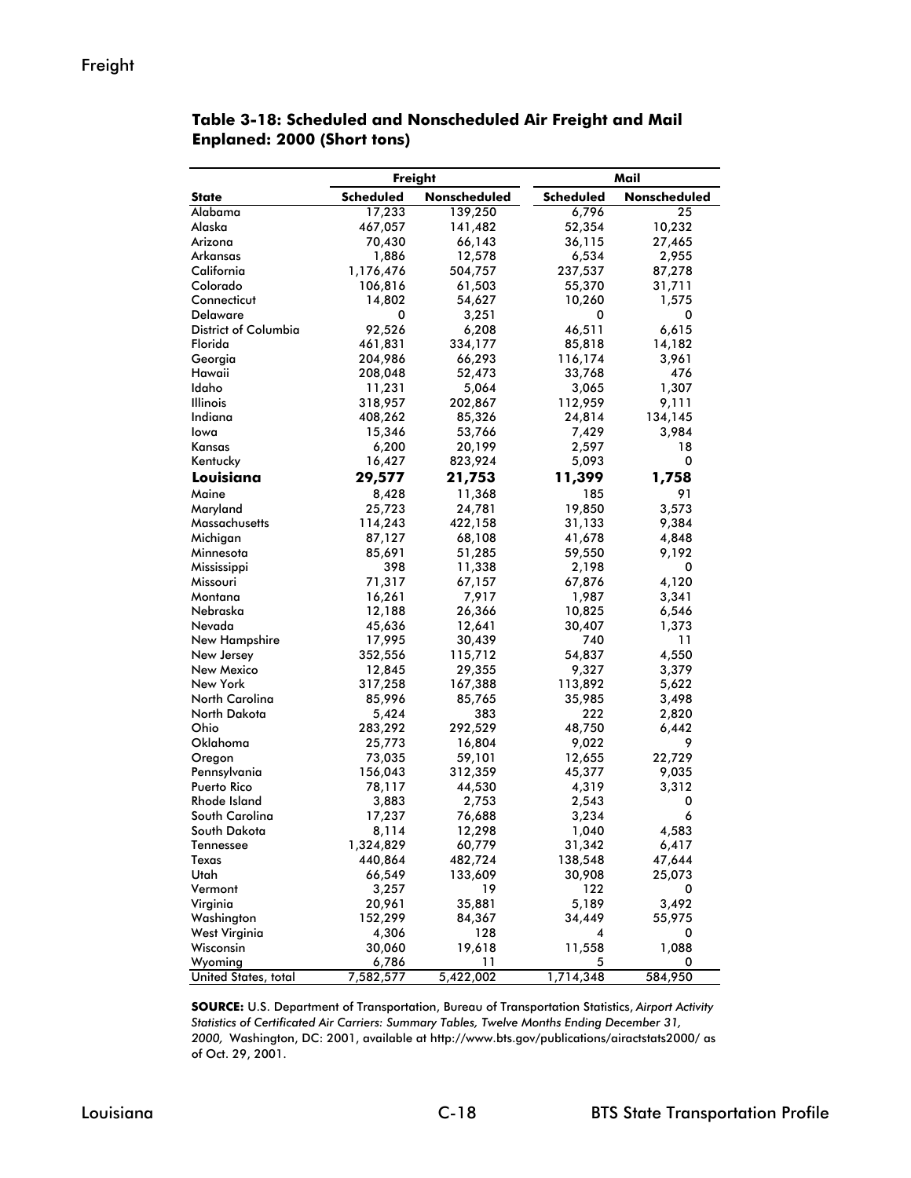**Table 3-18: Scheduled and Nonscheduled Air Freight and Mail Enplaned: 2000 (Short tons)**

| | Freight | | Mail | |
|---|---|---|---|---|
| **State** | **Scheduled** | **Nonscheduled** | **Scheduled** | **Nonscheduled** |
| Alabama | 17,233 | 139,250 | 6,796 | 25 |
| Alaska | 467,057 | 141,482 | 52,354 | 10,232 |
| Arizona | 70,430 | 66,143 | 36,115 | 27,465 |
| Arkansas | 1,886 | 12,578 | 6,534 | 2,955 |
| California | 1,176,476 | 504,757 | 237,537 | 87,278 |
| Colorado | 106,816 | 61,503 | 55,370 | 31,711 |
| Connecticut | 14,802 | 54,627 | 10,260 | 1,575 |
| Delaware | 0 | 3,251 | 0 | 0 |
| District of Columbia | 92,526 | 6,208 | 46,511 | 6,615 |
| Florida | 461,831 | 334,177 | 85,818 | 14,182 |
| Georgia | 204,986 | 66,293 | 116,174 | 3,961 |
| Hawaii | 208,048 | 52,473 | 33,768 | 476 |
| Idaho | 11,231 | 5,064 | 3,065 | 1,307 |
| Illinois | 318,957 | 202,867 | 112,959 | 9,111 |
| Indiana | 408,262 | 85,326 | 24,814 | 134,145 |
| Iowa | 15,346 | 53,766 | 7,429 | 3,984 |
| Kansas | 6,200 | 20,199 | 2,597 | 18 |
| Kentucky | 16,427 | 823,924 | 5,093 | 0 |
| **Louisiana** | **29,577** | **21,753** | **11,399** | **1,758** |
| Maine | 8,428 | 11,368 | 185 | 91 |
| Maryland | 25,723 | 24,781 | 19,850 | 3,573 |
| Massachusetts | 114,243 | 422,158 | 31,133 | 9,384 |
| Michigan | 87,127 | 68,108 | 41,678 | 4,848 |
| Minnesota | 85,691 | 51,285 | 59,550 | 9,192 |
| Mississippi | 398 | 11,338 | 2,198 | 0 |
| Missouri | 71,317 | 67,157 | 67,876 | 4,120 |
| Montana | 16,261 | 7,917 | 1,987 | 3,341 |
| Nebraska | 12,188 | 26,366 | 10,825 | 6,546 |
| Nevada | 45,636 | 12,641 | 30,407 | 1,373 |
| New Hampshire | 17,995 | 30,439 | 740 | 11 |
| New Jersey | 352,556 | 115,712 | 54,837 | 4,550 |
| New Mexico | 12,845 | 29,355 | 9,327 | 3,379 |
| New York | 317,258 | 167,388 | 113,892 | 5,622 |
| North Carolina | 85,996 | 85,765 | 35,985 | 3,498 |
| North Dakota | 5,424 | 383 | 222 | 2,820 |
| Ohio | 283,292 | 292,529 | 48,750 | 6,442 |
| Oklahoma | 25,773 | 16,804 | 9,022 | 9 |
| Oregon | 73,035 | 59,101 | 12,655 | 22,729 |
| Pennsylvania | 156,043 | 312,359 | 45,377 | 9,035 |
| Puerto Rico | 78,117 | 44,530 | 4,319 | 3,312 |
| Rhode Island | 3,883 | 2,753 | 2,543 | 0 |
| South Carolina | 17,237 | 76,688 | 3,234 | 6 |
| South Dakota | 8,114 | 12,298 | 1,040 | 4,583 |
| Tennessee | 1,324,829 | 60,779 | 31,342 | 6,417 |
| Texas | 440,864 | 482,724 | 138,548 | 47,644 |
| Utah | 66,549 | 133,609 | 30,908 | 25,073 |
| Vermont | 3,257 | 19 | 122 | 0 |
| Virginia | 20,961 | 35,881 | 5,189 | 3,492 |
| Washington | 152,299 | 84,367 | 34,449 | 55,975 |
| West Virginia | 4,306 | 128 | 4 | 0 |
| Wisconsin | 30,060 | 19,618 | 11,558 | 1,088 |
| Wyoming | 6,786 | 11 | 5 | 0 |
| United States, total | 7,582,577 | 5,422,002 | 1,714,348 | 584,950 |

**SOURCE:** U.S. Department of Transportation, Bureau of Transportation Statistics, *Airport Activity Statistics of Certificated Air Carriers: Summary Tables, Twelve Months Ending December 31, 2000,* Washington, DC: 2001, available at http://www.bts.gov/publications/airactstats2000/ as of Oct. 29, 2001.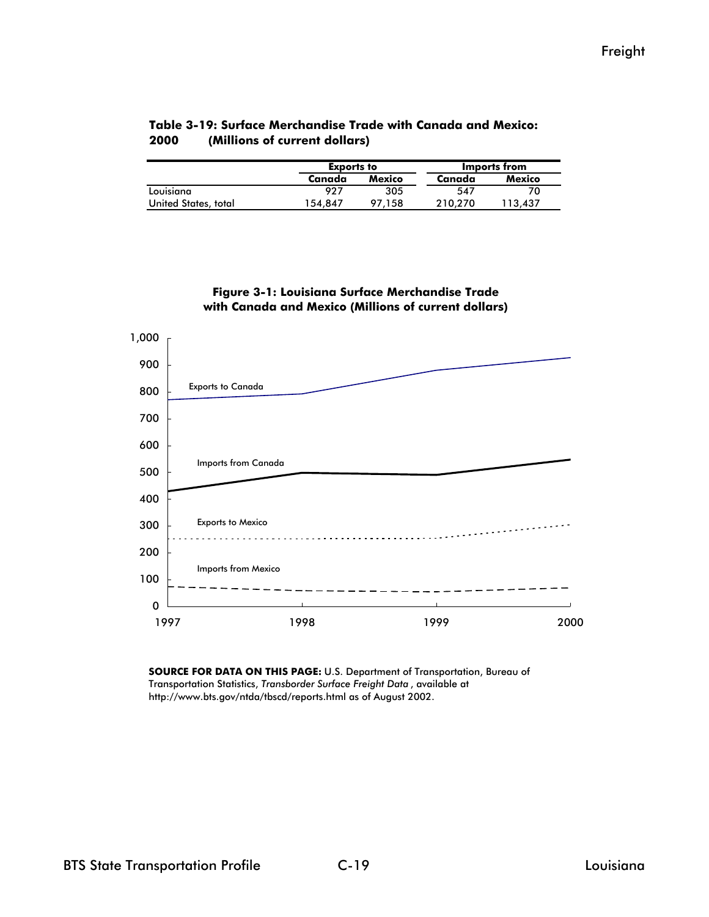**Table 3-19: Surface Merchandise Trade with Canada and Mexico: 2000 (Millions of current dollars)**

| | Exports to | | Imports from | |
|---|---|---|---|---|
| | Canada | Mexico | Canada | Mexico |
| Louisiana | 927 | 305 | 547 | 70 |
| United States, total | 154,847 | 97,158 | 210,270 | 113,437 |

**Figure 3-1: Louisiana Surface Merchandise Trade with Canada and Mexico (Millions of current dollars)**

**SOURCE FOR DATA ON THIS PAGE:** U.S. Department of Transportation, Bureau of Transportation Statistics, *Transborder Surface Freight Data* , available at http://www.bts.gov/ntda/tbscd/reports.html as of August 2002.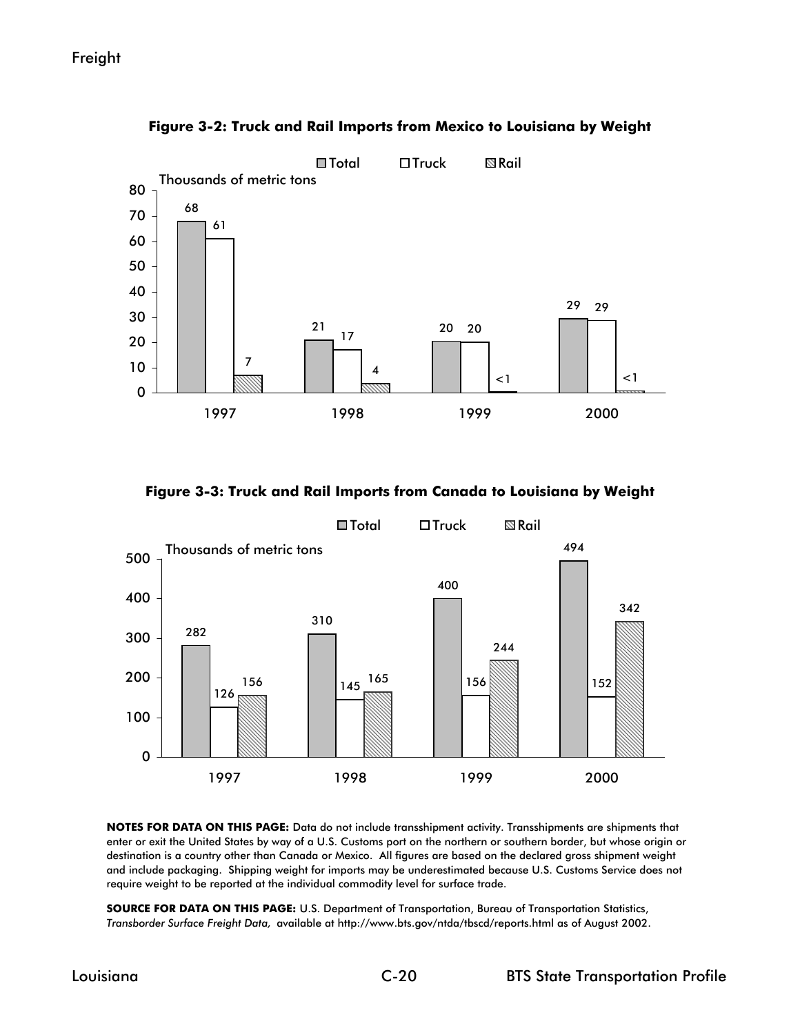Figure 3-2: Truck and Rail Imports from Mexico to Louisiana by Weight

Thousands of metric tons

| Year | Total | Truck | Rail |
| --- | --- | --- | --- |
| 1997 | 68 | 61 | 7 |
| 1998 | 21 | 17 | 4 |
| 1999 | 20 | 20 | <1 |
| 2000 | 29 | 29 | <1 |

Figure 3-3: Truck and Rail Imports from Canada to Louisiana by Weight

Thousands of metric tons

| Year | Total | Truck | Rail |
| --- | --- | --- | --- |
| 1997 | 282 | 126 | 156 |
| 1998 | 310 | 145 | 165 |
| 1999 | 400 | 156 | 244 |
| 2000 | 494 | 152 | 342 |

**NOTES FOR DATA ON THIS PAGE:** Data do not include transshipment activity. Transshipments are shipments that enter or exit the United States by way of a U.S. Customs port on the northern or southern border, but whose origin or destination is a country other than Canada or Mexico. All figures are based on the declared gross shipment weight and include packaging. Shipping weight for imports may be underestimated because U.S. Customs Service does not require weight to be reported at the individual commodity level for surface trade.

**SOURCE FOR DATA ON THIS PAGE:** U.S. Department of Transportation, Bureau of Transportation Statistics, *Transborder Surface Freight Data,* available at http://www.bts.gov/ntda/tbscd/reports.html as of August 2002.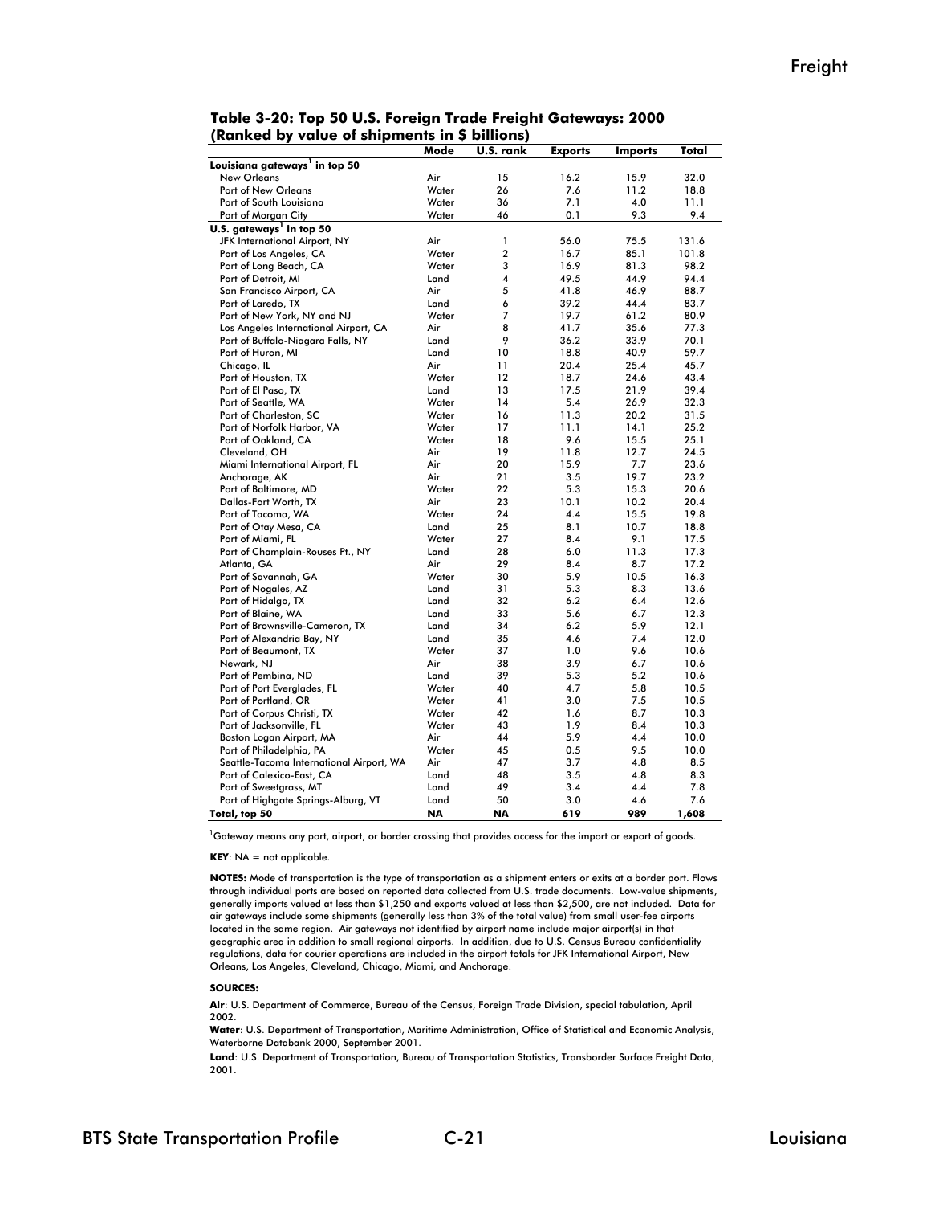**Table 3-20: Top 50 U.S. Foreign Trade Freight Gateways: 2000 (Ranked by value of shipments in $ billions)**

| | Mode | U.S. rank | Exports | Imports | Total |
|---|---|---|---|---|---|
| **Louisiana gateways[1] in top 50** | | | | | |
| New Orleans | Air | 15 | 16.2 | 15.9 | 32.0 |
| Port of New Orleans | Water | 26 | 7.6 | 11.2 | 18.8 |
| Port of South Louisiana | Water | 36 | 7.1 | 4.0 | 11.1 |
| Port of Morgan City | Water | 46 | 0.1 | 9.3 | 9.4 |
| **U.S. gateways[1] in top 50** | | | | | |
| JFK International Airport, NY | Air | 1 | 56.0 | 75.5 | 131.6 |
| Port of Los Angeles, CA | Water | 2 | 16.7 | 85.1 | 101.8 |
| Port of Long Beach, CA | Water | 3 | 16.9 | 81.3 | 98.2 |
| Port of Detroit, MI | Land | 4 | 49.5 | 44.9 | 94.4 |
| San Francisco Airport, CA | Air | 5 | 41.8 | 46.9 | 88.7 |
| Port of Laredo, TX | Land | 6 | 39.2 | 44.4 | 83.7 |
| Port of New York, NY and NJ | Water | 7 | 19.7 | 61.2 | 80.9 |
| Los Angeles International Airport, CA | Air | 8 | 41.7 | 35.6 | 77.3 |
| Port of Buffalo-Niagara Falls, NY | Land | 9 | 36.2 | 33.9 | 70.1 |
| Port of Huron, MI | Land | 10 | 18.8 | 40.9 | 59.7 |
| Chicago, IL | Air | 11 | 20.4 | 25.4 | 45.7 |
| Port of Houston, TX | Water | 12 | 18.7 | 24.6 | 43.4 |
| Port of El Paso, TX | Land | 13 | 17.5 | 21.9 | 39.4 |
| Port of Seattle, WA | Water | 14 | 5.4 | 26.9 | 32.3 |
| Port of Charleston, SC | Water | 16 | 11.3 | 20.2 | 31.5 |
| Port of Norfolk Harbor, VA | Water | 17 | 11.1 | 14.1 | 25.2 |
| Port of Oakland, CA | Water | 18 | 9.6 | 15.5 | 25.1 |
| Cleveland, OH | Air | 19 | 11.8 | 12.7 | 24.5 |
| Miami International Airport, FL | Air | 20 | 15.9 | 7.7 | 23.6 |
| Anchorage, AK | Air | 21 | 3.5 | 19.7 | 23.2 |
| Port of Baltimore, MD | Water | 22 | 5.3 | 15.3 | 20.6 |
| Dallas-Fort Worth, TX | Air | 23 | 10.1 | 10.2 | 20.4 |
| Port of Tacoma, WA | Water | 24 | 4.4 | 15.5 | 19.8 |
| Port of Otay Mesa, CA | Land | 25 | 8.1 | 10.7 | 18.8 |
| Port of Miami, FL | Water | 27 | 8.4 | 9.1 | 17.5 |
| Port of Champlain-Rouses Pt., NY | Land | 28 | 6.0 | 11.3 | 17.3 |
| Atlanta, GA | Air | 29 | 8.4 | 8.7 | 17.2 |
| Port of Savannah, GA | Water | 30 | 5.9 | 10.5 | 16.3 |
| Port of Nogales, AZ | Land | 31 | 5.3 | 8.3 | 13.6 |
| Port of Hidalgo, TX | Land | 32 | 6.2 | 6.4 | 12.6 |
| Port of Blaine, WA | Land | 33 | 5.6 | 6.7 | 12.3 |
| Port of Brownsville-Cameron, TX | Land | 34 | 6.2 | 5.9 | 12.1 |
| Port of Alexandria Bay, NY | Land | 35 | 4.6 | 7.4 | 12.0 |
| Port of Beaumont, TX | Water | 37 | 1.0 | 9.6 | 10.6 |
| Newark, NJ | Air | 38 | 3.9 | 6.7 | 10.6 |
| Port of Pembina, ND | Land | 39 | 5.3 | 5.2 | 10.6 |
| Port of Port Everglades, FL | Water | 40 | 4.7 | 5.8 | 10.5 |
| Port of Portland, OR | Water | 41 | 3.0 | 7.5 | 10.5 |
| Port of Corpus Christi, TX | Water | 42 | 1.6 | 8.7 | 10.3 |
| Port of Jacksonville, FL | Water | 43 | 1.9 | 8.4 | 10.3 |
| Boston Logan Airport, MA | Air | 44 | 5.9 | 4.4 | 10.0 |
| Port of Philadelphia, PA | Water | 45 | 0.5 | 9.5 | 10.0 |
| Seattle-Tacoma International Airport, WA | Air | 47 | 3.7 | 4.8 | 8.5 |
| Port of Calexico-East, CA | Land | 48 | 3.5 | 4.8 | 8.3 |
| Port of Sweetgrass, MT | Land | 49 | 3.4 | 4.4 | 7.8 |
| Port of Highgate Springs-Alburg, VT | Land | 50 | 3.0 | 4.6 | 7.6 |
| **Total, top 50** | **NA** | **NA** | **619** | **989** | **1,608** |

[1]Gateway means any port, airport, or border crossing that provides access for the import or export of goods.

**KEY**: NA = not applicable.

**NOTES:** Mode of transportation is the type of transportation as a shipment enters or exits at a border port. Flows through individual ports are based on reported data collected from U.S. trade documents. Low-value shipments, generally imports valued at less than $1,250 and exports valued at less than $2,500, are not included. Data for air gateways include some shipments (generally less than 3% of the total value) from small user-fee airports located in the same region. Air gateways not identified by airport name include major airport(s) in that geographic area in addition to small regional airports. In addition, due to U.S. Census Bureau confidentiality regulations, data for courier operations are included in the airport totals for JFK International Airport, New Orleans, Los Angeles, Cleveland, Chicago, Miami, and Anchorage.

**SOURCES:**

**Air**: U.S. Department of Commerce, Bureau of the Census, Foreign Trade Division, special tabulation, April 2002.

**Water**: U.S. Department of Transportation, Maritime Administration, Office of Statistical and Economic Analysis, Waterborne Databank 2000, September 2001.

**Land**: U.S. Department of Transportation, Bureau of Transportation Statistics, Transborder Surface Freight Data, 2001.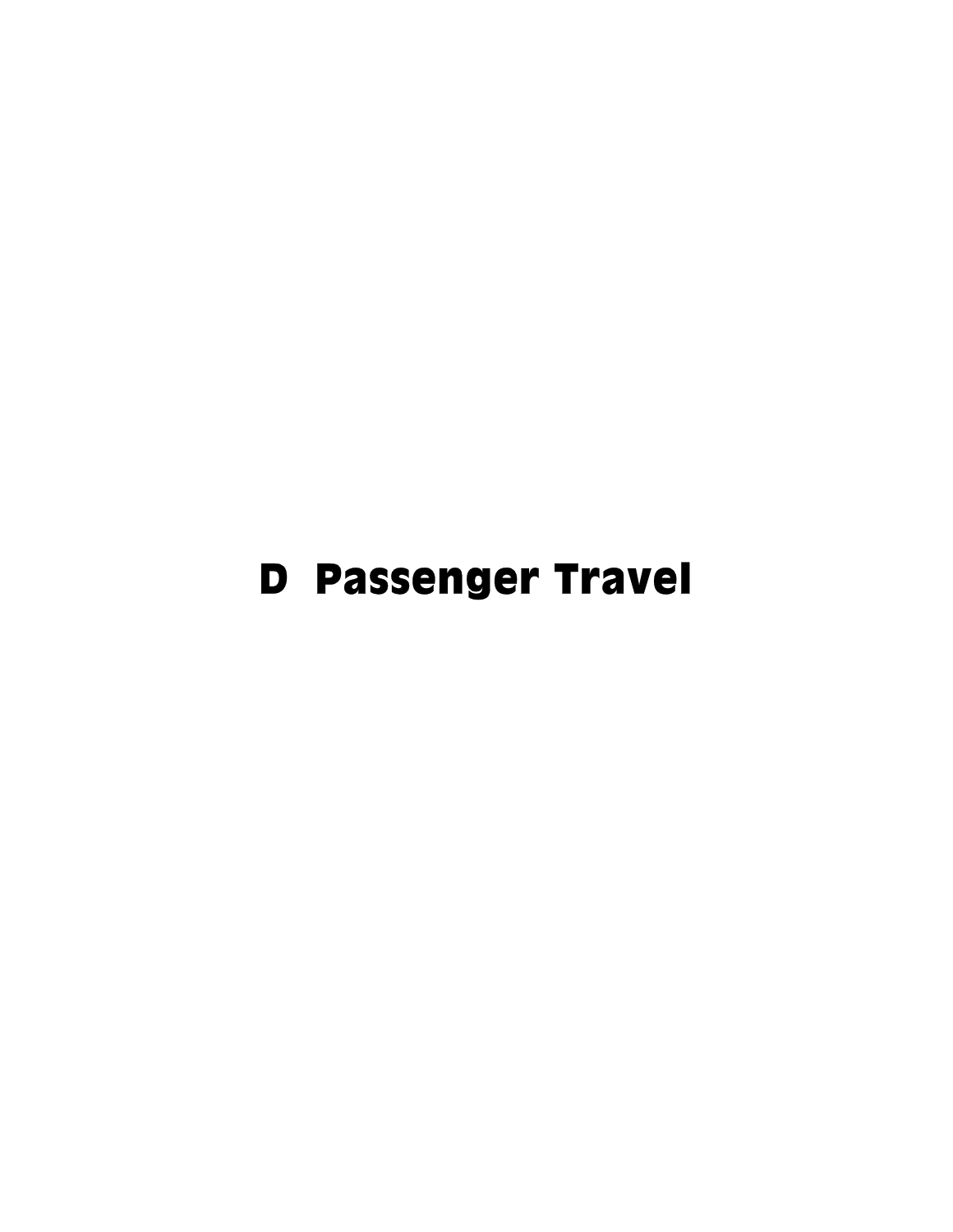# D Passenger Travel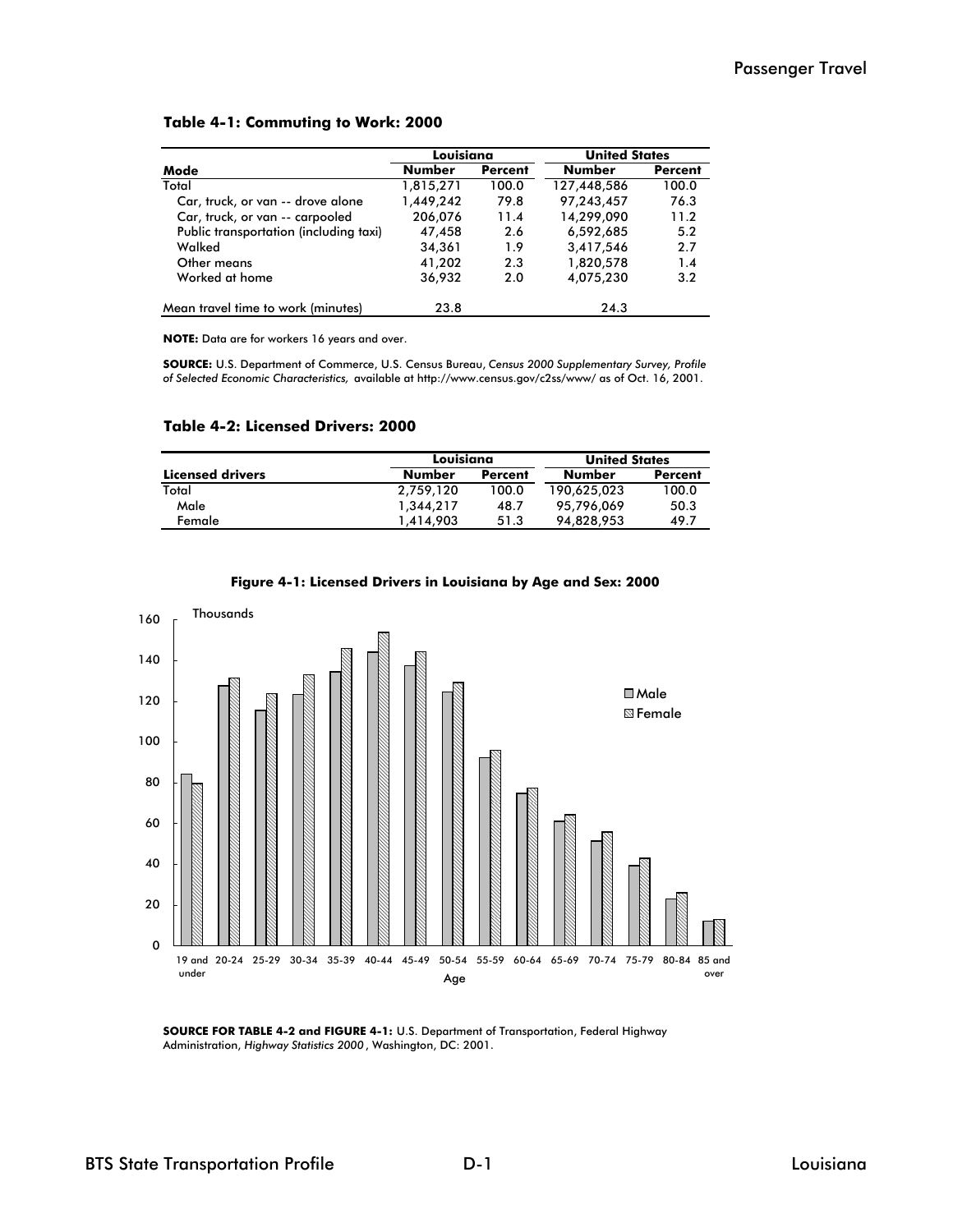**Table 4-1: Commuting to Work: 2000**

| Mode | Louisiana Number | Louisiana Percent | United States Number | United States Percent |
|---|---|---|---|---|
| Total | 1,815,271 | 100.0 | 127,448,586 | 100.0 |
| Car, truck, or van -- drove alone | 1,449,242 | 79.8 | 97,243,457 | 76.3 |
| Car, truck, or van -- carpooled | 206,076 | 11.4 | 14,299,090 | 11.2 |
| Public transportation (including taxi) | 47,458 | 2.6 | 6,592,685 | 5.2 |
| Walked | 34,361 | 1.9 | 3,417,546 | 2.7 |
| Other means | 41,202 | 2.3 | 1,820,578 | 1.4 |
| Worked at home | 36,932 | 2.0 | 4,075,230 | 3.2 |
| Mean travel time to work (minutes) | 23.8 | | 24.3 | |

**NOTE:** Data are for workers 16 years and over.

**SOURCE:** U.S. Department of Commerce, U.S. Census Bureau, *Census 2000 Supplementary Survey, Profile of Selected Economic Characteristics,* available at http://www.census.gov/c2ss/www/ as of Oct. 16, 2001.

**Table 4-2: Licensed Drivers: 2000**

| Licensed drivers | Louisiana Number | Louisiana Percent | United States Number | United States Percent |
|---|---|---|---|---|
| Total | 2,759,120 | 100.0 | 190,625,023 | 100.0 |
| Male | 1,344,217 | 48.7 | 95,796,069 | 50.3 |
| Female | 1,414,903 | 51.3 | 94,828,953 | 49.7 |

**Figure 4-1: Licensed Drivers in Louisiana by Age and Sex: 2000**

**SOURCE FOR TABLE 4-2 and FIGURE 4-1:** U.S. Department of Transportation, Federal Highway Administration, *Highway Statistics 2000*, Washington, DC: 2001.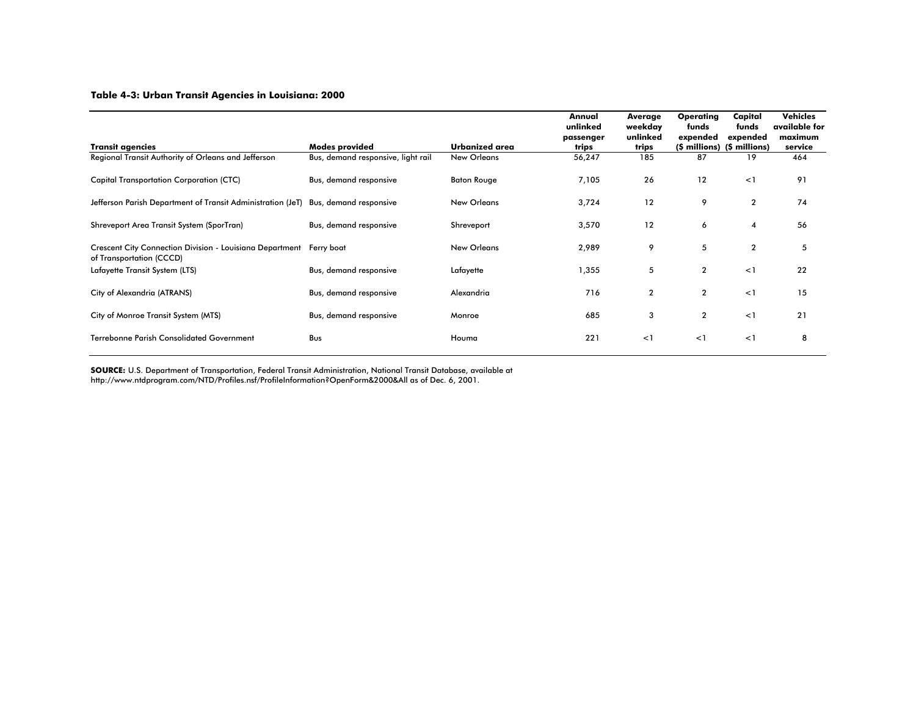**Table 4-3: Urban Transit Agencies in Louisiana: 2000**

| Transit agencies | Modes provided | Urbanized area | Annual unlinked passenger trips | Average weekday unlinked trips | Operating funds expended ($ millions) | Capital funds expended ($ millions) | Vehicles available for maximum service |
|---|---|---|---|---|---|---|---|
| Regional Transit Authority of Orleans and Jefferson | Bus, demand responsive, light rail | New Orleans | 56,247 | 185 | 87 | 19 | 464 |
| Capital Transportation Corporation (CTC) | Bus, demand responsive | Baton Rouge | 7,105 | 26 | 12 | <1 | 91 |
| Jefferson Parish Department of Transit Administration (JeT) | Bus, demand responsive | New Orleans | 3,724 | 12 | 9 | 2 | 74 |
| Shreveport Area Transit System (SporTran) | Bus, demand responsive | Shreveport | 3,570 | 12 | 6 | 4 | 56 |
| Crescent City Connection Division - Louisiana Department of Transportation (CCCD) | Ferry boat | New Orleans | 2,989 | 9 | 5 | 2 | 5 |
| Lafayette Transit System (LTS) | Bus, demand responsive | Lafayette | 1,355 | 5 | 2 | <1 | 22 |
| City of Alexandria (ATRANS) | Bus, demand responsive | Alexandria | 716 | 2 | 2 | <1 | 15 |
| City of Monroe Transit System (MTS) | Bus, demand responsive | Monroe | 685 | 3 | 2 | <1 | 21 |
| Terrebonne Parish Consolidated Government | Bus | Houma | 221 | <1 | <1 | <1 | 8 |

**SOURCE:** U.S. Department of Transportation, Federal Transit Administration, National Transit Database, available at http://www.ntdprogram.com/NTD/Profiles.nsf/ProfileInformation?OpenForm&2000&All as of Dec. 6, 2001.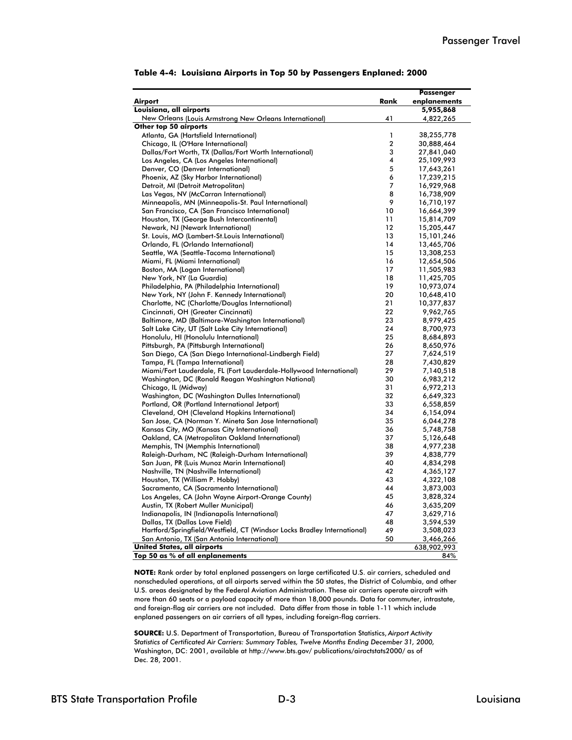**Table 4-4: Louisiana Airports in Top 50 by Passengers Enplaned: 2000**

| Airport | Rank | Passenger enplanements |
|---|---|---|
| **Louisiana, all airports** | | **5,955,868** |
| New Orleans (Louis Armstrong New Orleans International) | 41 | 4,822,265 |
| **Other top 50 airports** | | |
| Atlanta, GA (Hartsfield International) | 1 | 38,255,778 |
| Chicago, IL (O'Hare International) | 2 | 30,888,464 |
| Dallas/Fort Worth, TX (Dallas/Fort Worth International) | 3 | 27,841,040 |
| Los Angeles, CA (Los Angeles International) | 4 | 25,109,993 |
| Denver, CO (Denver International) | 5 | 17,643,261 |
| Phoenix, AZ (Sky Harbor International) | 6 | 17,239,215 |
| Detroit, MI (Detroit Metropolitan) | 7 | 16,929,968 |
| Las Vegas, NV (McCarran International) | 8 | 16,738,909 |
| Minneapolis, MN (Minneapolis-St. Paul International) | 9 | 16,710,197 |
| San Francisco, CA (San Francisco International) | 10 | 16,664,399 |
| Houston, TX (George Bush Intercontinental) | 11 | 15,814,709 |
| Newark, NJ (Newark International) | 12 | 15,205,447 |
| St. Louis, MO (Lambert-St.Louis International) | 13 | 15,101,246 |
| Orlando, FL (Orlando International) | 14 | 13,465,706 |
| Seattle, WA (Seattle-Tacoma International) | 15 | 13,308,253 |
| Miami, FL (Miami International) | 16 | 12,654,506 |
| Boston, MA (Logan International) | 17 | 11,505,983 |
| New York, NY (La Guardia) | 18 | 11,425,705 |
| Philadelphia, PA (Philadelphia International) | 19 | 10,973,074 |
| New York, NY (John F. Kennedy International) | 20 | 10,648,410 |
| Charlotte, NC (Charlotte/Douglas International) | 21 | 10,377,837 |
| Cincinnati, OH (Greater Cincinnati) | 22 | 9,962,765 |
| Baltimore, MD (Baltimore-Washington International) | 23 | 8,979,425 |
| Salt Lake City, UT (Salt Lake City International) | 24 | 8,700,973 |
| Honolulu, HI (Honolulu International) | 25 | 8,684,893 |
| Pittsburgh, PA (Pittsburgh International) | 26 | 8,650,976 |
| San Diego, CA (San Diego International-Lindbergh Field) | 27 | 7,624,519 |
| Tampa, FL (Tampa International) | 28 | 7,430,829 |
| Miami/Fort Lauderdale, FL (Fort Lauderdale-Hollywood International) | 29 | 7,140,518 |
| Washington, DC (Ronald Reagan Washington National) | 30 | 6,983,212 |
| Chicago, IL (Midway) | 31 | 6,972,213 |
| Washington, DC (Washington Dulles International) | 32 | 6,649,323 |
| Portland, OR (Portland International Jetport) | 33 | 6,558,859 |
| Cleveland, OH (Cleveland Hopkins International) | 34 | 6,154,094 |
| San Jose, CA (Norman Y. Mineta San Jose International) | 35 | 6,044,278 |
| Kansas City, MO (Kansas City International) | 36 | 5,748,758 |
| Oakland, CA (Metropolitan Oakland International) | 37 | 5,126,648 |
| Memphis, TN (Memphis International) | 38 | 4,977,238 |
| Raleigh-Durham, NC (Raleigh-Durham International) | 39 | 4,838,779 |
| San Juan, PR (Luis Munoz Marin International) | 40 | 4,834,298 |
| Nashville, TN (Nashville International) | 42 | 4,365,127 |
| Houston, TX (William P. Hobby) | 43 | 4,322,108 |
| Sacramento, CA (Sacramento International) | 44 | 3,873,003 |
| Los Angeles, CA (John Wayne Airport-Orange County) | 45 | 3,828,324 |
| Austin, TX (Robert Muller Municipal) | 46 | 3,635,209 |
| Indianapolis, IN (Indianapolis International) | 47 | 3,629,716 |
| Dallas, TX (Dallas Love Field) | 48 | 3,594,539 |
| Hartford/Springfield/Westfield, CT (Windsor Locks Bradley International) | 49 | 3,508,023 |
| San Antonio, TX (San Antonio International) | 50 | 3,466,266 |
| **United States, all airports** | | 638,902,993 |
| **Top 50 as % of all enplanements** | | 84% |

**NOTE:** Rank order by total enplaned passengers on large certificated U.S. air carriers, scheduled and nonscheduled operations, at all airports served within the 50 states, the District of Columbia, and other U.S. areas designated by the Federal Aviation Administration. These air carriers operate aircraft with more than 60 seats or a payload capacity of more than 18,000 pounds. Data for commuter, intrastate, and foreign-flag air carriers are not included. Data differ from those in table 1-11 which include enplaned passengers on air carriers of all types, including foreign-flag carriers.

**SOURCE:** U.S. Department of Transportation, Bureau of Transportation Statistics, *Airport Activity Statistics of Certificated Air Carriers: Summary Tables, Twelve Months Ending December 31, 2000,* Washington, DC: 2001, available at http://www.bts.gov/ publications/airactstats2000/ as of Dec. 28, 2001.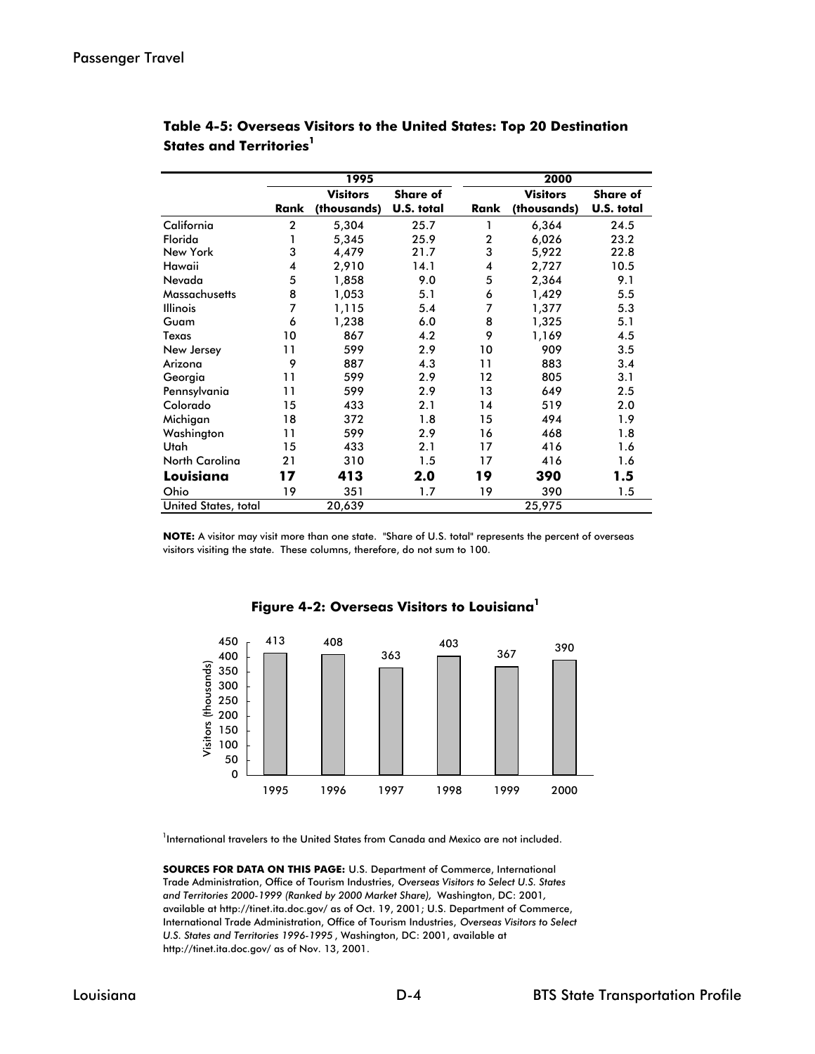## Table 4-5: Overseas Visitors to the United States: Top 20 Destination States and Territories[1]

| | 1995 | | | 2000 | | |
|---|---|---|---|---|---|---|
| | Rank | Visitors (thousands) | Share of U.S. total | Rank | Visitors (thousands) | Share of U.S. total |
| California | 2 | 5,304 | 25.7 | 1 | 6,364 | 24.5 |
| Florida | 1 | 5,345 | 25.9 | 2 | 6,026 | 23.2 |
| New York | 3 | 4,479 | 21.7 | 3 | 5,922 | 22.8 |
| Hawaii | 4 | 2,910 | 14.1 | 4 | 2,727 | 10.5 |
| Nevada | 5 | 1,858 | 9.0 | 5 | 2,364 | 9.1 |
| Massachusetts | 8 | 1,053 | 5.1 | 6 | 1,429 | 5.5 |
| Illinois | 7 | 1,115 | 5.4 | 7 | 1,377 | 5.3 |
| Guam | 6 | 1,238 | 6.0 | 8 | 1,325 | 5.1 |
| Texas | 10 | 867 | 4.2 | 9 | 1,169 | 4.5 |
| New Jersey | 11 | 599 | 2.9 | 10 | 909 | 3.5 |
| Arizona | 9 | 887 | 4.3 | 11 | 883 | 3.4 |
| Georgia | 11 | 599 | 2.9 | 12 | 805 | 3.1 |
| Pennsylvania | 11 | 599 | 2.9 | 13 | 649 | 2.5 |
| Colorado | 15 | 433 | 2.1 | 14 | 519 | 2.0 |
| Michigan | 18 | 372 | 1.8 | 15 | 494 | 1.9 |
| Washington | 11 | 599 | 2.9 | 16 | 468 | 1.8 |
| Utah | 15 | 433 | 2.1 | 17 | 416 | 1.6 |
| North Carolina | 21 | 310 | 1.5 | 17 | 416 | 1.6 |
| **Louisiana** | **17** | **413** | **2.0** | **19** | **390** | **1.5** |
| Ohio | 19 | 351 | 1.7 | 19 | 390 | 1.5 |
| United States, total | | 20,639 | | | 25,975 | |

**NOTE:** A visitor may visit more than one state. "Share of U.S. total" represents the percent of overseas visitors visiting the state. These columns, therefore, do not sum to 100.

## Figure 4-2: Overseas Visitors to Louisiana[1]

| Year | Visitors (thousands) |
|---|---|
| 1995 | 413 |
| 1996 | 408 |
| 1997 | 363 |
| 1998 | 403 |
| 1999 | 367 |
| 2000 | 390 |

[1]International travelers to the United States from Canada and Mexico are not included.

**SOURCES FOR DATA ON THIS PAGE:** U.S. Department of Commerce, International Trade Administration, Office of Tourism Industries, *Overseas Visitors to Select U.S. States and Territories 2000-1999 (Ranked by 2000 Market Share),* Washington, DC: 2001, available at http://tinet.ita.doc.gov/ as of Oct. 19, 2001; U.S. Department of Commerce, International Trade Administration, Office of Tourism Industries, *Overseas Visitors to Select U.S. States and Territories 1996-1995*, Washington, DC: 2001, available at http://tinet.ita.doc.gov/ as of Nov. 13, 2001.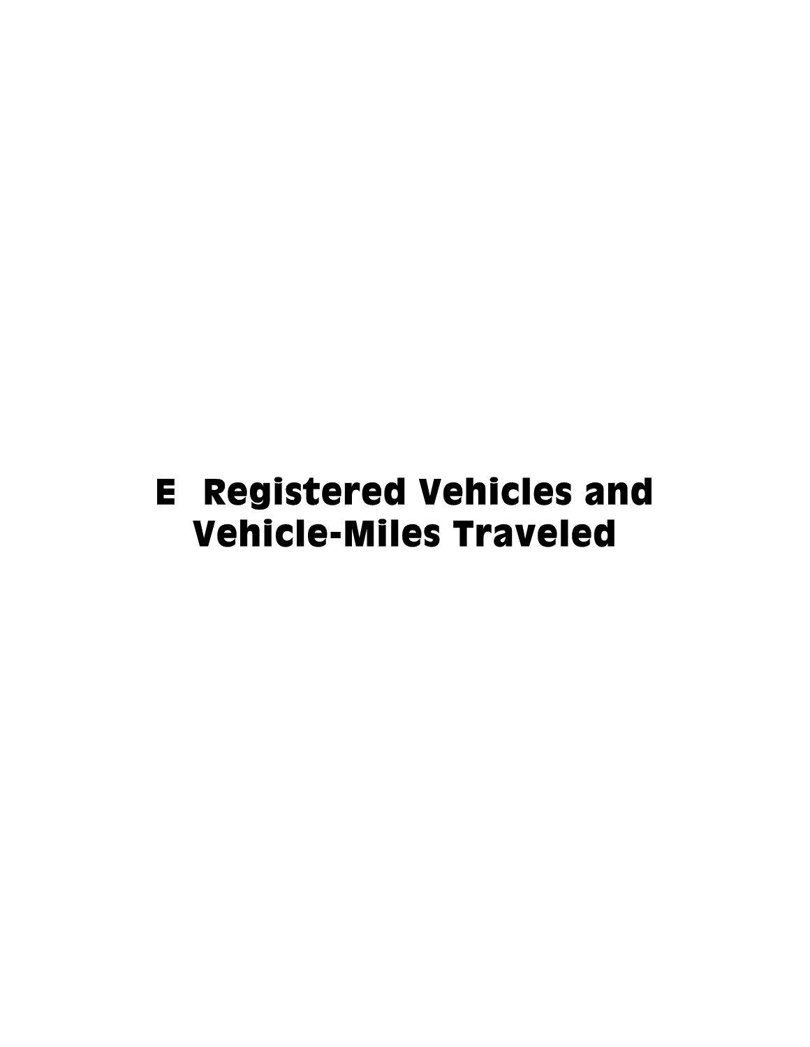# E Registered Vehicles and Vehicle-Miles Traveled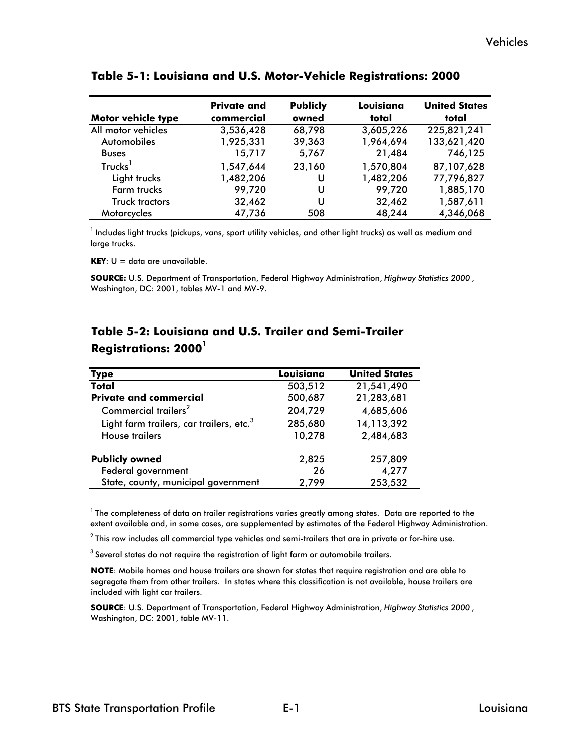## Table 5-1: Louisiana and U.S. Motor-Vehicle Registrations: 2000

| Motor vehicle type | Private and commercial | Publicly owned | Louisiana total | United States total |
|---|---|---|---|---|
| All motor vehicles | 3,536,428 | 68,798 | 3,605,226 | 225,821,241 |
| Automobiles | 1,925,331 | 39,363 | 1,964,694 | 133,621,420 |
| Buses | 15,717 | 5,767 | 21,484 | 746,125 |
| Trucks[1] | 1,547,644 | 23,160 | 1,570,804 | 87,107,628 |
| Light trucks | 1,482,206 | U | 1,482,206 | 77,796,827 |
| Farm trucks | 99,720 | U | 99,720 | 1,885,170 |
| Truck tractors | 32,462 | U | 32,462 | 1,587,611 |
| Motorcycles | 47,736 | 508 | 48,244 | 4,346,068 |

[1] Includes light trucks (pickups, vans, sport utility vehicles, and other light trucks) as well as medium and large trucks.

**KEY**: U = data are unavailable.

**SOURCE:** U.S. Department of Transportation, Federal Highway Administration, *Highway Statistics 2000* , Washington, DC: 2001, tables MV-1 and MV-9.

## Table 5-2: Louisiana and U.S. Trailer and Semi-Trailer Registrations: 2000[1]

| Type | Louisiana | United States |
|---|---|---|
| **Total** | 503,512 | 21,541,490 |
| **Private and commercial** | 500,687 | 21,283,681 |
| Commercial trailers[2] | 204,729 | 4,685,606 |
| Light farm trailers, car trailers, etc.[3] | 285,680 | 14,113,392 |
| House trailers | 10,278 | 2,484,683 |
| **Publicly owned** | 2,825 | 257,809 |
| Federal government | 26 | 4,277 |
| State, county, municipal government | 2,799 | 253,532 |

[1] The completeness of data on trailer registrations varies greatly among states. Data are reported to the extent available and, in some cases, are supplemented by estimates of the Federal Highway Administration.

[2] This row includes all commercial type vehicles and semi-trailers that are in private or for-hire use.

[3] Several states do not require the registration of light farm or automobile trailers.

**NOTE**: Mobile homes and house trailers are shown for states that require registration and are able to segregate them from other trailers. In states where this classification is not available, house trailers are included with light car trailers.

**SOURCE**: U.S. Department of Transportation, Federal Highway Administration, *Highway Statistics 2000* , Washington, DC: 2001, table MV-11.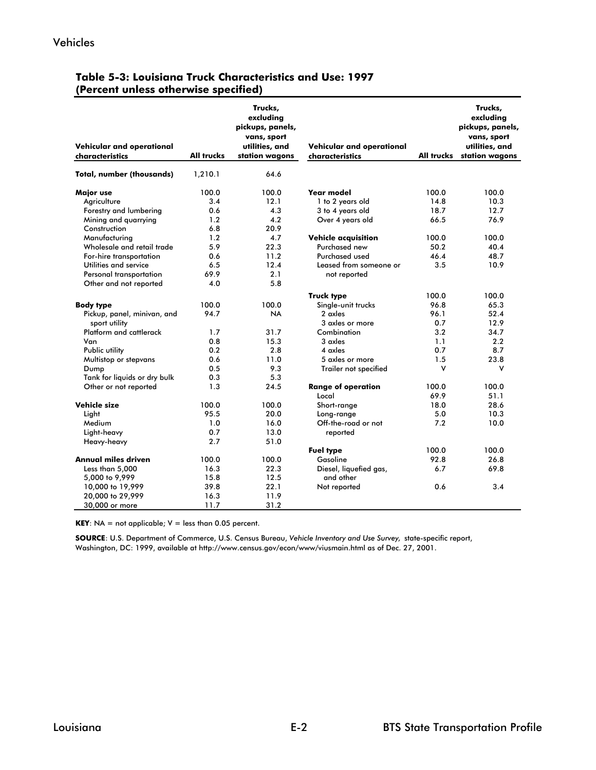## Table 5-3: Louisiana Truck Characteristics and Use: 1997 (Percent unless otherwise specified)

| Vehicular and operational characteristics | All trucks | Trucks, excluding pickups, panels, vans, sport utilities, and station wagons | Vehicular and operational characteristics | All trucks | Trucks, excluding pickups, panels, vans, sport utilities, and station wagons |
|---|---|---|---|---|---|
| **Total, number (thousands)** | 1,210.1 | 64.6 | | | |
| **Major use** | 100.0 | 100.0 | **Year model** | 100.0 | 100.0 |
| Agriculture | 3.4 | 12.1 | 1 to 2 years old | 14.8 | 10.3 |
| Forestry and lumbering | 0.6 | 4.3 | 3 to 4 years old | 18.7 | 12.7 |
| Mining and quarrying | 1.2 | 4.2 | Over 4 years old | 66.5 | 76.9 |
| Construction | 6.8 | 20.9 | | | |
| Manufacturing | 1.2 | 4.7 | **Vehicle acquisition** | 100.0 | 100.0 |
| Wholesale and retail trade | 5.9 | 22.3 | Purchased new | 50.2 | 40.4 |
| For-hire transportation | 0.6 | 11.2 | Purchased used | 46.4 | 48.7 |
| Utilities and service | 6.5 | 12.4 | Leased from someone or not reported | 3.5 | 10.9 |
| Personal transportation | 69.9 | 2.1 | | | |
| Other and not reported | 4.0 | 5.8 | | | |
| | | | **Truck type** | 100.0 | 100.0 |
| **Body type** | 100.0 | 100.0 | Single-unit trucks | 96.8 | 65.3 |
| Pickup, panel, minivan, and sport utility | 94.7 | NA | 2 axles | 96.1 | 52.4 |
| | | | 3 axles or more | 0.7 | 12.9 |
| Platform and cattlerack | 1.7 | 31.7 | Combination | 3.2 | 34.7 |
| Van | 0.8 | 15.3 | 3 axles | 1.1 | 2.2 |
| Public utility | 0.2 | 2.8 | 4 axles | 0.7 | 8.7 |
| Multistop or stepvans | 0.6 | 11.0 | 5 axles or more | 1.5 | 23.8 |
| Dump | 0.5 | 9.3 | Trailer not specified | V | V |
| Tank for liquids or dry bulk | 0.3 | 5.3 | | | |
| Other or not reported | 1.3 | 24.5 | **Range of operation** | 100.0 | 100.0 |
| | | | Local | 69.9 | 51.1 |
| **Vehicle size** | 100.0 | 100.0 | Short-range | 18.0 | 28.6 |
| Light | 95.5 | 20.0 | Long-range | 5.0 | 10.3 |
| Medium | 1.0 | 16.0 | Off-the-road or not reported | 7.2 | 10.0 |
| Light-heavy | 0.7 | 13.0 | | | |
| Heavy-heavy | 2.7 | 51.0 | | | |
| | | | **Fuel type** | 100.0 | 100.0 |
| **Annual miles driven** | 100.0 | 100.0 | Gasoline | 92.8 | 26.8 |
| Less than 5,000 | 16.3 | 22.3 | Diesel, liquefied gas, and other | 6.7 | 69.8 |
| 5,000 to 9,999 | 15.8 | 12.5 | | | |
| 10,000 to 19,999 | 39.8 | 22.1 | Not reported | 0.6 | 3.4 |
| 20,000 to 29,999 | 16.3 | 11.9 | | | |
| 30,000 or more | 11.7 | 31.2 | | | |

**KEY**: NA = not applicable; V = less than 0.05 percent.

**SOURCE**: U.S. Department of Commerce, U.S. Census Bureau, *Vehicle Inventory and Use Survey,* state-specific report, Washington, DC: 1999, available at http://www.census.gov/econ/www/viusmain.html as of Dec. 27, 2001.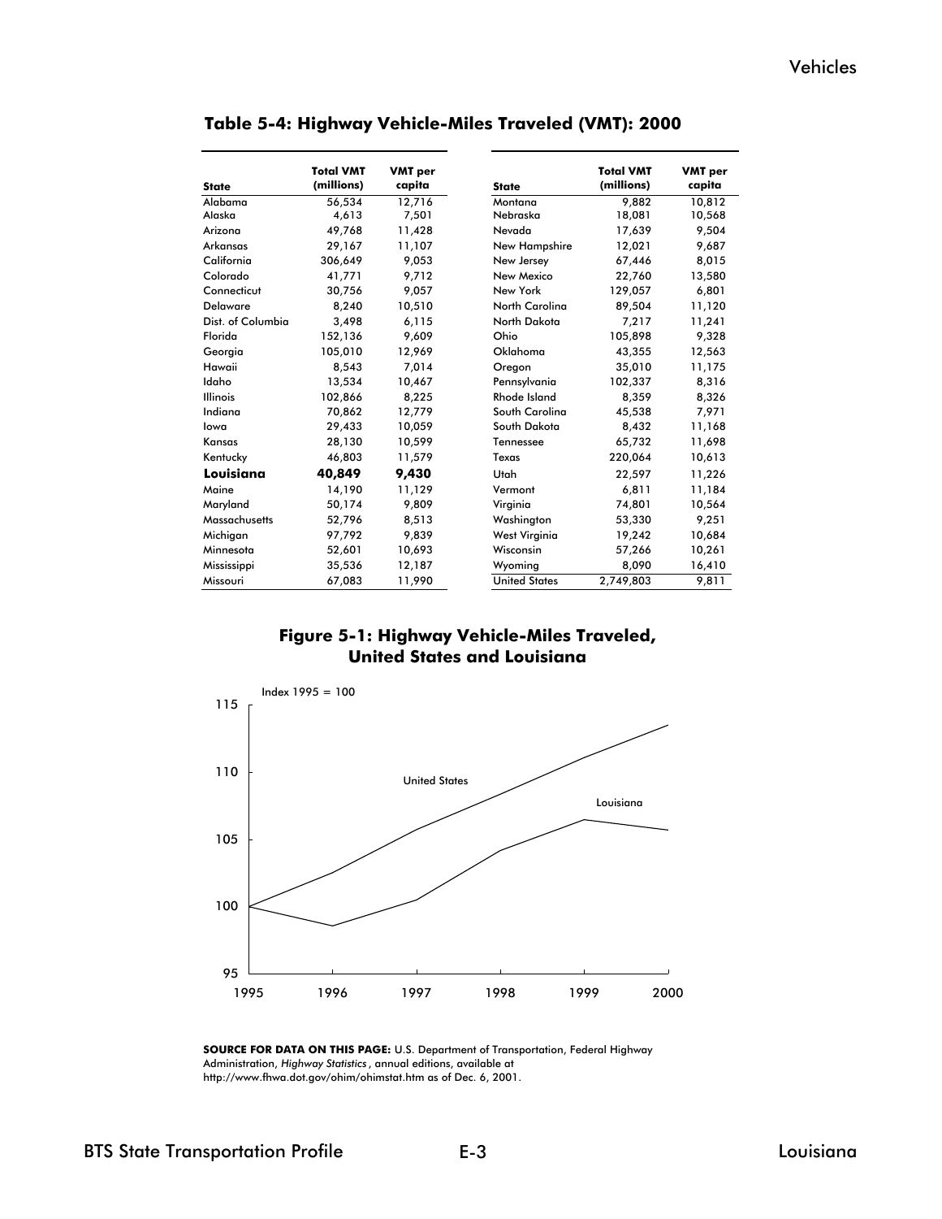## Table 5-4: Highway Vehicle-Miles Traveled (VMT): 2000

| State | Total VMT (millions) | VMT per capita |
|---|---|---|
| Alabama | 56,534 | 12,716 |
| Alaska | 4,613 | 7,501 |
| Arizona | 49,768 | 11,428 |
| Arkansas | 29,167 | 11,107 |
| California | 306,649 | 9,053 |
| Colorado | 41,771 | 9,712 |
| Connecticut | 30,756 | 9,057 |
| Delaware | 8,240 | 10,510 |
| Dist. of Columbia | 3,498 | 6,115 |
| Florida | 152,136 | 9,609 |
| Georgia | 105,010 | 12,969 |
| Hawaii | 8,543 | 7,014 |
| Idaho | 13,534 | 10,467 |
| Illinois | 102,866 | 8,225 |
| Indiana | 70,862 | 12,779 |
| Iowa | 29,433 | 10,059 |
| Kansas | 28,130 | 10,599 |
| Kentucky | 46,803 | 11,579 |
| **Louisiana** | **40,849** | **9,430** |
| Maine | 14,190 | 11,129 |
| Maryland | 50,174 | 9,809 |
| Massachusetts | 52,796 | 8,513 |
| Michigan | 97,792 | 9,839 |
| Minnesota | 52,601 | 10,693 |
| Mississippi | 35,536 | 12,187 |
| Missouri | 67,083 | 11,990 |
| Montana | 9,882 | 10,812 |
| Nebraska | 18,081 | 10,568 |
| Nevada | 17,639 | 9,504 |
| New Hampshire | 12,021 | 9,687 |
| New Jersey | 67,446 | 8,015 |
| New Mexico | 22,760 | 13,580 |
| New York | 129,057 | 6,801 |
| North Carolina | 89,504 | 11,120 |
| North Dakota | 7,217 | 11,241 |
| Ohio | 105,898 | 9,328 |
| Oklahoma | 43,355 | 12,563 |
| Oregon | 35,010 | 11,175 |
| Pennsylvania | 102,337 | 8,316 |
| Rhode Island | 8,359 | 8,326 |
| South Carolina | 45,538 | 7,971 |
| South Dakota | 8,432 | 11,168 |
| Tennessee | 65,732 | 11,698 |
| Texas | 220,064 | 10,613 |
| Utah | 22,597 | 11,226 |
| Vermont | 6,811 | 11,184 |
| Virginia | 74,801 | 10,564 |
| Washington | 53,330 | 9,251 |
| West Virginia | 19,242 | 10,684 |
| Wisconsin | 57,266 | 10,261 |
| Wyoming | 8,090 | 16,410 |
| United States | 2,749,803 | 9,811 |

## Figure 5-1: Highway Vehicle-Miles Traveled, United States and Louisiana

Index 1995 = 100

**SOURCE FOR DATA ON THIS PAGE:** U.S. Department of Transportation, Federal Highway Administration, *Highway Statistics*, annual editions, available at http://www.fhwa.dot.gov/ohim/ohimstat.htm as of Dec. 6, 2001.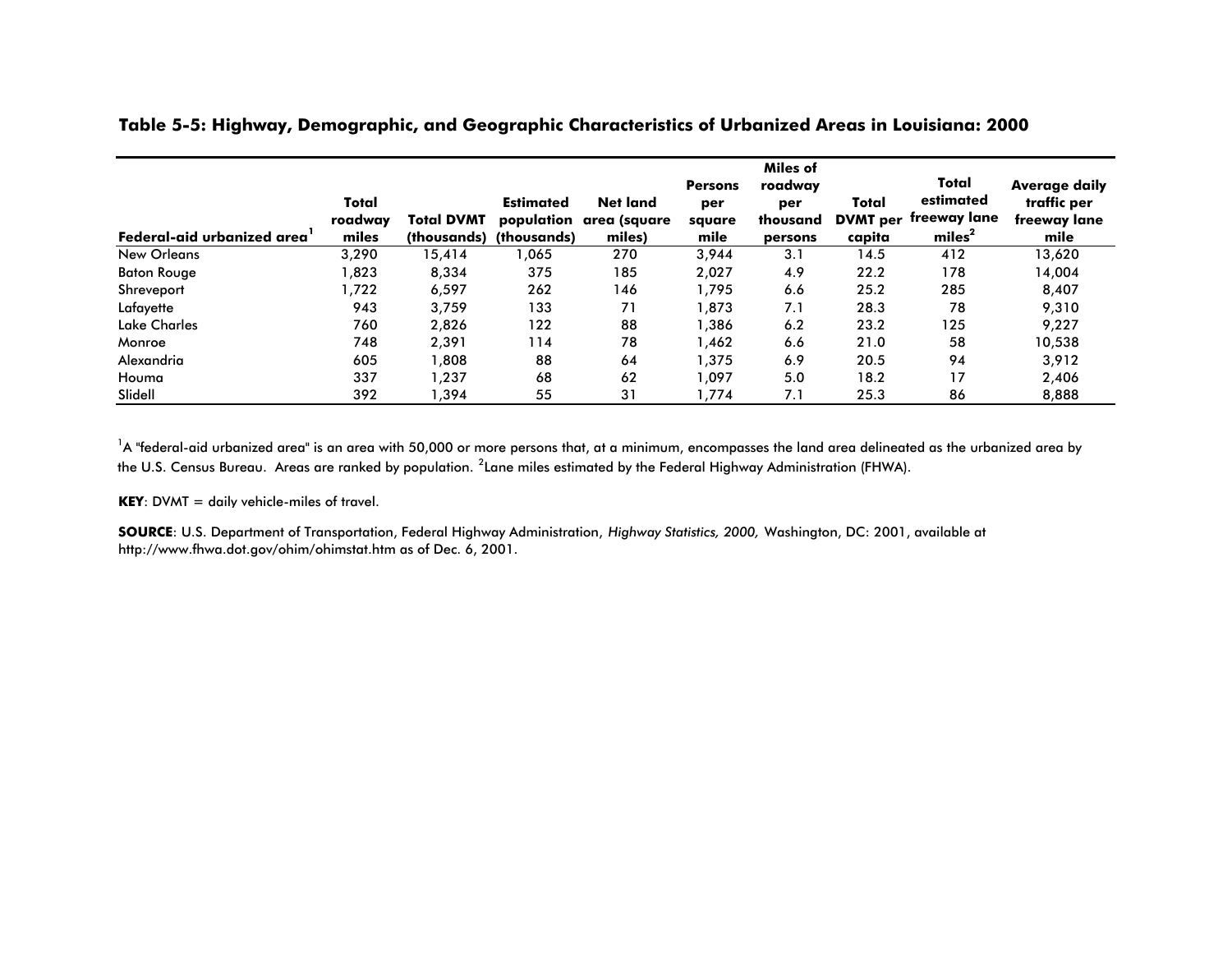**Table 5-5: Highway, Demographic, and Geographic Characteristics of Urbanized Areas in Louisiana: 2000**

| Federal-aid urbanized area[1] | Total roadway miles | Total DVMT (thousands) | Estimated population (thousands) | Net land area (square miles) | Persons per square mile | Miles of roadway per thousand persons | Total DVMT per capita | Total estimated freeway lane miles[2] | Average daily traffic per freeway lane mile |
|---|---|---|---|---|---|---|---|---|---|
| New Orleans | 3,290 | 15,414 | 1,065 | 270 | 3,944 | 3.1 | 14.5 | 412 | 13,620 |
| Baton Rouge | 1,823 | 8,334 | 375 | 185 | 2,027 | 4.9 | 22.2 | 178 | 14,004 |
| Shreveport | 1,722 | 6,597 | 262 | 146 | 1,795 | 6.6 | 25.2 | 285 | 8,407 |
| Lafayette | 943 | 3,759 | 133 | 71 | 1,873 | 7.1 | 28.3 | 78 | 9,310 |
| Lake Charles | 760 | 2,826 | 122 | 88 | 1,386 | 6.2 | 23.2 | 125 | 9,227 |
| Monroe | 748 | 2,391 | 114 | 78 | 1,462 | 6.6 | 21.0 | 58 | 10,538 |
| Alexandria | 605 | 1,808 | 88 | 64 | 1,375 | 6.9 | 20.5 | 94 | 3,912 |
| Houma | 337 | 1,237 | 68 | 62 | 1,097 | 5.0 | 18.2 | 17 | 2,406 |
| Slidell | 392 | 1,394 | 55 | 31 | 1,774 | 7.1 | 25.3 | 86 | 8,888 |

[1]A "federal-aid urbanized area" is an area with 50,000 or more persons that, at a minimum, encompasses the land area delineated as the urbanized area by the U.S. Census Bureau. Areas are ranked by population. [2]Lane miles estimated by the Federal Highway Administration (FHWA).

**KEY**: DVMT = daily vehicle-miles of travel.

**SOURCE**: U.S. Department of Transportation, Federal Highway Administration, *Highway Statistics, 2000,* Washington, DC: 2001, available at http://www.fhwa.dot.gov/ohim/ohimstat.htm as of Dec. 6, 2001.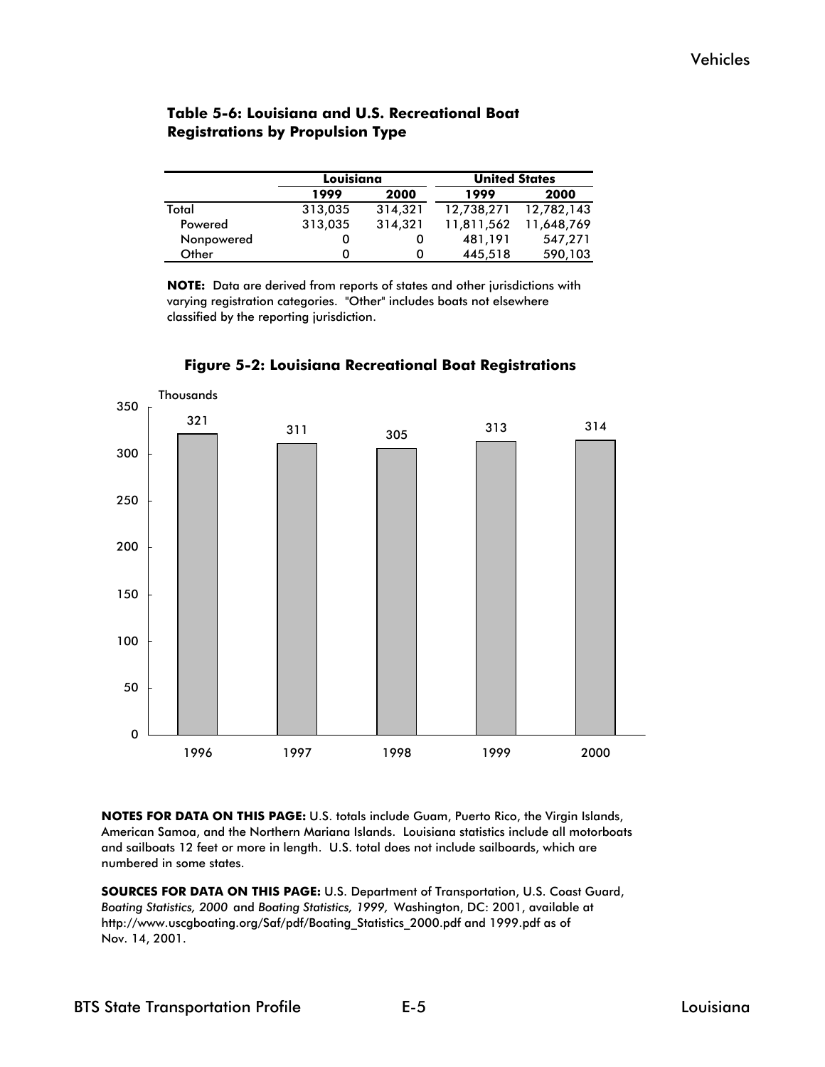**Table 5-6: Louisiana and U.S. Recreational Boat Registrations by Propulsion Type**

| | Louisiana | | United States | |
|---|---|---|---|---|
| | 1999 | 2000 | 1999 | 2000 |
| Total | 313,035 | 314,321 | 12,738,271 | 12,782,143 |
| Powered | 313,035 | 314,321 | 11,811,562 | 11,648,769 |
| Nonpowered | 0 | 0 | 481,191 | 547,271 |
| Other | 0 | 0 | 445,518 | 590,103 |

**NOTE:** Data are derived from reports of states and other jurisdictions with varying registration categories. "Other" includes boats not elsewhere classified by the reporting jurisdiction.

**Figure 5-2: Louisiana Recreational Boat Registrations**

Thousands

| Year | 1996 | 1997 | 1998 | 1999 | 2000 |
|---|---|---|---|---|---|
| Registrations (thousands) | 321 | 311 | 305 | 313 | 314 |

**NOTES FOR DATA ON THIS PAGE:** U.S. totals include Guam, Puerto Rico, the Virgin Islands, American Samoa, and the Northern Mariana Islands. Louisiana statistics include all motorboats and sailboats 12 feet or more in length. U.S. total does not include sailboards, which are numbered in some states.

**SOURCES FOR DATA ON THIS PAGE:** U.S. Department of Transportation, U.S. Coast Guard, *Boating Statistics, 2000* and *Boating Statistics, 1999,* Washington, DC: 2001, available at http://www.uscgboating.org/Saf/pdf/Boating_Statistics_2000.pdf and 1999.pdf as of Nov. 14, 2001.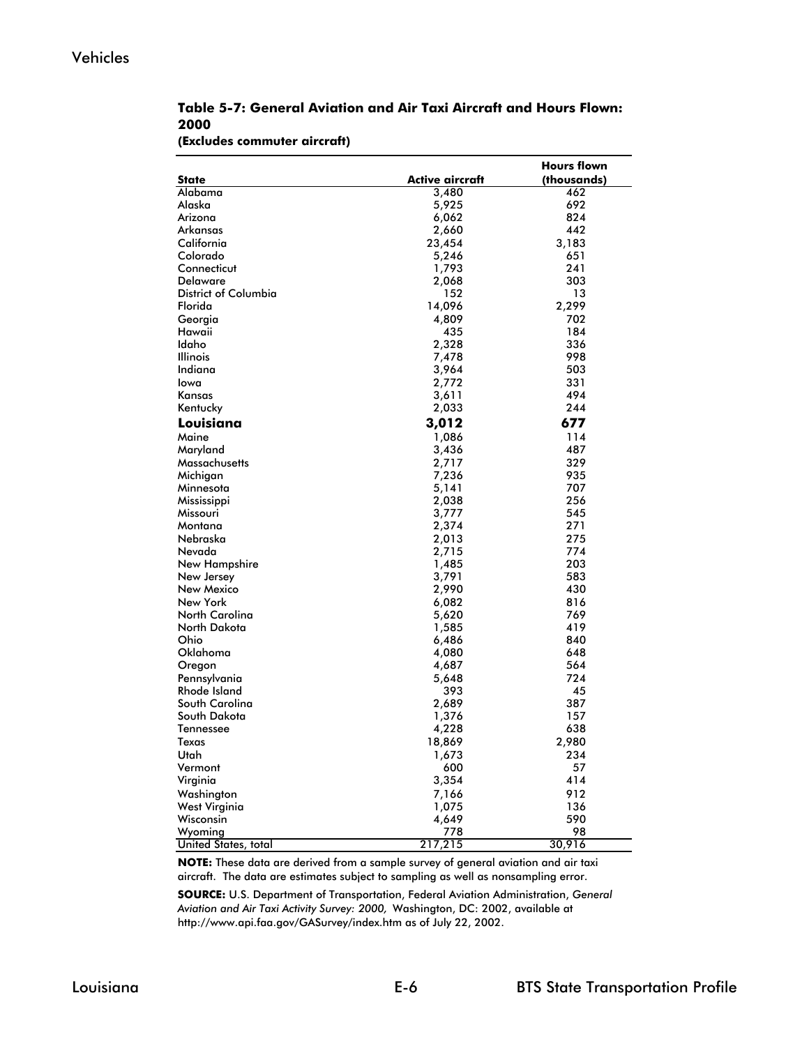**Table 5-7: General Aviation and Air Taxi Aircraft and Hours Flown: 2000**
**(Excludes commuter aircraft)**

| State | Active aircraft | Hours flown (thousands) |
|---|---|---|
| Alabama | 3,480 | 462 |
| Alaska | 5,925 | 692 |
| Arizona | 6,062 | 824 |
| Arkansas | 2,660 | 442 |
| California | 23,454 | 3,183 |
| Colorado | 5,246 | 651 |
| Connecticut | 1,793 | 241 |
| Delaware | 2,068 | 303 |
| District of Columbia | 152 | 13 |
| Florida | 14,096 | 2,299 |
| Georgia | 4,809 | 702 |
| Hawaii | 435 | 184 |
| Idaho | 2,328 | 336 |
| Illinois | 7,478 | 998 |
| Indiana | 3,964 | 503 |
| Iowa | 2,772 | 331 |
| Kansas | 3,611 | 494 |
| Kentucky | 2,033 | 244 |
| **Louisiana** | **3,012** | **677** |
| Maine | 1,086 | 114 |
| Maryland | 3,436 | 487 |
| Massachusetts | 2,717 | 329 |
| Michigan | 7,236 | 935 |
| Minnesota | 5,141 | 707 |
| Mississippi | 2,038 | 256 |
| Missouri | 3,777 | 545 |
| Montana | 2,374 | 271 |
| Nebraska | 2,013 | 275 |
| Nevada | 2,715 | 774 |
| New Hampshire | 1,485 | 203 |
| New Jersey | 3,791 | 583 |
| New Mexico | 2,990 | 430 |
| New York | 6,082 | 816 |
| North Carolina | 5,620 | 769 |
| North Dakota | 1,585 | 419 |
| Ohio | 6,486 | 840 |
| Oklahoma | 4,080 | 648 |
| Oregon | 4,687 | 564 |
| Pennsylvania | 5,648 | 724 |
| Rhode Island | 393 | 45 |
| South Carolina | 2,689 | 387 |
| South Dakota | 1,376 | 157 |
| Tennessee | 4,228 | 638 |
| Texas | 18,869 | 2,980 |
| Utah | 1,673 | 234 |
| Vermont | 600 | 57 |
| Virginia | 3,354 | 414 |
| Washington | 7,166 | 912 |
| West Virginia | 1,075 | 136 |
| Wisconsin | 4,649 | 590 |
| Wyoming | 778 | 98 |
| United States, total | 217,215 | 30,916 |

**NOTE:** These data are derived from a sample survey of general aviation and air taxi aircraft. The data are estimates subject to sampling as well as nonsampling error.

**SOURCE:** U.S. Department of Transportation, Federal Aviation Administration, *General Aviation and Air Taxi Activity Survey: 2000,* Washington, DC: 2002, available at http://www.api.faa.gov/GASurvey/index.htm as of July 22, 2002.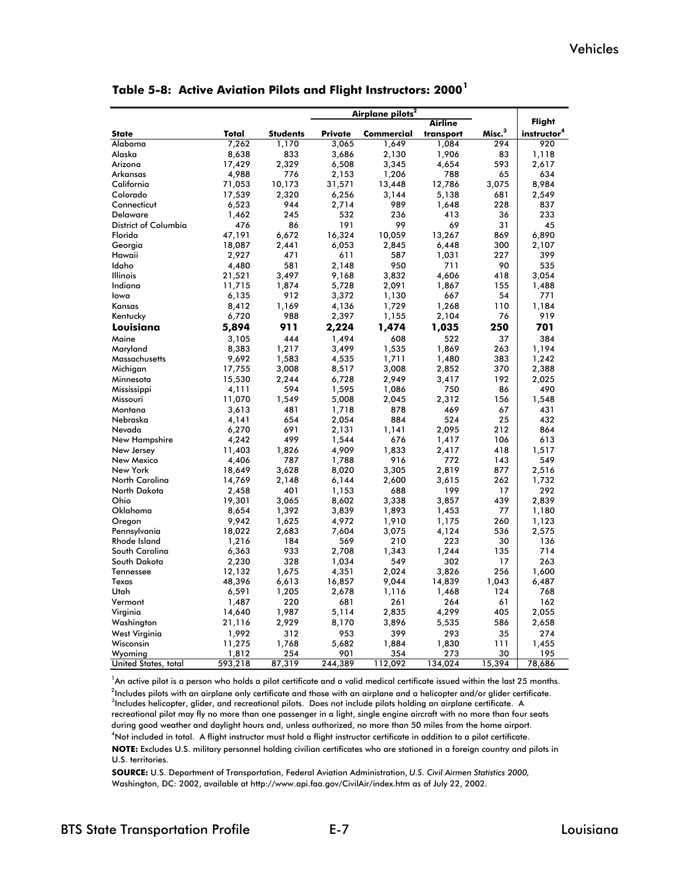## Table 5-8: Active Aviation Pilots and Flight Instructors: 2000[1]

| State | Total | Students | Airplane pilots[2] | | | Misc.[3] | Flight instructor[4] |
|---|---|---|---|---|---|---|---|
| | | | Private | Commercial | Airline transport | | |
| Alabama | 7,262 | 1,170 | 3,065 | 1,649 | 1,084 | 294 | 920 |
| Alaska | 8,638 | 833 | 3,686 | 2,130 | 1,906 | 83 | 1,118 |
| Arizona | 17,429 | 2,329 | 6,508 | 3,345 | 4,654 | 593 | 2,617 |
| Arkansas | 4,988 | 776 | 2,153 | 1,206 | 788 | 65 | 634 |
| California | 71,053 | 10,173 | 31,571 | 13,448 | 12,786 | 3,075 | 8,984 |
| Colorado | 17,539 | 2,320 | 6,256 | 3,144 | 5,138 | 681 | 2,549 |
| Connecticut | 6,523 | 944 | 2,714 | 989 | 1,648 | 228 | 837 |
| Delaware | 1,462 | 245 | 532 | 236 | 413 | 36 | 233 |
| District of Columbia | 476 | 86 | 191 | 99 | 69 | 31 | 45 |
| Florida | 47,191 | 6,672 | 16,324 | 10,059 | 13,267 | 869 | 6,890 |
| Georgia | 18,087 | 2,441 | 6,053 | 2,845 | 6,448 | 300 | 2,107 |
| Hawaii | 2,927 | 471 | 611 | 587 | 1,031 | 227 | 399 |
| Idaho | 4,480 | 581 | 2,148 | 950 | 711 | 90 | 535 |
| Illinois | 21,521 | 3,497 | 9,168 | 3,832 | 4,606 | 418 | 3,054 |
| Indiana | 11,715 | 1,874 | 5,728 | 2,091 | 1,867 | 155 | 1,488 |
| Iowa | 6,135 | 912 | 3,372 | 1,130 | 667 | 54 | 771 |
| Kansas | 8,412 | 1,169 | 4,136 | 1,729 | 1,268 | 110 | 1,184 |
| Kentucky | 6,720 | 988 | 2,397 | 1,155 | 2,104 | 76 | 919 |
| **Louisiana** | **5,894** | **911** | **2,224** | **1,474** | **1,035** | **250** | **701** |
| Maine | 3,105 | 444 | 1,494 | 608 | 522 | 37 | 384 |
| Maryland | 8,383 | 1,217 | 3,499 | 1,535 | 1,869 | 263 | 1,194 |
| Massachusetts | 9,692 | 1,583 | 4,535 | 1,711 | 1,480 | 383 | 1,242 |
| Michigan | 17,755 | 3,008 | 8,517 | 3,008 | 2,852 | 370 | 2,388 |
| Minnesota | 15,530 | 2,244 | 6,728 | 2,949 | 3,417 | 192 | 2,025 |
| Mississippi | 4,111 | 594 | 1,595 | 1,086 | 750 | 86 | 490 |
| Missouri | 11,070 | 1,549 | 5,008 | 2,045 | 2,312 | 156 | 1,548 |
| Montana | 3,613 | 481 | 1,718 | 878 | 469 | 67 | 431 |
| Nebraska | 4,141 | 654 | 2,054 | 884 | 524 | 25 | 432 |
| Nevada | 6,270 | 691 | 2,131 | 1,141 | 2,095 | 212 | 864 |
| New Hampshire | 4,242 | 499 | 1,544 | 676 | 1,417 | 106 | 613 |
| New Jersey | 11,403 | 1,826 | 4,909 | 1,833 | 2,417 | 418 | 1,517 |
| New Mexico | 4,406 | 787 | 1,788 | 916 | 772 | 143 | 549 |
| New York | 18,649 | 3,628 | 8,020 | 3,305 | 2,819 | 877 | 2,516 |
| North Carolina | 14,769 | 2,148 | 6,144 | 2,600 | 3,615 | 262 | 1,732 |
| North Dakota | 2,458 | 401 | 1,153 | 688 | 199 | 17 | 292 |
| Ohio | 19,301 | 3,065 | 8,602 | 3,338 | 3,857 | 439 | 2,839 |
| Oklahoma | 8,654 | 1,392 | 3,839 | 1,893 | 1,453 | 77 | 1,180 |
| Oregon | 9,942 | 1,625 | 4,972 | 1,910 | 1,175 | 260 | 1,123 |
| Pennsylvania | 18,022 | 2,683 | 7,604 | 3,075 | 4,124 | 536 | 2,575 |
| Rhode Island | 1,216 | 184 | 569 | 210 | 223 | 30 | 136 |
| South Carolina | 6,363 | 933 | 2,708 | 1,343 | 1,244 | 135 | 714 |
| South Dakota | 2,230 | 328 | 1,034 | 549 | 302 | 17 | 263 |
| Tennessee | 12,132 | 1,675 | 4,351 | 2,024 | 3,826 | 256 | 1,600 |
| Texas | 48,396 | 6,613 | 16,857 | 9,044 | 14,839 | 1,043 | 6,487 |
| Utah | 6,591 | 1,205 | 2,678 | 1,116 | 1,468 | 124 | 768 |
| Vermont | 1,487 | 220 | 681 | 261 | 264 | 61 | 162 |
| Virginia | 14,640 | 1,987 | 5,114 | 2,835 | 4,299 | 405 | 2,055 |
| Washington | 21,116 | 2,929 | 8,170 | 3,896 | 5,535 | 586 | 2,658 |
| West Virginia | 1,992 | 312 | 953 | 399 | 293 | 35 | 274 |
| Wisconsin | 11,275 | 1,768 | 5,682 | 1,884 | 1,830 | 111 | 1,455 |
| Wyoming | 1,812 | 254 | 901 | 354 | 273 | 30 | 195 |
| United States, total | 593,218 | 87,319 | 244,389 | 112,092 | 134,024 | 15,394 | 78,686 |

[1]An active pilot is a person who holds a pilot certificate and a valid medical certificate issued within the last 25 months.
[2]Includes pilots with an airplane only certificate and those with an airplane and a helicopter and/or glider certificate.
[3]Includes helicopter, glider, and recreational pilots. Does not include pilots holding an airplane certificate. A recreational pilot may fly no more than one passenger in a light, single engine aircraft with no more than four seats during good weather and daylight hours and, unless authorized, no more than 50 miles from the home airport.
[4]Not included in total. A flight instructor must hold a flight instructor certificate in addition to a pilot certificate.

**NOTE:** Excludes U.S. military personnel holding civilian certificates who are stationed in a foreign country and pilots in U.S. territories.

**SOURCE:** U.S. Department of Transportation, Federal Aviation Administration, *U.S. Civil Airmen Statistics 2000,* Washington, DC: 2002, available at http://www.api.faa.gov/CivilAir/index.htm as of July 22, 2002.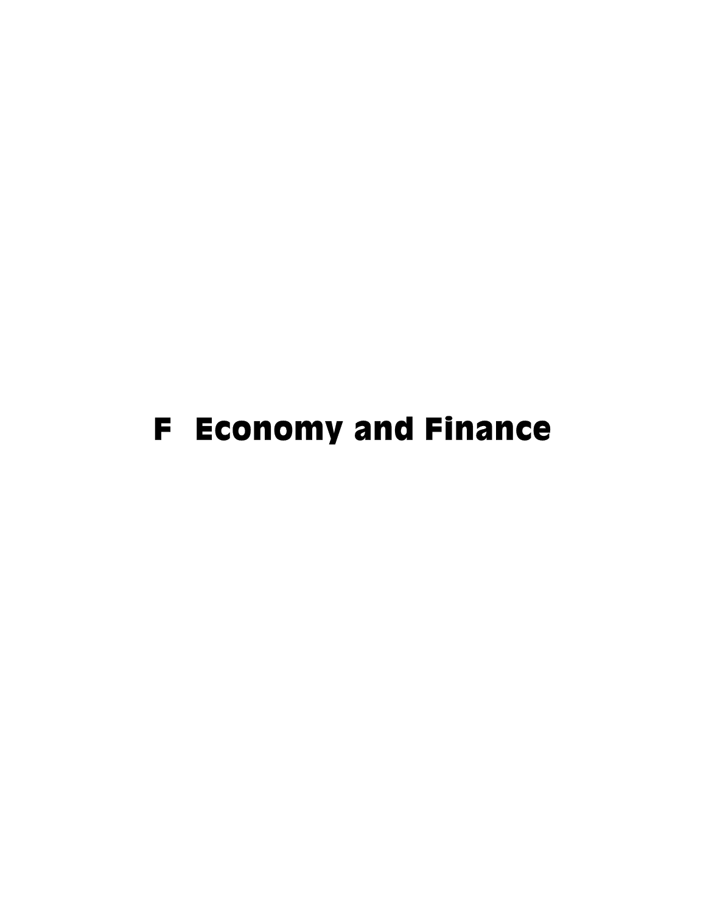# F Economy and Finance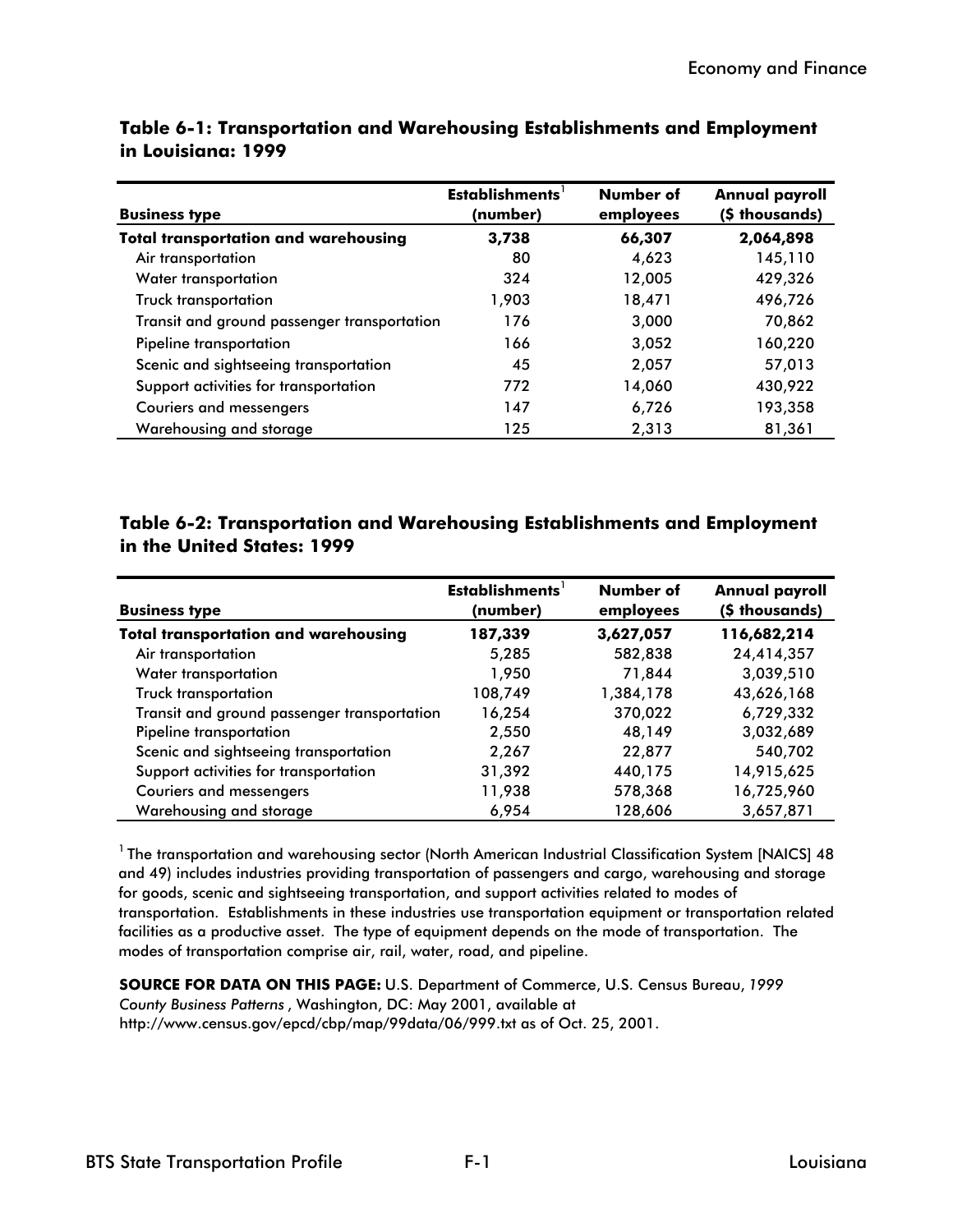## Table 6-1: Transportation and Warehousing Establishments and Employment in Louisiana: 1999

| Business type | Establishments[1] (number) | Number of employees | Annual payroll ($ thousands) |
|---|---|---|---|
| **Total transportation and warehousing** | **3,738** | **66,307** | **2,064,898** |
| Air transportation | 80 | 4,623 | 145,110 |
| Water transportation | 324 | 12,005 | 429,326 |
| Truck transportation | 1,903 | 18,471 | 496,726 |
| Transit and ground passenger transportation | 176 | 3,000 | 70,862 |
| Pipeline transportation | 166 | 3,052 | 160,220 |
| Scenic and sightseeing transportation | 45 | 2,057 | 57,013 |
| Support activities for transportation | 772 | 14,060 | 430,922 |
| Couriers and messengers | 147 | 6,726 | 193,358 |
| Warehousing and storage | 125 | 2,313 | 81,361 |

## Table 6-2: Transportation and Warehousing Establishments and Employment in the United States: 1999

| Business type | Establishments[1] (number) | Number of employees | Annual payroll ($ thousands) |
|---|---|---|---|
| **Total transportation and warehousing** | **187,339** | **3,627,057** | **116,682,214** |
| Air transportation | 5,285 | 582,838 | 24,414,357 |
| Water transportation | 1,950 | 71,844 | 3,039,510 |
| Truck transportation | 108,749 | 1,384,178 | 43,626,168 |
| Transit and ground passenger transportation | 16,254 | 370,022 | 6,729,332 |
| Pipeline transportation | 2,550 | 48,149 | 3,032,689 |
| Scenic and sightseeing transportation | 2,267 | 22,877 | 540,702 |
| Support activities for transportation | 31,392 | 440,175 | 14,915,625 |
| Couriers and messengers | 11,938 | 578,368 | 16,725,960 |
| Warehousing and storage | 6,954 | 128,606 | 3,657,871 |

[1] The transportation and warehousing sector (North American Industrial Classification System [NAICS] 48 and 49) includes industries providing transportation of passengers and cargo, warehousing and storage for goods, scenic and sightseeing transportation, and support activities related to modes of transportation. Establishments in these industries use transportation equipment or transportation related facilities as a productive asset. The type of equipment depends on the mode of transportation. The modes of transportation comprise air, rail, water, road, and pipeline.

**SOURCE FOR DATA ON THIS PAGE:** U.S. Department of Commerce, U.S. Census Bureau, *1999 County Business Patterns*, Washington, DC: May 2001, available at http://www.census.gov/epcd/cbp/map/99data/06/999.txt as of Oct. 25, 2001.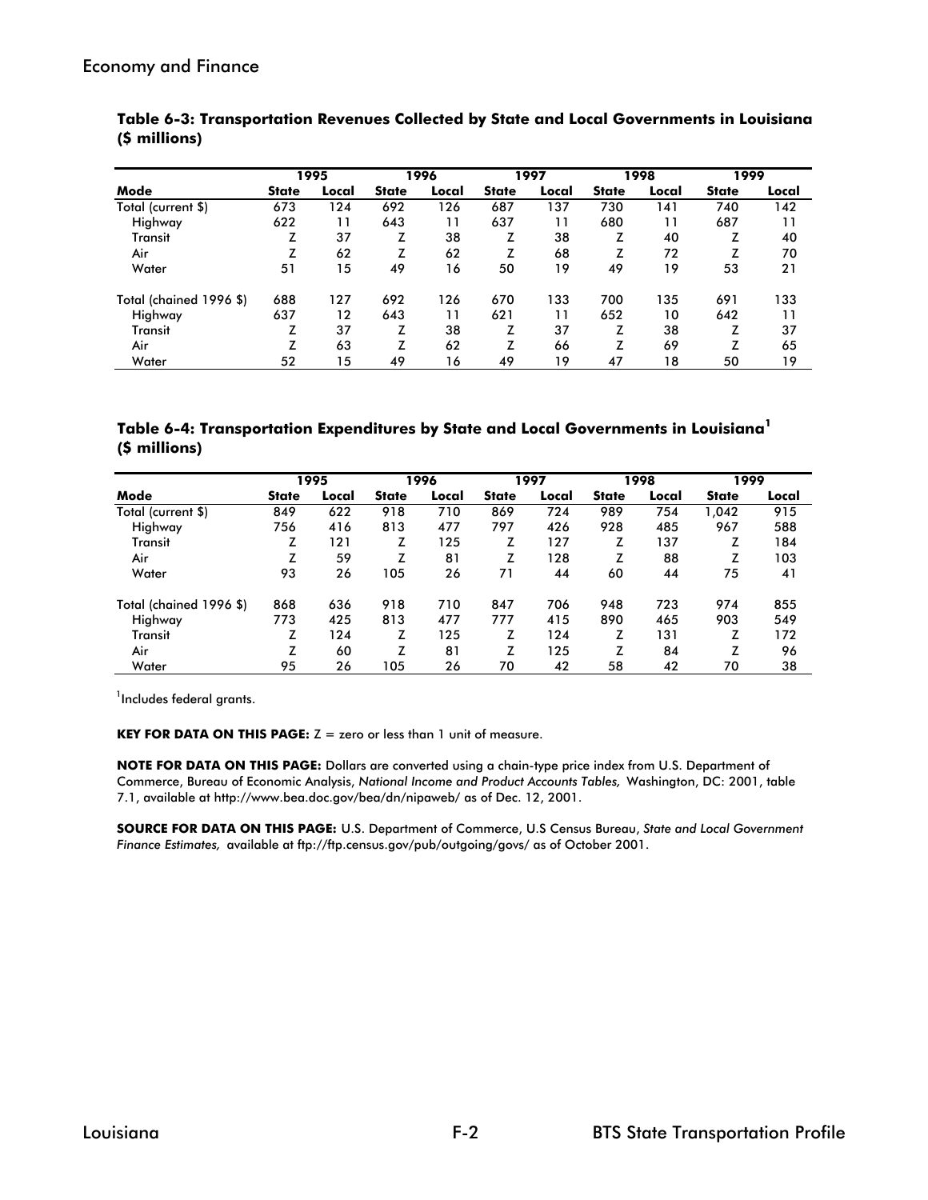### Table 6-3: Transportation Revenues Collected by State and Local Governments in Louisiana ($ millions)

| Mode | 1995 | | 1996 | | 1997 | | 1998 | | 1999 | |
|---|---|---|---|---|---|---|---|---|---|---|
| | State | Local | State | Local | State | Local | State | Local | State | Local |
| Total (current $) | 673 | 124 | 692 | 126 | 687 | 137 | 730 | 141 | 740 | 142 |
| Highway | 622 | 11 | 643 | 11 | 637 | 11 | 680 | 11 | 687 | 11 |
| Transit | Z | 37 | Z | 38 | Z | 38 | Z | 40 | Z | 40 |
| Air | Z | 62 | Z | 62 | Z | 68 | Z | 72 | Z | 70 |
| Water | 51 | 15 | 49 | 16 | 50 | 19 | 49 | 19 | 53 | 21 |
| Total (chained 1996 $) | 688 | 127 | 692 | 126 | 670 | 133 | 700 | 135 | 691 | 133 |
| Highway | 637 | 12 | 643 | 11 | 621 | 11 | 652 | 10 | 642 | 11 |
| Transit | Z | 37 | Z | 38 | Z | 37 | Z | 38 | Z | 37 |
| Air | Z | 63 | Z | 62 | Z | 66 | Z | 69 | Z | 65 |
| Water | 52 | 15 | 49 | 16 | 49 | 19 | 47 | 18 | 50 | 19 |

### Table 6-4: Transportation Expenditures by State and Local Governments in Louisiana[1] ($ millions)

| Mode | 1995 | | 1996 | | 1997 | | 1998 | | 1999 | |
|---|---|---|---|---|---|---|---|---|---|---|
| | State | Local | State | Local | State | Local | State | Local | State | Local |
| Total (current $) | 849 | 622 | 918 | 710 | 869 | 724 | 989 | 754 | 1,042 | 915 |
| Highway | 756 | 416 | 813 | 477 | 797 | 426 | 928 | 485 | 967 | 588 |
| Transit | Z | 121 | Z | 125 | Z | 127 | Z | 137 | Z | 184 |
| Air | Z | 59 | Z | 81 | Z | 128 | Z | 88 | Z | 103 |
| Water | 93 | 26 | 105 | 26 | 71 | 44 | 60 | 44 | 75 | 41 |
| Total (chained 1996 $) | 868 | 636 | 918 | 710 | 847 | 706 | 948 | 723 | 974 | 855 |
| Highway | 773 | 425 | 813 | 477 | 777 | 415 | 890 | 465 | 903 | 549 |
| Transit | Z | 124 | Z | 125 | Z | 124 | Z | 131 | Z | 172 |
| Air | Z | 60 | Z | 81 | Z | 125 | Z | 84 | Z | 96 |
| Water | 95 | 26 | 105 | 26 | 70 | 42 | 58 | 42 | 70 | 38 |

[1]Includes federal grants.

**KEY FOR DATA ON THIS PAGE:** Z = zero or less than 1 unit of measure.

**NOTE FOR DATA ON THIS PAGE:** Dollars are converted using a chain-type price index from U.S. Department of Commerce, Bureau of Economic Analysis, *National Income and Product Accounts Tables,* Washington, DC: 2001, table 7.1, available at http://www.bea.doc.gov/bea/dn/nipaweb/ as of Dec. 12, 2001.

**SOURCE FOR DATA ON THIS PAGE:** U.S. Department of Commerce, U.S Census Bureau, *State and Local Government Finance Estimates,* available at ftp://ftp.census.gov/pub/outgoing/govs/ as of October 2001.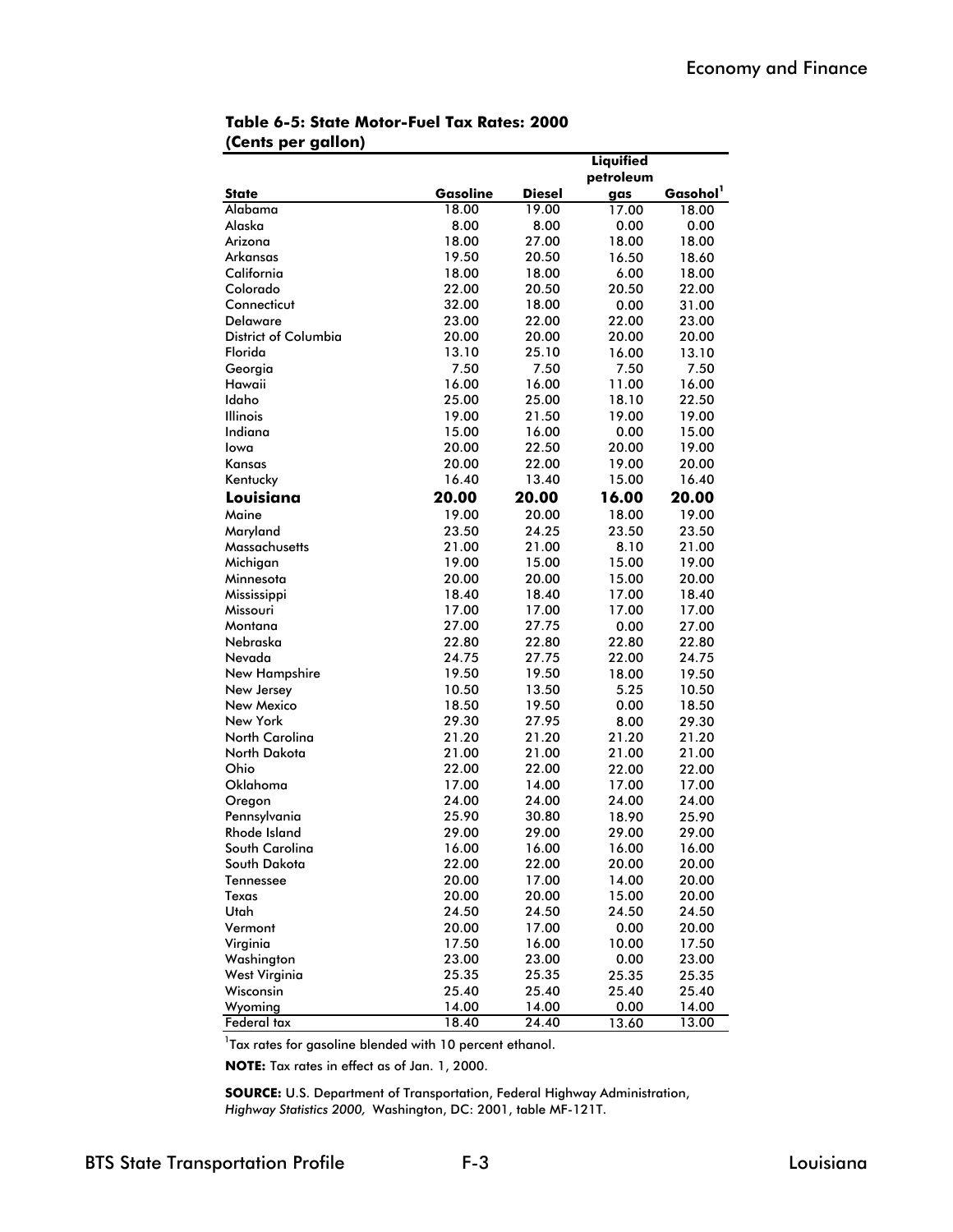**Table 6-5: State Motor-Fuel Tax Rates: 2000**
**(Cents per gallon)**

| State | Gasoline | Diesel | Liquified petroleum gas | Gasohol[1] |
|---|---|---|---|---|
| Alabama | 18.00 | 19.00 | 17.00 | 18.00 |
| Alaska | 8.00 | 8.00 | 0.00 | 0.00 |
| Arizona | 18.00 | 27.00 | 18.00 | 18.00 |
| Arkansas | 19.50 | 20.50 | 16.50 | 18.60 |
| California | 18.00 | 18.00 | 6.00 | 18.00 |
| Colorado | 22.00 | 20.50 | 20.50 | 22.00 |
| Connecticut | 32.00 | 18.00 | 0.00 | 31.00 |
| Delaware | 23.00 | 22.00 | 22.00 | 23.00 |
| District of Columbia | 20.00 | 20.00 | 20.00 | 20.00 |
| Florida | 13.10 | 25.10 | 16.00 | 13.10 |
| Georgia | 7.50 | 7.50 | 7.50 | 7.50 |
| Hawaii | 16.00 | 16.00 | 11.00 | 16.00 |
| Idaho | 25.00 | 25.00 | 18.10 | 22.50 |
| Illinois | 19.00 | 21.50 | 19.00 | 19.00 |
| Indiana | 15.00 | 16.00 | 0.00 | 15.00 |
| Iowa | 20.00 | 22.50 | 20.00 | 19.00 |
| Kansas | 20.00 | 22.00 | 19.00 | 20.00 |
| Kentucky | 16.40 | 13.40 | 15.00 | 16.40 |
| **Louisiana** | **20.00** | **20.00** | **16.00** | **20.00** |
| Maine | 19.00 | 20.00 | 18.00 | 19.00 |
| Maryland | 23.50 | 24.25 | 23.50 | 23.50 |
| Massachusetts | 21.00 | 21.00 | 8.10 | 21.00 |
| Michigan | 19.00 | 15.00 | 15.00 | 19.00 |
| Minnesota | 20.00 | 20.00 | 15.00 | 20.00 |
| Mississippi | 18.40 | 18.40 | 17.00 | 18.40 |
| Missouri | 17.00 | 17.00 | 17.00 | 17.00 |
| Montana | 27.00 | 27.75 | 0.00 | 27.00 |
| Nebraska | 22.80 | 22.80 | 22.80 | 22.80 |
| Nevada | 24.75 | 27.75 | 22.00 | 24.75 |
| New Hampshire | 19.50 | 19.50 | 18.00 | 19.50 |
| New Jersey | 10.50 | 13.50 | 5.25 | 10.50 |
| New Mexico | 18.50 | 19.50 | 0.00 | 18.50 |
| New York | 29.30 | 27.95 | 8.00 | 29.30 |
| North Carolina | 21.20 | 21.20 | 21.20 | 21.20 |
| North Dakota | 21.00 | 21.00 | 21.00 | 21.00 |
| Ohio | 22.00 | 22.00 | 22.00 | 22.00 |
| Oklahoma | 17.00 | 14.00 | 17.00 | 17.00 |
| Oregon | 24.00 | 24.00 | 24.00 | 24.00 |
| Pennsylvania | 25.90 | 30.80 | 18.90 | 25.90 |
| Rhode Island | 29.00 | 29.00 | 29.00 | 29.00 |
| South Carolina | 16.00 | 16.00 | 16.00 | 16.00 |
| South Dakota | 22.00 | 22.00 | 20.00 | 20.00 |
| Tennessee | 20.00 | 17.00 | 14.00 | 20.00 |
| Texas | 20.00 | 20.00 | 15.00 | 20.00 |
| Utah | 24.50 | 24.50 | 24.50 | 24.50 |
| Vermont | 20.00 | 17.00 | 0.00 | 20.00 |
| Virginia | 17.50 | 16.00 | 10.00 | 17.50 |
| Washington | 23.00 | 23.00 | 0.00 | 23.00 |
| West Virginia | 25.35 | 25.35 | 25.35 | 25.35 |
| Wisconsin | 25.40 | 25.40 | 25.40 | 25.40 |
| Wyoming | 14.00 | 14.00 | 0.00 | 14.00 |
| Federal tax | 18.40 | 24.40 | 13.60 | 13.00 |

[1]Tax rates for gasoline blended with 10 percent ethanol.

**NOTE:** Tax rates in effect as of Jan. 1, 2000.

**SOURCE:** U.S. Department of Transportation, Federal Highway Administration, *Highway Statistics 2000,* Washington, DC: 2001, table MF-121T.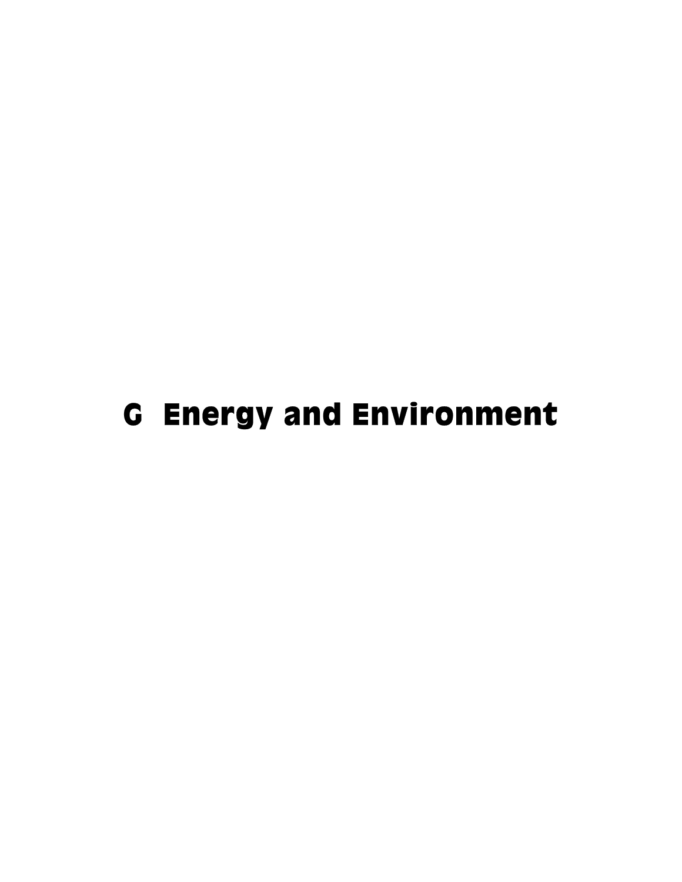# G Energy and Environment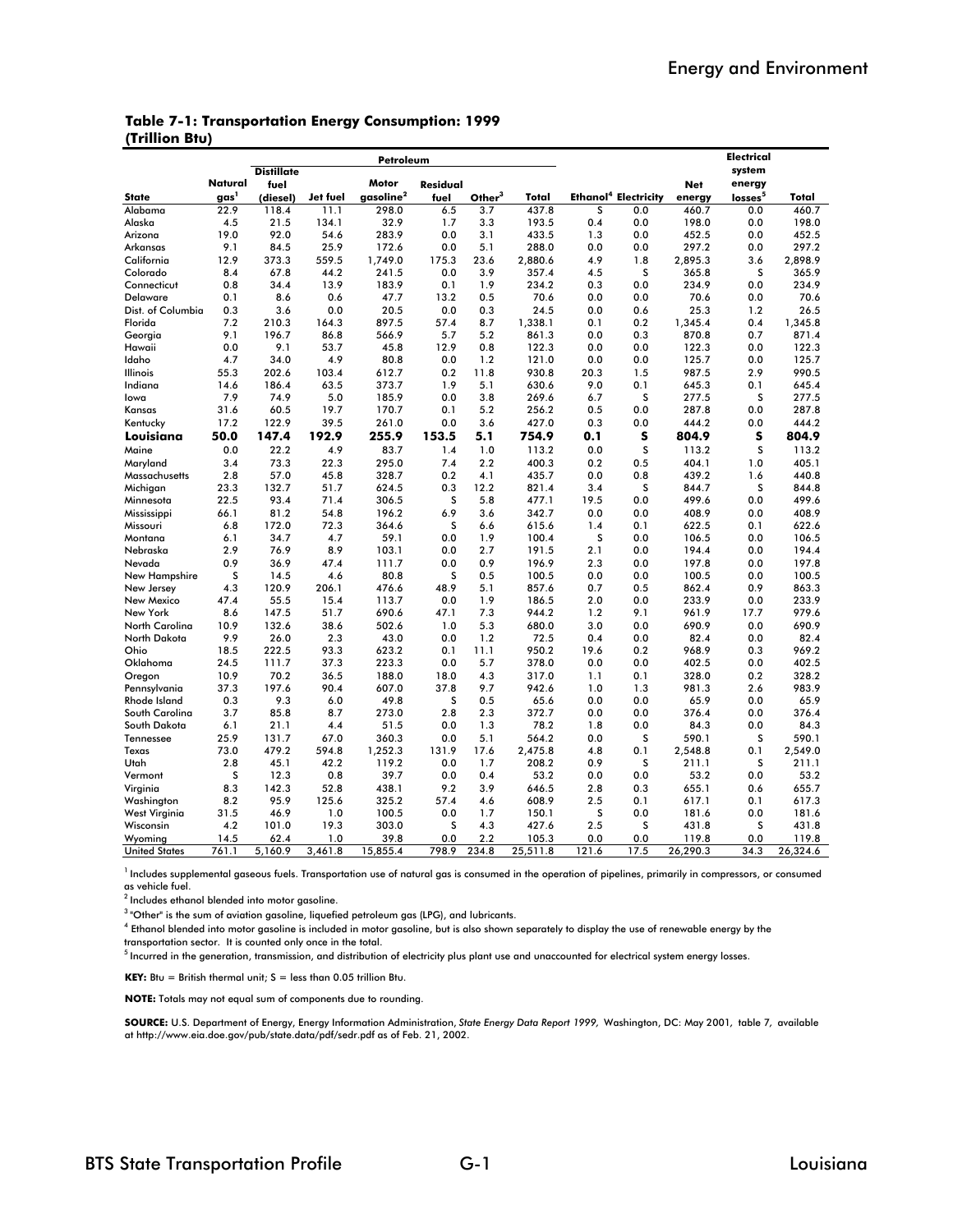**Table 7-1: Transportation Energy Consumption: 1999**
**(Trillion Btu)**

| State | Natural gas[1] | Petroleum: Distillate fuel (diesel) | Petroleum: Jet fuel | Petroleum: Motor gasoline[2] | Petroleum: Residual fuel | Petroleum: Other[3] | Petroleum: Total | Ethanol[4] | Electricity | Net energy | Electrical system energy losses[5] | Total |
|---|---|---|---|---|---|---|---|---|---|---|---|---|
| Alabama | 22.9 | 118.4 | 11.1 | 298.0 | 6.5 | 3.7 | 437.8 | S | 0.0 | 460.7 | 0.0 | 460.7 |
| Alaska | 4.5 | 21.5 | 134.1 | 32.9 | 1.7 | 3.3 | 193.5 | 0.4 | 0.0 | 198.0 | 0.0 | 198.0 |
| Arizona | 19.0 | 92.0 | 54.6 | 283.9 | 0.0 | 3.1 | 433.5 | 1.3 | 0.0 | 452.5 | 0.0 | 452.5 |
| Arkansas | 9.1 | 84.5 | 25.9 | 172.6 | 0.0 | 5.1 | 288.0 | 0.0 | 0.0 | 297.2 | 0.0 | 297.2 |
| California | 12.9 | 373.3 | 559.5 | 1,749.0 | 175.3 | 23.6 | 2,880.6 | 4.9 | 1.8 | 2,895.3 | 3.6 | 2,898.9 |
| Colorado | 8.4 | 67.8 | 44.2 | 241.5 | 0.0 | 3.9 | 357.4 | 4.5 | S | 365.8 | S | 365.9 |
| Connecticut | 0.8 | 34.4 | 13.9 | 183.9 | 0.1 | 1.9 | 234.2 | 0.3 | 0.0 | 234.9 | 0.0 | 234.9 |
| Delaware | 0.1 | 8.6 | 0.6 | 47.7 | 13.2 | 0.5 | 70.6 | 0.0 | 0.0 | 70.6 | 0.0 | 70.6 |
| Dist. of Columbia | 0.3 | 3.6 | 0.0 | 20.5 | 0.0 | 0.3 | 24.5 | 0.0 | 0.6 | 25.3 | 1.2 | 26.5 |
| Florida | 7.2 | 210.3 | 164.3 | 897.5 | 57.4 | 8.7 | 1,338.1 | 0.1 | 0.2 | 1,345.4 | 0.4 | 1,345.8 |
| Georgia | 9.1 | 196.7 | 86.8 | 566.9 | 5.7 | 5.2 | 861.3 | 0.0 | 0.3 | 870.8 | 0.7 | 871.4 |
| Hawaii | 0.0 | 9.1 | 53.7 | 45.8 | 12.9 | 0.8 | 122.3 | 0.0 | 0.0 | 122.3 | 0.0 | 122.3 |
| Idaho | 4.7 | 34.0 | 4.9 | 80.8 | 0.0 | 1.2 | 121.0 | 0.0 | 0.0 | 125.7 | 0.0 | 125.7 |
| Illinois | 55.3 | 202.6 | 103.4 | 612.7 | 0.2 | 11.8 | 930.8 | 20.3 | 1.5 | 987.5 | 2.9 | 990.5 |
| Indiana | 14.6 | 186.4 | 63.5 | 373.7 | 1.9 | 5.1 | 630.6 | 9.0 | 0.1 | 645.3 | 0.1 | 645.4 |
| Iowa | 7.9 | 74.9 | 5.0 | 185.9 | 0.0 | 3.8 | 269.6 | 6.7 | S | 277.5 | S | 277.5 |
| Kansas | 31.6 | 60.5 | 19.7 | 170.7 | 0.1 | 5.2 | 256.2 | 0.5 | 0.0 | 287.8 | 0.0 | 287.8 |
| Kentucky | 17.2 | 122.9 | 39.5 | 261.0 | 0.0 | 3.6 | 427.0 | 0.3 | 0.0 | 444.2 | 0.0 | 444.2 |
| **Louisiana** | **50.0** | **147.4** | **192.9** | **255.9** | **153.5** | **5.1** | **754.9** | **0.1** | **S** | **804.9** | **S** | **804.9** |
| Maine | 0.0 | 22.2 | 4.9 | 83.7 | 1.4 | 1.0 | 113.2 | 0.0 | S | 113.2 | S | 113.2 |
| Maryland | 3.4 | 73.3 | 22.3 | 295.0 | 7.4 | 2.2 | 400.3 | 0.2 | 0.5 | 404.1 | 1.0 | 405.1 |
| Massachusetts | 2.8 | 57.0 | 45.8 | 328.7 | 0.2 | 4.1 | 435.7 | 0.0 | 0.8 | 439.2 | 1.6 | 440.8 |
| Michigan | 23.3 | 132.7 | 51.7 | 624.5 | 0.3 | 12.2 | 821.4 | 3.4 | S | 844.7 | S | 844.8 |
| Minnesota | 22.5 | 93.4 | 71.4 | 306.5 | S | 5.8 | 477.1 | 19.5 | 0.0 | 499.6 | 0.0 | 499.6 |
| Mississippi | 66.1 | 81.2 | 54.8 | 196.2 | 6.9 | 3.6 | 342.7 | 0.0 | 0.0 | 408.9 | 0.0 | 408.9 |
| Missouri | 6.8 | 172.0 | 72.3 | 364.6 | S | 6.6 | 615.6 | 1.4 | 0.1 | 622.5 | 0.1 | 622.6 |
| Montana | 6.1 | 34.7 | 4.7 | 59.1 | 0.0 | 1.9 | 100.4 | S | 0.0 | 106.5 | 0.0 | 106.5 |
| Nebraska | 2.9 | 76.9 | 8.9 | 103.1 | 0.0 | 2.7 | 191.5 | 2.1 | 0.0 | 194.4 | 0.0 | 194.4 |
| Nevada | 0.9 | 36.9 | 47.4 | 111.7 | 0.0 | 0.9 | 196.9 | 2.3 | 0.0 | 197.8 | 0.0 | 197.8 |
| New Hampshire | S | 14.5 | 4.6 | 80.8 | S | 0.5 | 100.5 | 0.0 | 0.0 | 100.5 | 0.0 | 100.5 |
| New Jersey | 4.3 | 120.9 | 206.1 | 476.6 | 48.9 | 5.1 | 857.6 | 0.7 | 0.5 | 862.4 | 0.9 | 863.3 |
| New Mexico | 47.4 | 55.5 | 15.4 | 113.7 | 0.0 | 1.9 | 186.5 | 2.0 | 0.0 | 233.9 | 0.0 | 233.9 |
| New York | 8.6 | 147.5 | 51.7 | 690.6 | 47.1 | 7.3 | 944.2 | 1.2 | 9.1 | 961.9 | 17.7 | 979.6 |
| North Carolina | 10.9 | 132.6 | 38.6 | 502.6 | 1.0 | 5.3 | 680.0 | 3.0 | 0.0 | 690.9 | 0.0 | 690.9 |
| North Dakota | 9.9 | 26.0 | 2.3 | 43.0 | 0.0 | 1.2 | 72.5 | 0.4 | 0.0 | 82.4 | 0.0 | 82.4 |
| Ohio | 18.5 | 222.5 | 93.3 | 623.2 | 0.1 | 11.1 | 950.2 | 19.6 | 0.2 | 968.9 | 0.3 | 969.2 |
| Oklahoma | 24.5 | 111.7 | 37.3 | 223.3 | 0.0 | 5.7 | 378.0 | 0.0 | 0.0 | 402.5 | 0.0 | 402.5 |
| Oregon | 10.9 | 70.2 | 36.5 | 188.0 | 18.0 | 4.3 | 317.0 | 1.1 | 0.1 | 328.0 | 0.2 | 328.2 |
| Pennsylvania | 37.3 | 197.6 | 90.4 | 607.0 | 37.8 | 9.7 | 942.6 | 1.0 | 1.3 | 981.3 | 2.6 | 983.9 |
| Rhode Island | 0.3 | 9.3 | 6.0 | 49.8 | S | 0.5 | 65.6 | 0.0 | 0.0 | 65.9 | 0.0 | 65.9 |
| South Carolina | 3.7 | 85.8 | 8.7 | 273.0 | 2.8 | 2.3 | 372.7 | 0.0 | 0.0 | 376.4 | 0.0 | 376.4 |
| South Dakota | 6.1 | 21.1 | 4.4 | 51.5 | 0.0 | 1.3 | 78.2 | 1.8 | 0.0 | 84.3 | 0.0 | 84.3 |
| Tennessee | 25.9 | 131.7 | 67.0 | 360.3 | 0.0 | 5.1 | 564.2 | 0.0 | S | 590.1 | S | 590.1 |
| Texas | 73.0 | 479.2 | 594.8 | 1,252.3 | 131.9 | 17.6 | 2,475.8 | 4.8 | 0.1 | 2,548.8 | 0.1 | 2,549.0 |
| Utah | 2.8 | 45.1 | 42.2 | 119.2 | 0.0 | 1.7 | 208.2 | 0.9 | S | 211.1 | S | 211.1 |
| Vermont | S | 12.3 | 0.8 | 39.7 | 0.0 | 0.4 | 53.2 | 0.0 | 0.0 | 53.2 | 0.0 | 53.2 |
| Virginia | 8.3 | 142.3 | 52.8 | 438.1 | 9.2 | 3.9 | 646.5 | 2.8 | 0.3 | 655.1 | 0.6 | 655.7 |
| Washington | 8.2 | 95.9 | 125.6 | 325.2 | 57.4 | 4.6 | 608.9 | 2.5 | 0.1 | 617.1 | 0.1 | 617.3 |
| West Virginia | 31.5 | 46.9 | 1.0 | 100.5 | 0.0 | 1.7 | 150.1 | S | 0.0 | 181.6 | 0.0 | 181.6 |
| Wisconsin | 4.2 | 101.0 | 19.3 | 303.0 | S | 4.3 | 427.6 | 2.5 | S | 431.8 | S | 431.8 |
| Wyoming | 14.5 | 62.4 | 1.0 | 39.8 | 0.0 | 2.2 | 105.3 | 0.0 | 0.0 | 119.8 | 0.0 | 119.8 |
| United States | 761.1 | 5,160.9 | 3,461.8 | 15,855.4 | 798.9 | 234.8 | 25,511.8 | 121.6 | 17.5 | 26,290.3 | 34.3 | 26,324.6 |

[1] Includes supplemental gaseous fuels. Transportation use of natural gas is consumed in the operation of pipelines, primarily in compressors, or consumed as vehicle fuel.

[2] Includes ethanol blended into motor gasoline.

[3] "Other" is the sum of aviation gasoline, liquefied petroleum gas (LPG), and lubricants.

[4] Ethanol blended into motor gasoline is included in motor gasoline, but is also shown separately to display the use of renewable energy by the transportation sector. It is counted only once in the total.

[5] Incurred in the generation, transmission, and distribution of electricity plus plant use and unaccounted for electrical system energy losses.

**KEY:** Btu = British thermal unit; S = less than 0.05 trillion Btu.

**NOTE:** Totals may not equal sum of components due to rounding.

**SOURCE:** U.S. Department of Energy, Energy Information Administration, *State Energy Data Report 1999,* Washington, DC: May 2001, table 7, available at http://www.eia.doe.gov/pub/state.data/pdf/sedr.pdf as of Feb. 21, 2002.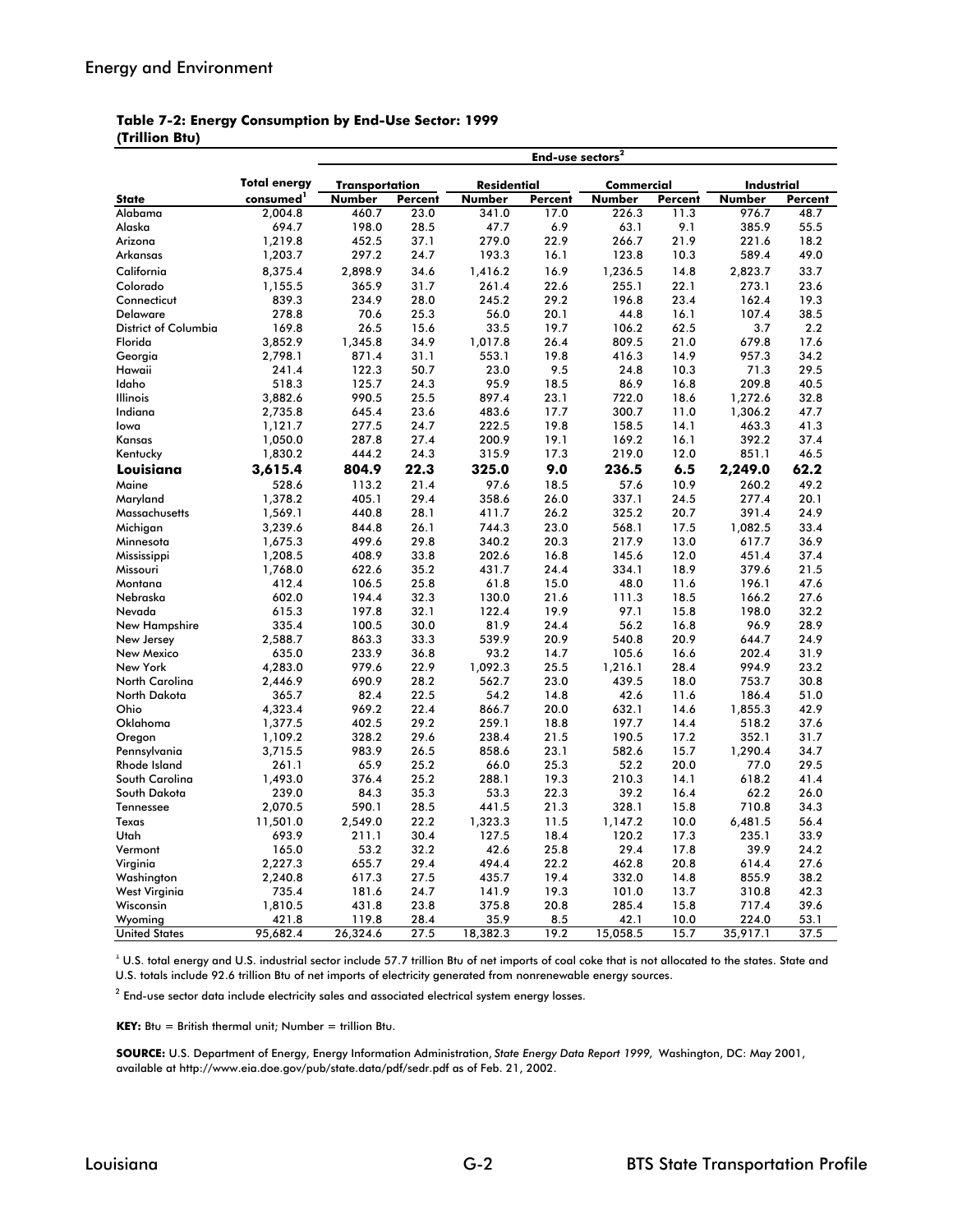Energy and Environment

**Table 7-2: Energy Consumption by End-Use Sector: 1999**
**(Trillion Btu)**

| State | Total energy consumed[1] | End-use sectors[2] | | | | | | | |
|---|---|---|---|---|---|---|---|---|---|
| | | Transportation | | Residential | | Commercial | | Industrial | |
| | | Number | Percent | Number | Percent | Number | Percent | Number | Percent |
| Alabama | 2,004.8 | 460.7 | 23.0 | 341.0 | 17.0 | 226.3 | 11.3 | 976.7 | 48.7 |
| Alaska | 694.7 | 198.0 | 28.5 | 47.7 | 6.9 | 63.1 | 9.1 | 385.9 | 55.5 |
| Arizona | 1,219.8 | 452.5 | 37.1 | 279.0 | 22.9 | 266.7 | 21.9 | 221.6 | 18.2 |
| Arkansas | 1,203.7 | 297.2 | 24.7 | 193.3 | 16.1 | 123.8 | 10.3 | 589.4 | 49.0 |
| California | 8,375.4 | 2,898.9 | 34.6 | 1,416.2 | 16.9 | 1,236.5 | 14.8 | 2,823.7 | 33.7 |
| Colorado | 1,155.5 | 365.9 | 31.7 | 261.4 | 22.6 | 255.1 | 22.1 | 273.1 | 23.6 |
| Connecticut | 839.3 | 234.9 | 28.0 | 245.2 | 29.2 | 196.8 | 23.4 | 162.4 | 19.3 |
| Delaware | 278.8 | 70.6 | 25.3 | 56.0 | 20.1 | 44.8 | 16.1 | 107.4 | 38.5 |
| District of Columbia | 169.8 | 26.5 | 15.6 | 33.5 | 19.7 | 106.2 | 62.5 | 3.7 | 2.2 |
| Florida | 3,852.9 | 1,345.8 | 34.9 | 1,017.8 | 26.4 | 809.5 | 21.0 | 679.8 | 17.6 |
| Georgia | 2,798.1 | 871.4 | 31.1 | 553.1 | 19.8 | 416.3 | 14.9 | 957.3 | 34.2 |
| Hawaii | 241.4 | 122.3 | 50.7 | 23.0 | 9.5 | 24.8 | 10.3 | 71.3 | 29.5 |
| Idaho | 518.3 | 125.7 | 24.3 | 95.9 | 18.5 | 86.9 | 16.8 | 209.8 | 40.5 |
| Illinois | 3,882.6 | 990.5 | 25.5 | 897.4 | 23.1 | 722.0 | 18.6 | 1,272.6 | 32.8 |
| Indiana | 2,735.8 | 645.4 | 23.6 | 483.6 | 17.7 | 300.7 | 11.0 | 1,306.2 | 47.7 |
| Iowa | 1,121.7 | 277.5 | 24.7 | 222.5 | 19.8 | 158.5 | 14.1 | 463.3 | 41.3 |
| Kansas | 1,050.0 | 287.8 | 27.4 | 200.9 | 19.1 | 169.2 | 16.1 | 392.2 | 37.4 |
| Kentucky | 1,830.2 | 444.2 | 24.3 | 315.9 | 17.3 | 219.0 | 12.0 | 851.1 | 46.5 |
| **Louisiana** | **3,615.4** | **804.9** | **22.3** | **325.0** | **9.0** | **236.5** | **6.5** | **2,249.0** | **62.2** |
| Maine | 528.6 | 113.2 | 21.4 | 97.6 | 18.5 | 57.6 | 10.9 | 260.2 | 49.2 |
| Maryland | 1,378.2 | 405.1 | 29.4 | 358.6 | 26.0 | 337.1 | 24.5 | 277.4 | 20.1 |
| Massachusetts | 1,569.1 | 440.8 | 28.1 | 411.7 | 26.2 | 325.2 | 20.7 | 391.4 | 24.9 |
| Michigan | 3,239.6 | 844.8 | 26.1 | 744.3 | 23.0 | 568.1 | 17.5 | 1,082.5 | 33.4 |
| Minnesota | 1,675.3 | 499.6 | 29.8 | 340.2 | 20.3 | 217.9 | 13.0 | 617.7 | 36.9 |
| Mississippi | 1,208.5 | 408.9 | 33.8 | 202.6 | 16.8 | 145.6 | 12.0 | 451.4 | 37.4 |
| Missouri | 1,768.0 | 622.6 | 35.2 | 431.7 | 24.4 | 334.1 | 18.9 | 379.6 | 21.5 |
| Montana | 412.4 | 106.5 | 25.8 | 61.8 | 15.0 | 48.0 | 11.6 | 196.1 | 47.6 |
| Nebraska | 602.0 | 194.4 | 32.3 | 130.0 | 21.6 | 111.3 | 18.5 | 166.2 | 27.6 |
| Nevada | 615.3 | 197.8 | 32.1 | 122.4 | 19.9 | 97.1 | 15.8 | 198.0 | 32.2 |
| New Hampshire | 335.4 | 100.5 | 30.0 | 81.9 | 24.4 | 56.2 | 16.8 | 96.9 | 28.9 |
| New Jersey | 2,588.7 | 863.3 | 33.3 | 539.9 | 20.9 | 540.8 | 20.9 | 644.7 | 24.9 |
| New Mexico | 635.0 | 233.9 | 36.8 | 93.2 | 14.7 | 105.6 | 16.6 | 202.4 | 31.9 |
| New York | 4,283.0 | 979.6 | 22.9 | 1,092.3 | 25.5 | 1,216.1 | 28.4 | 994.9 | 23.2 |
| North Carolina | 2,446.9 | 690.9 | 28.2 | 562.7 | 23.0 | 439.5 | 18.0 | 753.7 | 30.8 |
| North Dakota | 365.7 | 82.4 | 22.5 | 54.2 | 14.8 | 42.6 | 11.6 | 186.4 | 51.0 |
| Ohio | 4,323.4 | 969.2 | 22.4 | 866.7 | 20.0 | 632.1 | 14.6 | 1,855.3 | 42.9 |
| Oklahoma | 1,377.5 | 402.5 | 29.2 | 259.1 | 18.8 | 197.7 | 14.4 | 518.2 | 37.6 |
| Oregon | 1,109.2 | 328.2 | 29.6 | 238.4 | 21.5 | 190.5 | 17.2 | 352.1 | 31.7 |
| Pennsylvania | 3,715.5 | 983.9 | 26.5 | 858.6 | 23.1 | 582.6 | 15.7 | 1,290.4 | 34.7 |
| Rhode Island | 261.1 | 65.9 | 25.2 | 66.0 | 25.3 | 52.2 | 20.0 | 77.0 | 29.5 |
| South Carolina | 1,493.0 | 376.4 | 25.2 | 288.1 | 19.3 | 210.3 | 14.1 | 618.2 | 41.4 |
| South Dakota | 239.0 | 84.3 | 35.3 | 53.3 | 22.3 | 39.2 | 16.4 | 62.2 | 26.0 |
| Tennessee | 2,070.5 | 590.1 | 28.5 | 441.5 | 21.3 | 328.1 | 15.8 | 710.8 | 34.3 |
| Texas | 11,501.0 | 2,549.0 | 22.2 | 1,323.3 | 11.5 | 1,147.2 | 10.0 | 6,481.5 | 56.4 |
| Utah | 693.9 | 211.1 | 30.4 | 127.5 | 18.4 | 120.2 | 17.3 | 235.1 | 33.9 |
| Vermont | 165.0 | 53.2 | 32.2 | 42.6 | 25.8 | 29.4 | 17.8 | 39.9 | 24.2 |
| Virginia | 2,227.3 | 655.7 | 29.4 | 494.4 | 22.2 | 462.8 | 20.8 | 614.4 | 27.6 |
| Washington | 2,240.8 | 617.3 | 27.5 | 435.7 | 19.4 | 332.0 | 14.8 | 855.9 | 38.2 |
| West Virginia | 735.4 | 181.6 | 24.7 | 141.9 | 19.3 | 101.0 | 13.7 | 310.8 | 42.3 |
| Wisconsin | 1,810.5 | 431.8 | 23.8 | 375.8 | 20.8 | 285.4 | 15.8 | 717.4 | 39.6 |
| Wyoming | 421.8 | 119.8 | 28.4 | 35.9 | 8.5 | 42.1 | 10.0 | 224.0 | 53.1 |
| United States | 95,682.4 | 26,324.6 | 27.5 | 18,382.3 | 19.2 | 15,058.5 | 15.7 | 35,917.1 | 37.5 |

[1] U.S. total energy and U.S. industrial sector include 57.7 trillion Btu of net imports of coal coke that is not allocated to the states. State and U.S. totals include 92.6 trillion Btu of net imports of electricity generated from nonrenewable energy sources.

[2] End-use sector data include electricity sales and associated electrical system energy losses.

**KEY:** Btu = British thermal unit; Number = trillion Btu.

**SOURCE:** U.S. Department of Energy, Energy Information Administration, *State Energy Data Report 1999,* Washington, DC: May 2001, available at http://www.eia.doe.gov/pub/state.data/pdf/sedr.pdf as of Feb. 21, 2002.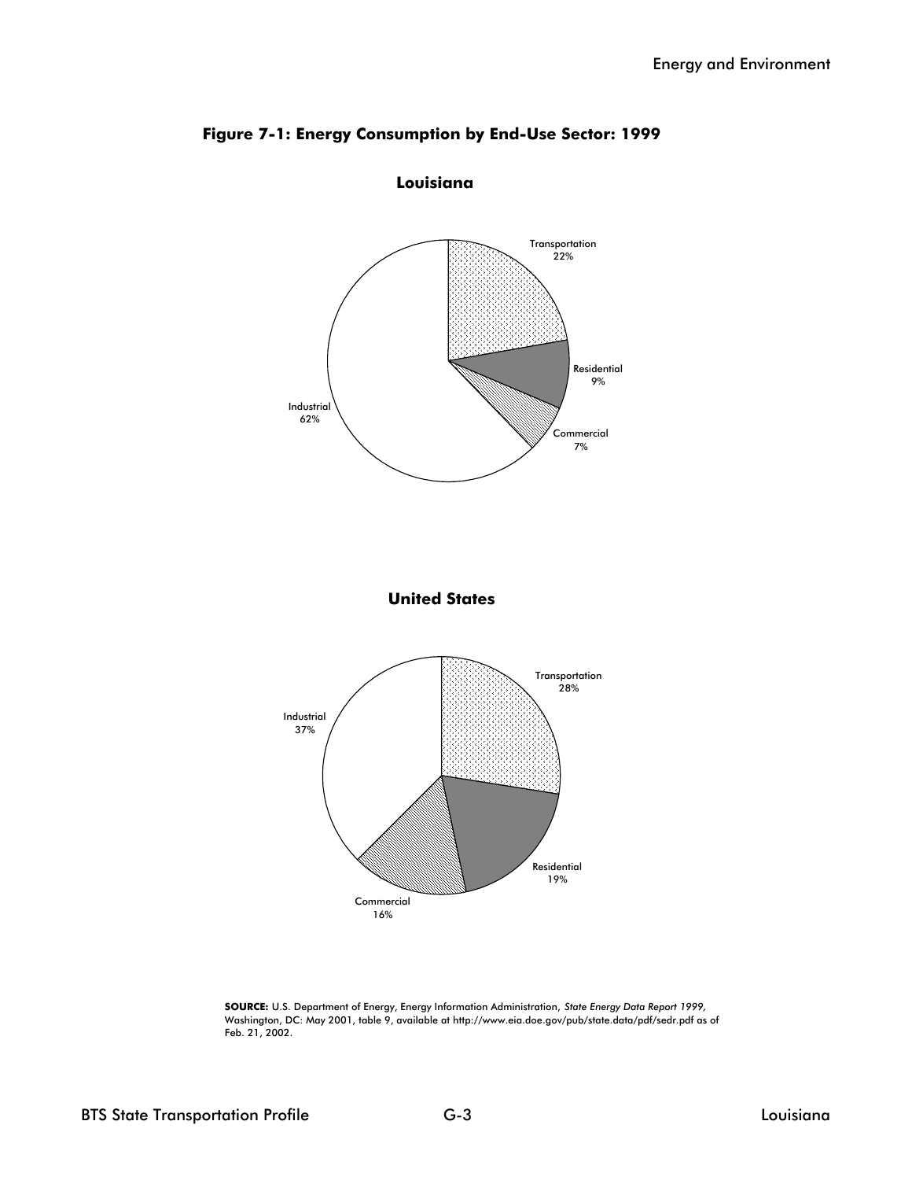**Figure 7-1: Energy Consumption by End-Use Sector: 1999**

**Louisiana**

Transportation 22%

Residential 9%

Commercial 7%

Industrial 62%

**United States**

Transportation 28%

Residential 19%

Commercial 16%

Industrial 37%

**SOURCE:** U.S. Department of Energy, Energy Information Administration, *State Energy Data Report 1999,* Washington, DC: May 2001, table 9, available at http://www.eia.doe.gov/pub/state.data/pdf/sedr.pdf as of Feb. 21, 2002.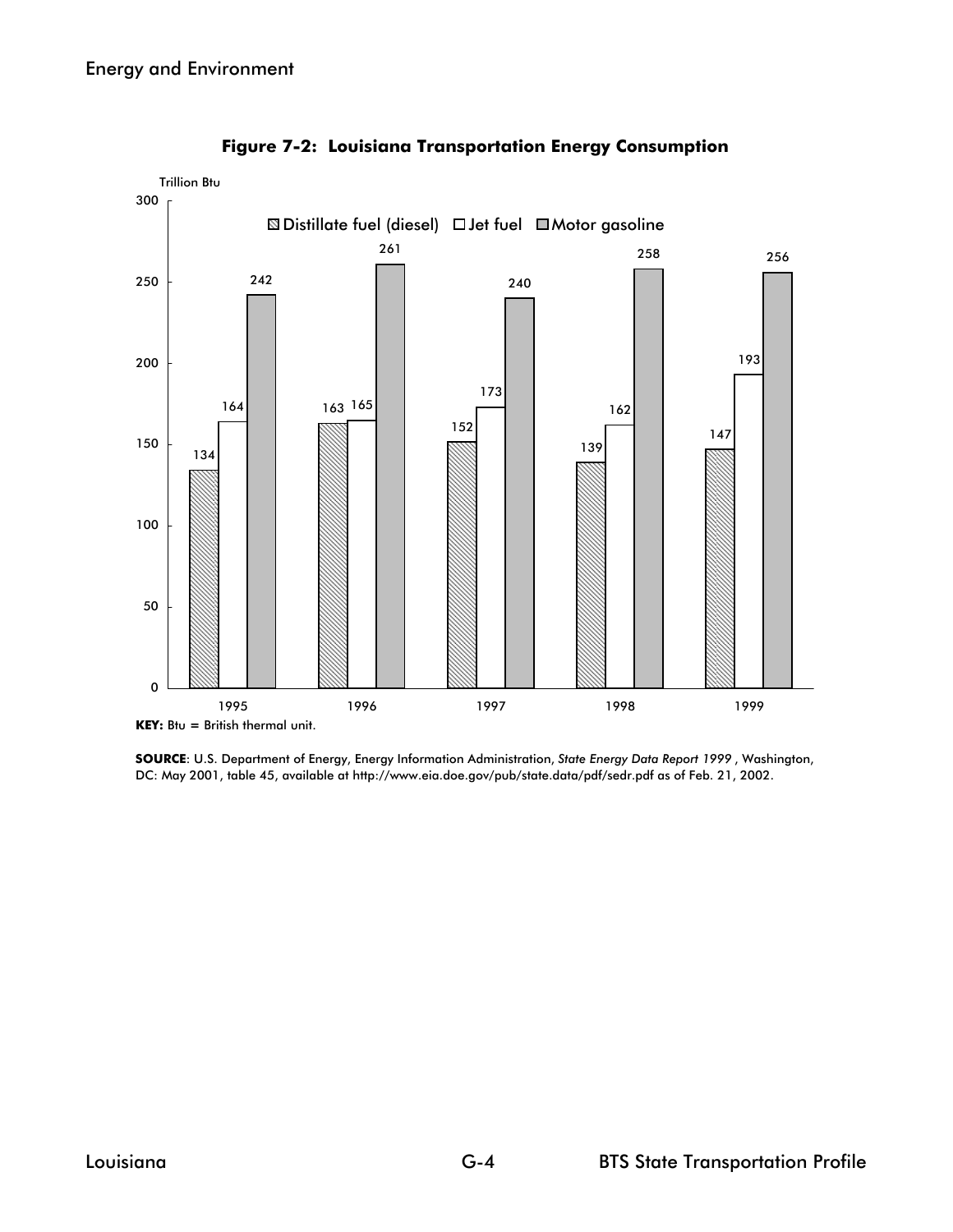## Figure 7-2: Louisiana Transportation Energy Consumption

Trillion Btu

| Year | Distillate fuel (diesel) | Jet fuel | Motor gasoline |
| --- | --- | --- | --- |
| 1995 | 134 | 164 | 242 |
| 1996 | 163 | 165 | 261 |
| 1997 | 152 | 173 | 240 |
| 1998 | 139 | 162 | 258 |
| 1999 | 147 | 193 | 256 |

**KEY:** Btu = British thermal unit.

**SOURCE**: U.S. Department of Energy, Energy Information Administration, *State Energy Data Report 1999* , Washington, DC: May 2001, table 45, available at http://www.eia.doe.gov/pub/state.data/pdf/sedr.pdf as of Feb. 21, 2002.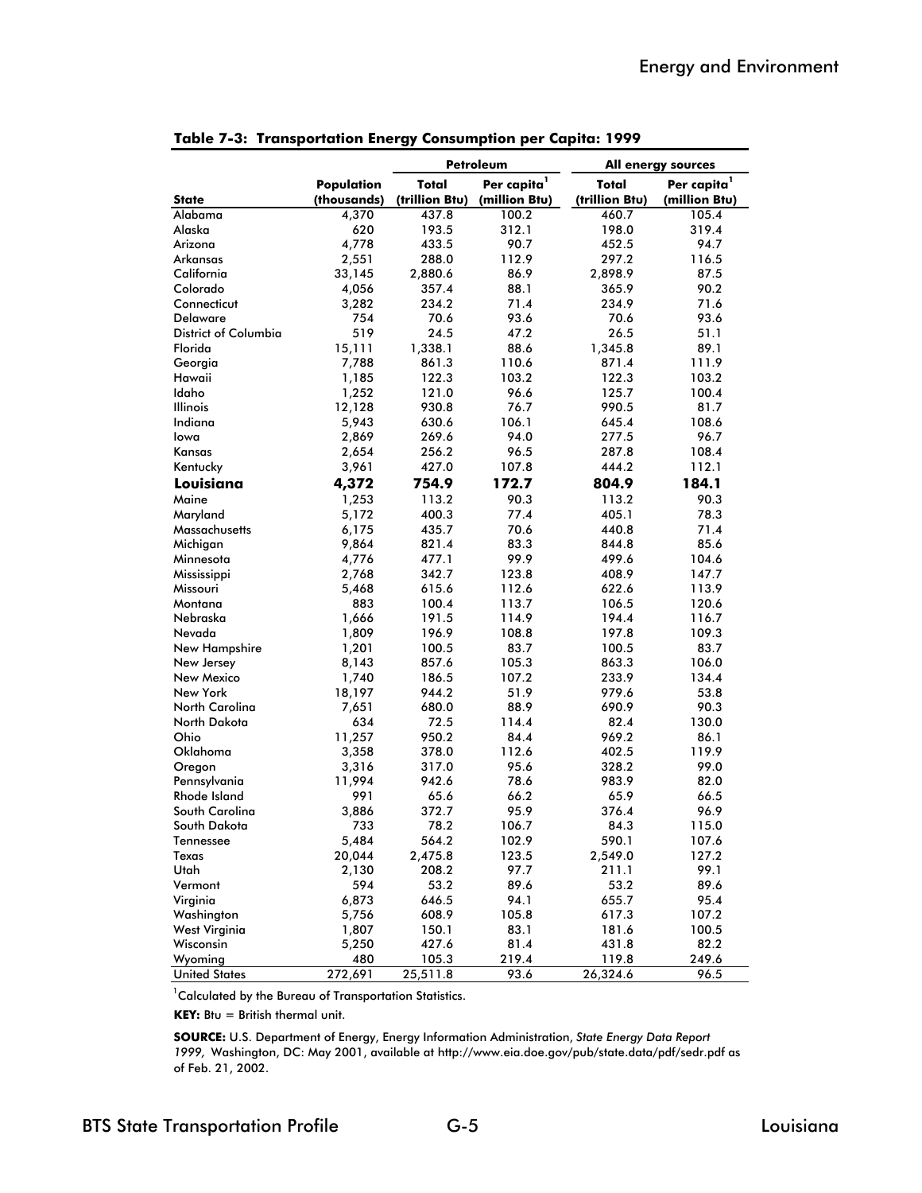**Table 7-3: Transportation Energy Consumption per Capita: 1999**

| State | Population (thousands) | Petroleum Total (trillion Btu) | Petroleum Per capita[1] (million Btu) | All energy sources Total (trillion Btu) | All energy sources Per capita[1] (million Btu) |
|---|---|---|---|---|---|
| Alabama | 4,370 | 437.8 | 100.2 | 460.7 | 105.4 |
| Alaska | 620 | 193.5 | 312.1 | 198.0 | 319.4 |
| Arizona | 4,778 | 433.5 | 90.7 | 452.5 | 94.7 |
| Arkansas | 2,551 | 288.0 | 112.9 | 297.2 | 116.5 |
| California | 33,145 | 2,880.6 | 86.9 | 2,898.9 | 87.5 |
| Colorado | 4,056 | 357.4 | 88.1 | 365.9 | 90.2 |
| Connecticut | 3,282 | 234.2 | 71.4 | 234.9 | 71.6 |
| Delaware | 754 | 70.6 | 93.6 | 70.6 | 93.6 |
| District of Columbia | 519 | 24.5 | 47.2 | 26.5 | 51.1 |
| Florida | 15,111 | 1,338.1 | 88.6 | 1,345.8 | 89.1 |
| Georgia | 7,788 | 861.3 | 110.6 | 871.4 | 111.9 |
| Hawaii | 1,185 | 122.3 | 103.2 | 122.3 | 103.2 |
| Idaho | 1,252 | 121.0 | 96.6 | 125.7 | 100.4 |
| Illinois | 12,128 | 930.8 | 76.7 | 990.5 | 81.7 |
| Indiana | 5,943 | 630.6 | 106.1 | 645.4 | 108.6 |
| Iowa | 2,869 | 269.6 | 94.0 | 277.5 | 96.7 |
| Kansas | 2,654 | 256.2 | 96.5 | 287.8 | 108.4 |
| Kentucky | 3,961 | 427.0 | 107.8 | 444.2 | 112.1 |
| **Louisiana** | **4,372** | **754.9** | **172.7** | **804.9** | **184.1** |
| Maine | 1,253 | 113.2 | 90.3 | 113.2 | 90.3 |
| Maryland | 5,172 | 400.3 | 77.4 | 405.1 | 78.3 |
| Massachusetts | 6,175 | 435.7 | 70.6 | 440.8 | 71.4 |
| Michigan | 9,864 | 821.4 | 83.3 | 844.8 | 85.6 |
| Minnesota | 4,776 | 477.1 | 99.9 | 499.6 | 104.6 |
| Mississippi | 2,768 | 342.7 | 123.8 | 408.9 | 147.7 |
| Missouri | 5,468 | 615.6 | 112.6 | 622.6 | 113.9 |
| Montana | 883 | 100.4 | 113.7 | 106.5 | 120.6 |
| Nebraska | 1,666 | 191.5 | 114.9 | 194.4 | 116.7 |
| Nevada | 1,809 | 196.9 | 108.8 | 197.8 | 109.3 |
| New Hampshire | 1,201 | 100.5 | 83.7 | 100.5 | 83.7 |
| New Jersey | 8,143 | 857.6 | 105.3 | 863.3 | 106.0 |
| New Mexico | 1,740 | 186.5 | 107.2 | 233.9 | 134.4 |
| New York | 18,197 | 944.2 | 51.9 | 979.6 | 53.8 |
| North Carolina | 7,651 | 680.0 | 88.9 | 690.9 | 90.3 |
| North Dakota | 634 | 72.5 | 114.4 | 82.4 | 130.0 |
| Ohio | 11,257 | 950.2 | 84.4 | 969.2 | 86.1 |
| Oklahoma | 3,358 | 378.0 | 112.6 | 402.5 | 119.9 |
| Oregon | 3,316 | 317.0 | 95.6 | 328.2 | 99.0 |
| Pennsylvania | 11,994 | 942.6 | 78.6 | 983.9 | 82.0 |
| Rhode Island | 991 | 65.6 | 66.2 | 65.9 | 66.5 |
| South Carolina | 3,886 | 372.7 | 95.9 | 376.4 | 96.9 |
| South Dakota | 733 | 78.2 | 106.7 | 84.3 | 115.0 |
| Tennessee | 5,484 | 564.2 | 102.9 | 590.1 | 107.6 |
| Texas | 20,044 | 2,475.8 | 123.5 | 2,549.0 | 127.2 |
| Utah | 2,130 | 208.2 | 97.7 | 211.1 | 99.1 |
| Vermont | 594 | 53.2 | 89.6 | 53.2 | 89.6 |
| Virginia | 6,873 | 646.5 | 94.1 | 655.7 | 95.4 |
| Washington | 5,756 | 608.9 | 105.8 | 617.3 | 107.2 |
| West Virginia | 1,807 | 150.1 | 83.1 | 181.6 | 100.5 |
| Wisconsin | 5,250 | 427.6 | 81.4 | 431.8 | 82.2 |
| Wyoming | 480 | 105.3 | 219.4 | 119.8 | 249.6 |
| United States | 272,691 | 25,511.8 | 93.6 | 26,324.6 | 96.5 |

[1]Calculated by the Bureau of Transportation Statistics.

**KEY:** Btu = British thermal unit.

**SOURCE:** U.S. Department of Energy, Energy Information Administration, *State Energy Data Report 1999,* Washington, DC: May 2001, available at http://www.eia.doe.gov/pub/state.data/pdf/sedr.pdf as of Feb. 21, 2002.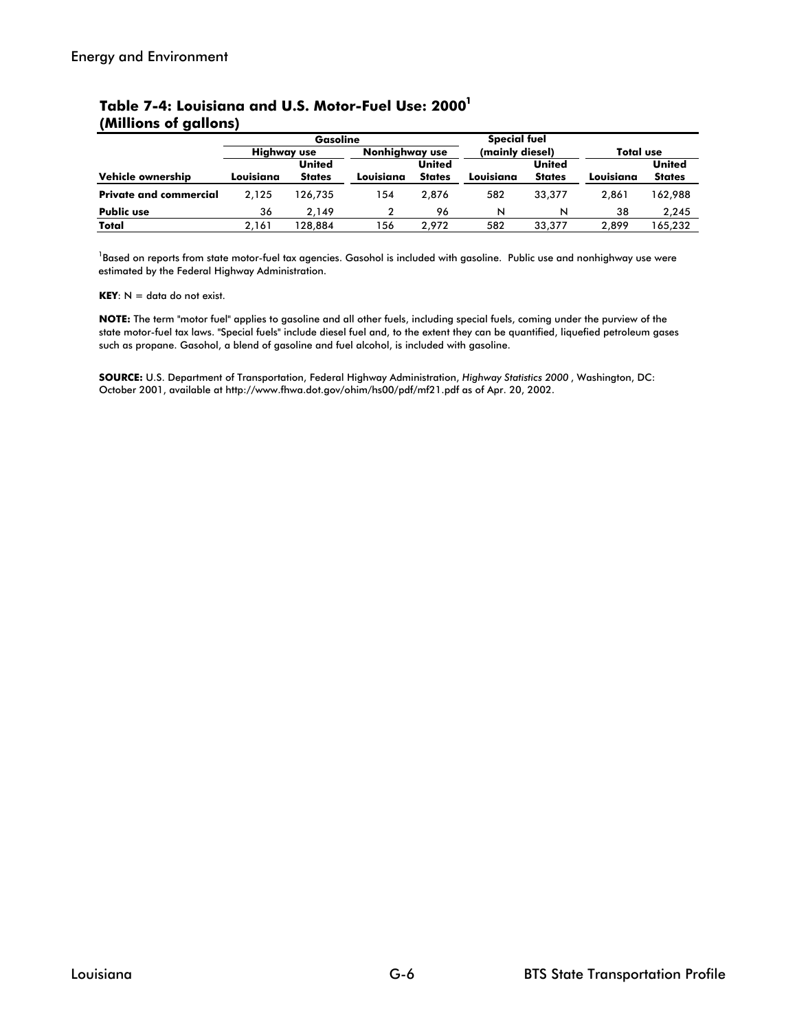## Table 7-4: Louisiana and U.S. Motor-Fuel Use: 2000[1] (Millions of gallons)

| | Gasoline | | | | Special fuel (mainly diesel) | | Total use | |
|---|---|---|---|---|---|---|---|---|
| | Highway use | | Nonhighway use | | | | | |
| **Vehicle ownership** | **Louisiana** | **United States** | **Louisiana** | **United States** | **Louisiana** | **United States** | **Louisiana** | **United States** |
| **Private and commercial** | 2,125 | 126,735 | 154 | 2,876 | 582 | 33,377 | 2,861 | 162,988 |
| **Public use** | 36 | 2,149 | 2 | 96 | N | N | 38 | 2,245 |
| **Total** | 2,161 | 128,884 | 156 | 2,972 | 582 | 33,377 | 2,899 | 165,232 |

[1]Based on reports from state motor-fuel tax agencies. Gasohol is included with gasoline. Public use and nonhighway use were estimated by the Federal Highway Administration.

**KEY**: N = data do not exist.

**NOTE:** The term "motor fuel" applies to gasoline and all other fuels, including special fuels, coming under the purview of the state motor-fuel tax laws. "Special fuels" include diesel fuel and, to the extent they can be quantified, liquefied petroleum gases such as propane. Gasohol, a blend of gasoline and fuel alcohol, is included with gasoline.

**SOURCE:** U.S. Department of Transportation, Federal Highway Administration, *Highway Statistics 2000*, Washington, DC: October 2001, available at http://www.fhwa.dot.gov/ohim/hs00/pdf/mf21.pdf as of Apr. 20, 2002.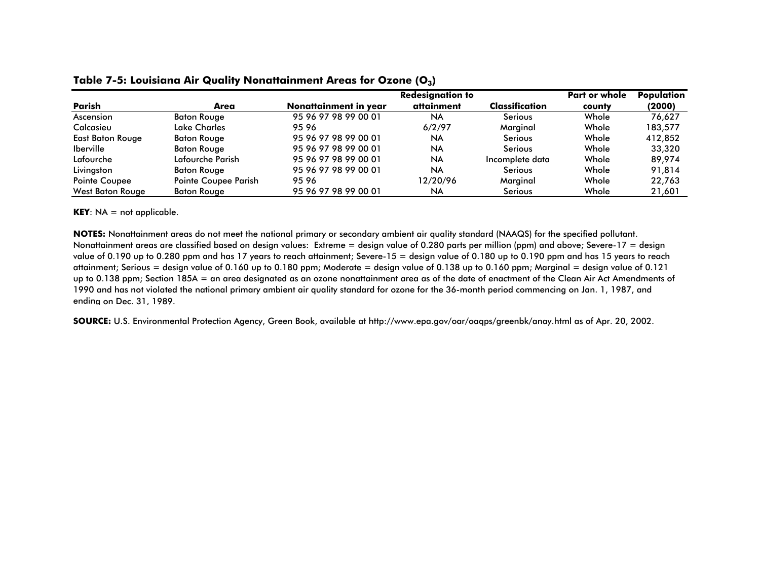**Table 7-5: Louisiana Air Quality Nonattainment Areas for Ozone ($O_3$)**

| Parish | Area | Nonattainment in year | Redesignation to attainment | Classification | Part or whole county | Population (2000) |
|---|---|---|---|---|---|---|
| Ascension | Baton Rouge | 95 96 97 98 99 00 01 | NA | Serious | Whole | 76,627 |
| Calcasieu | Lake Charles | 95 96 | 6/2/97 | Marginal | Whole | 183,577 |
| East Baton Rouge | Baton Rouge | 95 96 97 98 99 00 01 | NA | Serious | Whole | 412,852 |
| Iberville | Baton Rouge | 95 96 97 98 99 00 01 | NA | Serious | Whole | 33,320 |
| Lafourche | Lafourche Parish | 95 96 97 98 99 00 01 | NA | Incomplete data | Whole | 89,974 |
| Livingston | Baton Rouge | 95 96 97 98 99 00 01 | NA | Serious | Whole | 91,814 |
| Pointe Coupee | Pointe Coupee Parish | 95 96 | 12/20/96 | Marginal | Whole | 22,763 |
| West Baton Rouge | Baton Rouge | 95 96 97 98 99 00 01 | NA | Serious | Whole | 21,601 |

**KEY**: NA = not applicable.

**NOTES:** Nonattainment areas do not meet the national primary or secondary ambient air quality standard (NAAQS) for the specified pollutant. Nonattainment areas are classified based on design values: Extreme = design value of 0.280 parts per million (ppm) and above; Severe-17 = design value of 0.190 up to 0.280 ppm and has 17 years to reach attainment; Severe-15 = design value of 0.180 up to 0.190 ppm and has 15 years to reach attainment; Serious = design value of 0.160 up to 0.180 ppm; Moderate = design value of 0.138 up to 0.160 ppm; Marginal = design value of 0.121 up to 0.138 ppm; Section 185A = an area designated as an ozone nonattainment area as of the date of enactment of the Clean Air Act Amendments of 1990 and has not violated the national primary ambient air quality standard for ozone for the 36-month period commencing on Jan. 1, 1987, and ending on Dec. 31, 1989.

**SOURCE:** U.S. Environmental Protection Agency, Green Book, available at http://www.epa.gov/oar/oaqps/greenbk/anay.html as of Apr. 20, 2002.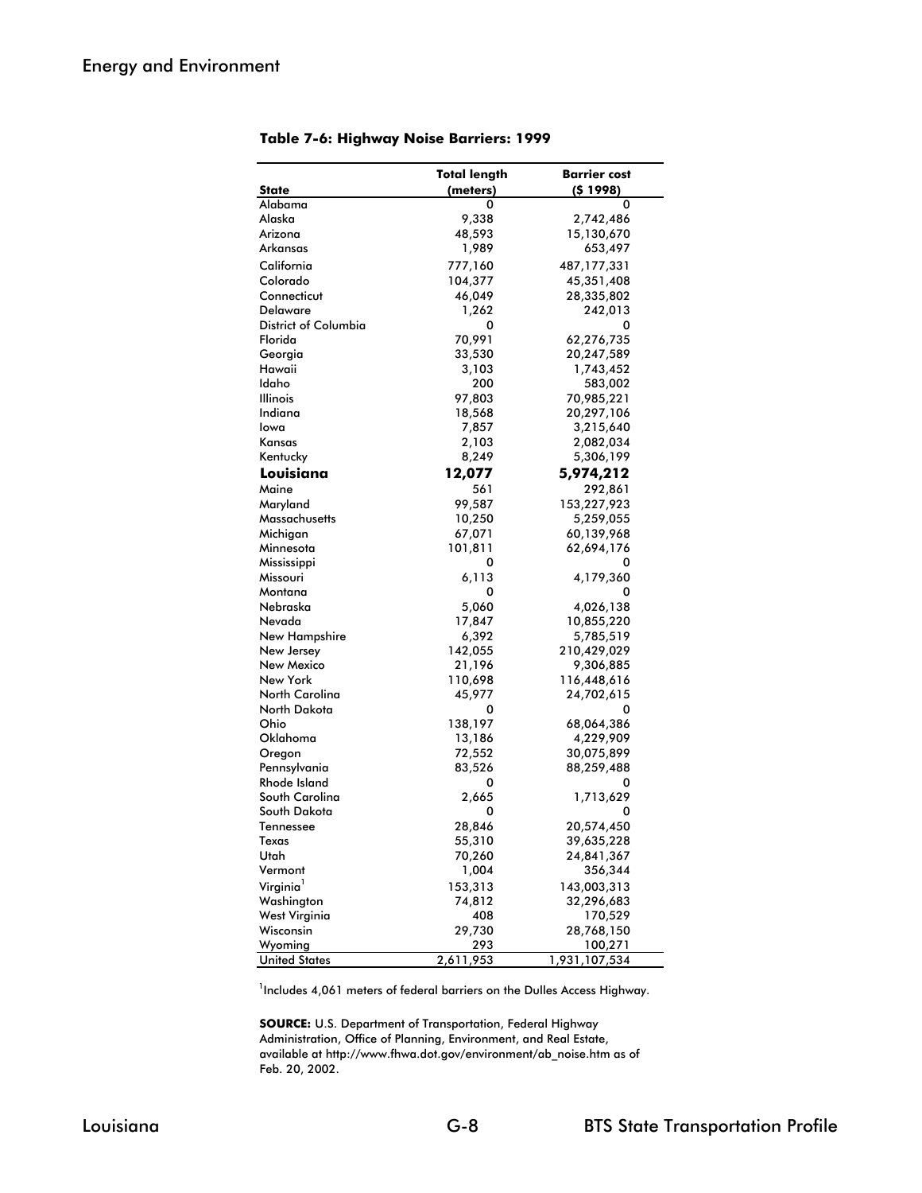**Table 7-6: Highway Noise Barriers: 1999**

| State | Total length (meters) | Barrier cost ($ 1998) |
|---|---|---|
| Alabama | 0 | 0 |
| Alaska | 9,338 | 2,742,486 |
| Arizona | 48,593 | 15,130,670 |
| Arkansas | 1,989 | 653,497 |
| California | 777,160 | 487,177,331 |
| Colorado | 104,377 | 45,351,408 |
| Connecticut | 46,049 | 28,335,802 |
| Delaware | 1,262 | 242,013 |
| District of Columbia | 0 | 0 |
| Florida | 70,991 | 62,276,735 |
| Georgia | 33,530 | 20,247,589 |
| Hawaii | 3,103 | 1,743,452 |
| Idaho | 200 | 583,002 |
| Illinois | 97,803 | 70,985,221 |
| Indiana | 18,568 | 20,297,106 |
| Iowa | 7,857 | 3,215,640 |
| Kansas | 2,103 | 2,082,034 |
| Kentucky | 8,249 | 5,306,199 |
| **Louisiana** | **12,077** | **5,974,212** |
| Maine | 561 | 292,861 |
| Maryland | 99,587 | 153,227,923 |
| Massachusetts | 10,250 | 5,259,055 |
| Michigan | 67,071 | 60,139,968 |
| Minnesota | 101,811 | 62,694,176 |
| Mississippi | 0 | 0 |
| Missouri | 6,113 | 4,179,360 |
| Montana | 0 | 0 |
| Nebraska | 5,060 | 4,026,138 |
| Nevada | 17,847 | 10,855,220 |
| New Hampshire | 6,392 | 5,785,519 |
| New Jersey | 142,055 | 210,429,029 |
| New Mexico | 21,196 | 9,306,885 |
| New York | 110,698 | 116,448,616 |
| North Carolina | 45,977 | 24,702,615 |
| North Dakota | 0 | 0 |
| Ohio | 138,197 | 68,064,386 |
| Oklahoma | 13,186 | 4,229,909 |
| Oregon | 72,552 | 30,075,899 |
| Pennsylvania | 83,526 | 88,259,488 |
| Rhode Island | 0 | 0 |
| South Carolina | 2,665 | 1,713,629 |
| South Dakota | 0 | 0 |
| Tennessee | 28,846 | 20,574,450 |
| Texas | 55,310 | 39,635,228 |
| Utah | 70,260 | 24,841,367 |
| Vermont | 1,004 | 356,344 |
| Virginia[1] | 153,313 | 143,003,313 |
| Washington | 74,812 | 32,296,683 |
| West Virginia | 408 | 170,529 |
| Wisconsin | 29,730 | 28,768,150 |
| Wyoming | 293 | 100,271 |
| United States | 2,611,953 | 1,931,107,534 |

[1]Includes 4,061 meters of federal barriers on the Dulles Access Highway.

**SOURCE:** U.S. Department of Transportation, Federal Highway Administration, Office of Planning, Environment, and Real Estate, available at http://www.fhwa.dot.gov/environment/ab_noise.htm as of Feb. 20, 2002.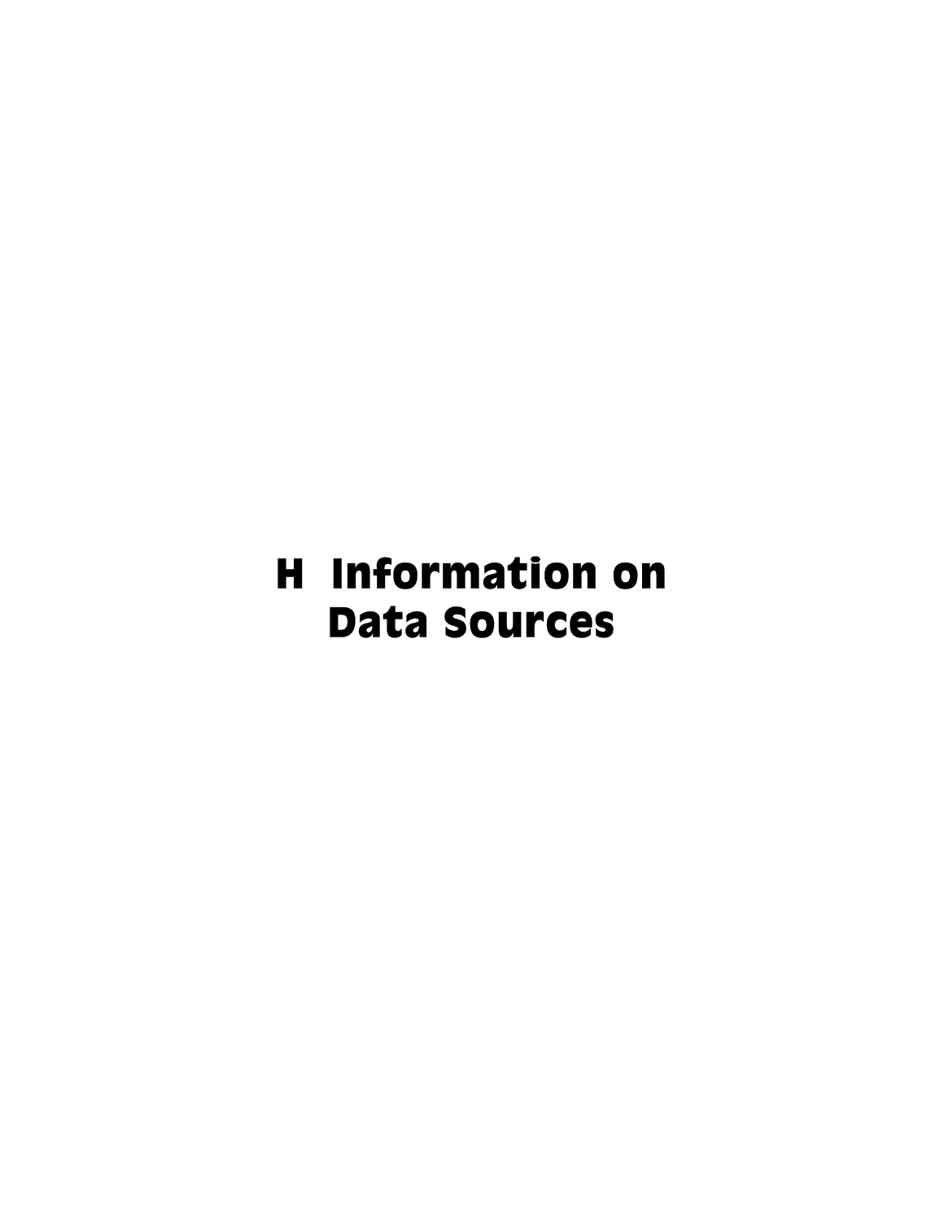# H Information on Data Sources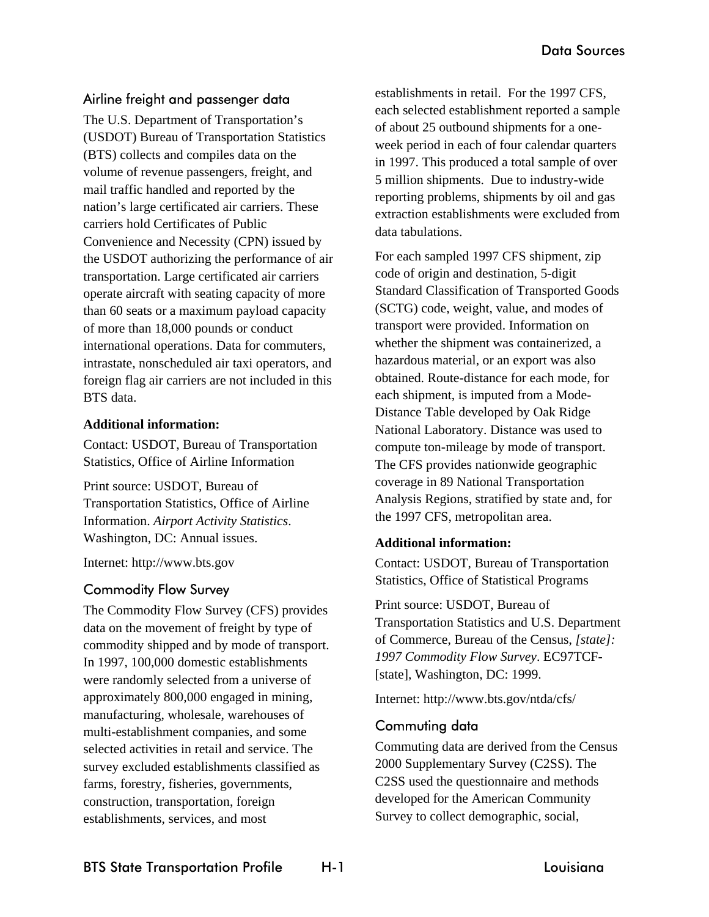## Airline freight and passenger data

The U.S. Department of Transportation's (USDOT) Bureau of Transportation Statistics (BTS) collects and compiles data on the volume of revenue passengers, freight, and mail traffic handled and reported by the nation's large certificated air carriers. These carriers hold Certificates of Public Convenience and Necessity (CPN) issued by the USDOT authorizing the performance of air transportation. Large certificated air carriers operate aircraft with seating capacity of more than 60 seats or a maximum payload capacity of more than 18,000 pounds or conduct international operations. Data for commuters, intrastate, nonscheduled air taxi operators, and foreign flag air carriers are not included in this BTS data.

**Additional information:**

Contact: USDOT, Bureau of Transportation Statistics, Office of Airline Information

Print source: USDOT, Bureau of Transportation Statistics, Office of Airline Information. *Airport Activity Statistics*. Washington, DC: Annual issues.

Internet: http://www.bts.gov

## Commodity Flow Survey

The Commodity Flow Survey (CFS) provides data on the movement of freight by type of commodity shipped and by mode of transport. In 1997, 100,000 domestic establishments were randomly selected from a universe of approximately 800,000 engaged in mining, manufacturing, wholesale, warehouses of multi-establishment companies, and some selected activities in retail and service. The survey excluded establishments classified as farms, forestry, fisheries, governments, construction, transportation, foreign establishments, services, and most establishments in retail. For the 1997 CFS, each selected establishment reported a sample of about 25 outbound shipments for a one-week period in each of four calendar quarters in 1997. This produced a total sample of over 5 million shipments. Due to industry-wide reporting problems, shipments by oil and gas extraction establishments were excluded from data tabulations.

For each sampled 1997 CFS shipment, zip code of origin and destination, 5-digit Standard Classification of Transported Goods (SCTG) code, weight, value, and modes of transport were provided. Information on whether the shipment was containerized, a hazardous material, or an export was also obtained. Route-distance for each mode, for each shipment, is imputed from a Mode-Distance Table developed by Oak Ridge National Laboratory. Distance was used to compute ton-mileage by mode of transport. The CFS provides nationwide geographic coverage in 89 National Transportation Analysis Regions, stratified by state and, for the 1997 CFS, metropolitan area.

**Additional information:**

Contact: USDOT, Bureau of Transportation Statistics, Office of Statistical Programs

Print source: USDOT, Bureau of Transportation Statistics and U.S. Department of Commerce, Bureau of the Census, *[state]: 1997 Commodity Flow Survey*. EC97TCF-[state], Washington, DC: 1999.

Internet: http://www.bts.gov/ntda/cfs/

## Commuting data

Commuting data are derived from the Census 2000 Supplementary Survey (C2SS). The C2SS used the questionnaire and methods developed for the American Community Survey to collect demographic, social,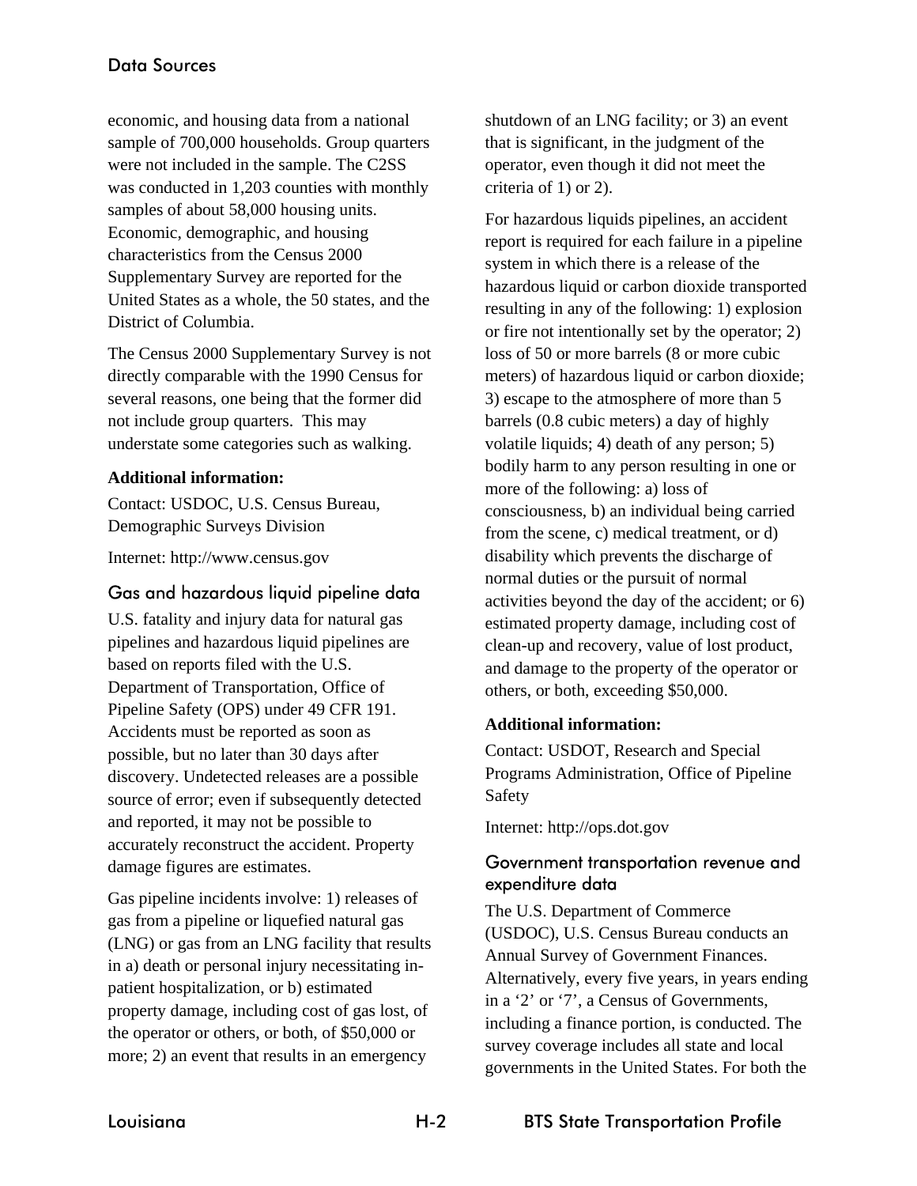economic, and housing data from a national sample of 700,000 households. Group quarters were not included in the sample. The C2SS was conducted in 1,203 counties with monthly samples of about 58,000 housing units. Economic, demographic, and housing characteristics from the Census 2000 Supplementary Survey are reported for the United States as a whole, the 50 states, and the District of Columbia.

The Census 2000 Supplementary Survey is not directly comparable with the 1990 Census for several reasons, one being that the former did not include group quarters. This may understate some categories such as walking.

**Additional information:**

Contact: USDOC, U.S. Census Bureau, Demographic Surveys Division

Internet: http://www.census.gov

## Gas and hazardous liquid pipeline data

U.S. fatality and injury data for natural gas pipelines and hazardous liquid pipelines are based on reports filed with the U.S. Department of Transportation, Office of Pipeline Safety (OPS) under 49 CFR 191. Accidents must be reported as soon as possible, but no later than 30 days after discovery. Undetected releases are a possible source of error; even if subsequently detected and reported, it may not be possible to accurately reconstruct the accident. Property damage figures are estimates.

Gas pipeline incidents involve: 1) releases of gas from a pipeline or liquefied natural gas (LNG) or gas from an LNG facility that results in a) death or personal injury necessitating in-patient hospitalization, or b) estimated property damage, including cost of gas lost, of the operator or others, or both, of $50,000 or more; 2) an event that results in an emergency shutdown of an LNG facility; or 3) an event that is significant, in the judgment of the operator, even though it did not meet the criteria of 1) or 2).

For hazardous liquids pipelines, an accident report is required for each failure in a pipeline system in which there is a release of the hazardous liquid or carbon dioxide transported resulting in any of the following: 1) explosion or fire not intentionally set by the operator; 2) loss of 50 or more barrels (8 or more cubic meters) of hazardous liquid or carbon dioxide; 3) escape to the atmosphere of more than 5 barrels (0.8 cubic meters) a day of highly volatile liquids; 4) death of any person; 5) bodily harm to any person resulting in one or more of the following: a) loss of consciousness, b) an individual being carried from the scene, c) medical treatment, or d) disability which prevents the discharge of normal duties or the pursuit of normal activities beyond the day of the accident; or 6) estimated property damage, including cost of clean-up and recovery, value of lost product, and damage to the property of the operator or others, or both, exceeding $50,000.

**Additional information:**

Contact: USDOT, Research and Special Programs Administration, Office of Pipeline Safety

Internet: http://ops.dot.gov

## Government transportation revenue and expenditure data

The U.S. Department of Commerce (USDOC), U.S. Census Bureau conducts an Annual Survey of Government Finances. Alternatively, every five years, in years ending in a '2' or '7', a Census of Governments, including a finance portion, is conducted. The survey coverage includes all state and local governments in the United States. For both the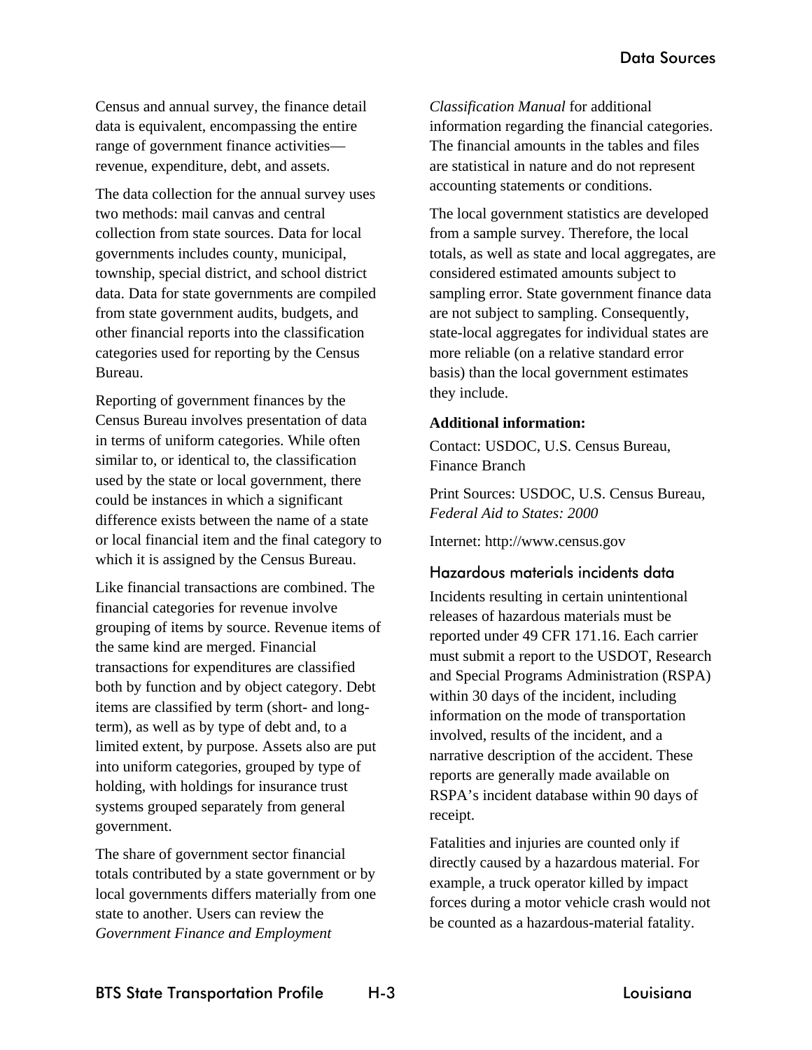Census and annual survey, the finance detail data is equivalent, encompassing the entire range of government finance activities—revenue, expenditure, debt, and assets.

The data collection for the annual survey uses two methods: mail canvas and central collection from state sources. Data for local governments includes county, municipal, township, special district, and school district data. Data for state governments are compiled from state government audits, budgets, and other financial reports into the classification categories used for reporting by the Census Bureau.

Reporting of government finances by the Census Bureau involves presentation of data in terms of uniform categories. While often similar to, or identical to, the classification used by the state or local government, there could be instances in which a significant difference exists between the name of a state or local financial item and the final category to which it is assigned by the Census Bureau.

Like financial transactions are combined. The financial categories for revenue involve grouping of items by source. Revenue items of the same kind are merged. Financial transactions for expenditures are classified both by function and by object category. Debt items are classified by term (short- and long-term), as well as by type of debt and, to a limited extent, by purpose. Assets also are put into uniform categories, grouped by type of holding, with holdings for insurance trust systems grouped separately from general government.

The share of government sector financial totals contributed by a state government or by local governments differs materially from one state to another. Users can review the *Government Finance and Employment Classification Manual* for additional information regarding the financial categories. The financial amounts in the tables and files are statistical in nature and do not represent accounting statements or conditions.

The local government statistics are developed from a sample survey. Therefore, the local totals, as well as state and local aggregates, are considered estimated amounts subject to sampling error. State government finance data are not subject to sampling. Consequently, state-local aggregates for individual states are more reliable (on a relative standard error basis) than the local government estimates they include.

**Additional information:**

Contact: USDOC, U.S. Census Bureau, Finance Branch

Print Sources: USDOC, U.S. Census Bureau, *Federal Aid to States: 2000*

Internet: http://www.census.gov

## Hazardous materials incidents data

Incidents resulting in certain unintentional releases of hazardous materials must be reported under 49 CFR 171.16. Each carrier must submit a report to the USDOT, Research and Special Programs Administration (RSPA) within 30 days of the incident, including information on the mode of transportation involved, results of the incident, and a narrative description of the accident. These reports are generally made available on RSPA's incident database within 90 days of receipt.

Fatalities and injuries are counted only if directly caused by a hazardous material. For example, a truck operator killed by impact forces during a motor vehicle crash would not be counted as a hazardous-material fatality.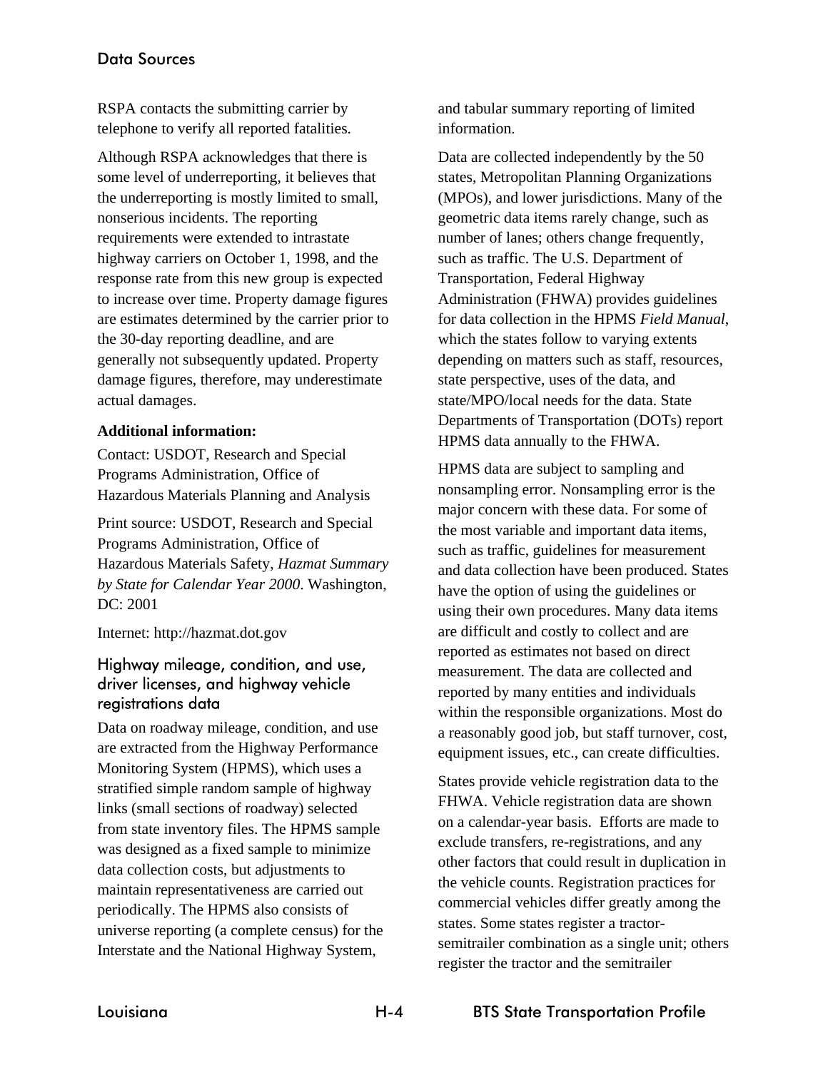RSPA contacts the submitting carrier by telephone to verify all reported fatalities.

Although RSPA acknowledges that there is some level of underreporting, it believes that the underreporting is mostly limited to small, nonserious incidents. The reporting requirements were extended to intrastate highway carriers on October 1, 1998, and the response rate from this new group is expected to increase over time. Property damage figures are estimates determined by the carrier prior to the 30-day reporting deadline, and are generally not subsequently updated. Property damage figures, therefore, may underestimate actual damages.

**Additional information:**

Contact: USDOT, Research and Special Programs Administration, Office of Hazardous Materials Planning and Analysis

Print source: USDOT, Research and Special Programs Administration, Office of Hazardous Materials Safety, *Hazmat Summary by State for Calendar Year 2000*. Washington, DC: 2001

Internet: http://hazmat.dot.gov

### Highway mileage, condition, and use, driver licenses, and highway vehicle registrations data

Data on roadway mileage, condition, and use are extracted from the Highway Performance Monitoring System (HPMS), which uses a stratified simple random sample of highway links (small sections of roadway) selected from state inventory files. The HPMS sample was designed as a fixed sample to minimize data collection costs, but adjustments to maintain representativeness are carried out periodically. The HPMS also consists of universe reporting (a complete census) for the Interstate and the National Highway System, and tabular summary reporting of limited information.

Data are collected independently by the 50 states, Metropolitan Planning Organizations (MPOs), and lower jurisdictions. Many of the geometric data items rarely change, such as number of lanes; others change frequently, such as traffic. The U.S. Department of Transportation, Federal Highway Administration (FHWA) provides guidelines for data collection in the HPMS *Field Manual*, which the states follow to varying extents depending on matters such as staff, resources, state perspective, uses of the data, and state/MPO/local needs for the data. State Departments of Transportation (DOTs) report HPMS data annually to the FHWA.

HPMS data are subject to sampling and nonsampling error. Nonsampling error is the major concern with these data. For some of the most variable and important data items, such as traffic, guidelines for measurement and data collection have been produced. States have the option of using the guidelines or using their own procedures. Many data items are difficult and costly to collect and are reported as estimates not based on direct measurement. The data are collected and reported by many entities and individuals within the responsible organizations. Most do a reasonably good job, but staff turnover, cost, equipment issues, etc., can create difficulties.

States provide vehicle registration data to the FHWA. Vehicle registration data are shown on a calendar-year basis. Efforts are made to exclude transfers, re-registrations, and any other factors that could result in duplication in the vehicle counts. Registration practices for commercial vehicles differ greatly among the states. Some states register a tractor-semitrailer combination as a single unit; others register the tractor and the semitrailer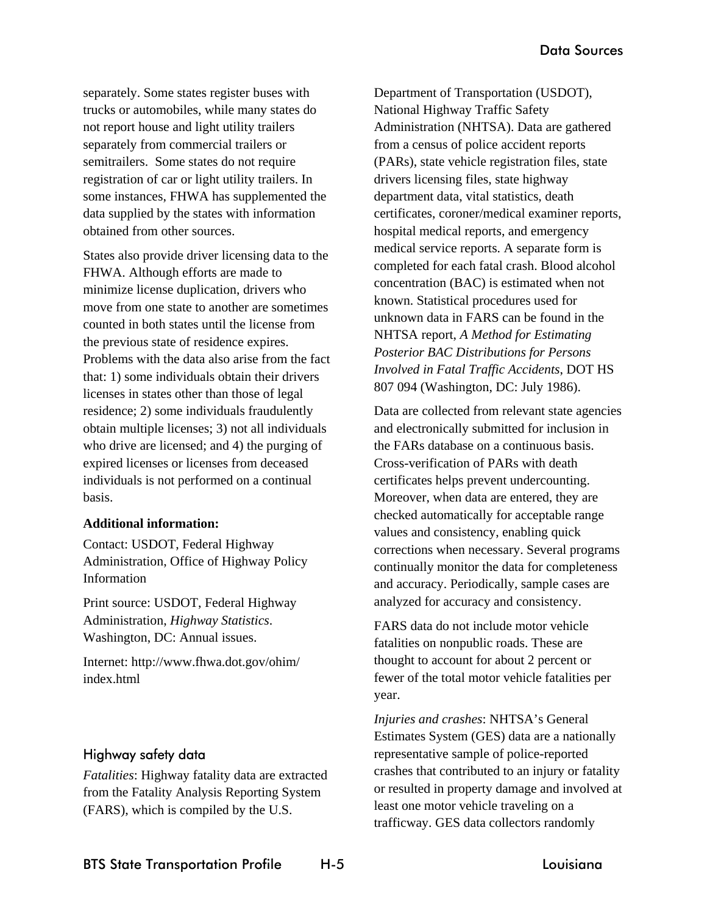separately. Some states register buses with trucks or automobiles, while many states do not report house and light utility trailers separately from commercial trailers or semitrailers. Some states do not require registration of car or light utility trailers. In some instances, FHWA has supplemented the data supplied by the states with information obtained from other sources.

States also provide driver licensing data to the FHWA. Although efforts are made to minimize license duplication, drivers who move from one state to another are sometimes counted in both states until the license from the previous state of residence expires. Problems with the data also arise from the fact that: 1) some individuals obtain their drivers licenses in states other than those of legal residence; 2) some individuals fraudulently obtain multiple licenses; 3) not all individuals who drive are licensed; and 4) the purging of expired licenses or licenses from deceased individuals is not performed on a continual basis.

**Additional information:**

Contact: USDOT, Federal Highway Administration, Office of Highway Policy Information

Print source: USDOT, Federal Highway Administration, *Highway Statistics*. Washington, DC: Annual issues.

Internet: http://www.fhwa.dot.gov/ohim/index.html

## Highway safety data

*Fatalities*: Highway fatality data are extracted from the Fatality Analysis Reporting System (FARS), which is compiled by the U.S. Department of Transportation (USDOT), National Highway Traffic Safety Administration (NHTSA). Data are gathered from a census of police accident reports (PARs), state vehicle registration files, state drivers licensing files, state highway department data, vital statistics, death certificates, coroner/medical examiner reports, hospital medical reports, and emergency medical service reports. A separate form is completed for each fatal crash. Blood alcohol concentration (BAC) is estimated when not known. Statistical procedures used for unknown data in FARS can be found in the NHTSA report, *A Method for Estimating Posterior BAC Distributions for Persons Involved in Fatal Traffic Accidents*, DOT HS 807 094 (Washington, DC: July 1986).

Data are collected from relevant state agencies and electronically submitted for inclusion in the FARs database on a continuous basis. Cross-verification of PARs with death certificates helps prevent undercounting. Moreover, when data are entered, they are checked automatically for acceptable range values and consistency, enabling quick corrections when necessary. Several programs continually monitor the data for completeness and accuracy. Periodically, sample cases are analyzed for accuracy and consistency.

FARS data do not include motor vehicle fatalities on nonpublic roads. These are thought to account for about 2 percent or fewer of the total motor vehicle fatalities per year.

*Injuries and crashes*: NHTSA's General Estimates System (GES) data are a nationally representative sample of police-reported crashes that contributed to an injury or fatality or resulted in property damage and involved at least one motor vehicle traveling on a trafficway. GES data collectors randomly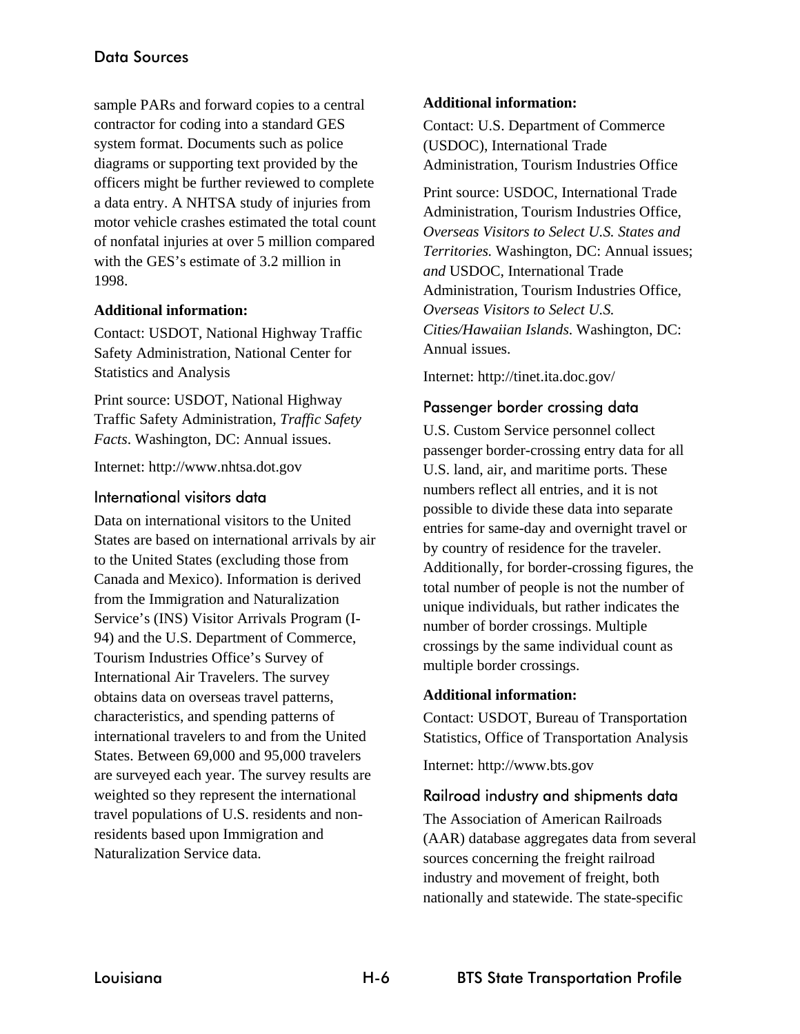sample PARs and forward copies to a central contractor for coding into a standard GES system format. Documents such as police diagrams or supporting text provided by the officers might be further reviewed to complete a data entry. A NHTSA study of injuries from motor vehicle crashes estimated the total count of nonfatal injuries at over 5 million compared with the GES's estimate of 3.2 million in 1998.

**Additional information:**

Contact: USDOT, National Highway Traffic Safety Administration, National Center for Statistics and Analysis

Print source: USDOT, National Highway Traffic Safety Administration, *Traffic Safety Facts*. Washington, DC: Annual issues.

Internet: http://www.nhtsa.dot.gov

## International visitors data

Data on international visitors to the United States are based on international arrivals by air to the United States (excluding those from Canada and Mexico). Information is derived from the Immigration and Naturalization Service's (INS) Visitor Arrivals Program (I-94) and the U.S. Department of Commerce, Tourism Industries Office's Survey of International Air Travelers. The survey obtains data on overseas travel patterns, characteristics, and spending patterns of international travelers to and from the United States. Between 69,000 and 95,000 travelers are surveyed each year. The survey results are weighted so they represent the international travel populations of U.S. residents and non-residents based upon Immigration and Naturalization Service data.

**Additional information:**

Contact: U.S. Department of Commerce (USDOC), International Trade Administration, Tourism Industries Office

Print source: USDOC, International Trade Administration, Tourism Industries Office, *Overseas Visitors to Select U.S. States and Territories.* Washington, DC: Annual issues; *and* USDOC, International Trade Administration, Tourism Industries Office, *Overseas Visitors to Select U.S. Cities/Hawaiian Islands.* Washington, DC: Annual issues.

Internet: http://tinet.ita.doc.gov/

## Passenger border crossing data

U.S. Custom Service personnel collect passenger border-crossing entry data for all U.S. land, air, and maritime ports. These numbers reflect all entries, and it is not possible to divide these data into separate entries for same-day and overnight travel or by country of residence for the traveler. Additionally, for border-crossing figures, the total number of people is not the number of unique individuals, but rather indicates the number of border crossings. Multiple crossings by the same individual count as multiple border crossings.

**Additional information:**

Contact: USDOT, Bureau of Transportation Statistics, Office of Transportation Analysis

Internet: http://www.bts.gov

## Railroad industry and shipments data

The Association of American Railroads (AAR) database aggregates data from several sources concerning the freight railroad industry and movement of freight, both nationally and statewide. The state-specific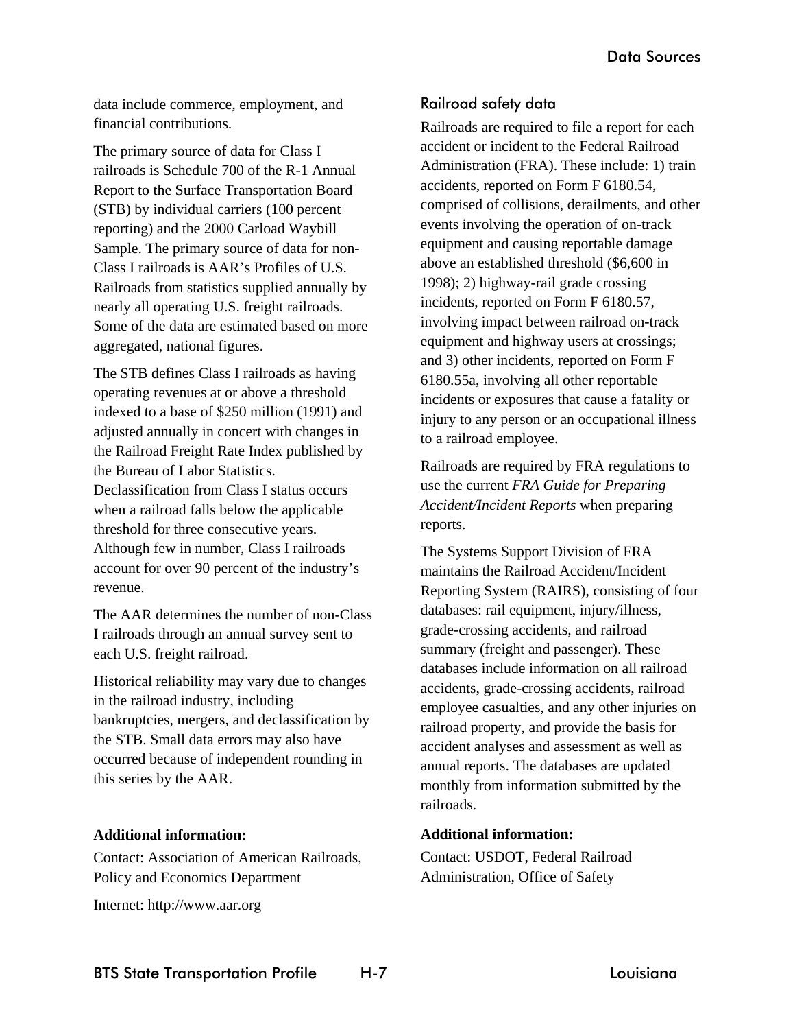data include commerce, employment, and financial contributions.

The primary source of data for Class I railroads is Schedule 700 of the R-1 Annual Report to the Surface Transportation Board (STB) by individual carriers (100 percent reporting) and the 2000 Carload Waybill Sample. The primary source of data for non-Class I railroads is AAR's Profiles of U.S. Railroads from statistics supplied annually by nearly all operating U.S. freight railroads. Some of the data are estimated based on more aggregated, national figures.

The STB defines Class I railroads as having operating revenues at or above a threshold indexed to a base of $250 million (1991) and adjusted annually in concert with changes in the Railroad Freight Rate Index published by the Bureau of Labor Statistics. Declassification from Class I status occurs when a railroad falls below the applicable threshold for three consecutive years. Although few in number, Class I railroads account for over 90 percent of the industry's revenue.

The AAR determines the number of non-Class I railroads through an annual survey sent to each U.S. freight railroad.

Historical reliability may vary due to changes in the railroad industry, including bankruptcies, mergers, and declassification by the STB. Small data errors may also have occurred because of independent rounding in this series by the AAR.

**Additional information:**

Contact: Association of American Railroads, Policy and Economics Department

Internet: http://www.aar.org

### Railroad safety data

Railroads are required to file a report for each accident or incident to the Federal Railroad Administration (FRA). These include: 1) train accidents, reported on Form F 6180.54, comprised of collisions, derailments, and other events involving the operation of on-track equipment and causing reportable damage above an established threshold ($6,600 in 1998); 2) highway-rail grade crossing incidents, reported on Form F 6180.57, involving impact between railroad on-track equipment and highway users at crossings; and 3) other incidents, reported on Form F 6180.55a, involving all other reportable incidents or exposures that cause a fatality or injury to any person or an occupational illness to a railroad employee.

Railroads are required by FRA regulations to use the current *FRA Guide for Preparing Accident/Incident Reports* when preparing reports.

The Systems Support Division of FRA maintains the Railroad Accident/Incident Reporting System (RAIRS), consisting of four databases: rail equipment, injury/illness, grade-crossing accidents, and railroad summary (freight and passenger). These databases include information on all railroad accidents, grade-crossing accidents, railroad employee casualties, and any other injuries on railroad property, and provide the basis for accident analyses and assessment as well as annual reports. The databases are updated monthly from information submitted by the railroads.

**Additional information:**

Contact: USDOT, Federal Railroad Administration, Office of Safety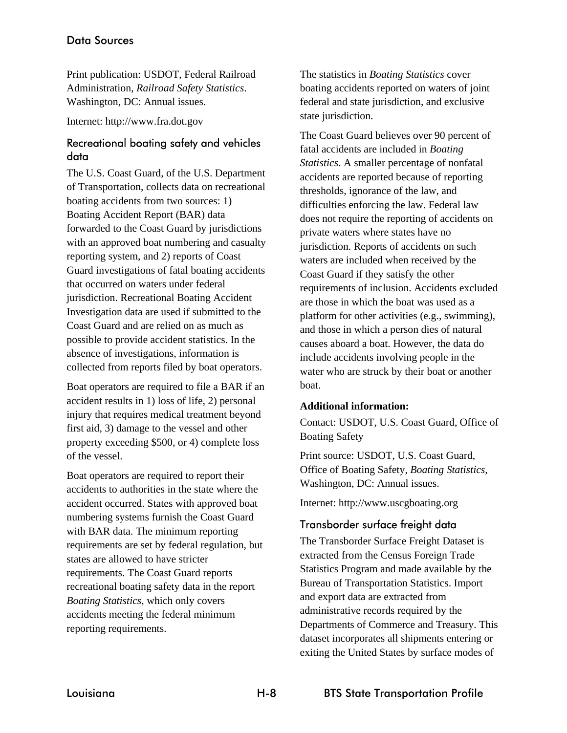Print publication: USDOT, Federal Railroad Administration, *Railroad Safety Statistics*. Washington, DC: Annual issues.

Internet: http://www.fra.dot.gov

### Recreational boating safety and vehicles data

The U.S. Coast Guard, of the U.S. Department of Transportation, collects data on recreational boating accidents from two sources: 1) Boating Accident Report (BAR) data forwarded to the Coast Guard by jurisdictions with an approved boat numbering and casualty reporting system, and 2) reports of Coast Guard investigations of fatal boating accidents that occurred on waters under federal jurisdiction. Recreational Boating Accident Investigation data are used if submitted to the Coast Guard and are relied on as much as possible to provide accident statistics. In the absence of investigations, information is collected from reports filed by boat operators.

Boat operators are required to file a BAR if an accident results in 1) loss of life, 2) personal injury that requires medical treatment beyond first aid, 3) damage to the vessel and other property exceeding $500, or 4) complete loss of the vessel.

Boat operators are required to report their accidents to authorities in the state where the accident occurred. States with approved boat numbering systems furnish the Coast Guard with BAR data. The minimum reporting requirements are set by federal regulation, but states are allowed to have stricter requirements. The Coast Guard reports recreational boating safety data in the report *Boating Statistics*, which only covers accidents meeting the federal minimum reporting requirements.

The statistics in *Boating Statistics* cover boating accidents reported on waters of joint federal and state jurisdiction, and exclusive state jurisdiction.

The Coast Guard believes over 90 percent of fatal accidents are included in *Boating Statistics*. A smaller percentage of nonfatal accidents are reported because of reporting thresholds, ignorance of the law, and difficulties enforcing the law. Federal law does not require the reporting of accidents on private waters where states have no jurisdiction. Reports of accidents on such waters are included when received by the Coast Guard if they satisfy the other requirements of inclusion. Accidents excluded are those in which the boat was used as a platform for other activities (e.g., swimming), and those in which a person dies of natural causes aboard a boat. However, the data do include accidents involving people in the water who are struck by their boat or another boat.

**Additional information:**

Contact: USDOT, U.S. Coast Guard, Office of Boating Safety

Print source: USDOT, U.S. Coast Guard, Office of Boating Safety, *Boating Statistics*, Washington, DC: Annual issues.

Internet: http://www.uscgboating.org

### Transborder surface freight data

The Transborder Surface Freight Dataset is extracted from the Census Foreign Trade Statistics Program and made available by the Bureau of Transportation Statistics. Import and export data are extracted from administrative records required by the Departments of Commerce and Treasury. This dataset incorporates all shipments entering or exiting the United States by surface modes of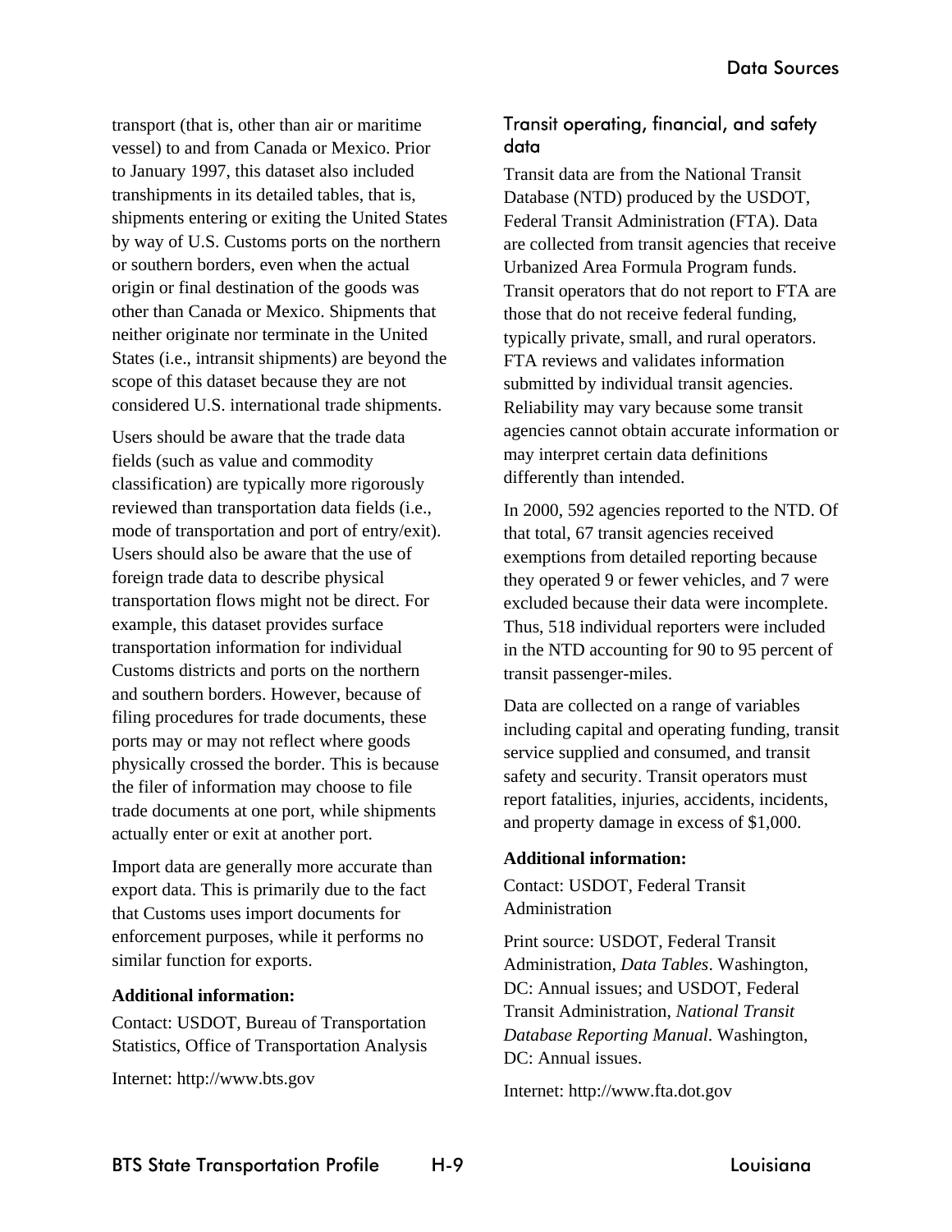transport (that is, other than air or maritime vessel) to and from Canada or Mexico. Prior to January 1997, this dataset also included transhipments in its detailed tables, that is, shipments entering or exiting the United States by way of U.S. Customs ports on the northern or southern borders, even when the actual origin or final destination of the goods was other than Canada or Mexico. Shipments that neither originate nor terminate in the United States (i.e., intransit shipments) are beyond the scope of this dataset because they are not considered U.S. international trade shipments.

Users should be aware that the trade data fields (such as value and commodity classification) are typically more rigorously reviewed than transportation data fields (i.e., mode of transportation and port of entry/exit). Users should also be aware that the use of foreign trade data to describe physical transportation flows might not be direct. For example, this dataset provides surface transportation information for individual Customs districts and ports on the northern and southern borders. However, because of filing procedures for trade documents, these ports may or may not reflect where goods physically crossed the border. This is because the filer of information may choose to file trade documents at one port, while shipments actually enter or exit at another port.

Import data are generally more accurate than export data. This is primarily due to the fact that Customs uses import documents for enforcement purposes, while it performs no similar function for exports.

**Additional information:**

Contact: USDOT, Bureau of Transportation Statistics, Office of Transportation Analysis

Internet: http://www.bts.gov

## Transit operating, financial, and safety data

Transit data are from the National Transit Database (NTD) produced by the USDOT, Federal Transit Administration (FTA). Data are collected from transit agencies that receive Urbanized Area Formula Program funds. Transit operators that do not report to FTA are those that do not receive federal funding, typically private, small, and rural operators. FTA reviews and validates information submitted by individual transit agencies. Reliability may vary because some transit agencies cannot obtain accurate information or may interpret certain data definitions differently than intended.

In 2000, 592 agencies reported to the NTD. Of that total, 67 transit agencies received exemptions from detailed reporting because they operated 9 or fewer vehicles, and 7 were excluded because their data were incomplete. Thus, 518 individual reporters were included in the NTD accounting for 90 to 95 percent of transit passenger-miles.

Data are collected on a range of variables including capital and operating funding, transit service supplied and consumed, and transit safety and security. Transit operators must report fatalities, injuries, accidents, incidents, and property damage in excess of $1,000.

**Additional information:**

Contact: USDOT, Federal Transit Administration

Print source: USDOT, Federal Transit Administration, *Data Tables*. Washington, DC: Annual issues; and USDOT, Federal Transit Administration, *National Transit Database Reporting Manual*. Washington, DC: Annual issues.

Internet: http://www.fta.dot.gov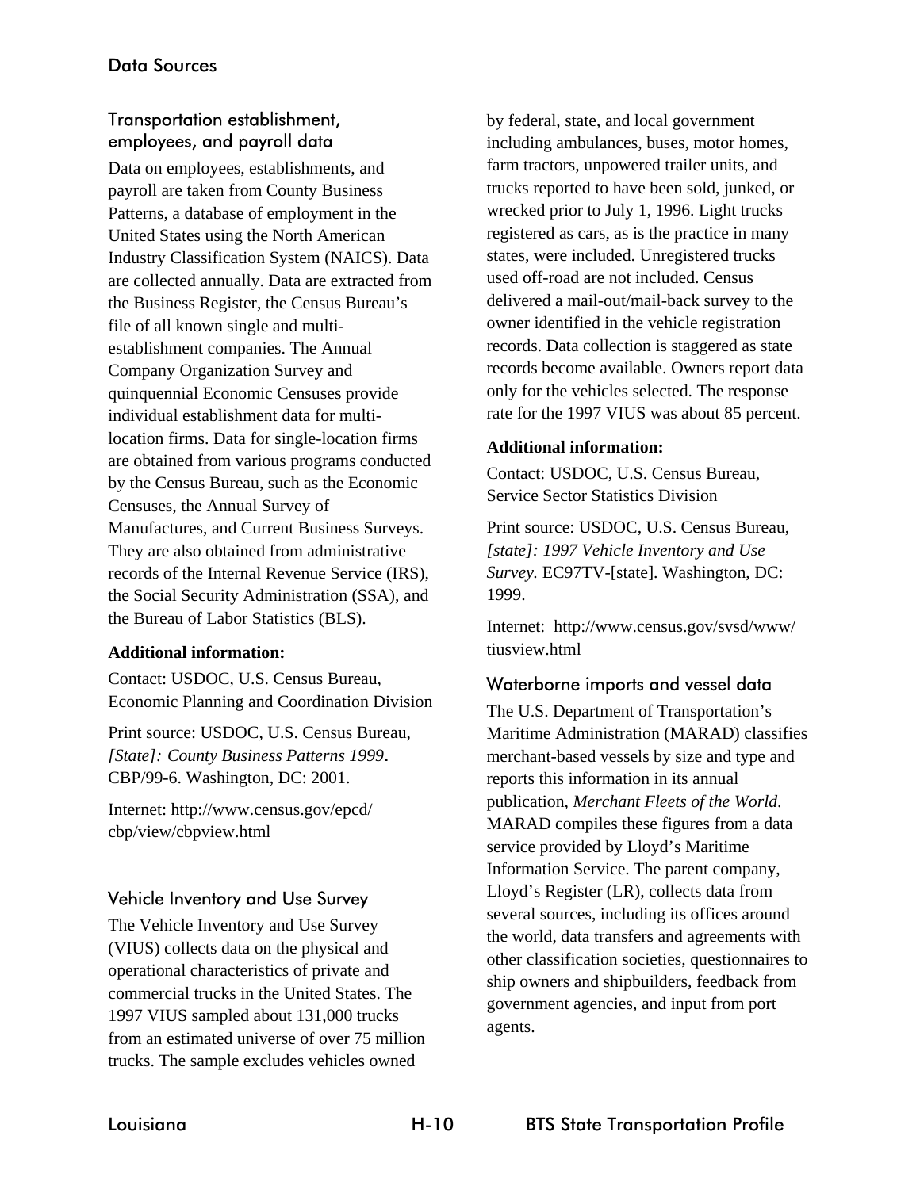## Transportation establishment, employees, and payroll data

Data on employees, establishments, and payroll are taken from County Business Patterns, a database of employment in the United States using the North American Industry Classification System (NAICS). Data are collected annually. Data are extracted from the Business Register, the Census Bureau's file of all known single and multi-establishment companies. The Annual Company Organization Survey and quinquennial Economic Censuses provide individual establishment data for multi-location firms. Data for single-location firms are obtained from various programs conducted by the Census Bureau, such as the Economic Censuses, the Annual Survey of Manufactures, and Current Business Surveys. They are also obtained from administrative records of the Internal Revenue Service (IRS), the Social Security Administration (SSA), and the Bureau of Labor Statistics (BLS).

**Additional information:**

Contact: USDOC, U.S. Census Bureau, Economic Planning and Coordination Division

Print source: USDOC, U.S. Census Bureau, *[State]: County Business Patterns 1999*. CBP/99-6. Washington, DC: 2001.

Internet: http://www.census.gov/epcd/cbp/view/cbpview.html

## Vehicle Inventory and Use Survey

The Vehicle Inventory and Use Survey (VIUS) collects data on the physical and operational characteristics of private and commercial trucks in the United States. The 1997 VIUS sampled about 131,000 trucks from an estimated universe of over 75 million trucks. The sample excludes vehicles owned by federal, state, and local government including ambulances, buses, motor homes, farm tractors, unpowered trailer units, and trucks reported to have been sold, junked, or wrecked prior to July 1, 1996. Light trucks registered as cars, as is the practice in many states, were included. Unregistered trucks used off-road are not included. Census delivered a mail-out/mail-back survey to the owner identified in the vehicle registration records. Data collection is staggered as state records become available. Owners report data only for the vehicles selected. The response rate for the 1997 VIUS was about 85 percent.

**Additional information:**

Contact: USDOC, U.S. Census Bureau, Service Sector Statistics Division

Print source: USDOC, U.S. Census Bureau, *[state]: 1997 Vehicle Inventory and Use Survey*. EC97TV-[state]. Washington, DC: 1999.

Internet: http://www.census.gov/svsd/www/tiusview.html

## Waterborne imports and vessel data

The U.S. Department of Transportation's Maritime Administration (MARAD) classifies merchant-based vessels by size and type and reports this information in its annual publication, *Merchant Fleets of the World*. MARAD compiles these figures from a data service provided by Lloyd's Maritime Information Service. The parent company, Lloyd's Register (LR), collects data from several sources, including its offices around the world, data transfers and agreements with other classification societies, questionnaires to ship owners and shipbuilders, feedback from government agencies, and input from port agents.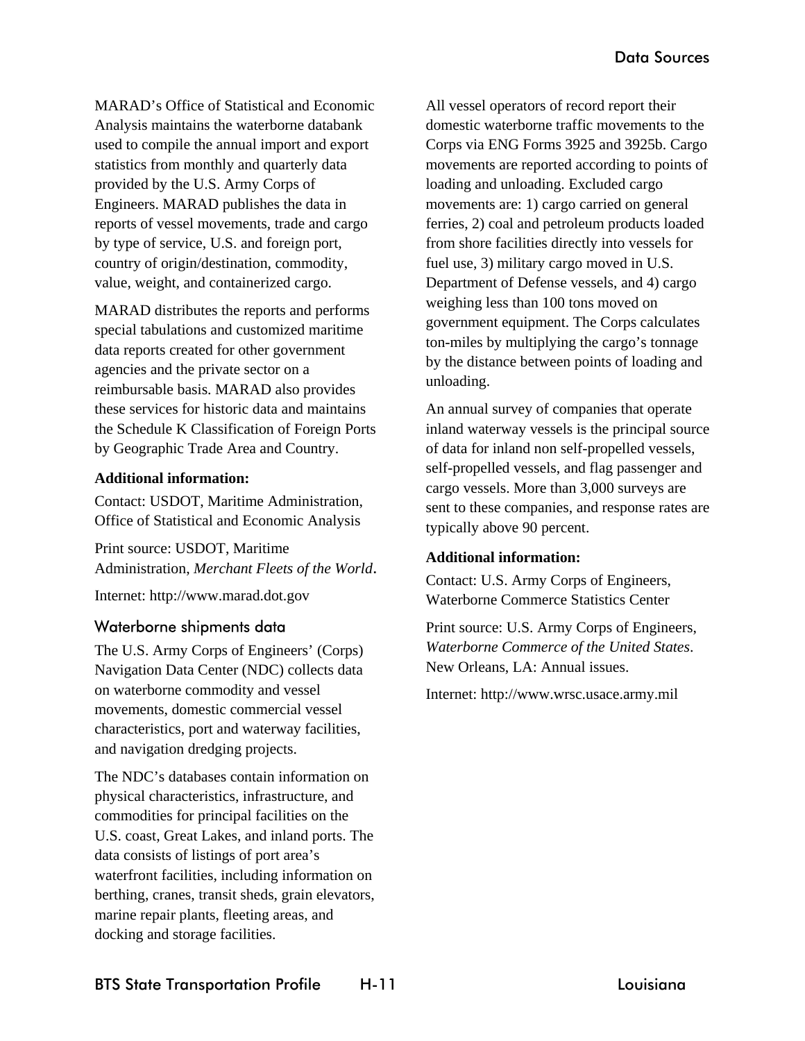MARAD's Office of Statistical and Economic Analysis maintains the waterborne databank used to compile the annual import and export statistics from monthly and quarterly data provided by the U.S. Army Corps of Engineers. MARAD publishes the data in reports of vessel movements, trade and cargo by type of service, U.S. and foreign port, country of origin/destination, commodity, value, weight, and containerized cargo.

MARAD distributes the reports and performs special tabulations and customized maritime data reports created for other government agencies and the private sector on a reimbursable basis. MARAD also provides these services for historic data and maintains the Schedule K Classification of Foreign Ports by Geographic Trade Area and Country.

**Additional information:**

Contact: USDOT, Maritime Administration, Office of Statistical and Economic Analysis

Print source: USDOT, Maritime Administration, *Merchant Fleets of the World*.

Internet: http://www.marad.dot.gov

### Waterborne shipments data

The U.S. Army Corps of Engineers' (Corps) Navigation Data Center (NDC) collects data on waterborne commodity and vessel movements, domestic commercial vessel characteristics, port and waterway facilities, and navigation dredging projects.

The NDC's databases contain information on physical characteristics, infrastructure, and commodities for principal facilities on the U.S. coast, Great Lakes, and inland ports. The data consists of listings of port area's waterfront facilities, including information on berthing, cranes, transit sheds, grain elevators, marine repair plants, fleeting areas, and docking and storage facilities.

All vessel operators of record report their domestic waterborne traffic movements to the Corps via ENG Forms 3925 and 3925b. Cargo movements are reported according to points of loading and unloading. Excluded cargo movements are: 1) cargo carried on general ferries, 2) coal and petroleum products loaded from shore facilities directly into vessels for fuel use, 3) military cargo moved in U.S. Department of Defense vessels, and 4) cargo weighing less than 100 tons moved on government equipment. The Corps calculates ton-miles by multiplying the cargo's tonnage by the distance between points of loading and unloading.

An annual survey of companies that operate inland waterway vessels is the principal source of data for inland non self-propelled vessels, self-propelled vessels, and flag passenger and cargo vessels. More than 3,000 surveys are sent to these companies, and response rates are typically above 90 percent.

**Additional information:**

Contact: U.S. Army Corps of Engineers, Waterborne Commerce Statistics Center

Print source: U.S. Army Corps of Engineers, *Waterborne Commerce of the United States*. New Orleans, LA: Annual issues.

Internet: http://www.wrsc.usace.army.mil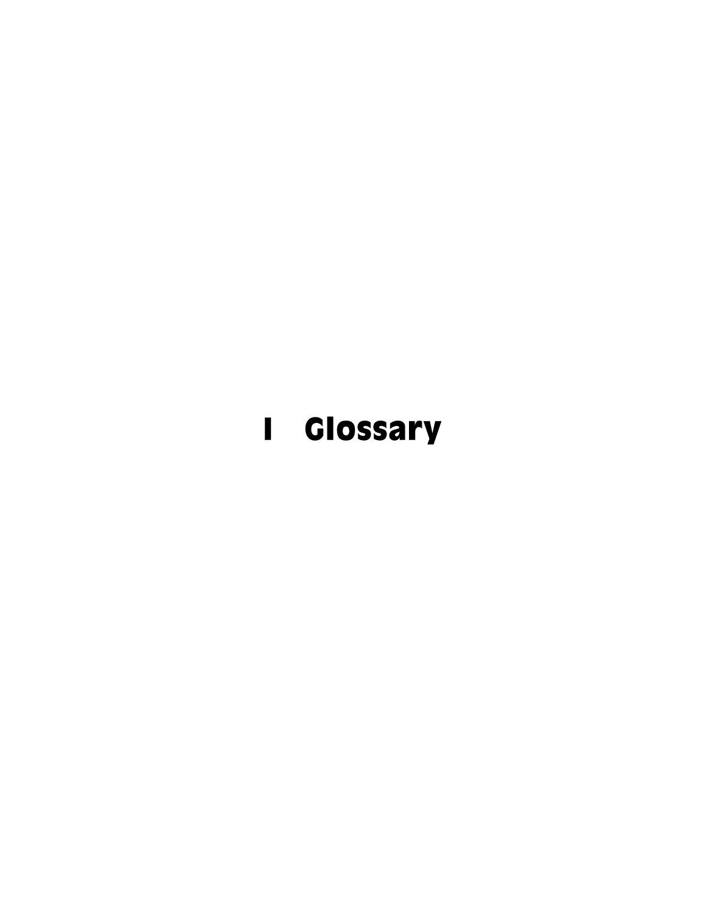# I Glossary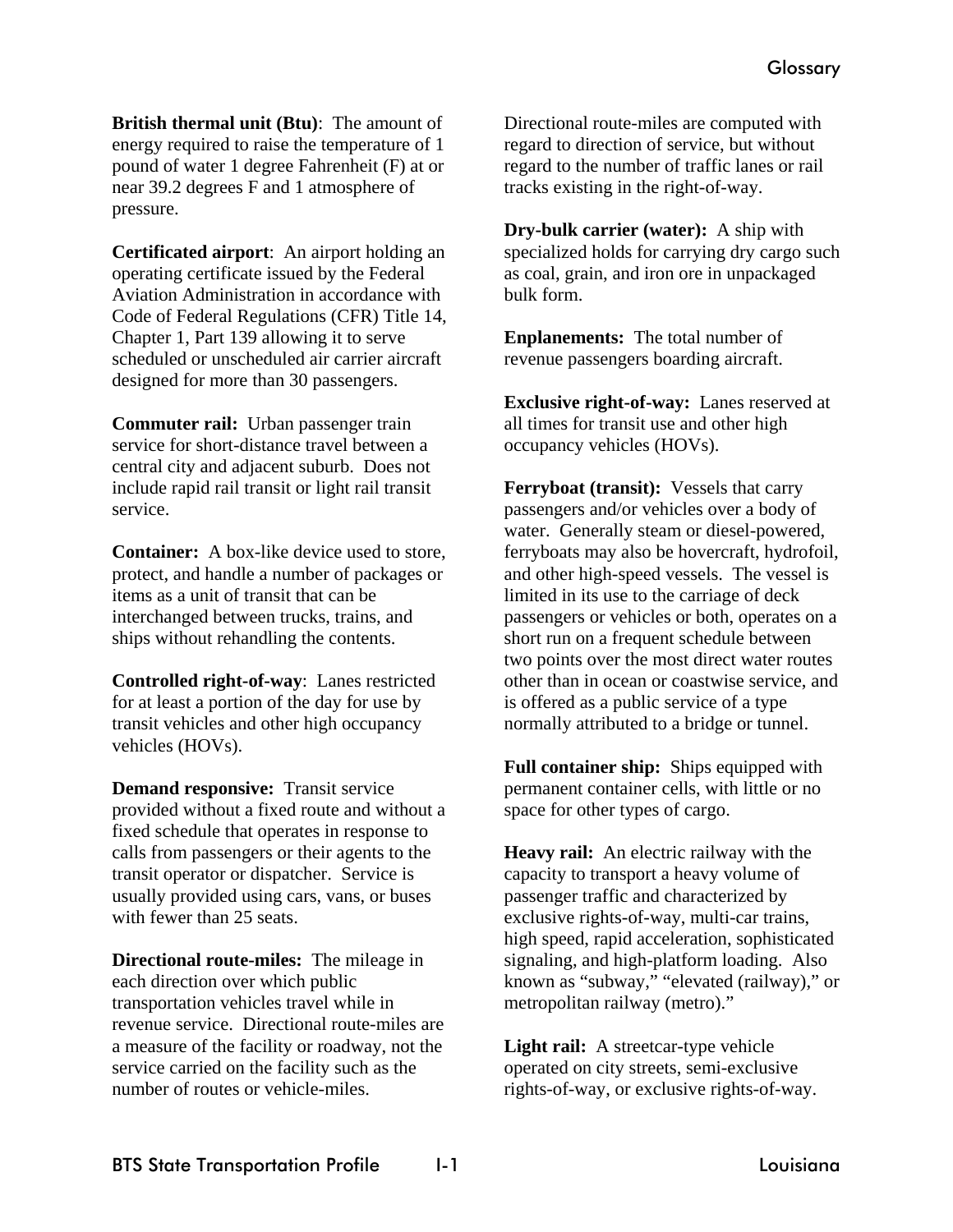# Glossary

**British thermal unit (Btu)**: The amount of energy required to raise the temperature of 1 pound of water 1 degree Fahrenheit (F) at or near 39.2 degrees F and 1 atmosphere of pressure.

**Certificated airport**: An airport holding an operating certificate issued by the Federal Aviation Administration in accordance with Code of Federal Regulations (CFR) Title 14, Chapter 1, Part 139 allowing it to serve scheduled or unscheduled air carrier aircraft designed for more than 30 passengers.

**Commuter rail:** Urban passenger train service for short-distance travel between a central city and adjacent suburb. Does not include rapid rail transit or light rail transit service.

**Container:** A box-like device used to store, protect, and handle a number of packages or items as a unit of transit that can be interchanged between trucks, trains, and ships without rehandling the contents.

**Controlled right-of-way**: Lanes restricted for at least a portion of the day for use by transit vehicles and other high occupancy vehicles (HOVs).

**Demand responsive:** Transit service provided without a fixed route and without a fixed schedule that operates in response to calls from passengers or their agents to the transit operator or dispatcher. Service is usually provided using cars, vans, or buses with fewer than 25 seats.

**Directional route-miles:** The mileage in each direction over which public transportation vehicles travel while in revenue service. Directional route-miles are a measure of the facility or roadway, not the service carried on the facility such as the number of routes or vehicle-miles. Directional route-miles are computed with regard to direction of service, but without regard to the number of traffic lanes or rail tracks existing in the right-of-way.

**Dry-bulk carrier (water):** A ship with specialized holds for carrying dry cargo such as coal, grain, and iron ore in unpackaged bulk form.

**Enplanements:** The total number of revenue passengers boarding aircraft.

**Exclusive right-of-way:** Lanes reserved at all times for transit use and other high occupancy vehicles (HOVs).

**Ferryboat (transit):** Vessels that carry passengers and/or vehicles over a body of water. Generally steam or diesel-powered, ferryboats may also be hovercraft, hydrofoil, and other high-speed vessels. The vessel is limited in its use to the carriage of deck passengers or vehicles or both, operates on a short run on a frequent schedule between two points over the most direct water routes other than in ocean or coastwise service, and is offered as a public service of a type normally attributed to a bridge or tunnel.

**Full container ship:** Ships equipped with permanent container cells, with little or no space for other types of cargo.

**Heavy rail:** An electric railway with the capacity to transport a heavy volume of passenger traffic and characterized by exclusive rights-of-way, multi-car trains, high speed, rapid acceleration, sophisticated signaling, and high-platform loading. Also known as "subway," "elevated (railway)," or metropolitan railway (metro)."

**Light rail:** A streetcar-type vehicle operated on city streets, semi-exclusive rights-of-way, or exclusive rights-of-way.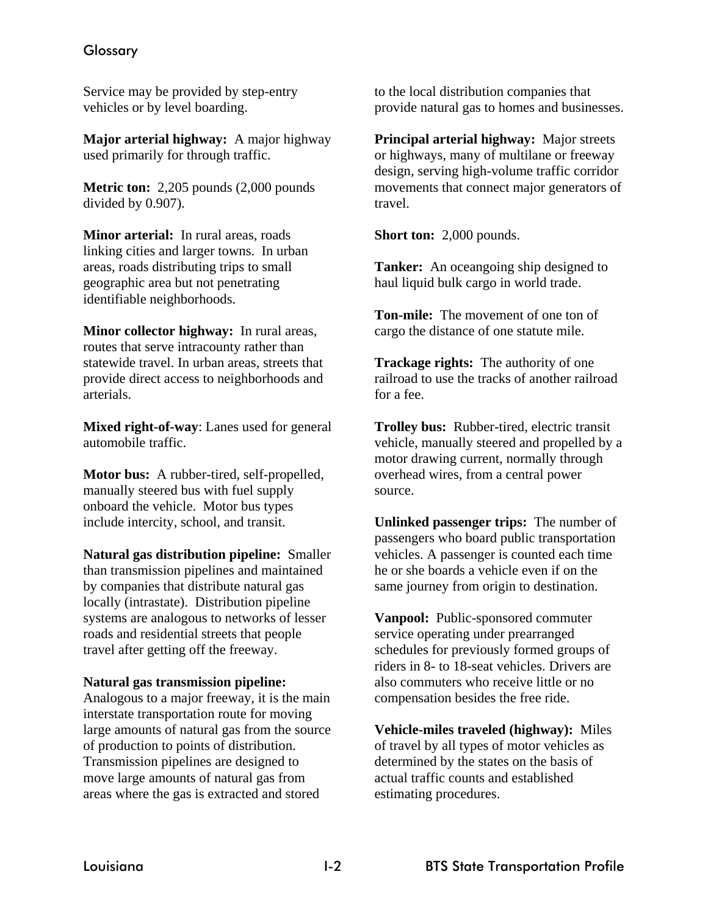Service may be provided by step-entry vehicles or by level boarding.

**Major arterial highway:** A major highway used primarily for through traffic.

**Metric ton:** 2,205 pounds (2,000 pounds divided by 0.907).

**Minor arterial:** In rural areas, roads linking cities and larger towns. In urban areas, roads distributing trips to small geographic area but not penetrating identifiable neighborhoods.

**Minor collector highway:** In rural areas, routes that serve intracounty rather than statewide travel. In urban areas, streets that provide direct access to neighborhoods and arterials.

**Mixed right-of-way**: Lanes used for general automobile traffic.

**Motor bus:** A rubber-tired, self-propelled, manually steered bus with fuel supply onboard the vehicle. Motor bus types include intercity, school, and transit.

**Natural gas distribution pipeline:** Smaller than transmission pipelines and maintained by companies that distribute natural gas locally (intrastate). Distribution pipeline systems are analogous to networks of lesser roads and residential streets that people travel after getting off the freeway.

**Natural gas transmission pipeline:** Analogous to a major freeway, it is the main interstate transportation route for moving large amounts of natural gas from the source of production to points of distribution. Transmission pipelines are designed to move large amounts of natural gas from areas where the gas is extracted and stored to the local distribution companies that provide natural gas to homes and businesses.

**Principal arterial highway:** Major streets or highways, many of multilane or freeway design, serving high-volume traffic corridor movements that connect major generators of travel.

**Short ton:** 2,000 pounds.

**Tanker:** An oceangoing ship designed to haul liquid bulk cargo in world trade.

**Ton-mile:** The movement of one ton of cargo the distance of one statute mile.

**Trackage rights:** The authority of one railroad to use the tracks of another railroad for a fee.

**Trolley bus:** Rubber-tired, electric transit vehicle, manually steered and propelled by a motor drawing current, normally through overhead wires, from a central power source.

**Unlinked passenger trips:** The number of passengers who board public transportation vehicles. A passenger is counted each time he or she boards a vehicle even if on the same journey from origin to destination.

**Vanpool:** Public-sponsored commuter service operating under prearranged schedules for previously formed groups of riders in 8- to 18-seat vehicles. Drivers are also commuters who receive little or no compensation besides the free ride.

**Vehicle-miles traveled (highway):** Miles of travel by all types of motor vehicles as determined by the states on the basis of actual traffic counts and established estimating procedures.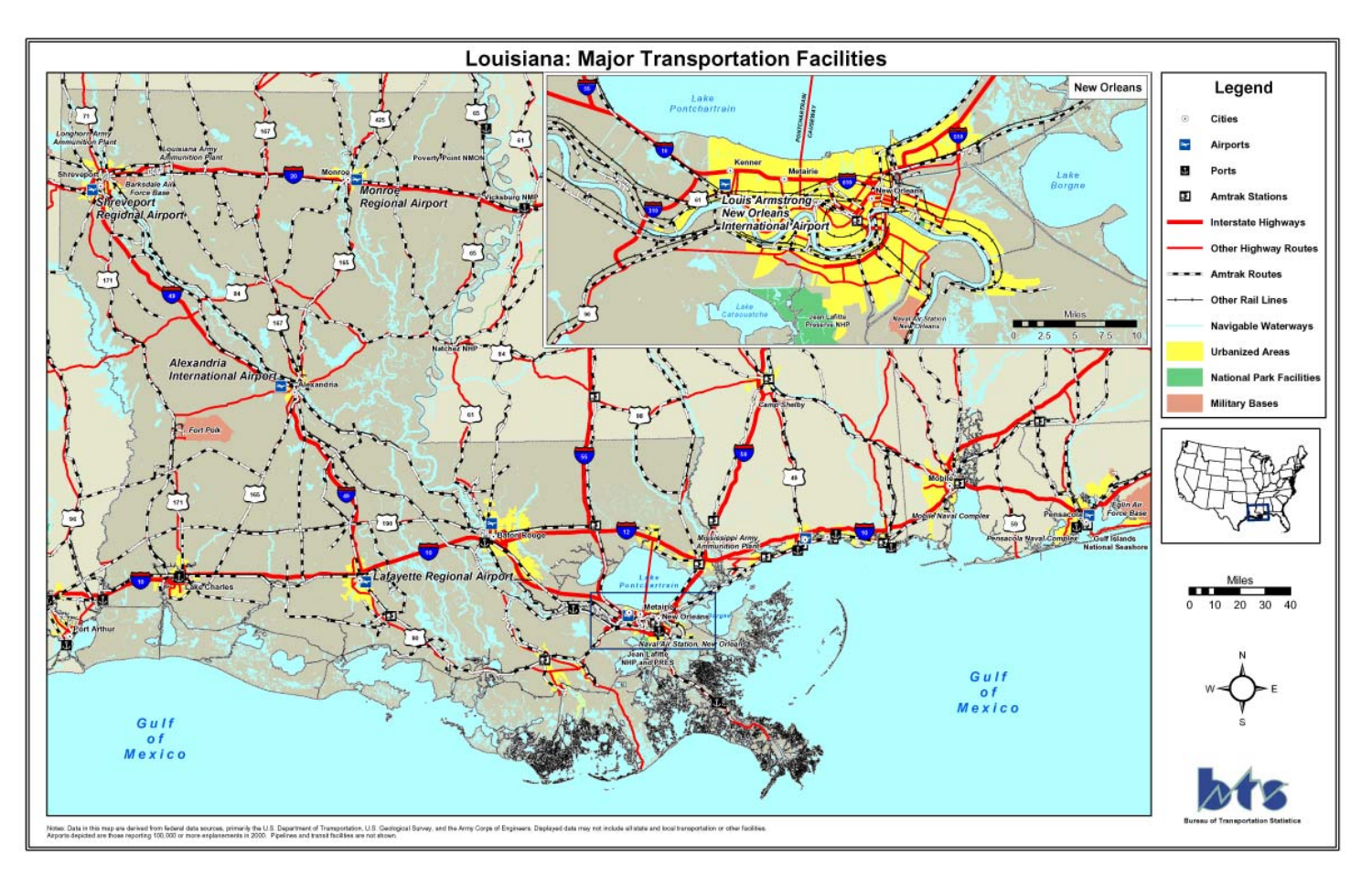# Louisiana: Major Transportation Facilities

**Legend**

- Cities
- Airports
- Ports
- Amtrak Stations
- Interstate Highways
- Other Highway Routes
- Amtrak Routes
- Other Rail Lines
- Navigable Waterways
- Urbanized Areas
- National Park Facilities
- Military Bases

Notes: Data in this map are derived from federal data sources, primarily the U.S. Department of Transportation, U.S. Geological Survey, and the Army Corps of Engineers. Displayed data may not include all state and local transportation or other facilities. Airports depicted are those reporting 100,000 or more enplanements in 2000. Pipelines and transit facilities are not shown.

Bureau of Transportation Statistics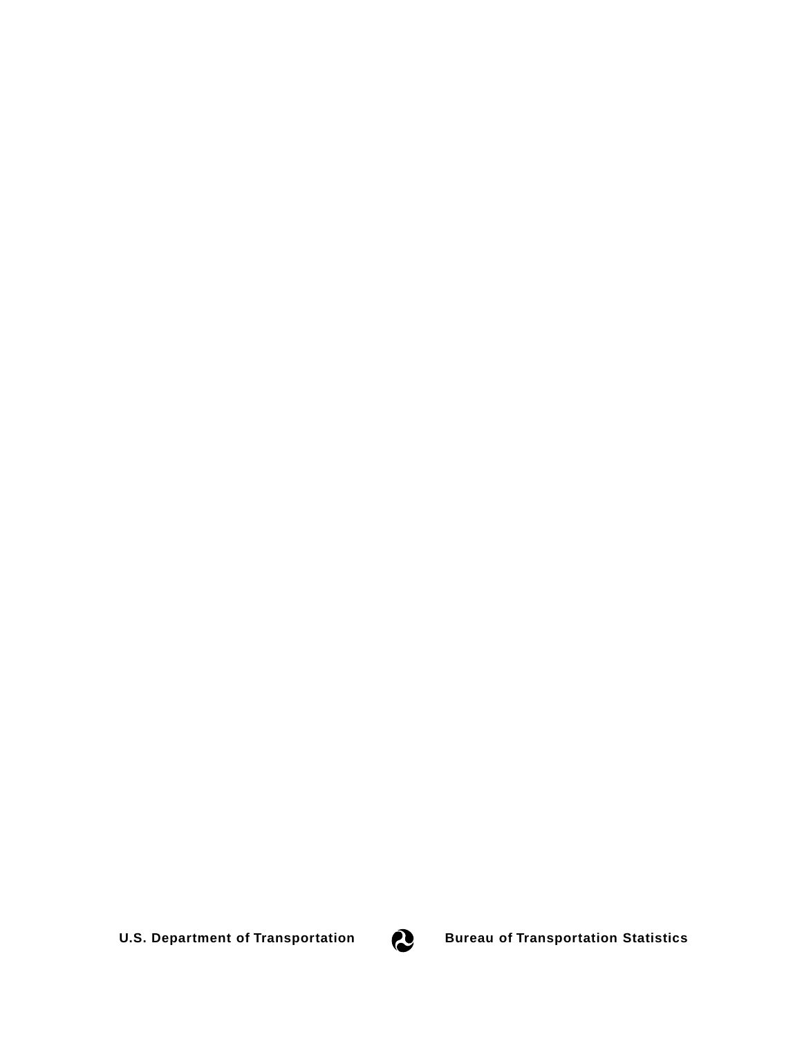U.S. Department of Transportation

Bureau of Transportation Statistics